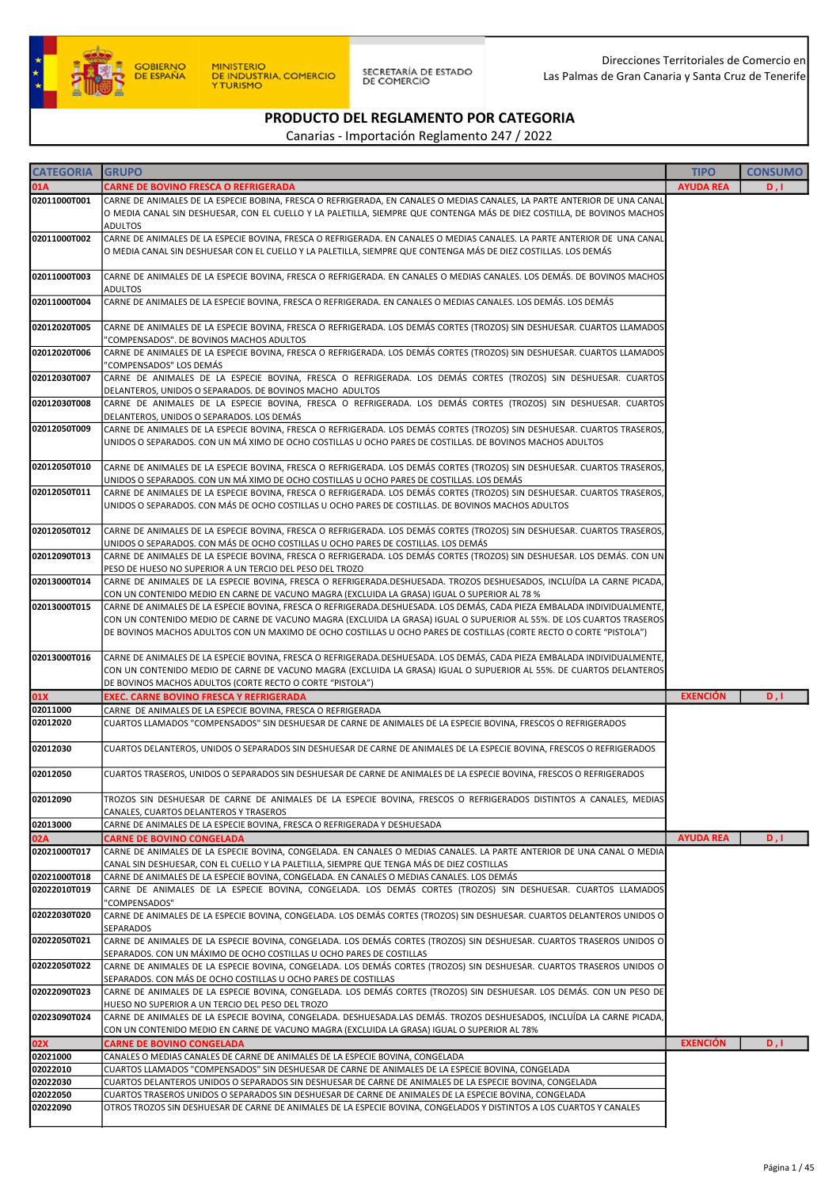GOBIERNO DE ESPAÑA | MINISTERIO DE INDUSTRIA, COMERCIO Y TURISMO | SECRETARÍA DE ESTADO DE COMERCIO

Direcciones Territoriales de Comercio en Las Palmas de Gran Canaria y Santa Cruz de Tenerife

# PRODUCTO DEL REGLAMENTO POR CATEGORIA

Canarias - Importación Reglamento 247 / 2022

| CATEGORIA | GRUPO | TIPO | CONSUMO |
|---|---|---|---|
| 01A | CARNE DE BOVINO FRESCA O REFRIGERADA | AYUDA REA | D , I |
| 02011000T001 | CARNE DE ANIMALES DE LA ESPECIE BOBINA, FRESCA O REFRIGERADA, EN CANALES O MEDIAS CANALES, LA PARTE ANTERIOR DE UNA CANAL O MEDIA CANAL SIN DESHUESAR, CON EL CUELLO Y LA PALETILLA, SIEMPRE QUE CONTENGA MÁS DE DIEZ COSTILLA, DE BOVINOS MACHOS ADULTOS | | |
| 02011000T002 | CARNE DE ANIMALES DE LA ESPECIE BOVINA, FRESCA O REFRIGERADA. EN CANALES O MEDIAS CANALES. LA PARTE ANTERIOR DE UNA CANAL O MEDIA CANAL SIN DESHUESAR CON EL CUELLO Y LA PALETILLA, SIEMPRE QUE CONTENGA MÁS DE DIEZ COSTILLAS. LOS DEMÁS | | |
| 02011000T003 | CARNE DE ANIMALES DE LA ESPECIE BOVINA, FRESCA O REFRIGERADA. EN CANALES O MEDIAS CANALES. LOS DEMÁS. DE BOVINOS MACHOS ADULTOS | | |
| 02011000T004 | CARNE DE ANIMALES DE LA ESPECIE BOVINA, FRESCA O REFRIGERADA. EN CANALES O MEDIAS CANALES. LOS DEMÁS. LOS DEMÁS | | |
| 02012020T005 | CARNE DE ANIMALES DE LA ESPECIE BOVINA, FRESCA O REFRIGERADA. LOS DEMÁS CORTES (TROZOS) SIN DESHUESAR. CUARTOS LLAMADOS "COMPENSADOS". DE BOVINOS MACHOS ADULTOS | | |
| 02012020T006 | CARNE DE ANIMALES DE LA ESPECIE BOVINA, FRESCA O REFRIGERADA. LOS DEMÁS CORTES (TROZOS) SIN DESHUESAR. CUARTOS LLAMADOS "COMPENSADOS" LOS DEMÁS | | |
| 02012030T007 | CARNE DE ANIMALES DE LA ESPECIE BOVINA, FRESCA O REFRIGERADA. LOS DEMÁS CORTES (TROZOS) SIN DESHUESAR. CUARTOS DELANTEROS, UNIDOS O SEPARADOS. DE BOVINOS MACHO ADULTOS | | |
| 02012030T008 | CARNE DE ANIMALES DE LA ESPECIE BOVINA, FRESCA O REFRIGERADA. LOS DEMÁS CORTES (TROZOS) SIN DESHUESAR. CUARTOS DELANTEROS, UNIDOS O SEPARADOS. LOS DEMÁS | | |
| 02012050T009 | CARNE DE ANIMALES DE LA ESPECIE BOVINA, FRESCA O REFRIGERADA. LOS DEMÁS CORTES (TROZOS) SIN DESHUESAR. CUARTOS TRASEROS, UNIDOS O SEPARADOS. CON UN MÁ XIMO DE OCHO COSTILLAS U OCHO PARES DE COSTILLAS. DE BOVINOS MACHOS ADULTOS | | |
| 02012050T010 | CARNE DE ANIMALES DE LA ESPECIE BOVINA, FRESCA O REFRIGERADA. LOS DEMÁS CORTES (TROZOS) SIN DESHUESAR. CUARTOS TRASEROS, UNIDOS O SEPARADOS. CON UN MÁ XIMO DE OCHO COSTILLAS U OCHO PARES DE COSTILLAS. LOS DEMÁS | | |
| 02012050T011 | CARNE DE ANIMALES DE LA ESPECIE BOVINA, FRESCA O REFRIGERADA. LOS DEMÁS CORTES (TROZOS) SIN DESHUESAR. CUARTOS TRASEROS, UNIDOS O SEPARADOS. CON MÁS DE OCHO COSTILLAS U OCHO PARES DE COSTILLAS. DE BOVINOS MACHOS ADULTOS | | |
| 02012050T012 | CARNE DE ANIMALES DE LA ESPECIE BOVINA, FRESCA O REFRIGERADA. LOS DEMÁS CORTES (TROZOS) SIN DESHUESAR. CUARTOS TRASEROS, UNIDOS O SEPARADOS. CON MÁS DE OCHO COSTILLAS U OCHO PARES DE COSTILLAS. LOS DEMÁS | | |
| 02012090T013 | CARNE DE ANIMALES DE LA ESPECIE BOVINA, FRESCA O REFRIGERADA. LOS DEMÁS CORTES (TROZOS) SIN DESHUESAR. LOS DEMÁS. CON UN PESO DE HUESO NO SUPERIOR A UN TERCIO DEL PESO DEL TROZO | | |
| 02013000T014 | CARNE DE ANIMALES DE LA ESPECIE BOVINA, FRESCA O REFRIGERADA.DESHUESADA. TROZOS DESHUESADOS, INCLUÍDA LA CARNE PICADA, CON UN CONTENIDO MEDIO EN CARNE DE VACUNO MAGRA (EXCLUIDA LA GRASA) IGUAL O SUPERIOR AL 78 % | | |
| 02013000T015 | CARNE DE ANIMALES DE LA ESPECIE BOVINA, FRESCA O REFRIGERADA.DESHUESADA. LOS DEMÁS, CADA PIEZA EMBALADA INDIVIDUALMENTE, CON UN CONTENIDO MEDIO DE CARNE DE VACUNO MAGRA (EXCLUIDA LA GRASA) IGUAL O SUPERIOR AL 55%. DE LOS CUARTOS TRASEROS DE BOVINOS MACHOS ADULTOS CON UN MAXIMO DE OCHO COSTILLAS U OCHO PARES DE COSTILLAS (CORTE RECTO O CORTE "PISTOLA") | | |
| 02013000T016 | CARNE DE ANIMALES DE LA ESPECIE BOVINA, FRESCA O REFRIGERADA.DESHUESADA. LOS DEMÁS, CADA PIEZA EMBALADA INDIVIDUALMENTE, CON UN CONTENIDO MEDIO DE CARNE DE VACUNO MAGRA (EXCLUIDA LA GRASA) IGUAL O SUPERIOR AL 55%. DE CUARTOS DELANTEROS DE BOVINOS MACHOS ADULTOS (CORTE RECTO O CORTE "PISTOLA") | | |
| 01X | EXEC. CARNE BOVINO FRESCA Y REFRIGERADA | EXENCIÓN | D , I |
| 02011000 | CARNE DE ANIMALES DE LA ESPECIE BOVINA, FRESCA O REFRIGERADA | | |
| 02012020 | CUARTOS LLAMADOS "COMPENSADOS" SIN DESHUESAR DE CARNE DE ANIMALES DE LA ESPECIE BOVINA, FRESCOS O REFRIGERADOS | | |
| 02012030 | CUARTOS DELANTEROS, UNIDOS O SEPARADOS SIN DESHUESAR DE CARNE DE ANIMALES DE LA ESPECIE BOVINA, FRESCOS O REFRIGERADOS | | |
| 02012050 | CUARTOS TRASEROS, UNIDOS O SEPARADOS SIN DESHUESAR DE CARNE DE ANIMALES DE LA ESPECIE BOVINA, FRESCOS O REFRIGERADOS | | |
| 02012090 | TROZOS SIN DESHUESAR DE CARNE DE ANIMALES DE LA ESPECIE BOVINA, FRESCOS O REFRIGERADOS DISTINTOS A CANALES, MEDIAS CANALES, CUARTOS DELANTEROS Y TRASEROS | | |
| 02013000 | CARNE DE ANIMALES DE LA ESPECIE BOVINA, FRESCA O REFRIGERADA Y DESHUESADA | | |
| 02A | CARNE DE BOVINO CONGELADA | AYUDA REA | D , I |
| 02021000T017 | CARNE DE ANIMALES DE LA ESPECIE BOVINA, CONGELADA. EN CANALES O MEDIAS CANALES. LA PARTE ANTERIOR DE UNA CANAL O MEDIA CANAL SIN DESHUESAR, CON EL CUELLO Y LA PALETILLA, SIEMPRE QUE TENGA MÁS DE DIEZ COSTILLAS | | |
| 02021000T018 | CARNE DE ANIMALES DE LA ESPECIE BOVINA, CONGELADA. EN CANALES O MEDIAS CANALES. LOS DEMÁS | | |
| 02022010T019 | CARNE DE ANIMALES DE LA ESPECIE BOVINA, CONGELADA. LOS DEMÁS CORTES (TROZOS) SIN DESHUESAR. CUARTOS LLAMADOS "COMPENSADOS" | | |
| 02022030T020 | CARNE DE ANIMALES DE LA ESPECIE BOVINA, CONGELADA. LOS DEMÁS CORTES (TROZOS) SIN DESHUESAR. CUARTOS DELANTEROS UNIDOS O SEPARADOS | | |
| 02022050T021 | CARNE DE ANIMALES DE LA ESPECIE BOVINA, CONGELADA. LOS DEMÁS CORTES (TROZOS) SIN DESHUESAR. CUARTOS TRASEROS UNIDOS O SEPARADOS. CON UN MÁXIMO DE OCHO COSTILLAS U OCHO PARES DE COSTILLAS | | |
| 02022050T022 | CARNE DE ANIMALES DE LA ESPECIE BOVINA, CONGELADA. LOS DEMÁS CORTES (TROZOS) SIN DESHUESAR. CUARTOS TRASEROS UNIDOS O SEPARADOS. CON MÁS DE OCHO COSTILLAS U OCHO PARES DE COSTILLAS | | |
| 02022090T023 | CARNE DE ANIMALES DE LA ESPECIE BOVINA, CONGELADA. LOS DEMÁS CORTES (TROZOS) SIN DESHUESAR. LOS DEMÁS. CON UN PESO DE HUESO NO SUPERIOR A UN TERCIO DEL PESO DEL TROZO | | |
| 02023090T024 | CARNE DE ANIMALES DE LA ESPECIE BOVINA, CONGELADA. DESHUESADA.LAS DEMÁS. TROZOS DESHUESADOS, INCLUÍDA LA CARNE PICADA, CON UN CONTENIDO MEDIO EN CARNE DE VACUNO MAGRA (EXCLUIDA LA GRASA) IGUAL O SUPERIOR AL 78% | | |
| 02X | CARNE DE BOVINO CONGELADA | EXENCIÓN | D , I |
| 02021000 | CANALES O MEDIAS CANALES DE CARNE DE ANIMALES DE LA ESPECIE BOVINA, CONGELADA | | |
| 02022010 | CUARTOS LLAMADOS "COMPENSADOS" SIN DESHUESAR DE CARNE DE ANIMALES DE LA ESPECIE BOVINA, CONGELADA | | |
| 02022030 | CUARTOS DELANTEROS UNIDOS O SEPARADOS SIN DESHUESAR DE CARNE DE ANIMALES DE LA ESPECIE BOVINA, CONGELADA | | |
| 02022050 | CUARTOS TRASEROS UNIDOS O SEPARADOS SIN DESHUESAR DE CARNE DE ANIMALES DE LA ESPECIE BOVINA, CONGELADA | | |
| 02022090 | OTROS TROZOS SIN DESHUESAR DE CARNE DE ANIMALES DE LA ESPECIE BOVINA, CONGELADOS Y DISTINTOS A LOS CUARTOS Y CANALES | | |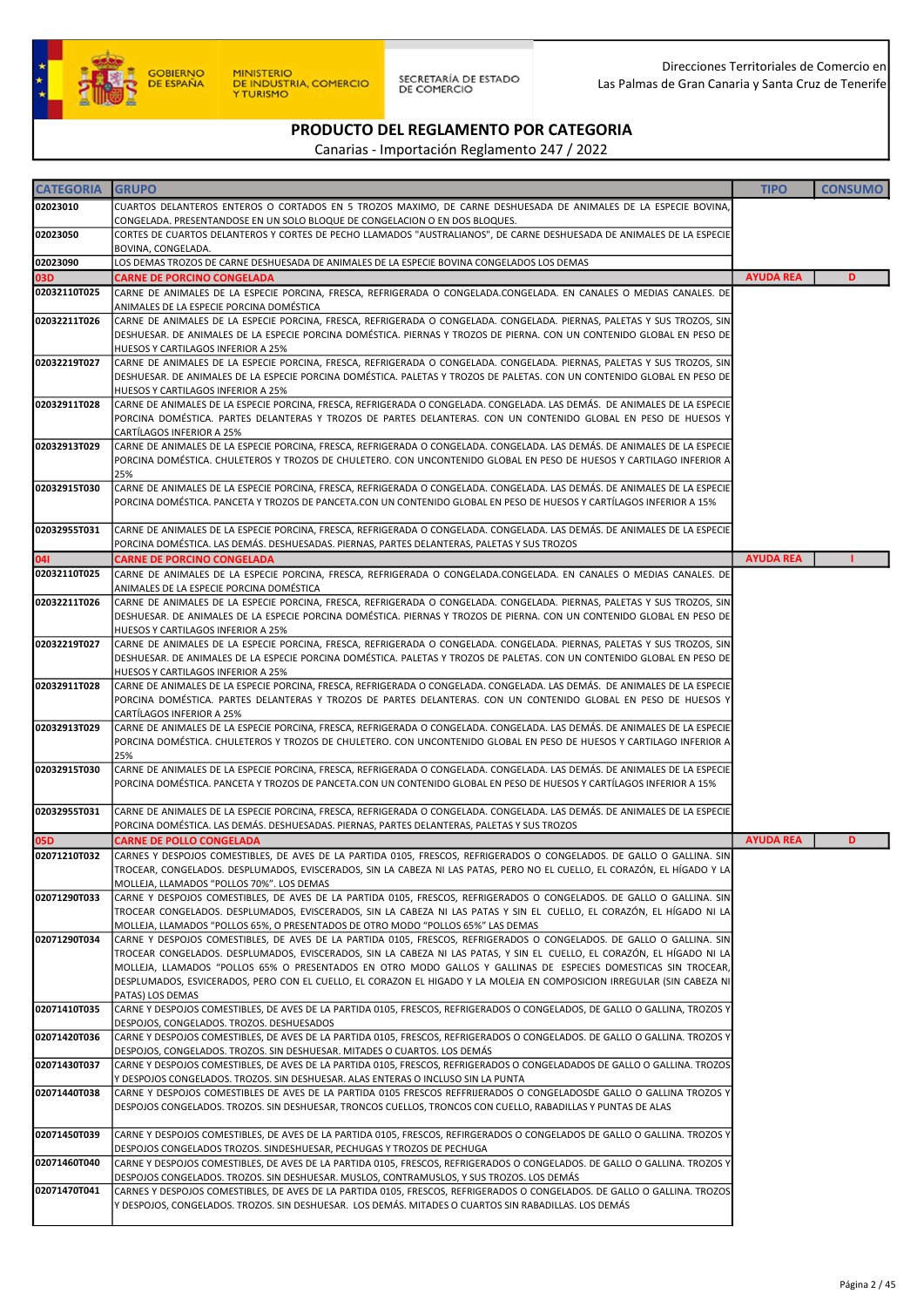# PRODUCTO DEL REGLAMENTO POR CATEGORIA

Canarias - Importación Reglamento 247 / 2022

Direcciones Territoriales de Comercio en Las Palmas de Gran Canaria y Santa Cruz de Tenerife

| CATEGORIA | GRUPO | TIPO | CONSUMO |
|---|---|---|---|
| 02023010 | CUARTOS DELANTEROS ENTEROS O CORTADOS EN 5 TROZOS MAXIMO, DE CARNE DESHUESADA DE ANIMALES DE LA ESPECIE BOVINA, CONGELADA. PRESENTANDOSE EN UN SOLO BLOQUE DE CONGELACION O EN DOS BLOQUES. | | |
| 02023050 | CORTES DE CUARTOS DELANTEROS Y CORTES DE PECHO LLAMADOS "AUSTRALIANOS", DE CARNE DESHUESADA DE ANIMALES DE LA ESPECIE BOVINA, CONGELADA. | | |
| 02023090 | LOS DEMAS TROZOS DE CARNE DESHUESADA DE ANIMALES DE LA ESPECIE BOVINA CONGELADOS LOS DEMAS | | |
| **03D** | **CARNE DE PORCINO CONGELADA** | **AYUDA REA** | **D** |
| 02032110T025 | CARNE DE ANIMALES DE LA ESPECIE PORCINA, FRESCA, REFRIGERADA O CONGELADA.CONGELADA. EN CANALES O MEDIAS CANALES. DE ANIMALES DE LA ESPECIE PORCINA DOMÉSTICA | | |
| 02032211T026 | CARNE DE ANIMALES DE LA ESPECIE PORCINA, FRESCA, REFRIGERADA O CONGELADA. CONGELADA. PIERNAS, PALETAS Y SUS TROZOS, SIN DESHUESAR. DE ANIMALES DE LA ESPECIE PORCINA DOMÉSTICA. PIERNAS Y TROZOS DE PIERNA. CON UN CONTENIDO GLOBAL EN PESO DE HUESOS Y CARTILAGOS INFERIOR A 25% | | |
| 02032219T027 | CARNE DE ANIMALES DE LA ESPECIE PORCINA, FRESCA, REFRIGERADA O CONGELADA. CONGELADA. PIERNAS, PALETAS Y SUS TROZOS, SIN DESHUESAR. DE ANIMALES DE LA ESPECIE PORCINA DOMÉSTICA. PALETAS Y TROZOS DE PALETAS. CON UN CONTENIDO GLOBAL EN PESO DE HUESOS Y CARTILAGOS INFERIOR A 25% | | |
| 02032911T028 | CARNE DE ANIMALES DE LA ESPECIE PORCINA, FRESCA, REFRIGERADA O CONGELADA. CONGELADA. LAS DEMÁS. DE ANIMALES DE LA ESPECIE PORCINA DOMÉSTICA. PARTES DELANTERAS Y TROZOS DE PARTES DELANTERAS. CON UN CONTENIDO GLOBAL EN PESO DE HUESOS Y CARTÍLAGOS INFERIOR A 25% | | |
| 02032913T029 | CARNE DE ANIMALES DE LA ESPECIE PORCINA, FRESCA, REFRIGERADA O CONGELADA. CONGELADA. LAS DEMÁS. DE ANIMALES DE LA ESPECIE PORCINA DOMÉSTICA. CHULETEROS Y TROZOS DE CHULETERO. CON UNCONTENIDO GLOBAL EN PESO DE HUESOS Y CARTILAGO INFERIOR A 25% | | |
| 02032915T030 | CARNE DE ANIMALES DE LA ESPECIE PORCINA, FRESCA, REFRIGERADA O CONGELADA. CONGELADA. LAS DEMÁS. DE ANIMALES DE LA ESPECIE PORCINA DOMÉSTICA. PANCETA Y TROZOS DE PANCETA.CON UN CONTENIDO GLOBAL EN PESO DE HUESOS Y CARTÍLAGOS INFERIOR A 15% | | |
| 02032955T031 | CARNE DE ANIMALES DE LA ESPECIE PORCINA, FRESCA, REFRIGERADA O CONGELADA. CONGELADA. LAS DEMÁS. DE ANIMALES DE LA ESPECIE PORCINA DOMÉSTICA. LAS DEMÁS. DESHUESADAS. PIERNAS, PARTES DELANTERAS, PALETAS Y SUS TROZOS | | |
| **04I** | **CARNE DE PORCINO CONGELADA** | **AYUDA REA** | **I** |
| 02032110T025 | CARNE DE ANIMALES DE LA ESPECIE PORCINA, FRESCA, REFRIGERADA O CONGELADA.CONGELADA. EN CANALES O MEDIAS CANALES. DE ANIMALES DE LA ESPECIE PORCINA DOMÉSTICA | | |
| 02032211T026 | CARNE DE ANIMALES DE LA ESPECIE PORCINA, FRESCA, REFRIGERADA O CONGELADA. CONGELADA. PIERNAS, PALETAS Y SUS TROZOS, SIN DESHUESAR. DE ANIMALES DE LA ESPECIE PORCINA DOMÉSTICA. PIERNAS Y TROZOS DE PIERNA. CON UN CONTENIDO GLOBAL EN PESO DE HUESOS Y CARTILAGOS INFERIOR A 25% | | |
| 02032219T027 | CARNE DE ANIMALES DE LA ESPECIE PORCINA, FRESCA, REFRIGERADA O CONGELADA. CONGELADA. PIERNAS, PALETAS Y SUS TROZOS, SIN DESHUESAR. DE ANIMALES DE LA ESPECIE PORCINA DOMÉSTICA. PALETAS Y TROZOS DE PALETAS. CON UN CONTENIDO GLOBAL EN PESO DE HUESOS Y CARTILAGOS INFERIOR A 25% | | |
| 02032911T028 | CARNE DE ANIMALES DE LA ESPECIE PORCINA, FRESCA, REFRIGERADA O CONGELADA. CONGELADA. LAS DEMÁS. DE ANIMALES DE LA ESPECIE PORCINA DOMÉSTICA. PARTES DELANTERAS Y TROZOS DE PARTES DELANTERAS. CON UN CONTENIDO GLOBAL EN PESO DE HUESOS Y CARTÍLAGOS INFERIOR A 25% | | |
| 02032913T029 | CARNE DE ANIMALES DE LA ESPECIE PORCINA, FRESCA, REFRIGERADA O CONGELADA. CONGELADA. LAS DEMÁS. DE ANIMALES DE LA ESPECIE PORCINA DOMÉSTICA. CHULETEROS Y TROZOS DE CHULETERO. CON UNCONTENIDO GLOBAL EN PESO DE HUESOS Y CARTILAGO INFERIOR A 25% | | |
| 02032915T030 | CARNE DE ANIMALES DE LA ESPECIE PORCINA, FRESCA, REFRIGERADA O CONGELADA. CONGELADA. LAS DEMÁS. DE ANIMALES DE LA ESPECIE PORCINA DOMÉSTICA. PANCETA Y TROZOS DE PANCETA.CON UN CONTENIDO GLOBAL EN PESO DE HUESOS Y CARTÍLAGOS INFERIOR A 15% | | |
| 02032955T031 | CARNE DE ANIMALES DE LA ESPECIE PORCINA, FRESCA, REFRIGERADA O CONGELADA. CONGELADA. LAS DEMÁS. DE ANIMALES DE LA ESPECIE PORCINA DOMÉSTICA. LAS DEMÁS. DESHUESADAS. PIERNAS, PARTES DELANTERAS, PALETAS Y SUS TROZOS | | |
| **05D** | **CARNE DE POLLO CONGELADA** | **AYUDA REA** | **D** |
| 02071210T032 | CARNES Y DESPOJOS COMESTIBLES, DE AVES DE LA PARTIDA 0105, FRESCOS, REFRIGERADOS O CONGELADOS. DE GALLO O GALLINA. SIN TROCEAR, CONGELADOS. DESPLUMADOS, EVISCERADOS, SIN LA CABEZA NI LAS PATAS, PERO NO EL CUELLO, EL CORAZÓN, EL HÍGADO Y LA MOLLEJA, LLAMADOS "POLLOS 70%". LOS DEMAS | | |
| 02071290T033 | CARNE Y DESPOJOS COMESTIBLES, DE AVES DE LA PARTIDA 0105, FRESCOS, REFRIGERADOS O CONGELADOS. DE GALLO O GALLINA. SIN TROCEAR CONGELADOS. DESPLUMADOS, EVISCERADOS, SIN LA CABEZA NI LAS PATAS Y SIN EL CUELLO, EL CORAZÓN, EL HÍGADO NI LA MOLLEJA, LLAMADOS "POLLOS 65%, O PRESENTADOS DE OTRO MODO "POLLOS 65%" LAS DEMAS | | |
| 02071290T034 | CARNE Y DESPOJOS COMESTIBLES, DE AVES DE LA PARTIDA 0105, FRESCOS, REFRIGERADOS O CONGELADOS. DE GALLO O GALLINA. SIN TROCEAR CONGELADOS. DESPLUMADOS, EVISCERADOS, SIN LA CABEZA NI LAS PATAS, Y SIN EL CUELLO, EL CORAZÓN, EL HÍGADO NI LA MOLLEJA, LLAMADOS "POLLOS 65% O PRESENTADOS EN OTRO MODO GALLOS Y GALLINAS DE ESPECIES DOMESTICAS SIN TROCEAR, DESPLUMADOS, ESVICERADOS, PERO CON EL CUELLO, EL CORAZON EL HIGADO Y LA MOLEJA EN COMPOSICION IRREGULAR (SIN CABEZA NI PATAS) LOS DEMAS | | |
| 02071410T035 | CARNE Y DESPOJOS COMESTIBLES, DE AVES DE LA PARTIDA 0105, FRESCOS, REFRIGERADOS O CONGELADOS, DE GALLO O GALLINA, TROZOS Y DESPOJOS, CONGELADOS. TROZOS. DESHUESADOS | | |
| 02071420T036 | CARNE Y DESPOJOS COMESTIBLES, DE AVES DE LA PARTIDA 0105, FRESCOS, REFRIGERADOS O CONGELADOS. DE GALLO O GALLINA. TROZOS Y DESPOJOS, CONGELADOS. TROZOS. SIN DESHUESAR. MITADES O CUARTOS. LOS DEMÁS | | |
| 02071430T037 | CARNE Y DESPOJOS COMESTIBLES, DE AVES DE LA PARTIDA 0105, FRESCOS, REFRIGERADOS O CONGELADADOS DE GALLO O GALLINA. TROZOS Y DESPOJOS CONGELADOS. TROZOS. SIN DESHUESAR. ALAS ENTERAS O INCLUSO SIN LA PUNTA | | |
| 02071440T038 | CARNE Y DESPOJOS COMESTIBLES DE AVES DE LA PARTIDA 0105 FRESCOS REFFRIJERADOS O CONGELADOSDE GALLO O GALLINA TROZOS Y DESPOJOS CONGELADOS. TROZOS. SIN DESHUESAR, TRONCOS CUELLOS, TRONCOS CON CUELLO, RABADILLAS Y PUNTAS DE ALAS | | |
| 02071450T039 | CARNE Y DESPOJOS COMESTIBLES, DE AVES DE LA PARTIDA 0105, FRESCOS, REFIRGERADOS O CONGELADOS DE GALLO O GALLINA. TROZOS Y DESPOJOS CONGELADOS TROZOS. SINDESHUESAR, PECHUGAS Y TROZOS DE PECHUGA | | |
| 02071460T040 | CARNE Y DESPOJOS COMESTIBLES, DE AVES DE LA PARTIDA 0105, FRESCOS, REFRIGERADOS O CONGELADOS. DE GALLO O GALLINA. TROZOS Y DESPOJOS CONGELADOS. TROZOS. SIN DESHUESAR. MUSLOS, CONTRAMUSLOS, Y SUS TROZOS. LOS DEMÁS | | |
| 02071470T041 | CARNES Y DESPOJOS COMESTIBLES, DE AVES DE LA PARTIDA 0105, FRESCOS, REFRIGERADOS O CONGELADOS. DE GALLO O GALLINA. TROZOS Y DESPOJOS, CONGELADOS. TROZOS. SIN DESHUESAR. LOS DEMÁS. MITADES O CUARTOS SIN RABADILLAS. LOS DEMÁS | | |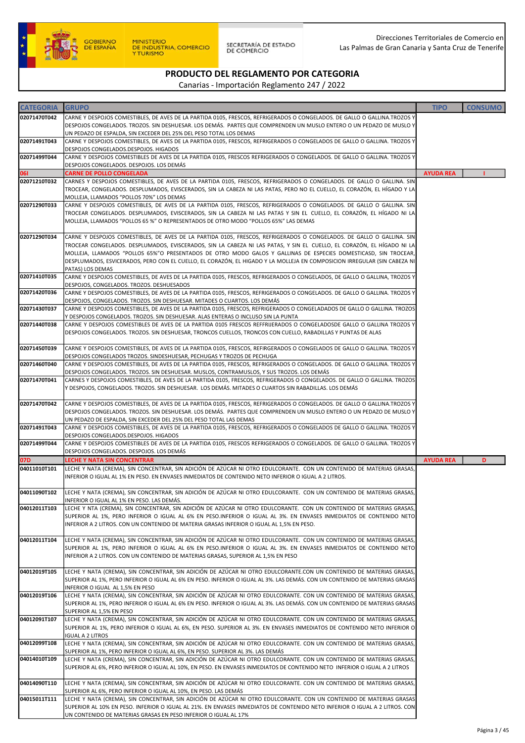Direcciones Territoriales de Comercio en Las Palmas de Gran Canaria y Santa Cruz de Tenerife

GOBIERNO DE ESPAÑA — MINISTERIO DE INDUSTRIA, COMERCIO Y TURISMO — SECRETARÍA DE ESTADO DE COMERCIO

# PRODUCTO DEL REGLAMENTO POR CATEGORIA

Canarias - Importación Reglamento 247 / 2022

| CATEGORIA | GRUPO | TIPO | CONSUMO |
|---|---|---|---|
| 02071470T042 | CARNE Y DESPOJOS COMESTIBLES, DE AVES DE LA PARTIDA 0105, FRESCOS, REFRIGERADOS O CONGELADOS. DE GALLO O GALLINA.TROZOS Y DESPOJOS CONGELADOS. TROZOS. SIN DESHUESAR. LOS DEMÁS. PARTES QUE COMPRENDEN UN MUSLO ENTERO O UN PEDAZO DE MUSLO Y UN PEDAZO DE ESPALDA, SIN EXCEDER DEL 25% DEL PESO TOTAL LOS DEMAS | | |
| 02071491T043 | CARNE Y DESPOJOS COMESTIBLES, DE AVES DE LA PARTIDA 0105, FRESCOS, REFRIGERADOS O CONGELADOS DE GALLO O GALLINA. TROZOS Y DESPOJOS CONGELADOS.DESPOJOS. HIGADOS | | |
| 02071499T044 | CARNE Y DESPOJOS COMESTIBLES DE AVES DE LA PARTIDA 0105, FRESCOS REFRIGERADOS O CONGELADOS. DE GALLO O GALLINA. TROZOS Y DESPOJOS CONGELADOS. DESPOJOS. LOS DEMÁS | | |
| **06I** | **CARNE DE POLLO CONGELADA** | **AYUDA REA** | **I** |
| 02071210T032 | CARNES Y DESPOJOS COMESTIBLES, DE AVES DE LA PARTIDA 0105, FRESCOS, REFRIGERADOS O CONGELADOS. DE GALLO O GALLINA. SIN TROCEAR, CONGELADOS. DESPLUMADOS, EVISCERADOS, SIN LA CABEZA NI LAS PATAS, PERO NO EL CUELLO, EL CORAZÓN, EL HÍGADO Y LA MOLLEJA, LLAMADOS "POLLOS 70%" LOS DEMAS | | |
| 02071290T033 | CARNE Y DESPOJOS COMESTIBLES, DE AVES DE LA PARTIDA 0105, FRESCOS, REFRIGERADOS O CONGELADOS. DE GALLO O GALLINA. SIN TROCEAR CONGELADOS. DESPLUMADOS, EVISCERADOS, SIN LA CABEZA NI LAS PATAS Y SIN EL CUELLO, EL CORAZÓN, EL HÍGADO NI LA MOLLEJA, LLAMADOS "POLLOS 65 %" O REPRESENTADOS DE OTRO MODO "POLLOS 65%" LAS DEMAS | | |
| 02071290T034 | CARNE Y DESPOJOS COMESTIBLES, DE AVES DE LA PARTIDA 0105, FRESCOS, REFRIGERADOS O CONGELADOS. DE GALLO O GALLINA. SIN TROCEAR CONGELADOS. DESPLUMADOS, EVISCERADOS, SIN LA CABEZA NI LAS PATAS, Y SIN EL CUELLO, EL CORAZÓN, EL HÍGADO NI LA MOLLEJA, LLAMADOS "POLLOS 65%"O PRESENTADOS DE OTRO MODO GALOS Y GALLINAS DE ESPECIES DOMESTICASD, SIN TROCEAR, DESPLUMADOS, ESVICERADOS, PERO CON EL CUELLO, EL CORAZÓN, EL HIGADO Y LA MOLLEJA EN COMPOSICION IRREGULAR (SIN CABEZA NI PATAS) LOS DEMAS | | |
| 02071410T035 | CARNE Y DESPOJOS COMESTIBLES, DE AVES DE LA PARTIDA 0105, FRESCOS, REFRIGERADOS O CONGELADOS, DE GALLO O GALLINA, TROZOS Y DESPOJOS, CONGELADOS. TROZOS. DESHUESADOS | | |
| 02071420T036 | CARNE Y DESPOJOS COMESTIBLES, DE AVES DE LA PARTIDA 0105, FRESCOS, REFRIGERADOS O CONGELADOS. DE GALLO O GALLINA. TROZOS Y DESPOJOS, CONGELADOS. TROZOS. SIN DESHUESAR. MITADES O CUARTOS. LOS DEMÁS | | |
| 02071430T037 | CARNE Y DESPOJOS COMESTIBLES, DE AVES DE LA PARTIDA 0105, FRESCOS, REFRIGERADOS O CONGELADADOS DE GALLO O GALLINA. TROZOS Y DESPOJOS CONGELADOS. TROZOS. SIN DESHUESAR. ALAS ENTERAS O INCLUSO SIN LA PUNTA | | |
| 02071440T038 | CARNE Y DESPOJOS COMESTIBLES DE AVES DE LA PARTIDA 0105 FRESCOS REFFRIJERADOS O CONGELADOSDE GALLO O GALLINA TROZOS Y DESPOJOS CONGELADOS. TROZOS. SIN DESHUESAR, TRONCOS CUELLOS, TRONCOS CON CUELLO, RABADILLAS Y PUNTAS DE ALAS | | |
| 02071450T039 | CARNE Y DESPOJOS COMESTIBLES, DE AVES DE LA PARTIDA 0105, FRESCOS, REFIRGERADOS O CONGELADOS DE GALLO O GALLINA. TROZOS Y DESPOJOS CONGELADOS TROZOS. SINDESHUESAR, PECHUGAS Y TROZOS DE PECHUGA | | |
| 02071460T040 | CARNE Y DESPOJOS COMESTIBLES, DE AVES DE LA PARTIDA 0105, FRESCOS, REFRIGERADOS O CONGELADOS. DE GALLO O GALLINA. TROZOS Y DESPOJOS CONGELADOS. TROZOS. SIN DESHUESAR. MUSLOS, CONTRAMUSLOS, Y SUS TROZOS. LOS DEMÁS | | |
| 02071470T041 | CARNES Y DESPOJOS COMESTIBLES, DE AVES DE LA PARTIDA 0105, FRESCOS, REFRIGERADOS O CONGELADOS. DE GALLO O GALLINA. TROZOS Y DESPOJOS, CONGELADOS. TROZOS. SIN DESHUESAR. LOS DEMÁS. MITADES O CUARTOS SIN RABADILLAS. LOS DEMÁS | | |
| 02071470T042 | CARNE Y DESPOJOS COMESTIBLES, DE AVES DE LA PARTIDA 0105, FRESCOS, REFRIGERADOS O CONGELADOS. DE GALLO O GALLINA.TROZOS Y DESPOJOS CONGELADOS. TROZOS. SIN DESHUESAR. LOS DEMÁS. PARTES QUE COMPRENDEN UN MUSLO ENTERO O UN PEDAZO DE MUSLO Y UN PEDAZO DE ESPALDA, SIN EXCEDER DEL 25% DEL PESO TOTAL LAS DEMAS | | |
| 02071491T043 | CARNE Y DESPOJOS COMESTIBLES, DE AVES DE LA PARTIDA 0105, FRESCOS, REFRIGERADOS O CONGELADOS DE GALLO O GALLINA. TROZOS Y DESPOJOS CONGELADOS.DESPOJOS. HIGADOS | | |
| 02071499T044 | CARNE Y DESPOJOS COMESTIBLES DE AVES DE LA PARTIDA 0105, FRESCOS REFRIGERADOS O CONGELADOS. DE GALLO O GALLINA. TROZOS Y DESPOJOS CONGELADOS. DESPOJOS. LOS DEMÁS | | |
| **07D** | **LECHE Y NATA SIN CONCENTRAR** | **AYUDA REA** | **D** |
| 04011010T101 | LECHE Y NATA (CREMA), SIN CONCENTRAR, SIN ADICIÓN DE AZÚCAR NI OTRO EDULCORANTE. CON UN CONTENIDO DE MATERIAS GRASAS, INFERIOR O IGUAL AL 1% EN PESO. EN ENVASES INMEDIATOS DE CONTENIDO NETO INFERIOR O IGUAL A 2 LITROS. | | |
| 04011090T102 | LECHE Y NATA (CREMA), SIN CONCENTRAR, SIN ADICIÓN DE AZÚCAR NI OTRO EDULCORANTE. CON UN CONTENIDO DE MATERIAS GRASAS, INFERIOR O IGUAL AL 1% EN PESO. LAS DEMÁS. | | |
| 04012011T103 | LECHE Y NTA (CREMA), SIN CONCENTRAR, SIN ADICIÓN DE AZÚCAR NI OTRO EDULCORANTE. CON UN CONTENIDO DE MATERIAS GRASAS, SUPERIOR AL 1%, PERO INFERIOR O IGUAL AL 6% EN PESO.INFERIOR O IGUAL AL 3%. EN ENVASES INMEDIATOS DE CONTENIDO NETO INFERIOR A 2 LITROS. CON UN CONTENIDO DE MATERIA GRASAS INFERIOR O IGUAL AL 1,5% EN PESO. | | |
| 04012011T104 | LECHE Y NATA (CREMA), SIN CONCENTRAR, SIN ADICIÓN DE AZÚCAR NI OTRO EDULCORANTE. CON UN CONTENIDO DE MATERIAS GRASAS, SUPERIOR AL 1%, PERO INFERIOR O IGUAL AL 6% EN PESO.INFERIOR O IGUAL AL 3%. EN ENVASES INMEDIATOS DE CONTENIDO NETO INFERIOR A 2 LITROS. CON UN CONTENIDO DE MATERIAS GRASAS, SUPERIOR AL 1,5% EN PESO | | |
| 04012019T105 | LECHE Y NATA (CREMA), SIN CONCENTRAR, SIN ADICIÓN DE AZÚCAR NI OTRO EDULCORANTE.CON UN CONTENIDO DE MATERIAS GRASAS, SUPERIOR AL 1%, PERO INFERIOR O IGUAL AL 6% EN PESO. INFERIOR O IGUAL AL 3%. LAS DEMÁS. CON UN CONTENIDO DE MATERIAS GRASAS INFERIOR O IGUAL AL 1,5% EN PESO | | |
| 04012019T106 | LECHE Y NATA (CREMA), SIN CONCENTRAR, SIN ADICIÓN DE AZÚCAR NI OTRO EDULCORANTE. CON UN CONTENIDO DE MATERIAS GRASAS, SUPERIOR AL 1%, PERO INFERIOR O IGUAL AL 6% EN PESO. INFERIOR O IGUAL AL 3%. LAS DEMÁS. CON UN CONTENIDO DE MATERIAS GRASAS SUPERIOR AL 1,5% EN PESO | | |
| 04012091T107 | LECHE Y NATA (CREMA), SIN CONCENTRAR, SIN ADICIÓN DE AZÚCAR NI OTRO EDULCORANTE. CON UN CONTENIDO DE MATERIAS GRASAS, SUPERIOR AL 1%, PERO INFERIOR O IGUAL AL 6%, EN PESO. SUPERIOR AL 3%. EN ENVASES INMEDIATOS DE CONTENIDO NETO INFERIOR O IGUAL A 2 LITROS | | |
| 04012099T108 | LECHE Y NATA (CREMA), SIN CONCENTRAR, SIN ADICIÓN DE AZÚCAR NI OTRO EDULCORANTE. CON UN CONTENIDO DE MATERIAS GRASAS, SUPERIOR AL 1%, PERO INFERIOR O IGUAL AL 6%, EN PESO. SUPERIOR AL 3%. LAS DEMÁS | | |
| 04014010T109 | LECHE Y NATA (CREMA), SIN CONCENTRAR, SIN ADICIÓN DE AZÚCAR NI OTRO EDULCORANTE. CON UN CONTENIDO DE MATERIAS GRASAS, SUPERIOR AL 6%, PERO INFERIOR O IGUAL AL 10%, EN PESO. EN ENVASES INMEDIATOS DE CONTENIDO NETO INFERIOR O IGUAL A 2 LITROS | | |
| 04014090T110 | LECHE Y NATA (CREMA), SIN CONCENTRAR, SIN ADICIÓN DE AZÚCAR NI OTRO EDULCORANTE. CON UN CONTENIDO DE MATERIAS GRASAS, SUPERIOR AL 6%, PERO INFERIOR O IGUAL AL 10%, EN PESO. LAS DEMÁS | | |
| 04015011T111 | LECHE Y NATA (CREMA), SIN CONCENTRAR, SIN ADICIÓN DE AZÚCAR NI OTRO EDULCORANTE. CON UN CONTENIDO DE MATERIAS GRASAS SUPERIOR AL 10% EN PESO. INFERIOR O IGUAL AL 21%. EN ENVASES INMEDIATOS DE CONTENIDO NETO INFERIOR O IGUAL A 2 LITROS. CON UN CONTENIDO DE MATERIAS GRASAS EN PESO INFERIOR O IGUAL AL 17% | | |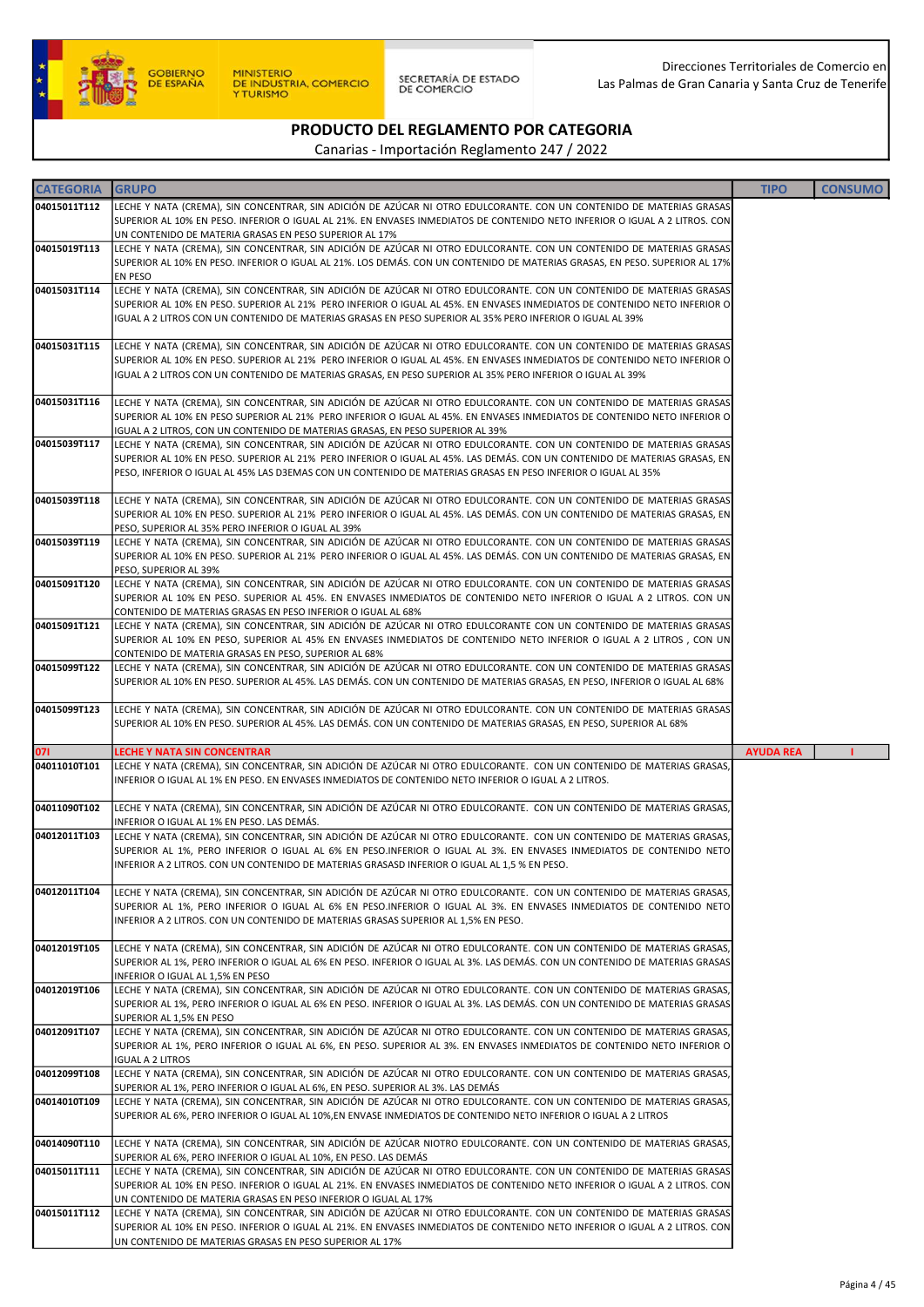GOBIERNO DE ESPAÑA | MINISTERIO DE INDUSTRIA, COMERCIO Y TURISMO | SECRETARÍA DE ESTADO DE COMERCIO

Direcciones Territoriales de Comercio en Las Palmas de Gran Canaria y Santa Cruz de Tenerife

# PRODUCTO DEL REGLAMENTO POR CATEGORIA

Canarias - Importación Reglamento 247 / 2022

| CATEGORIA | GRUPO | TIPO | CONSUMO |
|---|---|---|---|
| 04015011T112 | LECHE Y NATA (CREMA), SIN CONCENTRAR, SIN ADICIÓN DE AZÚCAR NI OTRO EDULCORANTE. CON UN CONTENIDO DE MATERIAS GRASAS SUPERIOR AL 10% EN PESO. INFERIOR O IGUAL AL 21%. EN ENVASES INMEDIATOS DE CONTENIDO NETO INFERIOR O IGUAL A 2 LITROS. CON UN CONTENIDO DE MATERIA GRASAS EN PESO SUPERIOR AL 17% | | |
| 04015019T113 | LECHE Y NATA (CREMA), SIN CONCENTRAR, SIN ADICIÓN DE AZÚCAR NI OTRO EDULCORANTE. CON UN CONTENIDO DE MATERIAS GRASAS SUPERIOR AL 10% EN PESO. INFERIOR O IGUAL AL 21%. LOS DEMÁS. CON UN CONTENIDO DE MATERIAS GRASAS, EN PESO. SUPERIOR AL 17% EN PESO | | |
| 04015031T114 | LECHE Y NATA (CREMA), SIN CONCENTRAR, SIN ADICIÓN DE AZÚCAR NI OTRO EDULCORANTE. CON UN CONTENIDO DE MATERIAS GRASAS SUPERIOR AL 10% EN PESO. SUPERIOR AL 21% PERO INFERIOR O IGUAL AL 45%. EN ENVASES INMEDIATOS DE CONTENIDO NETO INFERIOR O IGUAL A 2 LITROS CON UN CONTENIDO DE MATERIAS GRASAS EN PESO SUPERIOR AL 35% PERO INFERIOR O IGUAL AL 39% | | |
| 04015031T115 | LECHE Y NATA (CREMA), SIN CONCENTRAR, SIN ADICIÓN DE AZÚCAR NI OTRO EDULCORANTE. CON UN CONTENIDO DE MATERIAS GRASAS SUPERIOR AL 10% EN PESO. SUPERIOR AL 21% PERO INFERIOR O IGUAL AL 45%. EN ENVASES INMEDIATOS DE CONTENIDO NETO INFERIOR O IGUAL A 2 LITROS CON UN CONTENIDO DE MATERIAS GRASAS, EN PESO SUPERIOR AL 35% PERO INFERIOR O IGUAL AL 39% | | |
| 04015031T116 | LECHE Y NATA (CREMA), SIN CONCENTRAR, SIN ADICIÓN DE AZÚCAR NI OTRO EDULCORANTE. CON UN CONTENIDO DE MATERIAS GRASAS SUPERIOR AL 10% EN PESO SUPERIOR AL 21% PERO INFERIOR O IGUAL AL 45%. EN ENVASES INMEDIATOS DE CONTENIDO NETO INFERIOR O IGUAL A 2 LITROS, CON UN CONTENIDO DE MATERIAS GRASAS, EN PESO SUPERIOR AL 39% | | |
| 04015039T117 | LECHE Y NATA (CREMA), SIN CONCENTRAR, SIN ADICIÓN DE AZÚCAR NI OTRO EDULCORANTE. CON UN CONTENIDO DE MATERIAS GRASAS SUPERIOR AL 10% EN PESO. SUPERIOR AL 21% PERO INFERIOR O IGUAL AL 45%. LAS DEMÁS. CON UN CONTENIDO DE MATERIAS GRASAS, EN PESO, INFERIOR O IGUAL AL 45% LAS D3EMAS CON UN CONTENIDO DE MATERIAS GRASAS EN PESO INFERIOR O IGUAL AL 35% | | |
| 04015039T118 | LECHE Y NATA (CREMA), SIN CONCENTRAR, SIN ADICIÓN DE AZÚCAR NI OTRO EDULCORANTE. CON UN CONTENIDO DE MATERIAS GRASAS SUPERIOR AL 10% EN PESO. SUPERIOR AL 21% PERO INFERIOR O IGUAL AL 45%. LAS DEMÁS. CON UN CONTENIDO DE MATERIAS GRASAS, EN PESO, SUPERIOR AL 35% PERO INFERIOR O IGUAL AL 39% | | |
| 04015039T119 | LECHE Y NATA (CREMA), SIN CONCENTRAR, SIN ADICIÓN DE AZÚCAR NI OTRO EDULCORANTE. CON UN CONTENIDO DE MATERIAS GRASAS SUPERIOR AL 10% EN PESO. SUPERIOR AL 21% PERO INFERIOR O IGUAL AL 45%. LAS DEMÁS. CON UN CONTENIDO DE MATERIAS GRASAS, EN PESO, SUPERIOR AL 39% | | |
| 04015091T120 | LECHE Y NATA (CREMA), SIN CONCENTRAR, SIN ADICIÓN DE AZÚCAR NI OTRO EDULCORANTE. CON UN CONTENIDO DE MATERIAS GRASAS SUPERIOR AL 10% EN PESO. SUPERIOR AL 45%. EN ENVASES INMEDIATOS DE CONTENIDO NETO INFERIOR O IGUAL A 2 LITROS. CON UN CONTENIDO DE MATERIAS GRASAS EN PESO INFERIOR O IGUAL AL 68% | | |
| 04015091T121 | LECHE Y NATA (CREMA), SIN CONCENTRAR, SIN ADICIÓN DE AZÚCAR NI OTRO EDULCORANTE CON UN CONTENIDO DE MATERIAS GRASAS SUPERIOR AL 10% EN PESO, SUPERIOR AL 45% EN ENVASES INMEDIATOS DE CONTENIDO NETO INFERIOR O IGUAL A 2 LITROS , CON UN CONTENIDO DE MATERIA GRASAS EN PESO, SUPERIOR AL 68% | | |
| 04015099T122 | LECHE Y NATA (CREMA), SIN CONCENTRAR, SIN ADICIÓN DE AZÚCAR NI OTRO EDULCORANTE. CON UN CONTENIDO DE MATERIAS GRASAS SUPERIOR AL 10% EN PESO. SUPERIOR AL 45%. LAS DEMÁS. CON UN CONTENIDO DE MATERIAS GRASAS, EN PESO, INFERIOR O IGUAL AL 68% | | |
| 04015099T123 | LECHE Y NATA (CREMA), SIN CONCENTRAR, SIN ADICIÓN DE AZÚCAR NI OTRO EDULCORANTE. CON UN CONTENIDO DE MATERIAS GRASAS SUPERIOR AL 10% EN PESO. SUPERIOR AL 45%. LAS DEMÁS. CON UN CONTENIDO DE MATERIAS GRASAS, EN PESO, SUPERIOR AL 68% | | |
| **07I** | **LECHE Y NATA SIN CONCENTRAR** | **AYUDA REA** | **I** |
| 04011010T101 | LECHE Y NATA (CREMA), SIN CONCENTRAR, SIN ADICIÓN DE AZÚCAR NI OTRO EDULCORANTE. CON UN CONTENIDO DE MATERIAS GRASAS, INFERIOR O IGUAL AL 1% EN PESO. EN ENVASES INMEDIATOS DE CONTENIDO NETO INFERIOR O IGUAL A 2 LITROS. | | |
| 04011090T102 | LECHE Y NATA (CREMA), SIN CONCENTRAR, SIN ADICIÓN DE AZÚCAR NI OTRO EDULCORANTE. CON UN CONTENIDO DE MATERIAS GRASAS, INFERIOR O IGUAL AL 1% EN PESO. LAS DEMÁS. | | |
| 04012011T103 | LECHE Y NATA (CREMA), SIN CONCENTRAR, SIN ADICIÓN DE AZÚCAR NI OTRO EDULCORANTE. CON UN CONTENIDO DE MATERIAS GRASAS, SUPERIOR AL 1%, PERO INFERIOR O IGUAL AL 6% EN PESO.INFERIOR O IGUAL AL 3%. EN ENVASES INMEDIATOS DE CONTENIDO NETO INFERIOR A 2 LITROS. CON UN CONTENIDO DE MATERIAS GRASASD INFERIOR O IGUAL AL 1,5 % EN PESO. | | |
| 04012011T104 | LECHE Y NATA (CREMA), SIN CONCENTRAR, SIN ADICIÓN DE AZÚCAR NI OTRO EDULCORANTE. CON UN CONTENIDO DE MATERIAS GRASAS, SUPERIOR AL 1%, PERO INFERIOR O IGUAL AL 6% EN PESO.INFERIOR O IGUAL AL 3%. EN ENVASES INMEDIATOS DE CONTENIDO NETO INFERIOR A 2 LITROS. CON UN CONTENIDO DE MATERIAS GRASAS SUPERIOR AL 1,5% EN PESO. | | |
| 04012019T105 | LECHE Y NATA (CREMA), SIN CONCENTRAR, SIN ADICIÓN DE AZÚCAR NI OTRO EDULCORANTE. CON UN CONTENIDO DE MATERIAS GRASAS, SUPERIOR AL 1%, PERO INFERIOR O IGUAL AL 6% EN PESO. INFERIOR O IGUAL AL 3%. LAS DEMÁS. CON UN CONTENIDO DE MATERIAS GRASAS INFERIOR O IGUAL AL 1,5% EN PESO | | |
| 04012019T106 | LECHE Y NATA (CREMA), SIN CONCENTRAR, SIN ADICIÓN DE AZÚCAR NI OTRO EDULCORANTE. CON UN CONTENIDO DE MATERIAS GRASAS, SUPERIOR AL 1%, PERO INFERIOR O IGUAL AL 6% EN PESO. INFERIOR O IGUAL AL 3%. LAS DEMÁS. CON UN CONTENIDO DE MATERIAS GRASAS SUPERIOR AL 1,5% EN PESO | | |
| 04012091T107 | LECHE Y NATA (CREMA), SIN CONCENTRAR, SIN ADICIÓN DE AZÚCAR NI OTRO EDULCORANTE. CON UN CONTENIDO DE MATERIAS GRASAS, SUPERIOR AL 1%, PERO INFERIOR O IGUAL AL 6%, EN PESO. SUPERIOR AL 3%. EN ENVASES INMEDIATOS DE CONTENIDO NETO INFERIOR O IGUAL A 2 LITROS | | |
| 04012099T108 | LECHE Y NATA (CREMA), SIN CONCENTRAR, SIN ADICIÓN DE AZÚCAR NI OTRO EDULCORANTE. CON UN CONTENIDO DE MATERIAS GRASAS, SUPERIOR AL 1%, PERO INFERIOR O IGUAL AL 6%, EN PESO. SUPERIOR AL 3%. LAS DEMÁS | | |
| 04014010T109 | LECHE Y NATA (CREMA), SIN CONCENTRAR, SIN ADICIÓN DE AZÚCAR NI OTRO EDULCORANTE. CON UN CONTENIDO DE MATERIAS GRASAS, SUPERIOR AL 6%, PERO INFERIOR O IGUAL AL 10%,EN ENVASE INMEDIATOS DE CONTENIDO NETO INFERIOR O IGUAL A 2 LITROS | | |
| 04014090T110 | LECHE Y NATA (CREMA), SIN CONCENTRAR, SIN ADICIÓN DE AZÚCAR NIOTRO EDULCORANTE. CON UN CONTENIDO DE MATERIAS GRASAS, SUPERIOR AL 6%, PERO INFERIOR O IGUAL AL 10%, EN PESO. LAS DEMÁS | | |
| 04015011T111 | LECHE Y NATA (CREMA), SIN CONCENTRAR, SIN ADICIÓN DE AZÚCAR NI OTRO EDULCORANTE. CON UN CONTENIDO DE MATERIAS GRASAS SUPERIOR AL 10% EN PESO. INFERIOR O IGUAL AL 21%. EN ENVASES INMEDIATOS DE CONTENIDO NETO INFERIOR O IGUAL A 2 LITROS. CON UN CONTENIDO DE MATERIA GRASAS EN PESO INFERIOR O IGUAL AL 17% | | |
| 04015011T112 | LECHE Y NATA (CREMA), SIN CONCENTRAR, SIN ADICIÓN DE AZÚCAR NI OTRO EDULCORANTE. CON UN CONTENIDO DE MATERIAS GRASAS SUPERIOR AL 10% EN PESO. INFERIOR O IGUAL AL 21%. EN ENVASES INMEDIATOS DE CONTENIDO NETO INFERIOR O IGUAL A 2 LITROS. CON UN CONTENIDO DE MATERIAS GRASAS EN PESO SUPERIOR AL 17% | | |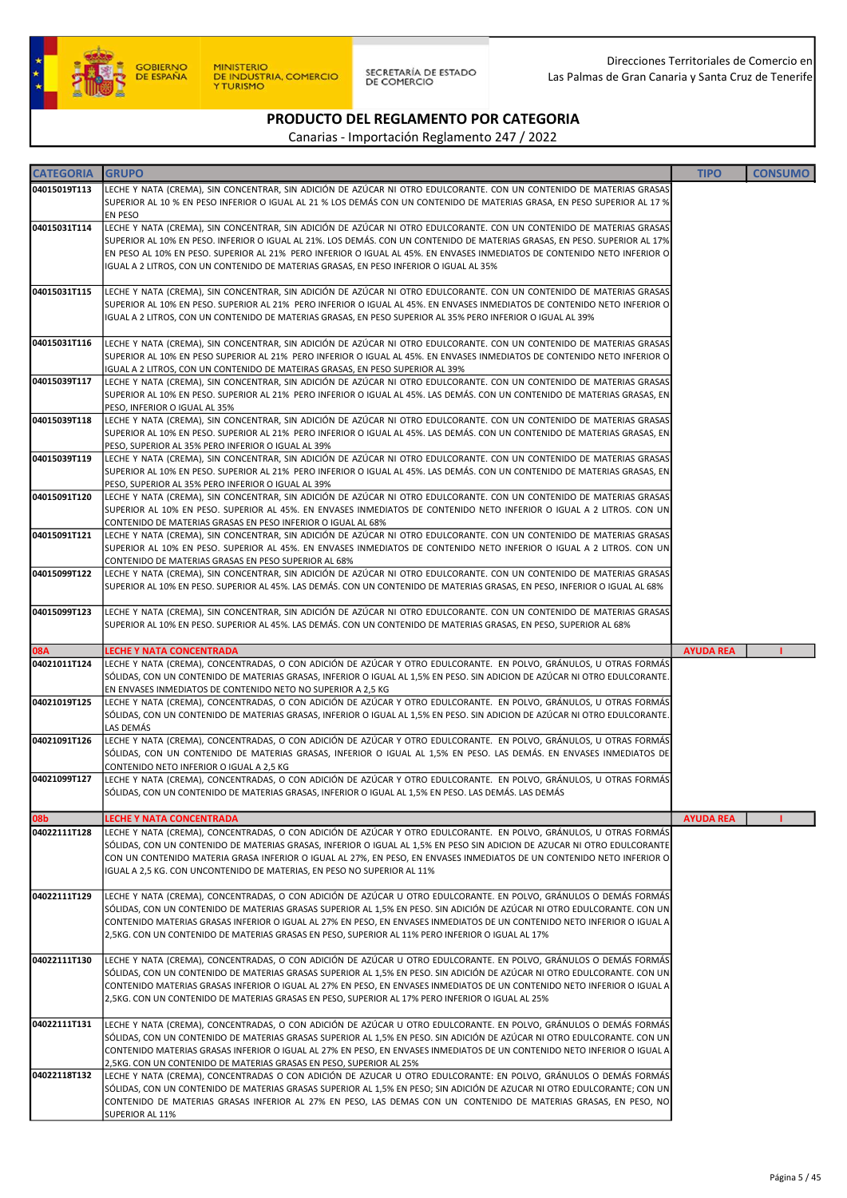Direcciones Territoriales de Comercio en Las Palmas de Gran Canaria y Santa Cruz de Tenerife

# PRODUCTO DEL REGLAMENTO POR CATEGORIA

Canarias - Importación Reglamento 247 / 2022

| CATEGORIA | GRUPO | TIPO | CONSUMO |
|---|---|---|---|
| 04015019T113 | LECHE Y NATA (CREMA), SIN CONCENTRAR, SIN ADICIÓN DE AZÚCAR NI OTRO EDULCORANTE. CON UN CONTENIDO DE MATERIAS GRASAS SUPERIOR AL 10 % EN PESO INFERIOR O IGUAL AL 21 % LOS DEMÁS CON UN CONTENIDO DE MATERIAS GRASA, EN PESO SUPERIOR AL 17 % EN PESO | | |
| 04015031T114 | LECHE Y NATA (CREMA), SIN CONCENTRAR, SIN ADICIÓN DE AZÚCAR NI OTRO EDULCORANTE. CON UN CONTENIDO DE MATERIAS GRASAS SUPERIOR AL 10% EN PESO. INFERIOR O IGUAL AL 21%. LOS DEMÁS. CON UN CONTENIDO DE MATERIAS GRASAS, EN PESO. SUPERIOR AL 17% EN PESO AL 10% EN PESO. SUPERIOR AL 21% PERO INFERIOR O IGUAL AL 45%. EN ENVASES INMEDIATOS DE CONTENIDO NETO INFERIOR O IGUAL A 2 LITROS, CON UN CONTENIDO DE MATERIAS GRASAS, EN PESO INFERIOR O IGUAL AL 35% | | |
| 04015031T115 | LECHE Y NATA (CREMA), SIN CONCENTRAR, SIN ADICIÓN DE AZÚCAR NI OTRO EDULCORANTE. CON UN CONTENIDO DE MATERIAS GRASAS SUPERIOR AL 10% EN PESO. SUPERIOR AL 21% PERO INFERIOR O IGUAL AL 45%. EN ENVASES INMEDIATOS DE CONTENIDO NETO INFERIOR O IGUAL A 2 LITROS, CON UN CONTENIDO DE MATERIAS GRASAS, EN PESO SUPERIOR AL 35% PERO INFERIOR O IGUAL AL 39% | | |
| 04015031T116 | LECHE Y NATA (CREMA), SIN CONCENTRAR, SIN ADICIÓN DE AZÚCAR NI OTRO EDULCORANTE. CON UN CONTENIDO DE MATERIAS GRASAS SUPERIOR AL 10% EN PESO SUPERIOR AL 21% PERO INFERIOR O IGUAL AL 45%. EN ENVASES INMEDIATOS DE CONTENIDO NETO INFERIOR O IGUAL A 2 LITROS, CON UN CONTENIDO DE MATEIRAS GRASAS, EN PESO SUPERIOR AL 39% | | |
| 04015039T117 | LECHE Y NATA (CREMA), SIN CONCENTRAR, SIN ADICIÓN DE AZÚCAR NI OTRO EDULCORANTE. CON UN CONTENIDO DE MATERIAS GRASAS SUPERIOR AL 10% EN PESO. SUPERIOR AL 21% PERO INFERIOR O IGUAL AL 45%. LAS DEMÁS. CON UN CONTENIDO DE MATERIAS GRASAS, EN PESO, INFERIOR O IGUAL AL 35% | | |
| 04015039T118 | LECHE Y NATA (CREMA), SIN CONCENTRAR, SIN ADICIÓN DE AZÚCAR NI OTRO EDULCORANTE. CON UN CONTENIDO DE MATERIAS GRASAS SUPERIOR AL 10% EN PESO. SUPERIOR AL 21% PERO INFERIOR O IGUAL AL 45%. LAS DEMÁS. CON UN CONTENIDO DE MATERIAS GRASAS, EN PESO, SUPERIOR AL 35% PERO INFERIOR O IGUAL AL 39% | | |
| 04015039T119 | LECHE Y NATA (CREMA), SIN CONCENTRAR, SIN ADICIÓN DE AZÚCAR NI OTRO EDULCORANTE. CON UN CONTENIDO DE MATERIAS GRASAS SUPERIOR AL 10% EN PESO. SUPERIOR AL 21% PERO INFERIOR O IGUAL AL 45%. LAS DEMÁS. CON UN CONTENIDO DE MATERIAS GRASAS, EN PESO, SUPERIOR AL 35% PERO INFERIOR O IGUAL AL 39% | | |
| 04015091T120 | LECHE Y NATA (CREMA), SIN CONCENTRAR, SIN ADICIÓN DE AZÚCAR NI OTRO EDULCORANTE. CON UN CONTENIDO DE MATERIAS GRASAS SUPERIOR AL 10% EN PESO. SUPERIOR AL 45%. EN ENVASES INMEDIATOS DE CONTENIDO NETO INFERIOR O IGUAL A 2 LITROS. CON UN CONTENIDO DE MATERIAS GRASAS EN PESO INFERIOR O IGUAL AL 68% | | |
| 04015091T121 | LECHE Y NATA (CREMA), SIN CONCENTRAR, SIN ADICIÓN DE AZÚCAR NI OTRO EDULCORANTE. CON UN CONTENIDO DE MATERIAS GRASAS SUPERIOR AL 10% EN PESO. SUPERIOR AL 45%. EN ENVASES INMEDIATOS DE CONTENIDO NETO INFERIOR O IGUAL A 2 LITROS. CON UN CONTENIDO DE MATERIAS GRASAS EN PESO SUPERIOR AL 68% | | |
| 04015099T122 | LECHE Y NATA (CREMA), SIN CONCENTRAR, SIN ADICIÓN DE AZÚCAR NI OTRO EDULCORANTE. CON UN CONTENIDO DE MATERIAS GRASAS SUPERIOR AL 10% EN PESO. SUPERIOR AL 45%. LAS DEMÁS. CON UN CONTENIDO DE MATERIAS GRASAS, EN PESO, INFERIOR O IGUAL AL 68% | | |
| 04015099T123 | LECHE Y NATA (CREMA), SIN CONCENTRAR, SIN ADICIÓN DE AZÚCAR NI OTRO EDULCORANTE. CON UN CONTENIDO DE MATERIAS GRASAS SUPERIOR AL 10% EN PESO. SUPERIOR AL 45%. LAS DEMÁS. CON UN CONTENIDO DE MATERIAS GRASAS, EN PESO, SUPERIOR AL 68% | | |
| **08A** | **LECHE Y NATA CONCENTRADA** | **AYUDA REA** | **I** |
| 04021011T124 | LECHE Y NATA (CREMA), CONCENTRADAS, O CON ADICIÓN DE AZÚCAR Y OTRO EDULCORANTE. EN POLVO, GRÁNULOS, U OTRAS FORMÁS SÓLIDAS, CON UN CONTENIDO DE MATERIAS GRASAS, INFERIOR O IGUAL AL 1,5% EN PESO. SIN ADICION DE AZÚCAR NI OTRO EDULCORANTE. EN ENVASES INMEDIATOS DE CONTENIDO NETO NO SUPERIOR A 2,5 KG | | |
| 04021019T125 | LECHE Y NATA (CREMA), CONCENTRADAS, O CON ADICIÓN DE AZÚCAR Y OTRO EDULCORANTE. EN POLVO, GRÁNULOS, U OTRAS FORMÁS SÓLIDAS, CON UN CONTENIDO DE MATERIAS GRASAS, INFERIOR O IGUAL AL 1,5% EN PESO. SIN ADICION DE AZÚCAR NI OTRO EDULCORANTE. LAS DEMÁS | | |
| 04021091T126 | LECHE Y NATA (CREMA), CONCENTRADAS, O CON ADICIÓN DE AZÚCAR Y OTRO EDULCORANTE. EN POLVO, GRÁNULOS, U OTRAS FORMÁS SÓLIDAS, CON UN CONTENIDO DE MATERIAS GRASAS, INFERIOR O IGUAL AL 1,5% EN PESO. LAS DEMÁS. EN ENVASES INMEDIATOS DE CONTENIDO NETO INFERIOR O IGUAL A 2,5 KG | | |
| 04021099T127 | LECHE Y NATA (CREMA), CONCENTRADAS, O CON ADICIÓN DE AZÚCAR Y OTRO EDULCORANTE. EN POLVO, GRÁNULOS, U OTRAS FORMÁS SÓLIDAS, CON UN CONTENIDO DE MATERIAS GRASAS, INFERIOR O IGUAL AL 1,5% EN PESO. LAS DEMÁS. LAS DEMÁS | | |
| **08b** | **LECHE Y NATA CONCENTRADA** | **AYUDA REA** | **I** |
| 04022111T128 | LECHE Y NATA (CREMA), CONCENTRADAS, O CON ADICIÓN DE AZÚCAR Y OTRO EDULCORANTE. EN POLVO, GRÁNULOS, U OTRAS FORMÁS SÓLIDAS, CON UN CONTENIDO DE MATERIAS GRASAS, INFERIOR O IGUAL AL 1,5% EN PESO SIN ADICION DE AZUCAR NI OTRO EDULCORANTE CON UN CONTENIDO MATERIA GRASA INFERIOR O IGUAL AL 27%, EN PESO, EN ENVASES INMEDIATOS DE UN CONTENIDO NETO INFERIOR O IGUAL A 2,5 KG. CON UNCONTENIDO DE MATERIAS, EN PESO NO SUPERIOR AL 11% | | |
| 04022111T129 | LECHE Y NATA (CREMA), CONCENTRADAS, O CON ADICIÓN DE AZÚCAR U OTRO EDULCORANTE. EN POLVO, GRÁNULOS O DEMÁS FORMÁS SÓLIDAS, CON UN CONTENIDO DE MATERIAS GRASAS SUPERIOR AL 1,5% EN PESO. SIN ADICIÓN DE AZÚCAR NI OTRO EDULCORANTE. CON UN CONTENIDO MATERIAS GRASAS INFERIOR O IGUAL AL 27% EN PESO, EN ENVASES INMEDIATOS DE UN CONTENIDO NETO INFERIOR O IGUAL A 2,5KG. CON UN CONTENIDO DE MATERIAS GRASAS EN PESO, SUPERIOR AL 11% PERO INFERIOR O IGUAL AL 17% | | |
| 04022111T130 | LECHE Y NATA (CREMA), CONCENTRADAS, O CON ADICIÓN DE AZÚCAR U OTRO EDULCORANTE. EN POLVO, GRÁNULOS O DEMÁS FORMÁS SÓLIDAS, CON UN CONTENIDO DE MATERIAS GRASAS SUPERIOR AL 1,5% EN PESO. SIN ADICIÓN DE AZÚCAR NI OTRO EDULCORANTE. CON UN CONTENIDO MATERIAS GRASAS INFERIOR O IGUAL AL 27% EN PESO, EN ENVASES INMEDIATOS DE UN CONTENIDO NETO INFERIOR O IGUAL A 2,5KG. CON UN CONTENIDO DE MATERIAS GRASAS EN PESO, SUPERIOR AL 17% PERO INFERIOR O IGUAL AL 25% | | |
| 04022111T131 | LECHE Y NATA (CREMA), CONCENTRADAS, O CON ADICIÓN DE AZÚCAR U OTRO EDULCORANTE. EN POLVO, GRÁNULOS O DEMÁS FORMÁS SÓLIDAS, CON UN CONTENIDO DE MATERIAS GRASAS SUPERIOR AL 1,5% EN PESO. SIN ADICIÓN DE AZÚCAR NI OTRO EDULCORANTE. CON UN CONTENIDO MATERIAS GRASAS INFERIOR O IGUAL AL 27% EN PESO, EN ENVASES INMEDIATOS DE UN CONTENIDO NETO INFERIOR O IGUAL A 2,5KG. CON UN CONTENIDO DE MATERIAS GRASAS EN PESO, SUPERIOR AL 25% | | |
| 04022118T132 | LECHE Y NATA (CREMA), CONCENTRADAS O CON ADICIÓN DE AZUCAR U OTRO EDULCORANTE: EN POLVO, GRÁNULOS O DEMÁS FORMÁS SÓLIDAS, CON UN CONTENIDO DE MATERIAS GRASAS SUPERIOR AL 1,5% EN PESO; SIN ADICIÓN DE AZUCAR NI OTRO EDULCORANTE; CON UN CONTENIDO DE MATERIAS GRASAS INFERIOR AL 27% EN PESO, LAS DEMAS CON UN CONTENIDO DE MATERIAS GRASAS, EN PESO, NO SUPERIOR AL 11% | | |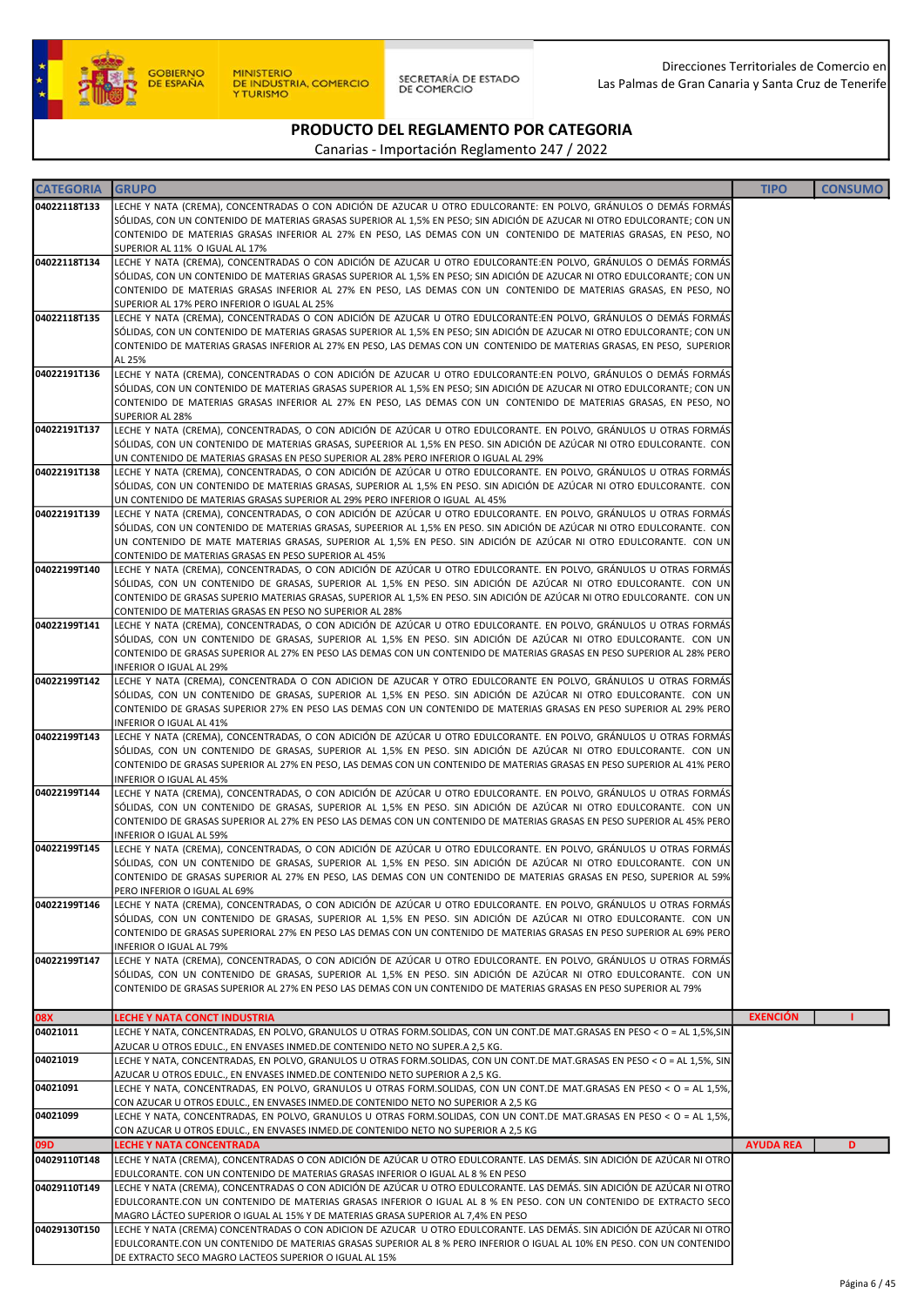GOBIERNO DE ESPAÑA — MINISTERIO DE INDUSTRIA, COMERCIO Y TURISMO — SECRETARÍA DE ESTADO DE COMERCIO

Direcciones Territoriales de Comercio en Las Palmas de Gran Canaria y Santa Cruz de Tenerife

# PRODUCTO DEL REGLAMENTO POR CATEGORIA

Canarias - Importación Reglamento 247 / 2022

| CATEGORIA | GRUPO | TIPO | CONSUMO |
|---|---|---|---|
| 04022118T133 | LECHE Y NATA (CREMA), CONCENTRADAS O CON ADICIÓN DE AZUCAR U OTRO EDULCORANTE: EN POLVO, GRÁNULOS O DEMÁS FORMÁS SÓLIDAS, CON UN CONTENIDO DE MATERIAS GRASAS SUPERIOR AL 1,5% EN PESO; SIN ADICIÓN DE AZUCAR NI OTRO EDULCORANTE; CON UN CONTENIDO DE MATERIAS GRASAS INFERIOR AL 27% EN PESO, LAS DEMAS CON UN CONTENIDO DE MATERIAS GRASAS, EN PESO, NO SUPERIOR AL 11% O IGUAL AL 17% | | |
| 04022118T134 | LECHE Y NATA (CREMA), CONCENTRADAS O CON ADICIÓN DE AZUCAR U OTRO EDULCORANTE:EN POLVO, GRÁNULOS O DEMÁS FORMÁS SÓLIDAS, CON UN CONTENIDO DE MATERIAS GRASAS SUPERIOR AL 1,5% EN PESO; SIN ADICIÓN DE AZUCAR NI OTRO EDULCORANTE; CON UN CONTENIDO DE MATERIAS GRASAS INFERIOR AL 27% EN PESO, LAS DEMAS CON UN CONTENIDO DE MATERIAS GRASAS, EN PESO, NO SUPERIOR AL 17% PERO INFERIOR O IGUAL AL 25% | | |
| 04022118T135 | LECHE Y NATA (CREMA), CONCENTRADAS O CON ADICIÓN DE AZUCAR U OTRO EDULCORANTE:EN POLVO, GRÁNULOS O DEMÁS FORMÁS SÓLIDAS, CON UN CONTENIDO DE MATERIAS GRASAS SUPERIOR AL 1,5% EN PESO; SIN ADICIÓN DE AZUCAR NI OTRO EDULCORANTE; CON UN CONTENIDO DE MATERIAS GRASAS INFERIOR AL 27% EN PESO, LAS DEMAS CON UN CONTENIDO DE MATERIAS GRASAS, EN PESO, SUPERIOR AL 25% | | |
| 04022191T136 | LECHE Y NATA (CREMA), CONCENTRADAS O CON ADICIÓN DE AZUCAR U OTRO EDULCORANTE:EN POLVO, GRÁNULOS O DEMÁS FORMÁS SÓLIDAS, CON UN CONTENIDO DE MATERIAS GRASAS SUPERIOR AL 1,5% EN PESO; SIN ADICIÓN DE AZUCAR NI OTRO EDULCORANTE; CON UN CONTENIDO DE MATERIAS GRASAS INFERIOR AL 27% EN PESO, LAS DEMAS CON UN CONTENIDO DE MATERIAS GRASAS, EN PESO, NO SUPERIOR AL 28% | | |
| 04022191T137 | LECHE Y NATA (CREMA), CONCENTRADAS, O CON ADICIÓN DE AZÚCAR U OTRO EDULCORANTE. EN POLVO, GRÁNULOS U OTRAS FORMÁS SÓLIDAS, CON UN CONTENIDO DE MATERIAS GRASAS, SUPEERIOR AL 1,5% EN PESO. SIN ADICIÓN DE AZÚCAR NI OTRO EDULCORANTE. CON UN CONTENIDO DE MATERIAS GRASAS EN PESO SUPERIOR AL 28% PERO INFERIOR O IGUAL AL 29% | | |
| 04022191T138 | LECHE Y NATA (CREMA), CONCENTRADAS, O CON ADICIÓN DE AZÚCAR U OTRO EDULCORANTE. EN POLVO, GRÁNULOS U OTRAS FORMÁS SÓLIDAS, CON UN CONTENIDO DE MATERIAS GRASAS, SUPERIOR AL 1,5% EN PESO. SIN ADICIÓN DE AZÚCAR NI OTRO EDULCORANTE. CON UN CONTENIDO DE MATERIAS GRASAS SUPERIOR AL 29% PERO INFERIOR O IGUAL AL 45% | | |
| 04022191T139 | LECHE Y NATA (CREMA), CONCENTRADAS, O CON ADICIÓN DE AZÚCAR U OTRO EDULCORANTE. EN POLVO, GRÁNULOS U OTRAS FORMÁS SÓLIDAS, CON UN CONTENIDO DE MATERIAS GRASAS, SUPEERIOR AL 1,5% EN PESO. SIN ADICIÓN DE AZÚCAR NI OTRO EDULCORANTE. CON UN CONTENIDO DE MATE MATERIAS GRASAS, SUPERIOR AL 1,5% EN PESO. SIN ADICIÓN DE AZÚCAR NI OTRO EDULCORANTE. CON UN CONTENIDO DE MATERIAS GRASAS EN PESO SUPERIOR AL 45% | | |
| 04022199T140 | LECHE Y NATA (CREMA), CONCENTRADAS, O CON ADICIÓN DE AZÚCAR U OTRO EDULCORANTE. EN POLVO, GRÁNULOS U OTRAS FORMÁS SÓLIDAS, CON UN CONTENIDO DE GRASAS, SUPERIOR AL 1,5% EN PESO. SIN ADICIÓN DE AZÚCAR NI OTRO EDULCORANTE. CON UN CONTENIDO DE GRASAS SUPERIO MATERIAS GRASAS, SUPERIOR AL 1,5% EN PESO. SIN ADICIÓN DE AZÚCAR NI OTRO EDULCORANTE. CON UN CONTENIDO DE MATERIAS GRASAS EN PESO NO SUPERIOR AL 28% | | |
| 04022199T141 | LECHE Y NATA (CREMA), CONCENTRADAS, O CON ADICIÓN DE AZÚCAR U OTRO EDULCORANTE. EN POLVO, GRÁNULOS U OTRAS FORMÁS SÓLIDAS, CON UN CONTENIDO DE GRASAS, SUPERIOR AL 1,5% EN PESO. SIN ADICIÓN DE AZÚCAR NI OTRO EDULCORANTE. CON UN CONTENIDO DE GRASAS SUPERIOR AL 27% EN PESO LAS DEMAS CON UN CONTENIDO DE MATERIAS GRASAS EN PESO SUPERIOR AL 28% PERO INFERIOR O IGUAL AL 29% | | |
| 04022199T142 | LECHE Y NATA (CREMA), CONCENTRADA O CON ADICION DE AZUCAR Y OTRO EDULCORANTE EN POLVO, GRÁNULOS U OTRAS FORMÁS SÓLIDAS, CON UN CONTENIDO DE GRASAS, SUPERIOR AL 1,5% EN PESO. SIN ADICIÓN DE AZÚCAR NI OTRO EDULCORANTE. CON UN CONTENIDO DE GRASAS SUPERIOR 27% EN PESO LAS DEMAS CON UN CONTENIDO DE MATERIAS GRASAS EN PESO SUPERIOR AL 29% PERO INFERIOR O IGUAL AL 41% | | |
| 04022199T143 | LECHE Y NATA (CREMA), CONCENTRADAS, O CON ADICIÓN DE AZÚCAR U OTRO EDULCORANTE. EN POLVO, GRÁNULOS U OTRAS FORMÁS SÓLIDAS, CON UN CONTENIDO DE GRASAS, SUPERIOR AL 1,5% EN PESO. SIN ADICIÓN DE AZÚCAR NI OTRO EDULCORANTE. CON UN CONTENIDO DE GRASAS SUPERIOR AL 27% EN PESO, LAS DEMAS CON UN CONTENIDO DE MATERIAS GRASAS EN PESO SUPERIOR AL 41% PERO INFERIOR O IGUAL AL 45% | | |
| 04022199T144 | LECHE Y NATA (CREMA), CONCENTRADAS, O CON ADICIÓN DE AZÚCAR U OTRO EDULCORANTE. EN POLVO, GRÁNULOS U OTRAS FORMÁS SÓLIDAS, CON UN CONTENIDO DE GRASAS, SUPERIOR AL 1,5% EN PESO. SIN ADICIÓN DE AZÚCAR NI OTRO EDULCORANTE. CON UN CONTENIDO DE GRASAS SUPERIOR AL 27% EN PESO LAS DEMAS CON UN CONTENIDO DE MATERIAS GRASAS EN PESO SUPERIOR AL 45% PERO INFERIOR O IGUAL AL 59% | | |
| 04022199T145 | LECHE Y NATA (CREMA), CONCENTRADAS, O CON ADICIÓN DE AZÚCAR U OTRO EDULCORANTE. EN POLVO, GRÁNULOS U OTRAS FORMÁS SÓLIDAS, CON UN CONTENIDO DE GRASAS, SUPERIOR AL 1,5% EN PESO. SIN ADICIÓN DE AZÚCAR NI OTRO EDULCORANTE. CON UN CONTENIDO DE GRASAS SUPERIOR AL 27% EN PESO, LAS DEMAS CON UN CONTENIDO DE MATERIAS GRASAS EN PESO, SUPERIOR AL 59% PERO INFERIOR O IGUAL AL 69% | | |
| 04022199T146 | LECHE Y NATA (CREMA), CONCENTRADAS, O CON ADICIÓN DE AZÚCAR U OTRO EDULCORANTE. EN POLVO, GRÁNULOS U OTRAS FORMÁS SÓLIDAS, CON UN CONTENIDO DE GRASAS, SUPERIOR AL 1,5% EN PESO. SIN ADICIÓN DE AZÚCAR NI OTRO EDULCORANTE. CON UN CONTENIDO DE GRASAS SUPERIORAL 27% EN PESO LAS DEMAS CON UN CONTENIDO DE MATERIAS GRASAS EN PESO SUPERIOR AL 69% PERO INFERIOR O IGUAL AL 79% | | |
| 04022199T147 | LECHE Y NATA (CREMA), CONCENTRADAS, O CON ADICIÓN DE AZÚCAR U OTRO EDULCORANTE. EN POLVO, GRÁNULOS U OTRAS FORMÁS SÓLIDAS, CON UN CONTENIDO DE GRASAS, SUPERIOR AL 1,5% EN PESO. SIN ADICIÓN DE AZÚCAR NI OTRO EDULCORANTE. CON UN CONTENIDO DE GRASAS SUPERIOR AL 27% EN PESO LAS DEMAS CON UN CONTENIDO DE MATERIAS GRASAS EN PESO SUPERIOR AL 79% | | |
| **08X** | **LECHE Y NATA CONCT INDUSTRIA** | **EXENCIÓN** | **I** |
| 04021011 | LECHE Y NATA, CONCENTRADAS, EN POLVO, GRANULOS U OTRAS FORM.SOLIDAS, CON UN CONT.DE MAT.GRASAS EN PESO < O = AL 1,5%,SIN AZUCAR U OTROS EDULC., EN ENVASES INMED.DE CONTENIDO NETO NO SUPER.A 2,5 KG. | | |
| 04021019 | LECHE Y NATA, CONCENTRADAS, EN POLVO, GRANULOS U OTRAS FORM.SOLIDAS, CON UN CONT.DE MAT.GRASAS EN PESO < O = AL 1,5%, SIN AZUCAR U OTROS EDULC., EN ENVASES INMED.DE CONTENIDO NETO NO SUPERIOR A 2,5 KG. | | |
| 04021091 | LECHE Y NATA, CONCENTRADAS, EN POLVO, GRANULOS U OTRAS FORM.SOLIDAS, CON UN CONT.DE MAT.GRASAS EN PESO < O = AL 1,5%, CON AZUCAR U OTROS EDULC., EN ENVASES INMED.DE CONTENIDO NETO NO SUPERIOR A 2,5 KG | | |
| 04021099 | LECHE Y NATA, CONCENTRADAS, EN POLVO, GRANULOS U OTRAS FORM.SOLIDAS, CON UN CONT.DE MAT.GRASAS EN PESO < O = AL 1,5%, CON AZUCAR U OTROS EDULC., EN ENVASES INMED.DE CONTENIDO NETO NO SUPERIOR A 2,5 KG | | |
| **09D** | **LECHE Y NATA CONCENTRADA** | **AYUDA REA** | **D** |
| 04029110T148 | LECHE Y NATA (CREMA), CONCENTRADAS O CON ADICIÓN DE AZÚCAR U OTRO EDULCORANTE. LAS DEMÁS. SIN ADICIÓN DE AZÚCAR NI OTRO EDULCORANTE. CON UN CONTENIDO DE MATERIAS GRASAS INFERIOR O IGUAL AL 8 % EN PESO | | |
| 04029110T149 | LECHE Y NATA (CREMA), CONCENTRADAS O CON ADICIÓN DE AZÚCAR U OTRO EDULCORANTE. LAS DEMÁS. SIN ADICIÓN DE AZÚCAR NI OTRO EDULCORANTE.CON UN CONTENIDO DE MATERIAS GRASAS INFERIOR O IGUAL AL 8 % EN PESO. CON UN CONTENIDO DE EXTRACTO SECO MAGRO LÁCTEO SUPERIOR O IGUAL AL 15% Y DE MATERIAS GRASA SUPERIOR AL 7,4% EN PESO | | |
| 04029130T150 | LECHE Y NATA (CREMA) CONCENTRADAS O CON ADICIÓN DE AZUCAR U OTRO EDULCORANTE. LAS DEMÁS. SIN ADICIÓN DE AZÚCAR NI OTRO EDULCORANTE.CON UN CONTENIDO DE MATERIAS GRASAS SUPERIOR AL 8 % PERO INFERIOR O IGUAL AL 10% EN PESO. CON UN CONTENIDO DE EXTRACTO SECO MAGRO LACTEOS SUPERIOR O IGUAL AL 15% | | |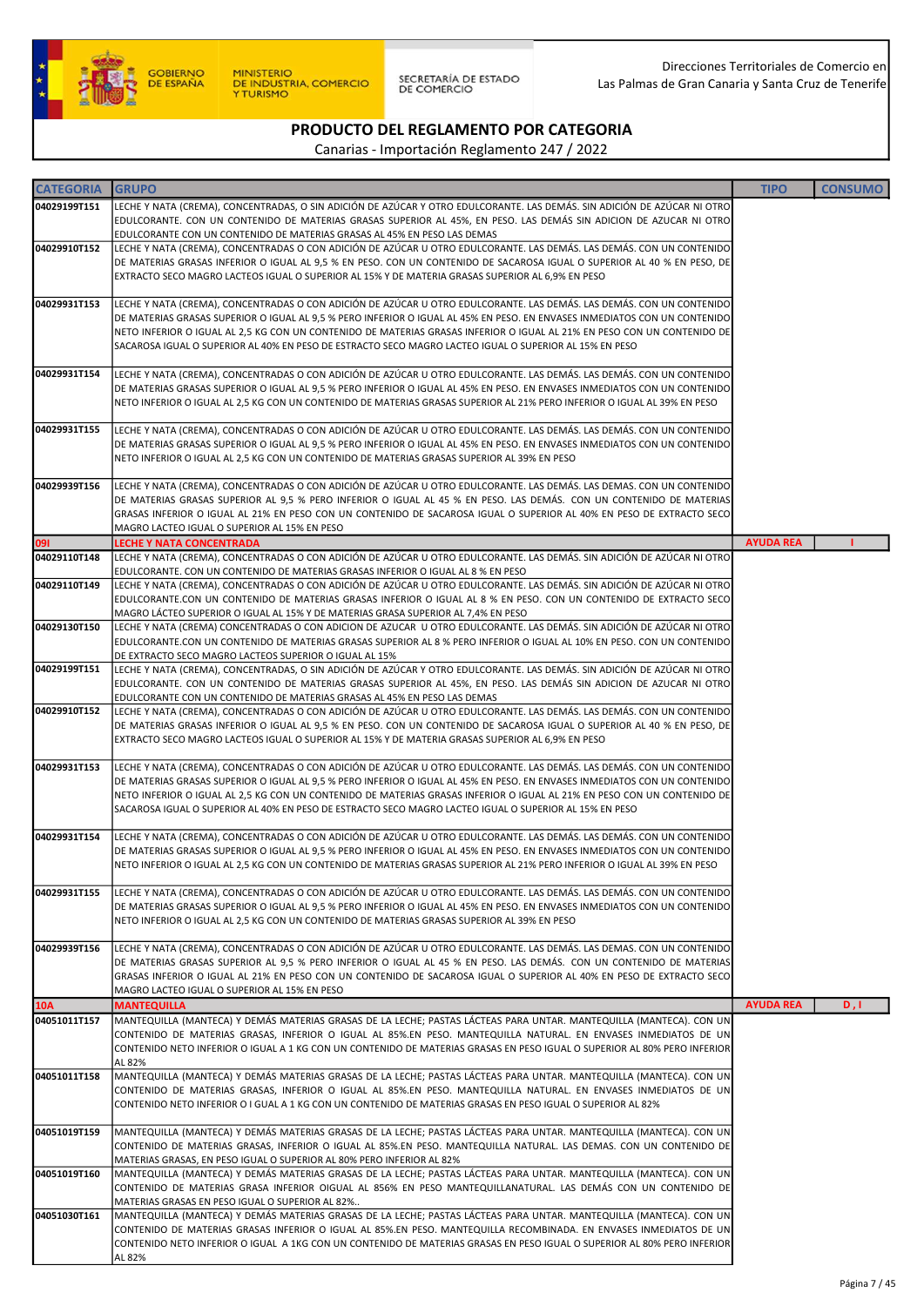## PRODUCTO DEL REGLAMENTO POR CATEGORIA

Canarias - Importación Reglamento 247 / 2022

| CATEGORIA | GRUPO | TIPO | CONSUMO |
|---|---|---|---|
| 04029199T151 | LECHE Y NATA (CREMA), CONCENTRADAS, O SIN ADICIÓN DE AZÚCAR Y OTRO EDULCORANTE. LAS DEMÁS. SIN ADICIÓN DE AZÚCAR NI OTRO EDULCORANTE. CON UN CONTENIDO DE MATERIAS GRASAS SUPERIOR AL 45%, EN PESO. LAS DEMÁS SIN ADICION DE AZUCAR NI OTRO EDULCORANTE CON UN CONTENIDO DE MATERIAS GRASAS AL 45% EN PESO LAS DEMAS | | |
| 04029910T152 | LECHE Y NATA (CREMA), CONCENTRADAS O CON ADICIÓN DE AZÚCAR U OTRO EDULCORANTE. LAS DEMÁS. LAS DEMÁS. CON UN CONTENIDO DE MATERIAS GRASAS INFERIOR O IGUAL AL 9,5 % EN PESO. CON UN CONTENIDO DE SACAROSA IGUAL O SUPERIOR AL 40 % EN PESO, DE EXTRACTO SECO MAGRO LACTEOS IGUAL O SUPERIOR AL 15% Y DE MATERIA GRASAS SUPERIOR AL 6,9% EN PESO | | |
| 04029931T153 | LECHE Y NATA (CREMA), CONCENTRADAS O CON ADICIÓN DE AZÚCAR U OTRO EDULCORANTE. LAS DEMÁS. LAS DEMÁS. CON UN CONTENIDO DE MATERIAS GRASAS SUPERIOR O IGUAL AL 9,5 % PERO INFERIOR O IGUAL AL 45% EN PESO. EN ENVASES INMEDIATOS CON UN CONTENIDO NETO INFERIOR O IGUAL AL 2,5 KG CON UN CONTENIDO DE MATERIAS GRASAS INFERIOR O IGUAL AL 21% EN PESO CON UN CONTENIDO DE SACAROSA IGUAL O SUPERIOR AL 40% EN PESO DE ESTRACTO SECO MAGRO LACTEO IGUAL O SUPERIOR AL 15% EN PESO | | |
| 04029931T154 | LECHE Y NATA (CREMA), CONCENTRADAS O CON ADICIÓN DE AZÚCAR U OTRO EDULCORANTE. LAS DEMÁS. LAS DEMÁS. CON UN CONTENIDO DE MATERIAS GRASAS SUPERIOR O IGUAL AL 9,5 % PERO INFERIOR O IGUAL AL 45% EN PESO. EN ENVASES INMEDIATOS CON UN CONTENIDO NETO INFERIOR O IGUAL AL 2,5 KG CON UN CONTENIDO DE MATERIAS GRASAS SUPERIOR AL 21% PERO INFERIOR O IGUAL AL 39% EN PESO | | |
| 04029931T155 | LECHE Y NATA (CREMA), CONCENTRADAS O CON ADICIÓN DE AZÚCAR U OTRO EDULCORANTE. LAS DEMÁS. LAS DEMÁS. CON UN CONTENIDO DE MATERIAS GRASAS SUPERIOR O IGUAL AL 9,5 % PERO INFERIOR O IGUAL AL 45% EN PESO. EN ENVASES INMEDIATOS CON UN CONTENIDO NETO INFERIOR O IGUAL AL 2,5 KG CON UN CONTENIDO DE MATERIAS GRASAS SUPERIOR AL 39% EN PESO | | |
| 04029939T156 | LECHE Y NATA (CREMA), CONCENTRADAS O CON ADICIÓN DE AZÚCAR U OTRO EDULCORANTE. LAS DEMÁS. LAS DEMAS. CON UN CONTENIDO DE MATERIAS GRASAS SUPERIOR AL 9,5 % PERO INFERIOR O IGUAL AL 45 % EN PESO. LAS DEMÁS. CON UN CONTENIDO DE MATERIAS GRASAS INFERIOR O IGUAL AL 21% EN PESO CON UN CONTENIDO DE SACAROSA IGUAL O SUPERIOR AL 40% EN PESO DE EXTRACTO SECO MAGRO LACTEO IGUAL O SUPERIOR AL 15% EN PESO | | |
| **09I** | **LECHE Y NATA CONCENTRADA** | **AYUDA REA** | **I** |
| 04029110T148 | LECHE Y NATA (CREMA), CONCENTRADAS O CON ADICIÓN DE AZÚCAR U OTRO EDULCORANTE. LAS DEMÁS. SIN ADICIÓN DE AZÚCAR NI OTRO EDULCORANTE. CON UN CONTENIDO DE MATERIAS GRASAS INFERIOR O IGUAL AL 8 % EN PESO | | |
| 04029110T149 | LECHE Y NATA (CREMA), CONCENTRADAS O CON ADICIÓN DE AZÚCAR U OTRO EDULCORANTE. LAS DEMÁS. SIN ADICIÓN DE AZÚCAR NI OTRO EDULCORANTE.CON UN CONTENIDO DE MATERIAS GRASAS INFERIOR O IGUAL AL 8 % EN PESO. CON UN CONTENIDO DE EXTRACTO SECO MAGRO LÁCTEO SUPERIOR O IGUAL AL 15% Y DE MATERIAS GRASA SUPERIOR AL 7,4% EN PESO | | |
| 04029130T150 | LECHE Y NATA (CREMA) CONCENTRADAS O CON ADICION DE AZUCAR U OTRO EDULCORANTE. LAS DEMÁS. SIN ADICIÓN DE AZÚCAR NI OTRO EDULCORANTE.CON UN CONTENIDO DE MATERIAS GRASAS SUPERIOR AL 8 % PERO INFERIOR AL 10% EN PESO. CON UN CONTENIDO DE EXTRACTO SECO MAGRO LACTEOS SUPERIOR O IGUAL AL 15% | | |
| 04029199T151 | LECHE Y NATA (CREMA), CONCENTRADAS, O SIN ADICIÓN DE AZÚCAR Y OTRO EDULCORANTE. LAS DEMÁS. SIN ADICIÓN DE AZÚCAR NI OTRO EDULCORANTE. CON UN CONTENIDO DE MATERIAS GRASAS SUPERIOR AL 45%, EN PESO. LAS DEMÁS SIN ADICION DE AZUCAR NI OTRO EDULCORANTE CON UN CONTENIDO DE MATERIAS GRASAS AL 45% EN PESO LAS DEMAS | | |
| 04029910T152 | LECHE Y NATA (CREMA), CONCENTRADAS O CON ADICIÓN DE AZÚCAR U OTRO EDULCORANTE. LAS DEMÁS. LAS DEMÁS. CON UN CONTENIDO DE MATERIAS GRASAS INFERIOR O IGUAL AL 9,5 % EN PESO. CON UN CONTENIDO DE SACAROSA IGUAL O SUPERIOR AL 40 % EN PESO, DE EXTRACTO SECO MAGRO LACTEOS IGUAL O SUPERIOR AL 15% Y DE MATERIA GRASAS SUPERIOR AL 6,9% EN PESO | | |
| 04029931T153 | LECHE Y NATA (CREMA), CONCENTRADAS O CON ADICIÓN DE AZÚCAR U OTRO EDULCORANTE. LAS DEMÁS. LAS DEMÁS. CON UN CONTENIDO DE MATERIAS GRASAS SUPERIOR O IGUAL AL 9,5 % PERO INFERIOR O IGUAL AL 45% EN PESO. EN ENVASES INMEDIATOS CON UN CONTENIDO NETO INFERIOR O IGUAL AL 2,5 KG CON UN CONTENIDO DE MATERIAS GRASAS INFERIOR O IGUAL AL 21% EN PESO CON UN CONTENIDO DE SACAROSA IGUAL O SUPERIOR AL 40% EN PESO DE ESTRACTO SECO MAGRO LACTEO IGUAL O SUPERIOR AL 15% EN PESO | | |
| 04029931T154 | LECHE Y NATA (CREMA), CONCENTRADAS O CON ADICIÓN DE AZÚCAR U OTRO EDULCORANTE. LAS DEMÁS. LAS DEMÁS. CON UN CONTENIDO DE MATERIAS GRASAS SUPERIOR O IGUAL AL 9,5 % PERO INFERIOR O IGUAL AL 45% EN PESO. EN ENVASES INMEDIATOS CON UN CONTENIDO NETO INFERIOR O IGUAL AL 2,5 KG CON UN CONTENIDO DE MATERIAS GRASAS SUPERIOR AL 21% PERO INFERIOR O IGUAL AL 39% EN PESO | | |
| 04029931T155 | LECHE Y NATA (CREMA), CONCENTRADAS O CON ADICIÓN DE AZÚCAR U OTRO EDULCORANTE. LAS DEMÁS. LAS DEMÁS. CON UN CONTENIDO DE MATERIAS GRASAS SUPERIOR O IGUAL AL 9,5 % PERO INFERIOR O IGUAL AL 45% EN PESO. EN ENVASES INMEDIATOS CON UN CONTENIDO NETO INFERIOR O IGUAL AL 2,5 KG CON UN CONTENIDO DE MATERIAS GRASAS SUPERIOR AL 39% EN PESO | | |
| 04029939T156 | LECHE Y NATA (CREMA), CONCENTRADAS O CON ADICIÓN DE AZÚCAR U OTRO EDULCORANTE. LAS DEMÁS. LAS DEMAS. CON UN CONTENIDO DE MATERIAS GRASAS SUPERIOR AL 9,5 % PERO INFERIOR O IGUAL AL 45 % EN PESO. LAS DEMÁS. CON UN CONTENIDO DE MATERIAS GRASAS INFERIOR O IGUAL AL 21% EN PESO CON UN CONTENIDO DE SACAROSA IGUAL O SUPERIOR AL 40% EN PESO DE EXTRACTO SECO MAGRO LACTEO IGUAL O SUPERIOR AL 15% EN PESO | | |
| **10A** | **MANTEQUILLA** | **AYUDA REA** | **D , I** |
| 04051011T157 | MANTEQUILLA (MANTECA) Y DEMÁS MATERIAS GRASAS DE LA LECHE; PASTAS LÁCTEAS PARA UNTAR. MANTEQUILLA (MANTECA). CON UN CONTENIDO DE MATERIAS GRASAS, INFERIOR O IGUAL AL 85%.EN PESO. MANTEQUILLA NATURAL. EN ENVASES INMEDIATOS DE UN CONTENIDO NETO INFERIOR O IGUAL A 1 KG CON UN CONTENIDO DE MATERIAS GRASAS EN PESO IGUAL O SUPERIOR AL 80% PERO INFERIOR AL 82% | | |
| 04051011T158 | MANTEQUILLA (MANTECA) Y DEMÁS MATERIAS GRASAS DE LA LECHE; PASTAS LÁCTEAS PARA UNTAR. MANTEQUILLA (MANTECA). CON UN CONTENIDO DE MATERIAS GRASAS, INFERIOR O IGUAL AL 85%.EN PESO. MANTEQUILLA NATURAL. EN ENVASES INMEDIATOS DE UN CONTENIDO NETO INFERIOR O I GUAL A 1 KG CON UN CONTENIDO DE MATERIAS GRASAS EN PESO IGUAL O SUPERIOR AL 82% | | |
| 04051019T159 | MANTEQUILLA (MANTECA) Y DEMÁS MATERIAS GRASAS DE LA LECHE; PASTAS LÁCTEAS PARA UNTAR. MANTEQUILLA (MANTECA). CON UN CONTENIDO DE MATERIAS GRASAS, INFERIOR O IGUAL AL 85%.EN PESO. MANTEQUILLA NATURAL. LAS DEMAS. CON UN CONTENIDO DE MATERIAS GRASAS, EN PESO IGUAL O SUPERIOR AL 80% PERO INFERIOR AL 82% | | |
| 04051019T160 | MANTEQUILLA (MANTECA) Y DEMÁS MATERIAS GRASAS DE LA LECHE; PASTAS LÁCTEAS PARA UNTAR. MANTEQUILLA (MANTECA). CON UN CONTENIDO DE MATERIAS GRASA INFERIOR OIGUAL AL 856% EN PESO MANTEQUILLANATURAL. LAS DEMÁS CON UN CONTENIDO DE MATERIAS GRASAS EN PESO IGUAL O SUPERIOR AL 82%.. | | |
| 04051030T161 | MANTEQUILLA (MANTECA) Y DEMÁS MATERIAS GRASAS DE LA LECHE; PASTAS LÁCTEAS PARA UNTAR. MANTEQUILLA (MANTECA). CON UN CONTENIDO DE MATERIAS GRASAS INFERIOR O IGUAL AL 85%.EN PESO. MANTEQUILLA RECOMBINADA. EN ENVASES INMEDIATOS DE UN CONTENIDO NETO INFERIOR O IGUAL A 1KG CON UN CONTENIDO DE MATERIAS GRASAS EN PESO IGUAL O SUPERIOR AL 80% PERO INFERIOR AL 82% | | |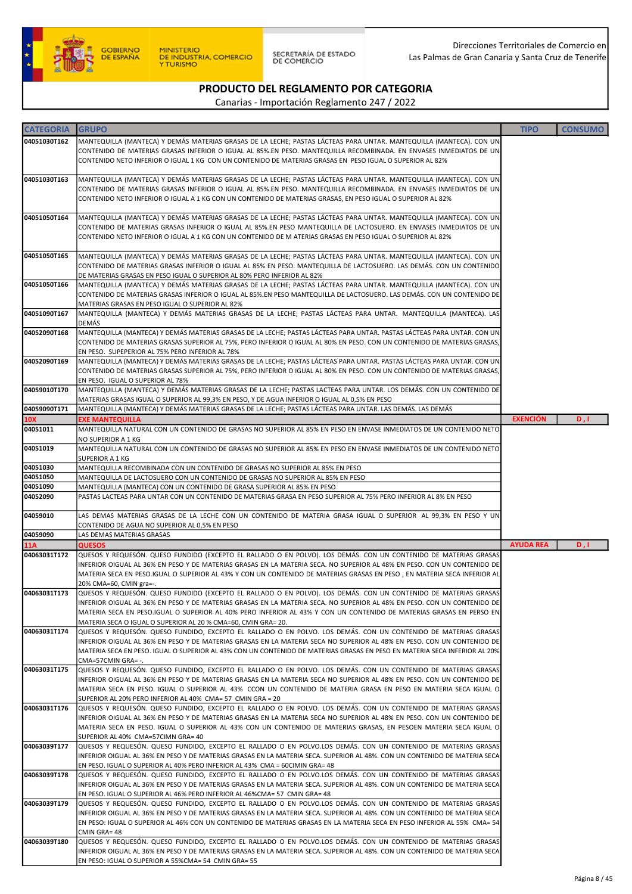Direcciones Territoriales de Comercio en Las Palmas de Gran Canaria y Santa Cruz de Tenerife

# PRODUCTO DEL REGLAMENTO POR CATEGORIA

Canarias - Importación Reglamento 247 / 2022

| CATEGORIA | GRUPO | TIPO | CONSUMO |
|---|---|---|---|
| 04051030T162 | MANTEQUILLA (MANTECA) Y DEMÁS MATERIAS GRASAS DE LA LECHE; PASTAS LÁCTEAS PARA UNTAR. MANTEQUILLA (MANTECA). CON UN CONTENIDO DE MATERIAS GRASAS INFERIOR O IGUAL AL 85%.EN PESO. MANTEQUILLA RECOMBINADA. EN ENVASES INMEDIATOS DE UN CONTENIDO NETO INFERIOR O IGUAL 1 KG CON UN CONTENIDO DE MATERIAS GRASAS EN PESO IGUAL O SUPERIOR AL 82% | | |
| 04051030T163 | MANTEQUILLA (MANTECA) Y DEMÁS MATERIAS GRASAS DE LA LECHE; PASTAS LÁCTEAS PARA UNTAR. MANTEQUILLA (MANTECA). CON UN CONTENIDO DE MATERIAS GRASAS INFERIOR O IGUAL AL 85%.EN PESO. MANTEQUILLA RECOMBINADA. EN ENVASES INMEDIATOS DE UN CONTENIDO NETO INFERIOR O IGUAL A 1 KG CON UN CONTENIDO DE MATERIAS GRASAS, EN PESO IGUAL O SUPERIOR AL 82% | | |
| 04051050T164 | MANTEQUILLA (MANTECA) Y DEMÁS MATERIAS GRASAS DE LA LECHE; PASTAS LÁCTEAS PARA UNTAR. MANTEQUILLA (MANTECA). CON UN CONTENIDO DE MATERIAS GRASAS INFERIOR O IGUAL AL 85%.EN PESO MANTEQUILLA DE LACTOSUERO. EN ENVASES INMEDIATOS DE UN CONTENIDO NETO INFERIOR O IGUAL A 1 KG CON UN CONTENIDO DE M ATERIAS GRASAS EN PESO IGUAL O SUPERIOR AL 82% | | |
| 04051050T165 | MANTEQUILLA (MANTECA) Y DEMÁS MATERIAS GRASAS DE LA LECHE; PASTAS LÁCTEAS PARA UNTAR. MANTEQUILLA (MANTECA). CON UN CONTENIDO DE MATERIAS GRASAS INFERIOR O IGUAL AL 85% EN PESO. MANTEQUILLA DE LACTOSUERO. LAS DEMÁS. CON UN CONTENIDO DE MATERIAS GRASAS EN PESO IGUAL O SUPERIOR AL 80% PERO INFERIOR AL 82% | | |
| 04051050T166 | MANTEQUILLA (MANTECA) Y DEMÁS MATERIAS GRASAS DE LA LECHE; PASTAS LÁCTEAS PARA UNTAR. MANTEQUILLA (MANTECA). CON UN CONTENIDO DE MATERIAS GRASAS INFERIOR O IGUAL AL 85%.EN PESO MANTEQUILLA DE LACTOSUERO. LAS DEMÁS. CON UN CONTENIDO DE MATERIAS GRASAS EN PESO IGUAL O SUPERIOR AL 82% | | |
| 04051090T167 | MANTEQUILLA (MANTECA) Y DEMÁS MATERIAS GRASAS DE LA LECHE; PASTAS LÁCTEAS PARA UNTAR. MANTEQUILLA (MANTECA). LAS DEMÁS | | |
| 04052090T168 | MANTEQUILLA (MANTECA) Y DEMÁS MATERIAS GRASAS DE LA LECHE; PASTAS LÁCTEAS PARA UNTAR. PASTAS LÁCTEAS PARA UNTAR. CON UN CONTENIDO DE MATERIAS GRASAS SUPERIOR AL 75%, PERO INFERIOR O IGUAL AL 80% EN PESO. CON UN CONTENIDO DE MATERIAS GRASAS, EN PESO. SUPEPERIOR AL 75% PERO INFERIOR AL 78% | | |
| 04052090T169 | MANTEQUILLA (MANTECA) Y DEMÁS MATERIAS GRASAS DE LA LECHE; PASTAS LÁCTEAS PARA UNTAR. PASTAS LÁCTEAS PARA UNTAR. CON UN CONTENIDO DE MATERIAS GRASAS SUPERIOR AL 75%, PERO INFERIOR O IGUAL AL 80% EN PESO. CON UN CONTENIDO DE MATERIAS GRASAS, EN PESO. IGUAL O SUPERIOR AL 78% | | |
| 04059010T170 | MANTEQUILLA (MANTECA) Y DEMÁS MATERIAS GRASAS DE LA LECHE; PASTAS LACTEAS PARA UNTAR. LOS DEMÁS. CON UN CONTENIDO DE MATERIAS GRASAS IGUAL O SUPERIOR AL 99,3% EN PESO, Y DE AGUA INFERIOR O IGUAL AL 0,5% EN PESO | | |
| 04059090T171 | MANTEQUILLA (MANTECA) Y DEMÁS MATERIAS GRASAS DE LA LECHE; PASTAS LÁCTEAS PARA UNTAR. LAS DEMÁS. LAS DEMÁS | | |
| **10X** | **EXE MANTEQUILLA** | **EXENCIÓN** | **D , I** |
| 04051011 | MANTEQUILLA NATURAL CON UN CONTENIDO DE GRASAS NO SUPERIOR AL 85% EN PESO EN ENVASE INMEDIATOS DE UN CONTENIDO NETO NO SUPERIOR A 1 KG | | |
| 04051019 | MANTEQUILLA NATURAL CON UN CONTENIDO DE GRASAS NO SUPERIOR AL 85% EN PESO EN ENVASE INMEDIATOS DE UN CONTENIDO NETO SUPERIOR A 1 KG | | |
| 04051030 | MANTEQUILLA RECOMBINADA CON UN CONTENIDO DE GRASAS NO SUPERIOR AL 85% EN PESO | | |
| 04051050 | MANTEQUILLA DE LACTOSUERO CON UN CONTENIDO DE GRASAS NO SUPERIOR AL 85% EN PESO | | |
| 04051090 | MANTEQUILLA (MANTECA) CON UN CONTENIDO DE GRASA SUPERIOR AL 85% EN PESO | | |
| 04052090 | PASTAS LACTEAS PARA UNTAR CON UN CONTENIDO DE MATERIAS GRASA EN PESO SUPERIOR AL 75% PERO INFERIOR AL 8% EN PESO | | |
| 04059010 | LAS DEMAS MATERIAS GRASAS DE LA LECHE CON UN CONTENIDO DE MATERIA GRASA IGUAL O SUPERIOR AL 99,3% EN PESO Y UN CONTENIDO DE AGUA NO SUPERIOR AL 0,5% EN PESO | | |
| 04059090 | LAS DEMAS MATERIAS GRASAS | | |
| **11A** | **QUESOS** | **AYUDA REA** | **D , I** |
| 04063031T172 | QUESOS Y REQUESÓN. QUESO FUNDIDO (EXCEPTO EL RALLADO O EN POLVO). LOS DEMÁS. CON UN CONTENIDO DE MATERIAS GRASAS INFERIOR OIGUAL AL 36% EN PESO Y DE MATERIAS GRASAS EN LA MATERIA SECA. NO SUPERIOR AL 48% EN PESO. CON UN CONTENIDO DE MATERIA SECA EN PESO.IGUAL O SUPERIOR AL 43% Y CON UN CONTENIDO DE MATERIAS GRASAS EN PESO , EN MATERIA SECA INFERIOR AL 20% CMA=60, CMIN gra=-. | | |
| 04063031T173 | QUESOS Y REQUESÓN. QUESO FUNDIDO (EXCEPTO EL RALLADO O EN POLVO). LOS DEMÁS. CON UN CONTENIDO DE MATERIAS GRASAS INFERIOR OIGUAL AL 36% EN PESO Y DE MATERIAS GRASAS EN LA MATERIA SECA. NO SUPERIOR AL 48% EN PESO. CON UN CONTENIDO DE MATERIA SECA EN PESO.IGUAL O SUPERIOR AL 40% PERO INFERIOR AL 43% Y CON UN CONTENIDO DE MATERIAS GRASAS EN PERSO EN MATERIA SECA O IGUAL O SUPERIOR AL 20 % CMA=60, CMIN GRA= 20. | | |
| 04063031T174 | QUESOS Y REQUESÓN. QUESO FUNDIDO, EXCEPTO EL RALLADO O EN POLVO. LOS DEMÁS. CON UN CONTENIDO DE MATERIAS GRASAS INFERIOR OIGUAL AL 36% EN PESO Y DE MATERIAS GRASAS EN LA MATERIA SECA NO SUPERIOR AL 48% EN PESO. CON UN CONTENIDO DE MATERIA SECA EN PESO. IGUAL O SUPERIOR AL 43% CON UN CONTENIDO DE MATERIAS GRASAS EN PESO EN MATERIA SECA INFERIOR AL 20% CMA=57CMIN GRA= -. | | |
| 04063031T175 | QUESOS Y REQUESÓN. QUESO FUNDIDO, EXCEPTO EL RALLADO O EN POLVO. LOS DEMÁS. CON UN CONTENIDO DE MATERIAS GRASAS INFERIOR OIGUAL AL 36% EN PESO Y DE MATERIAS GRASAS EN LA MATERIA SECA NO SUPERIOR AL 48% EN PESO. CON UN CONTENIDO DE MATERIA SECA EN PESO. IGUAL O SUPERIOR AL 43% CCON UN CONTENIDO DE MATERIA GRASA EN PESO EN MATERIA SECA IGUAL O SUPERIOR AL 20% PERO INFERIOR AL 40% CMA= 57 CMIN GRA = 20 | | |
| 04063031T176 | QUESOS Y REQUESÓN. QUESO FUNDIDO, EXCEPTO EL RALLADO O EN POLVO. LOS DEMÁS. CON UN CONTENIDO DE MATERIAS GRASAS INFERIOR OIGUAL AL 36% EN PESO Y DE MATERIAS GRASAS EN LA MATERIA SECA NO SUPERIOR AL 48% EN PESO. CON UN CONTENIDO DE MATERIA SECA EN PESO. IGUAL O SUPERIOR AL 43% CON UN CONTENIDO DE MATERIAS GRASAS, EN PESOEN MATERIA SECA IGUAL O SUPERIOR AL 40% CMA=57CIMN GRA= 40 | | |
| 04063039T177 | QUESOS Y REQUESÓN. QUESO FUNDIDO, EXCEPTO EL RALLADO O EN POLVO.LOS DEMÁS. CON UN CONTENIDO DE MATERIAS GRASAS INFERIOR OIGUAL AL 36% EN PESO Y DE MATERIAS GRASAS EN LA MATERIA SECA. SUPERIOR AL 48%. CON UN CONTENIDO DE MATERIA SECA EN PESO. IGUAL O SUPERIOR AL 40% PERO INFERIOR AL 43% CMA = 60CIMIN GRA= 48 | | |
| 04063039T178 | QUESOS Y REQUESÓN. QUESO FUNDIDO, EXCEPTO EL RALLADO O EN POLVO. LOS DEMÁS. CON UN CONTENIDO DE MATERIAS GRASAS INFERIOR OIGUAL AL 36% EN PESO Y DE MATERIAS GRASAS EN LA MATERIA SECA. SUPERIOR AL 48%. CON UN CONTENIDO DE MATERIA SECA EN PESO. IGUAL O SUPERIOR AL 46% PERO INFERIOR AL 46%CMA= 57 CMIN GRA= 48 | | |
| 04063039T179 | QUESOS Y REQUESÓN. QUESO FUNDIDO, EXCEPTO EL RALLADO O EN POLVO.LOS DEMÁS. CON UN CONTENIDO DE MATERIAS GRASAS INFERIOR OIGUAL AL 36% EN PESO Y DE MATERIAS GRASAS EN LA MATERIA SECA. SUPERIOR AL 48%. CON UN CONTENIDO DE MATERIA SECA EN PESO: IGUAL O SUPERIOR AL 46% CON UN CONTENIDO DE MATERIAS GRASAS EN LA MATERIA SECA EN PESO INFERIOR AL 55% CMA= 54 CMIN GRA= 48 | | |
| 04063039T180 | QUESOS Y REQUESÓN. QUESO FUNDIDO, EXCEPTO EL RALLADO O EN POLVO.LOS DEMÁS. CON UN CONTENIDO DE MATERIAS GRASAS INFERIOR OIGUAL AL 36% EN PESO Y DE MATERIAS GRASAS EN LA MATERIA SECA. SUPERIOR AL 48%. CON UN CONTENIDO DE MATERIA SECA EN PESO: IGUAL O SUPERIOR A 55%CMA= 54 CMIN GRA= 55 | | |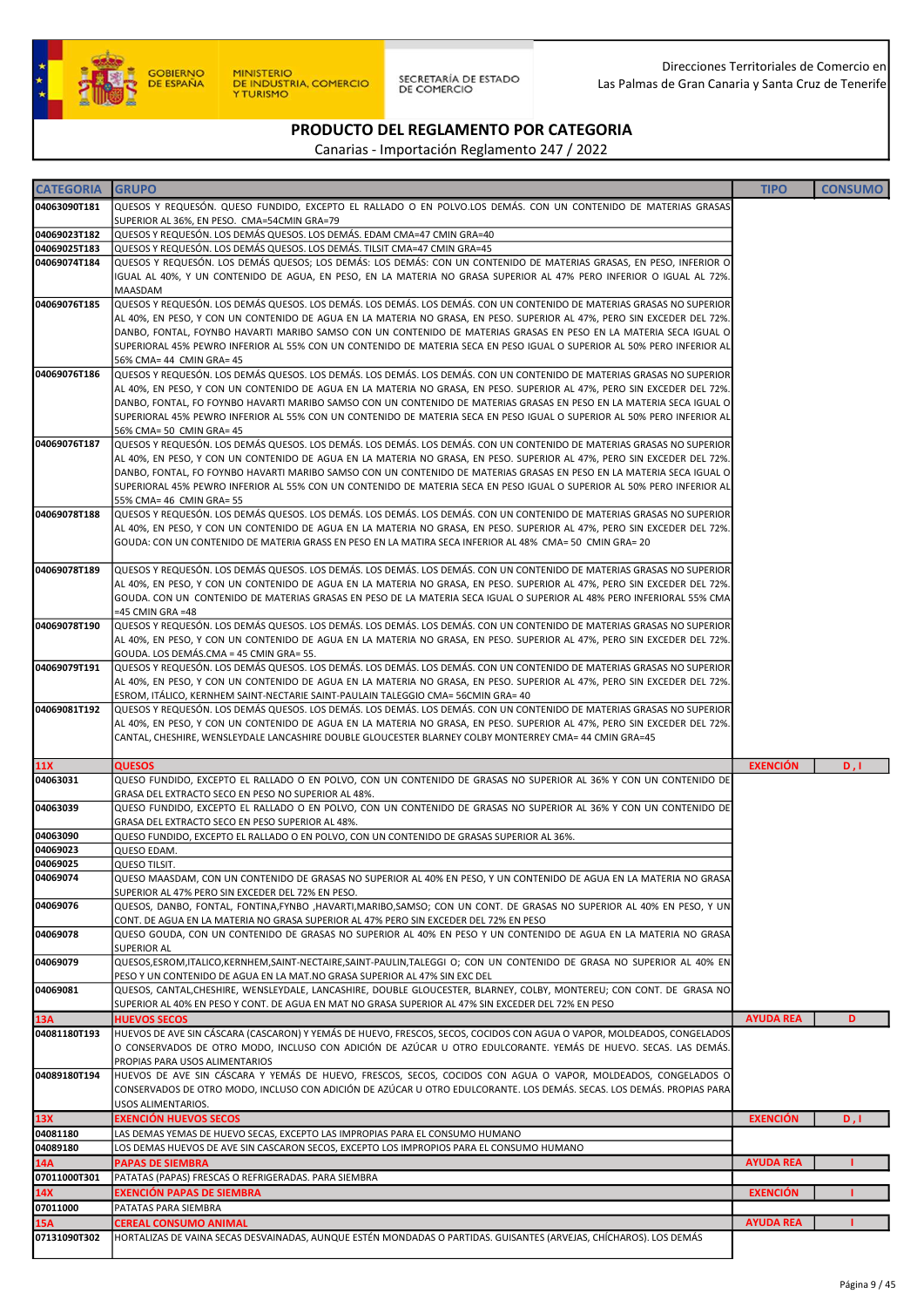GOBIERNO DE ESPAÑA — MINISTERIO DE INDUSTRIA, COMERCIO Y TURISMO — SECRETARÍA DE ESTADO DE COMERCIO

Direcciones Territoriales de Comercio en Las Palmas de Gran Canaria y Santa Cruz de Tenerife

# PRODUCTO DEL REGLAMENTO POR CATEGORIA

Canarias - Importación Reglamento 247 / 2022

| CATEGORIA | GRUPO | TIPO | CONSUMO |
|---|---|---|---|
| 04063090T181 | QUESOS Y REQUESÓN. QUESO FUNDIDO, EXCEPTO EL RALLADO O EN POLVO.LOS DEMÁS. CON UN CONTENIDO DE MATERIAS GRASAS SUPERIOR AL 36%, EN PESO. CMA=54CMIN GRA=79 | | |
| 04069023T182 | QUESOS Y REQUESÓN. LOS DEMÁS QUESOS. LOS DEMÁS. EDAM CMA=47 CMIN GRA=40 | | |
| 04069025T183 | QUESOS Y REQUESÓN. LOS DEMÁS QUESOS. LOS DEMÁS. TILSIT CMA=47 CMIN GRA=45 | | |
| 04069074T184 | QUESOS Y REQUESÓN. LOS DEMÁS QUESOS; LOS DEMÁS: LOS DEMÁS: CON UN CONTENIDO DE MATERIAS GRASAS, EN PESO, INFERIOR O IGUAL AL 40%, Y UN CONTENIDO DE AGUA, EN PESO, EN LA MATERIA NO GRASA SUPERIOR AL 47% PERO INFERIOR O IGUAL AL 72%. MAASDAM | | |
| 04069076T185 | QUESOS Y REQUESÓN. LOS DEMÁS QUESOS. LOS DEMÁS. LOS DEMÁS. CON UN CONTENIDO DE MATERIAS GRASAS NO SUPERIOR AL 40%, EN PESO, Y CON UN CONTENIDO DE AGUA EN LA MATERIA NO GRASA, EN PESO. SUPERIOR AL 47%, PERO SIN EXCEDER DEL 72%. DANBO, FONTAL, FOYNBO HAVARTI MARIBO SAMSO CON UN CONTENIDO DE MATERIAS GRASAS EN PESO EN LA MATERIA SECA IGUAL O SUPERIORAL 45% PEWRO INFERIOR AL 55% CON UN CONTENIDO DE MATERIA SECA EN PESO IGUAL O SUPERIOR AL 50% PERO INFERIOR AL 56% CMA= 44 CMIN GRA= 45 | | |
| 04069076T186 | QUESOS Y REQUESÓN. LOS DEMÁS QUESOS. LOS DEMÁS. LOS DEMÁS. CON UN CONTENIDO DE MATERIAS GRASAS NO SUPERIOR AL 40%, EN PESO, Y CON UN CONTENIDO DE AGUA EN LA MATERIA NO GRASA, EN PESO. SUPERIOR AL 47%, PERO SIN EXCEDER DEL 72%. DANBO, FONTAL, FO FOYNBO HAVARTI MARIBO SAMSO CON UN CONTENIDO DE MATERIAS GRASAS EN PESO EN LA MATERIA SECA IGUAL O SUPERIORAL 45% PEWRO INFERIOR AL 55% CON UN CONTENIDO DE MATERIA SECA EN PESO IGUAL O SUPERIOR AL 50% PERO INFERIOR AL 56% CMA= 50 CMIN GRA= 45 | | |
| 04069076T187 | QUESOS Y REQUESÓN. LOS DEMÁS QUESOS. LOS DEMÁS. LOS DEMÁS. CON UN CONTENIDO DE MATERIAS GRASAS NO SUPERIOR AL 40%, EN PESO, Y CON UN CONTENIDO DE AGUA EN LA MATERIA NO GRASA, EN PESO. SUPERIOR AL 47%, PERO SIN EXCEDER DEL 72%. DANBO, FONTAL, FO FOYNBO HAVARTI MARIBO SAMSO CON UN CONTENIDO DE MATERIAS GRASAS EN PESO EN LA MATERIA SECA IGUAL O SUPERIORAL 45% PEWRO INFERIOR AL 55% CON UN CONTENIDO DE MATERIA SECA EN PESO IGUAL O SUPERIOR AL 50% PERO INFERIOR AL 55% CMA= 46 CMIN GRA= 55 | | |
| 04069078T188 | QUESOS Y REQUESÓN. LOS DEMÁS QUESOS. LOS DEMÁS. LOS DEMÁS. CON UN CONTENIDO DE MATERIAS GRASAS NO SUPERIOR AL 40%, EN PESO, Y CON UN CONTENIDO DE AGUA EN LA MATERIA NO GRASA, EN PESO. SUPERIOR AL 47%, PERO SIN EXCEDER DEL 72%. GOUDA: CON UN CONTENIDO DE MATERIA GRASS EN PESO EN LA MATIRA SECA INFERIOR AL 48% CMA= 50 CMIN GRA= 20 | | |
| 04069078T189 | QUESOS Y REQUESÓN. LOS DEMÁS QUESOS. LOS DEMÁS. LOS DEMÁS. CON UN CONTENIDO DE MATERIAS GRASAS NO SUPERIOR AL 40%, EN PESO, Y CON UN CONTENIDO DE AGUA EN LA MATERIA NO GRASA, EN PESO. SUPERIOR AL 47%, PERO SIN EXCEDER DEL 72%. GOUDA. CON UN CONTENIDO DE MATERIAS GRASAS EN PESO DE LA MATERIA SECA IGUAL O SUPERIOR AL 48% PERO INFERIORAL 55% CMA =45 CMIN GRA =48 | | |
| 04069078T190 | QUESOS Y REQUESÓN. LOS DEMÁS QUESOS. LOS DEMÁS. LOS DEMÁS. CON UN CONTENIDO DE MATERIAS GRASAS NO SUPERIOR AL 40%, EN PESO, Y CON UN CONTENIDO DE AGUA EN LA MATERIA NO GRASA, EN PESO. SUPERIOR AL 47%, PERO SIN EXCEDER DEL 72%. GOUDA. LOS DEMÁS.CMA = 45 CMIN GRA= 55. | | |
| 04069079T191 | QUESOS Y REQUESÓN. LOS DEMÁS QUESOS. LOS DEMÁS. LOS DEMÁS. CON UN CONTENIDO DE MATERIAS GRASAS NO SUPERIOR AL 40%, EN PESO, Y CON UN CONTENIDO DE AGUA EN LA MATERIA NO GRASA, EN PESO. SUPERIOR AL 47%, PERO SIN EXCEDER DEL 72%. ESROM, ITÁLICO, KERNHEM SAINT-NECTARIE SAINT-PAULAIN TALEGGIO CMA= 56CMIN GRA= 40 | | |
| 04069081T192 | QUESOS Y REQUESÓN. LOS DEMÁS QUESOS. LOS DEMÁS. LOS DEMÁS. CON UN CONTENIDO DE MATERIAS GRASAS NO SUPERIOR AL 40%, EN PESO, Y CON UN CONTENIDO DE AGUA EN LA MATERIA NO GRASA, EN PESO. SUPERIOR AL 47%, PERO SIN EXCEDER DEL 72%. CANTAL, CHESHIRE, WENSLEYDALE LANCASHIRE DOUBLE GLOUCESTER BLARNEY COLBY MONTERREY CMA= 44 CMIN GRA=45 | | |
| **11X** | **QUESOS** | **EXENCIÓN** | **D , I** |
| 04063031 | QUESO FUNDIDO, EXCEPTO EL RALLADO O EN POLVO, CON UN CONTENIDO DE GRASAS NO SUPERIOR AL 36% Y CON UN CONTENIDO DE GRASA DEL EXTRACTO SECO EN PESO NO SUPERIOR AL 48%. | | |
| 04063039 | QUESO FUNDIDO, EXCEPTO EL RALLADO O EN POLVO, CON UN CONTENIDO DE GRASAS NO SUPERIOR AL 36% Y CON UN CONTENIDO DE GRASA DEL EXTRACTO SECO EN PESO SUPERIOR AL 48%. | | |
| 04063090 | QUESO FUNDIDO, EXCEPTO EL RALLADO O EN POLVO, CON UN CONTENIDO DE GRASAS SUPERIOR AL 36%. | | |
| 04069023 | QUESO EDAM. | | |
| 04069025 | QUESO TILSIT. | | |
| 04069074 | QUESO MAASDAM, CON UN CONTENIDO DE GRASAS NO SUPERIOR AL 40% EN PESO, Y UN CONTENIDO DE AGUA EN LA MATERIA NO GRASA SUPERIOR AL 47% PERO SIN EXCEDER DEL 72% EN PESO. | | |
| 04069076 | QUESOS, DANBO, FONTAL, FONTINA,FYNBO ,HAVARTI,MARIBO,SAMSO; CON UN CONT. DE GRASAS NO SUPERIOR AL 40% EN PESO, Y UN CONT. DE AGUA EN LA MATERIA NO GRASA SUPERIOR AL 47% PERO SIN EXCEDER DEL 72% EN PESO | | |
| 04069078 | QUESO GOUDA, CON UN CONTENIDO DE GRASAS NO SUPERIOR AL 40% EN PESO Y UN CONTENIDO DE AGUA EN LA MATERIA NO GRASA SUPERIOR AL | | |
| 04069079 | QUESOS,ESROM,ITALICO,KERNHEM,SAINT-NECTAIRE,SAINT-PAULIN,TALEGGI O; CON UN CONTENIDO DE GRASA NO SUPERIOR AL 40% EN PESO Y UN CONTENIDO DE AGUA EN LA MAT.NO GRASA SUPERIOR AL 47% SIN EXC DEL | | |
| 04069081 | QUESOS, CANTAL,CHESHIRE, WENSLEYDALE, LANCASHIRE, DOUBLE GLOUCESTER, BLARNEY, COLBY, MONTEREU; CON CONT. DE GRASA NO SUPERIOR AL 40% EN PESO Y CONT. DE AGUA EN MAT NO GRASA SUPERIOR AL 47% SIN EXCEDER DEL 72% EN PESO | | |
| **13A** | **HUEVOS SECOS** | **AYUDA REA** | **D** |
| 04081180T193 | HUEVOS DE AVE SIN CÁSCARA (CASCARON) Y YEMÁS DE HUEVO, FRESCOS, SECOS, COCIDOS CON AGUA O VAPOR, MOLDEADOS, CONGELADOS O CONSERVADOS DE OTRO MODO, INCLUSO CON ADICIÓN DE AZÚCAR U OTRO EDULCORANTE. YEMÁS DE HUEVO. SECAS. LAS DEMÁS. PROPIAS PARA USOS ALIMENTARIOS | | |
| 04089180T194 | HUEVOS DE AVE SIN CÁSCARA Y YEMÁS DE HUEVO, FRESCOS, SECOS, COCIDOS CON AGUA O VAPOR, MOLDEADOS, CONGELADOS O CONSERVADOS DE OTRO MODO, INCLUSO CON ADICIÓN DE AZÚCAR U OTRO EDULCORANTE. LOS DEMÁS. SECAS. LOS DEMÁS. PROPIAS PARA USOS ALIMENTARIOS. | | |
| **13X** | **EXENCIÓN HUEVOS SECOS** | **EXENCIÓN** | **D , I** |
| 04081180 | LAS DEMAS YEMAS DE HUEVO SECAS, EXCEPTO LAS IMPROPIAS PARA EL CONSUMO HUMANO | | |
| 04089180 | LOS DEMAS HUEVOS DE AVE SIN CASCARON SECOS, EXCEPTO LOS IMPROPIOS PARA EL CONSUMO HUMANO | | |
| **14A** | **PAPAS DE SIEMBRA** | **AYUDA REA** | **I** |
| 07011000T301 | PATATAS (PAPAS) FRESCAS O REFRIGERADAS. PARA SIEMBRA | | |
| **14X** | **EXENCIÓN PAPAS DE SIEMBRA** | **EXENCIÓN** | **I** |
| 07011000 | PATATAS PARA SIEMBRA | | |
| **15A** | **CEREAL CONSUMO ANIMAL** | **AYUDA REA** | **I** |
| 07131090T302 | HORTALIZAS DE VAINA SECAS DESVAINADAS, AUNQUE ESTÉN MONDADAS O PARTIDAS. GUISANTES (ARVEJAS, CHÍCHAROS). LOS DEMÁS | | |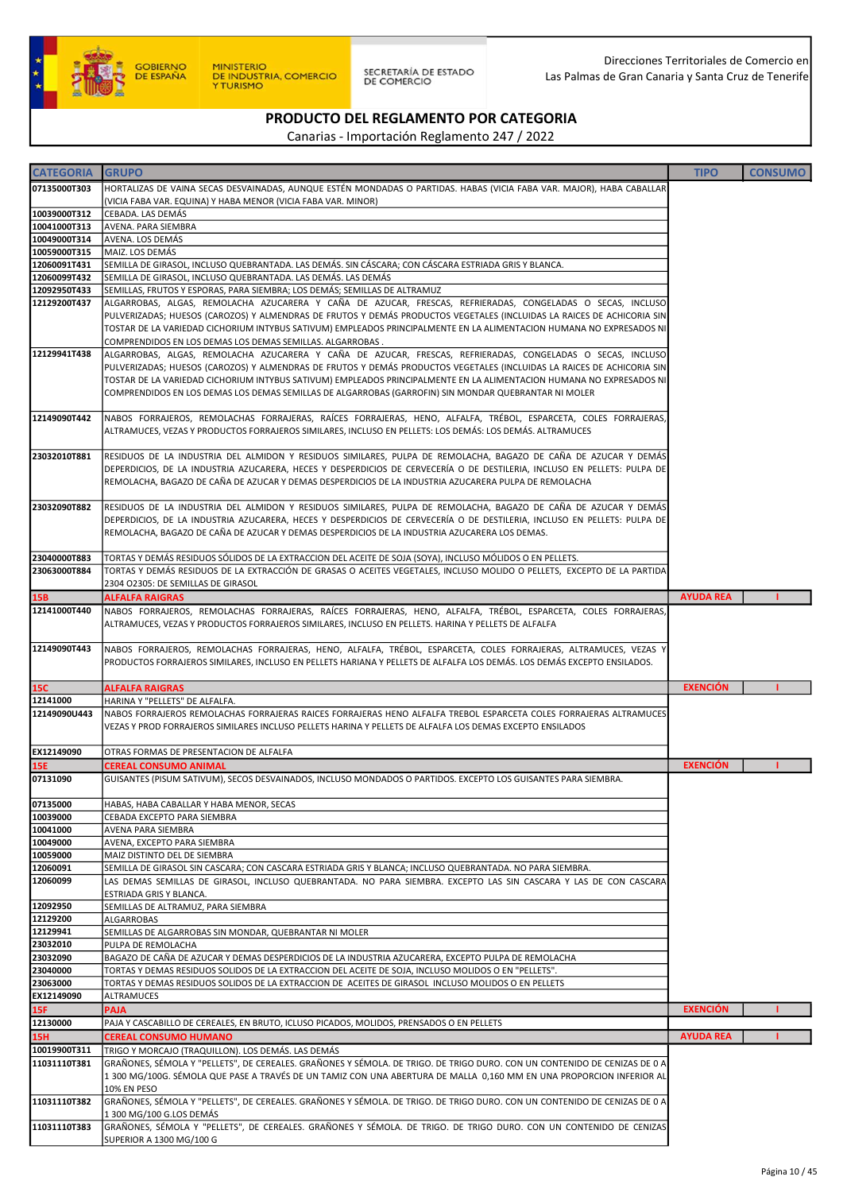Direcciones Territoriales de Comercio en Las Palmas de Gran Canaria y Santa Cruz de Tenerife

## PRODUCTO DEL REGLAMENTO POR CATEGORIA

Canarias - Importación Reglamento 247 / 2022

| CATEGORIA | GRUPO | TIPO | CONSUMO |
|---|---|---|---|
| 07135000T303 | HORTALIZAS DE VAINA SECAS DESVAINADAS, AUNQUE ESTÉN MONDADAS O PARTIDAS. HABAS (VICIA FABA VAR. MAJOR), HABA CABALLAR (VICIA FABA VAR. EQUINA) Y HABA MENOR (VICIA FABA VAR. MINOR) | | |
| 10039000T312 | CEBADA. LAS DEMÁS | | |
| 10041000T313 | AVENA. PARA SIEMBRA | | |
| 10049000T314 | AVENA. LOS DEMÁS | | |
| 10059000T315 | MAIZ. LOS DEMÁS | | |
| 12060091T431 | SEMILLA DE GIRASOL, INCLUSO QUEBRANTADA. LAS DEMÁS. SIN CÁSCARA; CON CÁSCARA ESTRIADA GRIS Y BLANCA. | | |
| 12060099T432 | SEMILLA DE GIRASOL, INCLUSO QUEBRANTADA. LAS DEMÁS. LAS DEMÁS | | |
| 12092950T433 | SEMILLAS, FRUTOS Y ESPORAS, PARA SIEMBRA; LOS DEMÁS; SEMILLAS DE ALTRAMUZ | | |
| 12129200T437 | ALGARROBAS, ALGAS, REMOLACHA AZUCARERA Y CAÑA DE AZUCAR, FRESCAS, REFRIERADAS, CONGELADAS O SECAS, INCLUSO PULVERIZADAS; HUESOS (CAROZOS) Y ALMENDRAS DE FRUTOS Y DEMÁS PRODUCTOS VEGETALES (INCLUIDAS LA RAICES DE ACHICORIA SIN TOSTAR DE LA VARIEDAD CICHORIUM INTYBUS SATIVUM) EMPLEADOS PRINCIPALMENTE EN LA ALIMENTACION HUMANA NO EXPRESADOS NI COMPRENDIDOS EN LOS DEMAS LOS DEMAS SEMILLAS. ALGARROBAS . | | |
| 12129941T438 | ALGARROBAS, ALGAS, REMOLACHA AZUCARERA Y CAÑA DE AZUCAR, FRESCAS, REFRIERADAS, CONGELADAS O SECAS, INCLUSO PULVERIZADAS; HUESOS (CAROZOS) Y ALMENDRAS DE FRUTOS Y DEMÁS PRODUCTOS VEGETALES (INCLUIDAS LA RAICES DE ACHICORIA SIN TOSTAR DE LA VARIEDAD CICHORIUM INTYBUS SATIVUM) EMPLEADOS PRINCIPALMENTE EN LA ALIMENTACION HUMANA NO EXPRESADOS NI COMPRENDIDOS EN LOS DEMAS LOS DEMAS SEMILLAS DE ALGARROBAS (GARROFIN) SIN MONDAR QUEBRANTAR NI MOLER | | |
| 12149090T442 | NABOS FORRAJEROS, REMOLACHAS FORRAJERAS, RAÍCES FORRAJERAS, HENO, ALFALFA, TRÉBOL, ESPARCETA, COLES FORRAJERAS, ALTRAMUCES, VEZAS Y PRODUCTOS FORRAJEROS SIMILARES, INCLUSO EN PELLETS: LOS DEMÁS: LOS DEMÁS. ALTRAMUCES | | |
| 23032010T881 | RESIDUOS DE LA INDUSTRIA DEL ALMIDON Y RESIDUOS SIMILARES, PULPA DE REMOLACHA, BAGAZO DE CAÑA DE AZUCAR Y DEMÁS DEPERDICIOS, DE LA INDUSTRIA AZUCARERA, HECES Y DESPERDICIOS DE CERVECERÍA O DE DESTILERIA, INCLUSO EN PELLETS: PULPA DE REMOLACHA, BAGAZO DE CAÑA DE AZUCAR Y DEMAS DESPERDICIOS DE LA INDUSTRIA AZUCARERA PULPA DE REMOLACHA | | |
| 23032090T882 | RESIDUOS DE LA INDUSTRIA DEL ALMIDON Y RESIDUOS SIMILARES, PULPA DE REMOLACHA, BAGAZO DE CAÑA DE AZUCAR Y DEMÁS DEPERDICIOS, DE LA INDUSTRIA AZUCARERA, HECES Y DESPERDICIOS DE CERVECERÍA O DE DESTILERIA, INCLUSO EN PELLETS: PULPA DE REMOLACHA, BAGAZO DE CAÑA DE AZUCAR Y DEMAS DESPERDICIOS DE LA INDUSTRIA AZUCARERA LOS DEMÁS. | | |
| 23040000T883 | TORTAS Y DEMÁS RESIDUOS SÓLIDOS DE LA EXTRACCION DEL ACEITE DE SOJA (SOYA), INCLUSO MÓLIDOS O EN PELLETS. | | |
| 23063000T884 | TORTAS Y DEMÁS RESIDUOS DE LA EXTRACCIÓN DE GRASAS O ACEITES VEGETALES, INCLUSO MOLIDO O PELLETS, EXCEPTO DE LA PARTIDA 2304 O2305: DE SEMILLAS DE GIRASOL | | |
| **15B** | **ALFALFA RAIGRAS** | **AYUDA REA** | **I** |
| 12141000T440 | NABOS FORRAJEROS, REMOLACHAS FORRAJERAS, RAÍCES FORRAJERAS, HENO, ALFALFA, TRÉBOL, ESPARCETA, COLES FORRAJERAS, ALTRAMUCES, VEZAS Y PRODUCTOS FORRAJEROS SIMILARES, INCLUSO EN PELLETS. HARINA Y PELLETS DE ALFALFA | | |
| 12149090T443 | NABOS FORRAJEROS, REMOLACHAS FORRAJERAS, HENO, ALFALFA, TRÉBOL, ESPARCETA, COLES FORRAJERAS, ALTRAMUCES, VEZAS Y PRODUCTOS FORRAJEROS SIMILARES, INCLUSO EN PELLETS HARIANA Y PELLETS DE ALFALFA LOS DEMÁS. LOS DEMÁS EXCEPTO ENSILADOS. | | |
| **15C** | **ALFALFA RAIGRAS** | **EXENCIÓN** | **I** |
| 12141000 | HARINA Y "PELLETS" DE ALFALFA. | | |
| 12149090U443 | NABOS FORRAJEROS REMOLACHAS FORRAJERAS RAICES FORRAJERAS HENO ALFALFA TREBOL ESPARCETA COLES FORRAJERAS ALTRAMUCES VEZAS Y PROD FORRAJEROS SIMILARES INCLUSO PELLETS HARINA Y PELLETS DE ALFALFA LOS DEMAS EXCEPTO ENSILADOS | | |
| EX12149090 | OTRAS FORMAS DE PRESENTACION DE ALFALFA | | |
| **15E** | **CEREAL CONSUMO ANIMAL** | **EXENCIÓN** | **I** |
| 07131090 | GUISANTES (PISUM SATIVUM), SECOS DESVAINADOS, INCLUSO MONDADOS O PARTIDOS. EXCEPTO LOS GUISANTES PARA SIEMBRA. | | |
| 07135000 | HABAS, HABA CABALLAR Y HABA MENOR, SECAS | | |
| 10039000 | CEBADA EXCEPTO PARA SIEMBRA | | |
| 10041000 | AVENA PARA SIEMBRA | | |
| 10049000 | AVENA, EXCEPTO PARA SIEMBRA | | |
| 10059000 | MAIZ DISTINTO DEL DE SIEMBRA | | |
| 12060091 | SEMILLA DE GIRASOL SIN CASCARA; CON CASCARA ESTRIADA GRIS Y BLANCA; INCLUSO QUEBRANTADA. NO PARA SIEMBRA. | | |
| 12060099 | LAS DEMAS SEMILLAS DE GIRASOL, INCLUSO QUEBRANTADA. NO PARA SIEMBRA. EXCEPTO LAS SIN CASCARA Y LAS DE CON CASCARA ESTRIADA GRIS Y BLANCA. | | |
| 12092950 | SEMILLAS DE ALTRAMUZ, PARA SIEMBRA | | |
| 12129200 | ALGARROBAS | | |
| 12129941 | SEMILLAS DE ALGARROBAS SIN MONDAR, QUEBRANTAR NI MOLER | | |
| 23032010 | PULPA DE REMOLACHA | | |
| 23032090 | BAGAZO DE CAÑA DE AZUCAR Y DEMAS DESPERDICIOS DE LA INDUSTRIA AZUCARERA, EXCEPTO PULPA DE REMOLACHA | | |
| 23040000 | TORTAS Y DEMAS RESIDUOS SOLIDOS DE LA EXTRACCION DEL ACEITE DE SOJA, INCLUSO MOLIDOS O EN "PELLETS". | | |
| 23063000 | TORTAS Y DEMAS RESIDUOS SOLIDOS DE LA EXTRACCION DE ACEITES DE GIRASOL INCLUSO MOLIDOS O EN PELLETS | | |
| EX12149090 | ALTRAMUCES | | |
| **15F** | **PAJA** | **EXENCIÓN** | **I** |
| 12130000 | PAJA Y CASCABILLO DE CEREALES, EN BRUTO, ICLUSO PICADOS, MOLIDOS, PRENSADOS O EN PELLETS | | |
| **15H** | **CEREAL CONSUMO HUMANO** | **AYUDA REA** | **I** |
| 10019900T311 | TRIGO Y MORCAJO (TRAQUILLON). LOS DEMÁS. LAS DEMÁS | | |
| 11031110T381 | GRAÑONES, SÉMOLA Y "PELLETS", DE CEREALES. GRAÑONES Y SÉMOLA. DE TRIGO. DE TRIGO DURO. CON UN CONTENIDO DE CENIZAS DE 0 A 1 300 MG/100G. SÉMOLA QUE PASE A TRAVÉS DE UN TAMIZ CON UNA ABERTURA DE MALLA 0,160 MM EN UNA PROPORCION INFERIOR AL 10% EN PESO | | |
| 11031110T382 | GRAÑONES, SÉMOLA Y "PELLETS", DE CEREALES. GRAÑONES Y SÉMOLA. DE TRIGO. DE TRIGO DURO. CON UN CONTENIDO DE CENIZAS DE 0 A 1 300 MG/100 G.LOS DEMÁS | | |
| 11031110T383 | GRAÑONES, SÉMOLA Y "PELLETS", DE CEREALES. GRAÑONES Y SÉMOLA. DE TRIGO. DE TRIGO DURO. CON UN CONTENIDO DE CENIZAS SUPERIOR A 1300 MG/100 G | | |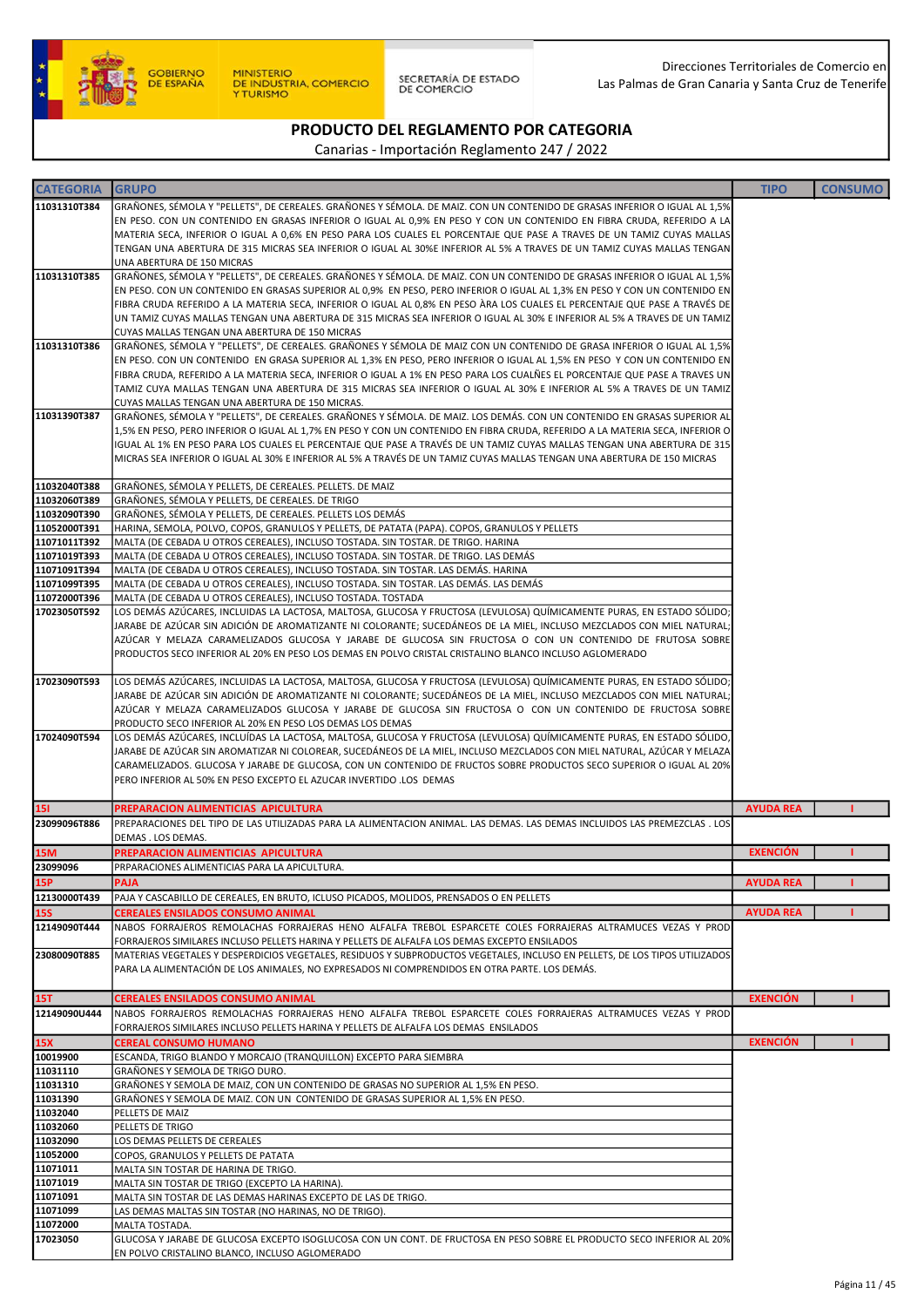Direcciones Territoriales de Comercio en Las Palmas de Gran Canaria y Santa Cruz de Tenerife

GOBIERNO DE ESPAÑA — MINISTERIO DE INDUSTRIA, COMERCIO Y TURISMO — SECRETARÍA DE ESTADO DE COMERCIO

# PRODUCTO DEL REGLAMENTO POR CATEGORIA

Canarias - Importación Reglamento 247 / 2022

| CATEGORIA | GRUPO | TIPO | CONSUMO |
|---|---|---|---|
| 11031310T384 | GRAÑONES, SÉMOLA Y "PELLETS", DE CEREALES. GRAÑONES Y SÉMOLA. DE MAIZ. CON UN CONTENIDO DE GRASAS INFERIOR O IGUAL AL 1,5% EN PESO. CON UN CONTENIDO EN GRASAS INFERIOR O IGUAL AL 0,9% EN PESO Y CON UN CONTENIDO EN FIBRA CRUDA, REFERIDO A LA MATERIA SECA, INFERIOR O IGUAL A 0,6% EN PESO PARA LOS CUALES EL PORCENTAJE QUE PASE A TRAVES DE UN TAMIZ CUYAS MALLAS TENGAN UNA ABERTURA DE 315 MICRAS SEA INFERIOR O IGUAL AL 30%E INFERIOR AL 5% A TRAVES DE UN TAMIZ CUYAS MALLAS TENGAN UNA ABERTURA DE 150 MICRAS | | |
| 11031310T385 | GRAÑONES, SÉMOLA Y "PELLETS", DE CEREALES. GRAÑONES Y SÉMOLA. DE MAIZ. CON UN CONTENIDO DE GRASAS INFERIOR O IGUAL AL 1,5% EN PESO. CON UN CONTENIDO EN GRASAS SUPERIOR AL 0,9% EN PESO, PERO INFERIOR O IGUAL AL 1,3% EN PESO Y CON UN CONTENIDO EN FIBRA CRUDA REFERIDO A LA MATERIA SECA, INFERIOR O IGUAL AL 0,8% EN PESO ÀRA LOS CUALES EL PORCENTAJE QUE PASE A TRAVÉS DE UN TAMIZ CUYAS MALLAS TENGAN UNA ABERTURA DE 315 MICRAS SEA INFERIOR O IGUAL AL 30% E INFERIOR AL 5% A TRAVES DE UN TAMIZ CUYAS MALLAS TENGAN UNA ABERTURA DE 150 MICRAS | | |
| 11031310T386 | GRAÑONES, SÉMOLA Y "PELLETS", DE CEREALES. GRAÑONES Y SÉMOLA DE MAIZ CON UN CONTENIDO DE GRASA INFERIOR O IGUAL AL 1,5% EN PESO. CON UN CONTENIDO EN GRASA SUPERIOR AL 1,3% EN PESO, PERO INFERIOR O IGUAL AL 1,5% EN PESO Y CON UN CONTENIDO EN FIBRA CRUDA, REFERIDO A LA MATERIA SECA, INFERIOR O IGUAL A 1% EN PESO PARA LOS CUALÑES EL PORCENTAJE QUE PASE A TRAVES UN TAMIZ CUYA MALLAS TENGAN UNA ABERTURA DE 315 MICRAS SEA INFERIOR O IGUAL AL 30% E INFERIOR AL 5% A TRAVES DE UN TAMIZ CUYAS MALLAS TENGAN UNA ABERTURA DE 150 MICRAS. | | |
| 11031390T387 | GRAÑONES, SÉMOLA Y "PELLETS", DE CEREALES. GRAÑONES Y SÉMOLA. DE MAIZ. LOS DEMÁS. CON UN CONTENIDO EN GRASAS SUPERIOR AL 1,5% EN PESO, PERO INFERIOR O IGUAL AL 1,7% EN PESO Y CON UN CONTENIDO EN FIBRA CRUDA, REFERIDO A LA MATERIA SECA, INFERIOR O IGUAL AL 1% EN PESO PARA LOS CUALES EL PORCENTAJE QUE PASE A TRAVÉS DE UN TAMIZ CUYAS MALLAS TENGAN UNA ABERTURA DE 315 MICRAS SEA INFERIOR O IGUAL AL 30% E INFERIOR AL 5% A TRAVÉS DE UN TAMIZ CUYAS MALLAS TENGAN UNA ABERTURA DE 150 MICRAS | | |
| 11032040T388 | GRAÑONES, SÉMOLA Y PELLETS, DE CEREALES. PELLETS. DE MAIZ | | |
| 11032060T389 | GRAÑONES, SÉMOLA Y PELLETS, DE CEREALES. DE TRIGO | | |
| 11032090T390 | GRAÑONES, SÉMOLA Y PELLETS, DE CEREALES. PELLETS LOS DEMÁS | | |
| 11052000T391 | HARINA, SEMOLA, POLVO, COPOS, GRANULOS Y PELLETS, DE PATATA (PAPA). COPOS, GRANULOS Y PELLETS | | |
| 11071011T392 | MALTA (DE CEBADA U OTROS CEREALES), INCLUSO TOSTADA. SIN TOSTAR. DE TRIGO. HARINA | | |
| 11071019T393 | MALTA (DE CEBADA U OTROS CEREALES), INCLUSO TOSTADA. SIN TOSTAR. DE TRIGO. LAS DEMÁS | | |
| 11071091T394 | MALTA (DE CEBADA U OTROS CEREALES), INCLUSO TOSTADA. SIN TOSTAR. LAS DEMÁS. HARINA | | |
| 11071099T395 | MALTA (DE CEBADA U OTROS CEREALES), INCLUSO TOSTADA. SIN TOSTAR. LAS DEMÁS. LAS DEMÁS | | |
| 11072000T396 | MALTA (DE CEBADA U OTROS CEREALES), INCLUSO TOSTADA. TOSTADA | | |
| 17023050T592 | LOS DEMÁS AZÚCARES, INCLUIDAS LA LACTOSA, MALTOSA, GLUCOSA Y FRUCTOSA (LEVULOSA) QUÍMICAMENTE PURAS, EN ESTADO SÓLIDO; JARABE DE AZÚCAR SIN ADICIÓN DE AROMATIZANTE NI COLORANTE; SUCEDÁNEOS DE LA MIEL, INCLUSO MEZCLADOS CON MIEL NATURAL; AZÚCAR Y MELAZA CARAMELIZADOS GLUCOSA Y JARABE DE GLUCOSA SIN FRUCTOSA O CON UN CONTENIDO DE FRUTOSA SOBRE PRODUCTOS SECO INFERIOR AL 20% EN PESO LOS DEMAS EN POLVO CRISTAL CRISTALINO BLANCO INCLUSO AGLOMERADO | | |
| 17023090T593 | LOS DEMÁS AZÚCARES, INCLUIDAS LA LACTOSA, MALTOSA, GLUCOSA Y FRUCTOSA (LEVULOSA) QUÍMICAMENTE PURAS, EN ESTADO SÓLIDO; JARABE DE AZÚCAR SIN ADICIÓN DE AROMATIZANTE NI COLORANTE; SUCEDÁNEOS DE LA MIEL, INCLUSO MEZCLADOS CON MIEL NATURAL; AZÚCAR Y MELAZA CARAMELIZADOS GLUCOSA Y JARABE DE GLUCOSA SIN FRUCTOSA O CON UN CONTENIDO DE FRUCTOSA SOBRE PRODUCTO SECO INFERIOR AL 20% EN PESO LOS DEMAS LOS DEMAS | | |
| 17024090T594 | LOS DEMÁS AZÚCARES, INCLUÍDAS LA LACTOSA, MALTOSA, GLUCOSA Y FRUCTOSA (LEVULOSA) QUÍMICAMENTE PURAS, EN ESTADO SÓLIDO; JARABE DE AZÚCAR SIN AROMATIZAR NI COLOREAR, SUCEDÁNEOS DE LA MIEL, INCLUSO MEZCLADOS CON MIEL NATURAL, AZÚCAR Y MELAZA CARAMELIZADOS. GLUCOSA Y JARABE DE GLUCOSA, CON UN CONTENIDO DE FRUCTOS SOBRE PRODUCTOS SECO SUPERIOR O IGUAL AL 20% PERO INFERIOR AL 50% EN PESO EXCEPTO EL AZUCAR INVERTIDO .LOS DEMAS | | |
| **15I** | **PREPARACION ALIMENTICIAS APICULTURA** | **AYUDA REA** | **I** |
| 23099096T886 | PREPARACIONES DEL TIPO DE LAS UTILIZADAS PARA LA ALIMENTACION ANIMAL. LAS DEMAS. LAS DEMAS INCLUIDOS LAS PREMEZCLAS . LOS DEMAS . LOS DEMAS. | | |
| **15M** | **PREPARACION ALIMENTICIAS APICULTURA** | **EXENCIÓN** | **I** |
| 23099096 | PRPARACIONES ALIMENTICIAS PARA LA APICULTURA. | | |
| **15P** | **PAJA** | **AYUDA REA** | **I** |
| 12130000T439 | PAJA Y CASCABILLO DE CEREALES, EN BRUTO, ICLUSO PICADOS, MOLIDOS, PRENSADOS O EN PELLETS | | |
| **15S** | **CEREALES ENSILADOS CONSUMO ANIMAL** | **AYUDA REA** | **I** |
| 12149090T444 | NABOS FORRAJEROS REMOLACHAS FORRAJERAS HENO ALFALFA TREBOL ESPARCETE COLES FORRAJERAS ALTRAMUCES VEZAS Y PROD FORRAJEROS SIMILARES INCLUSO PELLETS HARINA Y PELLETS DE ALFALFA LOS DEMAS EXCEPTO ENSILADOS | | |
| 23080090T885 | MATERIAS VEGETALES Y DESPERDICIOS VEGETALES, RESIDUOS Y SUBPRODUCTOS VEGETALES, INCLUSO EN PELLETS, DE LOS TIPOS UTILIZADOS PARA LA ALIMENTACIÓN DE LOS ANIMALES, NO EXPRESADOS NI COMPRENDIDOS EN OTRA PARTE. LOS DEMÁS. | | |
| **15T** | **CEREALES ENSILADOS CONSUMO ANIMAL** | **EXENCIÓN** | **I** |
| 12149090U444 | NABOS FORRAJEROS REMOLACHAS FORRAJERAS HENO ALFALFA TREBOL ESPARCETE COLES FORRAJERAS ALTRAMUCES VEZAS Y PROD FORRAJEROS SIMILARES INCLUSO PELLETS HARINA Y PELLETS DE ALFALFA LOS DEMAS ENSILADOS | | |
| **15X** | **CEREAL CONSUMO HUMANO** | **EXENCIÓN** | **I** |
| 10019900 | ESCANDA, TRIGO BLANDO Y MORCAJO (TRANQUILLON) EXCEPTO PARA SIEMBRA | | |
| 11031110 | GRAÑONES Y SEMOLA DE TRIGO DURO. | | |
| 11031310 | GRAÑONES Y SEMOLA DE MAIZ, CON UN CONTENIDO DE GRASAS NO SUPERIOR AL 1,5% EN PESO. | | |
| 11031390 | GRAÑONES Y SEMOLA DE MAIZ. CON UN CONTENIDO DE GRASAS SUPERIOR AL 1,5% EN PESO. | | |
| 11032040 | PELLETS DE MAIZ | | |
| 11032060 | PELLETS DE TRIGO | | |
| 11032090 | LOS DEMAS PELLETS DE CEREALES | | |
| 11052000 | COPOS, GRANULOS Y PELLETS DE PATATA | | |
| 11071011 | MALTA SIN TOSTAR DE HARINA DE TRIGO. | | |
| 11071019 | MALTA SIN TOSTAR DE TRIGO (EXCEPTO LA HARINA). | | |
| 11071091 | MALTA SIN TOSTAR DE LAS DEMAS HARINAS EXCEPTO DE LAS DE TRIGO. | | |
| 11071099 | LAS DEMAS MALTAS SIN TOSTAR (NO HARINAS, NO DE TRIGO). | | |
| 11072000 | MALTA TOSTADA. | | |
| 17023050 | GLUCOSA Y JARABE DE GLUCOSA EXCEPTO ISOGLUCOSA CON UN CONT. DE FRUCTOSA EN PESO SOBRE EL PRODUCTO SECO INFERIOR AL 20% EN POLVO CRISTALINO BLANCO, INCLUSO AGLOMERADO | | |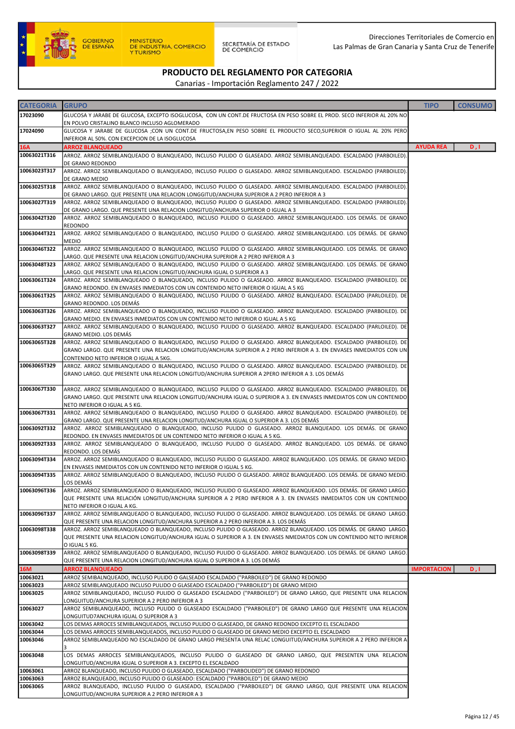## PRODUCTO DEL REGLAMENTO POR CATEGORIA

Canarias - Importación Reglamento 247 / 2022

| CATEGORIA | GRUPO | TIPO | CONSUMO |
|---|---|---|---|
| 17023090 | GLUCOSA Y JARABE DE GLUCOSA, EXCEPTO ISOGLUCOSA, CON UN CONT.DE FRUCTOSA EN PESO SOBRE EL PROD. SECO INFERIOR AL 20% NO EN POLVO CRISTALINO BLANCO INCLUSO AGLOMERADO | | |
| 17024090 | GLUCOSA Y JARABE DE GLUCOSA ;CON UN CONT.DE FRUCTOSA,EN PESO SOBRE EL PRODUCTO SECO,SUPERIOR O IGUAL AL 20% PERO INFERIOR AL 50%. CON EXCEPCION DE LA ISOGLUCOSA | | |
| 16A | ARROZ BLANQUEADO | AYUDA REA | D , I |
| 10063021T316 | ARROZ. ARROZ SEMIBLANQUEADO O BLANQUEADO, INCLUSO PULIDO O GLASEADO. ARROZ SEMIBLANQUEADO. ESCALDADO (PARBOILED). DE GRANO REDONDO | | |
| 10063023T317 | ARROZ. ARROZ SEMIBLANQUEADO O BLANQUEADO, INCLUSO PULIDO O GLASEADO. ARROZ SEMIBLANQUEADO. ESCALDADO (PARBOILED). DE GRANO MEDIO | | |
| 10063025T318 | ARROZ. ARROZ SEMIBLANQUEADO O BLANQUEADO, INCLUSO PULIDO O GLASEADO. ARROZ SEMIBLANQUEADO. ESCALDADO (PARBOILED). DE GRANO LARGO. QUE PRESENTE UNA RELACION LONGGITUD/ANCHURA SUPERIOR A 2 PERO INFERIOR A 3 | | |
| 10063027T319 | ARROZ. ARROZ SEMIBLANQUEADO O BLANQUEADO, INCLUSO PULIDO O GLASEADO. ARROZ SEMIBLANQUEADO. ESCALDADO (PARBOILED). DE GRANO LARGO. QUE PRESENTE UNA RELACION LONGITUD/ANCHURA SUPERIOR O IGUAL A 3 | | |
| 10063042T320 | ARROZ. ARROZ SEMIBLANQUEADO O BLANQUEADO, INCLUSO PULIDO O GLASEADO. ARROZ SEMIBLANQUEADO. LOS DEMÁS. DE GRANO REDONDO | | |
| 10063044T321 | ARROZ. ARROZ SEMIBLANQUEADO O BLANQUEADO, INCLUSO PULIDO O GLASEADO. ARROZ SEMIBLANQUEADO. LOS DEMÁS. DE GRANO MEDIO | | |
| 10063046T322 | ARROZ. ARROZ SEMIBLANQUEADO O BLANQUEADO, INCLUSO PULIDO O GLASEADO. ARROZ SEMIBLANQUEADO. LOS DEMÁS. DE GRANO LARGO. QUE PRESENTE UNA RELACION LONGITUD/ANCHURA SUPERIOR A 2 PERO INFERIOR A 3 | | |
| 10063048T323 | ARROZ. ARROZ SEMIBLANQUEADO O BLANQUEADO, INCLUSO PULIDO O GLASEADO. ARROZ SEMIBLANQUEADO. LOS DEMÁS. DE GRANO LARGO. QUE PRESENTE UNA RELACION LONGITUD/ANCHURA IGUAL O SUPERIOR A 3 | | |
| 10063061T324 | ARROZ. ARROZ SEMIBLANQUEADO O BLANQUEADO, INCLUSO PULIDO O GLASEADO. ARROZ BLANQUEADO. ESCALDADO (PARBOILED). DE GRANO REDONDO. EN ENVASES INMEDIATOS CON UN CONTENIDO NETO INFERIOR O IGUAL A 5 KG | | |
| 10063061T325 | ARROZ. ARROZ SEMIBLANQUEADO O BLANQUEADO, INCLUSO PULIDO O GLASEADO. ARROZ BLANQUEADO. ESCALDADO (PARLOILED). DE GRANO REDONDO. LOS DEMÁS | | |
| 10063063T326 | ARROZ. ARROZ SEMIBLANQUEADO O BLANQUEADO, INCLUSO PULIDO O GLASEADO. ARROZ BLANQUEADO. ESCALDADO (PARBOILED). DE GRANO MEDIO. EN ENVASES INMEDIATOS CON UN CONTENIDO NETO INFERIOR O IGUAL A 5 KG | | |
| 10063063T327 | ARROZ. ARROZ SEMIBLANQUEADO O BLANQUEADO, INCLUSO PULIDO O GLASEADO. ARROZ BLANQUEADO. ESCALDADO (PARLOILED). DE GRANO MEDIO. LOS DEMÁS | | |
| 10063065T328 | ARROZ. ARROZ SEMIBLANQUEADO O BLANQUEADO, INCLUSO PULIDO O GLASEADO. ARROZ BLANQUEADO. ESCALDADO (PARBOILED). DE GRANO LARGO. QUE PRESENTE UNA RELACION LONGITUD/ANCHURA SUPERIOR A 2 PERO INFERIOR A 3. EN ENVASES INMEDIATOS CON UN CONTENIDO NETO INFERIOR O IGUAL A 5KG. | | |
| 10063065T329 | ARROZ. ARROZ SEMIBLANQUEADO O BLANQUEADO, INCLUSO PULIDO O GLASEADO. ARROZ BLANQUEADO. ESCALDADO (PARBOILED). DE GRANO LARGO. QUE PRESENTE UNA RELACION LONGITUD/ANCHURA SUPERIOR A 2PERO INFERIOR A 3. LOS DEMÁS | | |
| 10063067T330 | ARROZ. ARROZ SEMIBLANQUEADO O BLANQUEADO, INCLUSO PULIDO O GLASEADO. ARROZ BLANQUEADO. ESCALDADO (PARBOILED). DE GRANO LARGO. QUE PRESENTE UNA RELACION LONGITUD/ANCHURA IGUAL O SUPERIOR A 3. EN ENVASES INMEDIATOS CON UN CONTENIDO NETO INFERIOR O IGUAL A 5 KG. | | |
| 10063067T331 | ARROZ. ARROZ SEMIBLANQUEADO O BLANQUEADO, INCLUSO PULIDO O GLASEADO. ARROZ BLANQUEADO. ESCALDADO (PARBOILED). DE GRANO LARGO. QUE PRESENTE UNA RELACION LONGITUD/ANCHURA IGUAL O SUPERIOR A 3. LOS DEMÁS | | |
| 10063092T332 | ARROZ. ARROZ SEMIBLANQUEADO O BLANQUEADO, INCLUSO PULIDO O GLASEADO. ARROZ BLANQUEADO. LOS DEMÁS. DE GRANO REDONDO. EN ENVASES INMEDIATOS DE UN CONTENIDO NETO INFERIOR O IGUAL A 5 KG. | | |
| 10063092T333 | ARROZ. ARROZ SEMIBLANQUEADO O BLANQUEADO, INCLUSO PULIDO O GLASEADO. ARROZ BLANQUEADO. LOS DEMÁS. DE GRANO REDONDO. LOS DEMÁS | | |
| 10063094T334 | ARROZ. ARROZ SEMIBLANQUEADO O BLANQUEADO, INCLUSO PULIDO O GLASEADO. ARROZ BLANQUEADO. LOS DEMÁS. DE GRANO MEDIO. EN ENVASES INMEDIATOS CON UN CONTENIDO NETO INFERIOR O IGUAL 5 KG. | | |
| 10063094T335 | ARROZ. ARROZ SEMIBLANQUEADO O BLANQUEADO, INCLUSO PULIDO O GLASEADO. ARROZ BLANQUEADO. LOS DEMÁS. DE GRANO MEDIO. LOS DEMÁS | | |
| 10063096T336 | ARROZ. ARROZ SEMIBLANQUEADO O BLANQUEADO, INCLUSO PULIDO O GLASEADO. ARROZ BLANQUEADO. LOS DEMÁS. DE GRANO LARGO. QUE PRESENTE UNA RELACIÓN LONGITUD/ANCHURA SUPERIOR A 2 PERO INFERIOR A 3. EN ENVASES INMEDIATOS CON UN CONTENIDO NETO INFERIOR O IGUAL A KG. | | |
| 10063096T337 | ARROZ. ARROZ SEMIBLANQUEADO O BLANQUEADO, INCLUSO PULIDO O GLASEADO. ARROZ BLANQUEADO. LOS DEMÁS. DE GRANO LARGO. QUE PRESENTE UNA RELACION LONGITUD/ANCHURA SUPERIOR A 2 PERO INFERIOR A 3. LOS DEMÁS | | |
| 10063098T338 | ARROZ. ARROZ SEMIBLANQUEADO O BLANQUEADO, INCLUSO PULIDO O GLASEADO. ARROZ BLANQUEADO. LOS DEMÁS. DE GRANO LARGO. QUE PRESENTE UNA RELACION LONGITUD/ANCHURA IGUAL O SUPERIOR A 3. EN ENVASES NMEDIATOS CON UN CONTENIDO NETO INFERIOR O IGUAL 5 KG. | | |
| 10063098T339 | ARROZ. ARROZ SEMIBLANQUEADO O BLANQUEADO, INCLUSO PULIDO O GLASEADO. ARROZ BLANQUEADO. LOS DEMÁS. DE GRANO LARGO. QUE PRESENTE UNA RELACION LONGITUD/ANCHURA IGUAL O SUPERIOR A 3. LOS DEMÁS | | |
| 16M | ARROZ BLANQUEADO | IMPORTACION | D , I |
| 10063021 | ARROZ SEMIBALNQUEADO, INCLUSO PULIDO O GALSEADO ESCALDADO ("PARBOILED") DE GRANO REDONDO | | |
| 10063023 | ARROZ SEMIBLANQUEADO INCLUSO PULIDO O GLASEADO ESCALDADO ("PARBOILED") DE GRANO MEDIO | | |
| 10063025 | ARROZ SEMIBLANQUEADO, INCLUSO PULIDO O GLASEADO ESCALDADO ("PARBOILED") DE GRANO LARGO, QUE PRESENTE UNA RELACION LONGUITUD/ANCHURA SUPERIOR A 2 PERO INFERIOR A 3 | | |
| 10063027 | ARROZ SEMIBLANQUEADO, INCLUSO PULIDO O GLASEADO ESCALDADO ("PARBOILED") DE GRANO LARGO QUE PRESENTE UNA RELACION LONGUITUD7ANCHURA IGUAL O SUPERIOR A 3 | | |
| 10063042 | LOS DEMAS ARROCES SEMIBLANQUEADOS, INCLUSO PULIDO O GLASEADO, DE GRANO REDONDO EXCEPTO EL ESCALDADO | | |
| 10063044 | LOS DEMAS ARROCES SEMIBLANQUEADOS, INCLUSO PULIDO O GLASEADO DE GRANO MEDIO EXCEPTO EL ESCALDADO | | |
| 10063046 | ARROZ SEMIBLANQUEADO NO ESCALDADO DE GRANO LARGO PRESENTA UNA RELAC LONGUITUD/ANCHURA SUPERIOR A 2 PERO INFERIOR A 3 | | |
| 10063048 | LOS DEMAS ARROCES SEMIBLANQUEADOS, INCLUSO PULIDO O GLASEADO DE GRANO LARGO, QUE PRESENTEN UNA RELACION LONGUITUD/ANCHURA IGUAL O SUPERIOR A 3. EXCEPTO EL ESCALDADO | | |
| 10063061 | ARROZ BLANQUEADO, INCLUSO PULIDO O GLASEADO, ESCALDADO ("PARBOLIDED") DE GRANO REDONDO | | |
| 10063063 | ARROZ BLANQUEADO, INCLUSO PULIDO O GLASEADO: ESCALDADO ("PARBOILED") DE GRANO MEDIO | | |
| 10063065 | ARROZ BLANQUEADO, INCLUSO PULIDO O GLASEADO, ESCALDADO ("PARBOILED") DE GRANO LARGO, QUE PRESENTE UNA RELACION LONGUITUD/ANCHURA SUPERIOR A 2 PERO INFERIOR A 3 | | |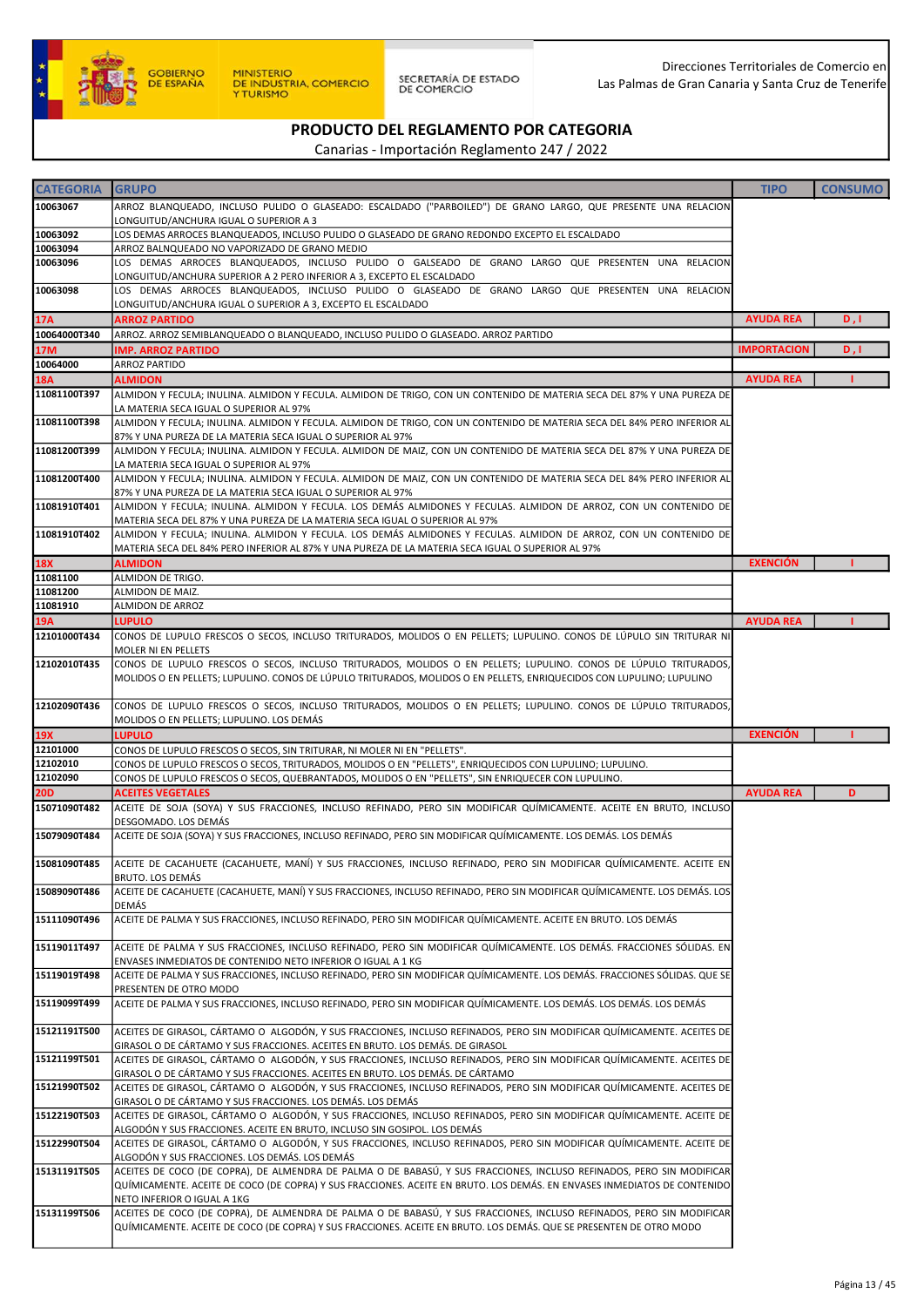GOBIERNO DE ESPAÑA | MINISTERIO DE INDUSTRIA, COMERCIO Y TURISMO | SECRETARÍA DE ESTADO DE COMERCIO

Direcciones Territoriales de Comercio en Las Palmas de Gran Canaria y Santa Cruz de Tenerife

# PRODUCTO DEL REGLAMENTO POR CATEGORIA

Canarias - Importación Reglamento 247 / 2022

| CATEGORIA | GRUPO | TIPO | CONSUMO |
|---|---|---|---|
| 10063067 | ARROZ BLANQUEADO, INCLUSO PULIDO O GLASEADO: ESCALDADO ("PARBOILED") DE GRANO LARGO, QUE PRESENTE UNA RELACION LONGUITUD/ANCHURA IGUAL O SUPERIOR A 3 | | |
| 10063092 | LOS DEMAS ARROCES BLANQUEADOS, INCLUSO PULIDO O GLASEADO DE GRANO REDONDO EXCEPTO EL ESCALDADO | | |
| 10063094 | ARROZ BALNQUEADO NO VAPORIZADO DE GRANO MEDIO | | |
| 10063096 | LOS DEMAS ARROCES BLANQUEADOS, INCLUSO PULIDO O GALSEADO DE GRANO LARGO QUE PRESENTEN UNA RELACION LONGUITUD/ANCHURA SUPERIOR A 2 PERO INFERIOR A 3, EXCEPTO EL ESCALDADO | | |
| 10063098 | LOS DEMAS ARROCES BLANQUEADOS, INCLUSO PULIDO O GLASEADO DE GRANO LARGO QUE PRESENTEN UNA RELACION LONGUITUD/ANCHURA IGUAL O SUPERIOR A 3, EXCEPTO EL ESCALDADO | | |
| **17A** | **ARROZ PARTIDO** | **AYUDA REA** | **D , I** |
| 10064000T340 | ARROZ. ARROZ SEMIBLANQUEADO O BLANQUEADO, INCLUSO PULIDO O GLASEADO. ARROZ PARTIDO | | |
| **17M** | **IMP. ARROZ PARTIDO** | **IMPORTACION** | **D , I** |
| 10064000 | ARROZ PARTIDO | | |
| **18A** | **ALMIDON** | **AYUDA REA** | **I** |
| 11081100T397 | ALMIDON Y FECULA; INULINA. ALMIDON Y FECULA. ALMIDON DE TRIGO, CON UN CONTENIDO DE MATERIA SECA DEL 87% Y UNA PUREZA DE LA MATERIA SECA IGUAL O SUPERIOR AL 97% | | |
| 11081100T398 | ALMIDON Y FECULA; INULINA. ALMIDON Y FECULA. ALMIDON DE TRIGO, CON UN CONTENIDO DE MATERIA SECA DEL 84% PERO INFERIOR AL 87% Y UNA PUREZA DE LA MATERIA SECA IGUAL O SUPERIOR AL 97% | | |
| 11081200T399 | ALMIDON Y FECULA; INULINA. ALMIDON Y FECULA. ALMIDON DE MAIZ, CON UN CONTENIDO DE MATERIA SECA DEL 87% Y UNA PUREZA DE LA MATERIA SECA IGUAL O SUPERIOR AL 97% | | |
| 11081200T400 | ALMIDON Y FECULA; INULINA. ALMIDON Y FECULA. ALMIDON DE MAIZ, CON UN CONTENIDO DE MATERIA SECA DEL 84% PERO INFERIOR AL 87% Y UNA PUREZA DE LA MATERIA SECA IGUAL O SUPERIOR AL 97% | | |
| 11081910T401 | ALMIDON Y FECULA; INULINA. ALMIDON Y FECULA. LOS DEMÁS ALMIDONES Y FECULAS. ALMIDON DE ARROZ, CON UN CONTENIDO DE MATERIA SECA DEL 87% Y UNA PUREZA DE LA MATERIA SECA IGUAL O SUPERIOR AL 97% | | |
| 11081910T402 | ALMIDON Y FECULA; INULINA. ALMIDON Y FECULA. LOS DEMÁS ALMIDONES Y FECULAS. ALMIDON DE ARROZ, CON UN CONTENIDO DE MATERIA SECA DEL 84% PERO INFERIOR AL 87% Y UNA PUREZA DE LA MATERIA SECA IGUAL O SUPERIOR AL 97% | | |
| **18X** | **ALMIDON** | **EXENCIÓN** | **I** |
| 11081100 | ALMIDON DE TRIGO. | | |
| 11081200 | ALMIDON DE MAIZ. | | |
| 11081910 | ALMIDON DE ARROZ | | |
| **19A** | **LUPULO** | **AYUDA REA** | **I** |
| 12101000T434 | CONOS DE LUPULO FRESCOS O SECOS, INCLUSO TRITURADOS, MOLIDOS O EN PELLETS; LUPULINO. CONOS DE LÚPULO SIN TRITURAR NI MOLER NI EN PELLETS | | |
| 12102010T435 | CONOS DE LUPULO FRESCOS O SECOS, INCLUSO TRITURADOS, MOLIDOS O EN PELLETS; LUPULINO. CONOS DE LÚPULO TRITURADOS, MOLIDOS O EN PELLETS; LUPULINO. CONOS DE LÚPULO TRITURADOS, MOLIDOS O EN PELLETS, ENRIQUECIDOS CON LUPULINO; LUPULINO | | |
| 12102090T436 | CONOS DE LUPULO FRESCOS O SECOS, INCLUSO TRITURADOS, MOLIDOS O EN PELLETS; LUPULINO. CONOS DE LÚPULO TRITURADOS, MOLIDOS O EN PELLETS; LUPULINO. LOS DEMÁS | | |
| **19X** | **LUPULO** | **EXENCIÓN** | **I** |
| 12101000 | CONOS DE LUPULO FRESCOS O SECOS, SIN TRITURAR, NI MOLER NI EN "PELLETS". | | |
| 12102010 | CONOS DE LUPULO FRESCOS O SECOS, TRITURADOS, MOLIDOS O EN "PELLETS", ENRIQUECIDOS CON LUPULINO; LUPULINO. | | |
| 12102090 | CONOS DE LUPULO FRESCOS O SECOS, QUEBRANTADOS, MOLIDOS O EN "PELLETS", SIN ENRIQUECER CON LUPULINO. | | |
| **20D** | **ACEITES VEGETALES** | **AYUDA REA** | **D** |
| 15071090T482 | ACEITE DE SOJA (SOYA) Y SUS FRACCIONES, INCLUSO REFINADO, PERO SIN MODIFICAR QUÍMICAMENTE. ACEITE EN BRUTO, INCLUSO DESGOMADO. LOS DEMÁS | | |
| 15079090T484 | ACEITE DE SOJA (SOYA) Y SUS FRACCIONES, INCLUSO REFINADO, PERO SIN MODIFICAR QUÍMICAMENTE. LOS DEMÁS. LOS DEMÁS | | |
| 15081090T485 | ACEITE DE CACAHUETE (CACAHUETE, MANÍ) Y SUS FRACCIONES, INCLUSO REFINADO, PERO SIN MODIFICAR QUÍMICAMENTE. ACEITE EN BRUTO. LOS DEMÁS | | |
| 15089090T486 | ACEITE DE CACAHUETE (CACAHUETE, MANÍ) Y SUS FRACCIONES, INCLUSO REFINADO, PERO SIN MODIFICAR QUÍMICAMENTE. LOS DEMÁS. LOS DEMÁS | | |
| 15111090T496 | ACEITE DE PALMA Y SUS FRACCIONES, INCLUSO REFINADO, PERO SIN MODIFICAR QUÍMICAMENTE. ACEITE EN BRUTO. LOS DEMÁS | | |
| 15119011T497 | ACEITE DE PALMA Y SUS FRACCIONES, INCLUSO REFINADO, PERO SIN MODIFICAR QUÍMICAMENTE. LOS DEMÁS. FRACCIONES SÓLIDAS. EN ENVASES INMEDIATOS DE CONTENIDO NETO INFERIOR O IGUAL A 1 KG | | |
| 15119019T498 | ACEITE DE PALMA Y SUS FRACCIONES, INCLUSO REFINADO, PERO SIN MODIFICAR QUÍMICAMENTE. LOS DEMÁS. FRACCIONES SÓLIDAS. QUE SE PRESENTEN DE OTRO MODO | | |
| 15119099T499 | ACEITE DE PALMA Y SUS FRACCIONES, INCLUSO REFINADO, PERO SIN MODIFICAR QUÍMICAMENTE. LOS DEMÁS. LOS DEMÁS. LOS DEMÁS | | |
| 15121191T500 | ACEITES DE GIRASOL, CÁRTAMO O ALGODÓN, Y SUS FRACCIONES, INCLUSO REFINADOS, PERO SIN MODIFICAR QUÍMICAMENTE. ACEITES DE GIRASOL O DE CÁRTAMO Y SUS FRACCIONES. ACEITES EN BRUTO. LOS DEMÁS. DE GIRASOL | | |
| 15121199T501 | ACEITES DE GIRASOL, CÁRTAMO O ALGODÓN, Y SUS FRACCIONES, INCLUSO REFINADOS, PERO SIN MODIFICAR QUÍMICAMENTE. ACEITES DE GIRASOL O DE CÁRTAMO Y SUS FRACCIONES. ACEITES EN BRUTO. LOS DEMÁS. DE CÁRTAMO | | |
| 15121990T502 | ACEITES DE GIRASOL, CÁRTAMO O ALGODÓN, Y SUS FRACCIONES, INCLUSO REFINADOS, PERO SIN MODIFICAR QUÍMICAMENTE. ACEITES DE GIRASOL O DE CÁRTAMO Y SUS FRACCIONES. LOS DEMÁS. LOS DEMÁS | | |
| 15122190T503 | ACEITES DE GIRASOL, CÁRTAMO O ALGODÓN, Y SUS FRACCIONES, INCLUSO REFINADOS, PERO SIN MODIFICAR QUÍMICAMENTE. ACEITE DE ALGODÓN Y SUS FRACCIONES. ACEITE EN BRUTO, INCLUSO SIN GOSIPOL. LOS DEMÁS | | |
| 15122990T504 | ACEITES DE GIRASOL, CÁRTAMO O ALGODÓN, Y SUS FRACCIONES, INCLUSO REFINADOS, PERO SIN MODIFICAR QUÍMICAMENTE. ACEITE DE ALGODÓN Y SUS FRACCIONES. LOS DEMÁS. LOS DEMÁS | | |
| 15131191T505 | ACEITES DE COCO (DE COPRA), DE ALMENDRA DE PALMA O DE BABASÚ, Y SUS FRACCIONES, INCLUSO REFINADOS, PERO SIN MODIFICAR QUÍMICAMENTE. ACEITE DE COCO (DE COPRA) Y SUS FRACCIONES. ACEITE EN BRUTO. LOS DEMÁS. EN ENVASES INMEDIATOS DE CONTENIDO NETO INFERIOR O IGUAL A 1KG | | |
| 15131199T506 | ACEITES DE COCO (DE COPRA), DE ALMENDRA DE PALMA O DE BABASÚ, Y SUS FRACCIONES, INCLUSO REFINADOS, PERO SIN MODIFICAR QUÍMICAMENTE. ACEITE DE COCO (DE COPRA) Y SUS FRACCIONES. ACEITE EN BRUTO. LOS DEMÁS. QUE SE PRESENTEN DE OTRO MODO | | |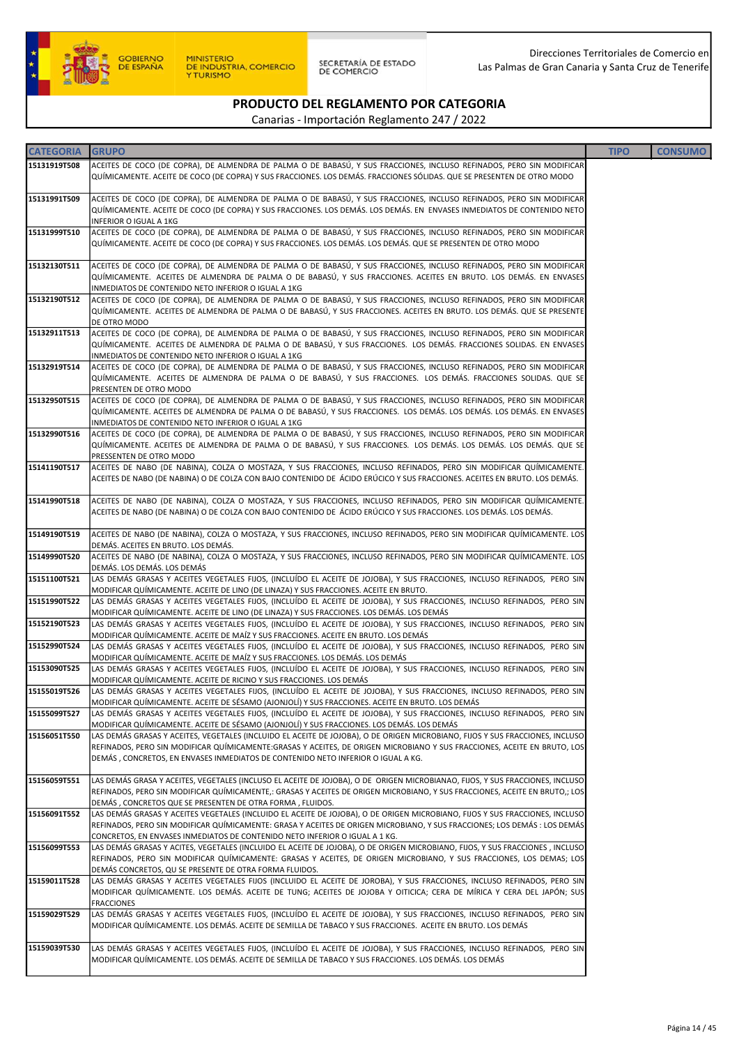# PRODUCTO DEL REGLAMENTO POR CATEGORIA

Canarias - Importación Reglamento 247 / 2022

| CATEGORIA | GRUPO | TIPO | CONSUMO |
|---|---|---|---|
| 15131919T508 | ACEITES DE COCO (DE COPRA), DE ALMENDRA DE PALMA O DE BABASÚ, Y SUS FRACCIONES, INCLUSO REFINADOS, PERO SIN MODIFICAR QUÍMICAMENTE. ACEITE DE COCO (DE COPRA) Y SUS FRACCIONES. LOS DEMÁS. FRACCIONES SÓLIDAS. QUE SE PRESENTEN DE OTRO MODO | | |
| 15131991T509 | ACEITES DE COCO (DE COPRA), DE ALMENDRA DE PALMA O DE BABASÚ, Y SUS FRACCIONES, INCLUSO REFINADOS, PERO SIN MODIFICAR QUÍMICAMENTE. ACEITE DE COCO (DE COPRA) Y SUS FRACCIONES. LOS DEMÁS. LOS DEMÁS. EN ENVASES INMEDIATOS DE CONTENIDO NETO INFERIOR O IGUAL A 1KG | | |
| 15131999T510 | ACEITES DE COCO (DE COPRA), DE ALMENDRA DE PALMA O DE BABASÚ, Y SUS FRACCIONES, INCLUSO REFINADOS, PERO SIN MODIFICAR QUÍMICAMENTE. ACEITE DE COCO (DE COPRA) Y SUS FRACCIONES. LOS DEMÁS. LOS DEMÁS. QUE SE PRESENTEN DE OTRO MODO | | |
| 15132130T511 | ACEITES DE COCO (DE COPRA), DE ALMENDRA DE PALMA O DE BABASÚ, Y SUS FRACCIONES, INCLUSO REFINADOS, PERO SIN MODIFICAR QUÍMICAMENTE. ACEITES DE ALMENDRA DE PALMA O DE BABASÚ, Y SUS FRACCIONES. ACEITES EN BRUTO. LOS DEMÁS. EN ENVASES INMEDIATOS DE CONTENIDO NETO INFERIOR O IGUAL A 1KG | | |
| 15132190T512 | ACEITES DE COCO (DE COPRA), DE ALMENDRA DE PALMA O DE BABASÚ, Y SUS FRACCIONES, INCLUSO REFINADOS, PERO SIN MODIFICAR QUÍMICAMENTE. ACEITES DE ALMENDRA DE PALMA O DE BABASÚ, Y SUS FRACCIONES. ACEITES EN BRUTO. LOS DEMÁS. QUE SE PRESENTE DE OTRO MODO | | |
| 15132911T513 | ACEITES DE COCO (DE COPRA), DE ALMENDRA DE PALMA O DE BABASÚ, Y SUS FRACCIONES, INCLUSO REFINADOS, PERO SIN MODIFICAR QUÍMICAMENTE. ACEITES DE ALMENDRA DE PALMA O DE BABASÚ, Y SUS FRACCIONES. LOS DEMÁS. FRACCIONES SOLIDAS. EN ENVASES INMEDIATOS DE CONTENIDO NETO INFERIOR O IGUAL A 1KG | | |
| 15132919T514 | ACEITES DE COCO (DE COPRA), DE ALMENDRA DE PALMA O DE BABASÚ, Y SUS FRACCIONES, INCLUSO REFINADOS, PERO SIN MODIFICAR QUÍMICAMENTE. ACEITES DE ALMENDRA DE PALMA O DE BABASÚ, Y SUS FRACCIONES. LOS DEMÁS. FRACCIONES SOLIDAS. QUE SE PRESENTEN DE OTRO MODO | | |
| 15132950T515 | ACEITES DE COCO (DE COPRA), DE ALMENDRA DE PALMA O DE BABASÚ, Y SUS FRACCIONES, INCLUSO REFINADOS, PERO SIN MODIFICAR QUÍMICAMENTE. ACEITES DE ALMENDRA DE PALMA O DE BABASÚ, Y SUS FRACCIONES. LOS DEMÁS. LOS DEMÁS. EN ENVASES INMEDIATOS DE CONTENIDO NETO INFERIOR O IGUAL A 1KG | | |
| 15132990T516 | ACEITES DE COCO (DE COPRA), DE ALMENDRA DE PALMA O DE BABASÚ, Y SUS FRACCIONES, INCLUSO REFINADOS, PERO SIN MODIFICAR QUÍMICAMENTE. ACEITES DE ALMENDRA DE PALMA O DE BABASÚ, Y SUS FRACCIONES. LOS DEMÁS. LOS DEMÁS. LOS DEMÁS. QUE SE PRESSENTEN DE OTRO MODO | | |
| 15141190T517 | ACEITES DE NABO (DE NABINA), COLZA O MOSTAZA, Y SUS FRACCIONES, INCLUSO REFINADOS, PERO SIN MODIFICAR QUÍMICAMENTE. ACEITES DE NABO (DE NABINA) O DE COLZA CON BAJO CONTENIDO DE ÁCIDO ERÚCICO Y SUS FRACCIONES. ACEITES EN BRUTO. LOS DEMÁS. | | |
| 15141990T518 | ACEITES DE NABO (DE NABINA), COLZA O MOSTAZA, Y SUS FRACCIONES, INCLUSO REFINADOS, PERO SIN MODIFICAR QUÍMICAMENTE. ACEITES DE NABO (DE NABINA) O DE COLZA CON BAJO CONTENIDO DE ÁCIDO ERÚCICO Y SUS FRACCIONES. LOS DEMÁS. LOS DEMÁS. | | |
| 15149190T519 | ACEITES DE NABO (DE NABINA), COLZA O MOSTAZA, Y SUS FRACCIONES, INCLUSO REFINADOS, PERO SIN MODIFICAR QUÍMICAMENTE. LOS DEMÁS. ACEITES EN BRUTO. LOS DEMÁS. | | |
| 15149990T520 | ACEITES DE NABO (DE NABINA), COLZA O MOSTAZA, Y SUS FRACCIONES, INCLUSO REFINADOS, PERO SIN MODIFICAR QUÍMICAMENTE. LOS DEMÁS. LOS DEMÁS. LOS DEMÁS | | |
| 15151100T521 | LAS DEMÁS GRASAS Y ACEITES VEGETALES FIJOS, (INCLUÍDO EL ACEITE DE JOJOBA), Y SUS FRACCIONES, INCLUSO REFINADOS, PERO SIN MODIFICAR QUÍMICAMENTE. ACEITE DE LINO (DE LINAZA) Y SUS FRACCIONES. ACEITE EN BRUTO. | | |
| 15151990T522 | LAS DEMÁS GRASAS Y ACEITES VEGETALES FIJOS, (INCLUÍDO EL ACEITE DE JOJOBA), Y SUS FRACCIONES, INCLUSO REFINADOS, PERO SIN MODIFICAR QUÍMICAMENTE. ACEITE DE LINO (DE LINAZA) Y SUS FRACCIONES. LOS DEMÁS. LOS DEMÁS | | |
| 15152190T523 | LAS DEMÁS GRASAS Y ACEITES VEGETALES FIJOS, (INCLUÍDO EL ACEITE DE JOJOBA), Y SUS FRACCIONES, INCLUSO REFINADOS, PERO SIN MODIFICAR QUÍMICAMENTE. ACEITE DE MAÍZ Y SUS FRACCIONES. ACEITE EN BRUTO. LOS DEMÁS | | |
| 15152990T524 | LAS DEMÁS GRASAS Y ACEITES VEGETALES FIJOS, (INCLUÍDO EL ACEITE DE JOJOBA), Y SUS FRACCIONES, INCLUSO REFINADOS, PERO SIN MODIFICAR QUÍMICAMENTE. ACEITE DE MAÍZ Y SUS FRACCIONES. LOS DEMÁS. LOS DEMÁS | | |
| 15153090T525 | LAS DEMÁS GRASAS Y ACEITES VEGETALES FIJOS, (INCLUÍDO EL ACEITE DE JOJOBA), Y SUS FRACCIONES, INCLUSO REFINADOS, PERO SIN MODIFICAR QUÍMICAMENTE. ACEITE DE RICINO Y SUS FRACCIONES. LOS DEMÁS | | |
| 15155019T526 | LAS DEMÁS GRASAS Y ACEITES VEGETALES FIJOS, (INCLUÍDO EL ACEITE DE JOJOBA), Y SUS FRACCIONES, INCLUSO REFINADOS, PERO SIN MODIFICAR QUÍMICAMENTE. ACEITE DE SÉSAMO (AJONJOLÍ) Y SUS FRACCIONES. ACEITE EN BRUTO. LOS DEMÁS | | |
| 15155099T527 | LAS DEMÁS GRASAS Y ACEITES VEGETALES FIJOS, (INCLUÍDO EL ACEITE DE JOJOBA), Y SUS FRACCIONES, INCLUSO REFINADOS, PERO SIN MODIFICAR QUÍMICAMENTE. ACEITE DE SÉSAMO (AJONJOLÍ) Y SUS FRACCIONES. LOS DEMÁS. LOS DEMÁS | | |
| 15156051T550 | LAS DEMÁS GRASAS Y ACEITES, VEGETALES (INCLUIDO EL ACEITE DE JOJOBA), O DE ORIGEN MICROBIANO, FIJOS Y SUS FRACCIONES, INCLUSO REFINADOS, PERO SIN MODIFICAR QUÍMICAMENTE:GRASAS Y ACEITES, DE ORIGEN MICROBIANO Y SUS FRACCIONES, ACEITE EN BRUTO, LOS DEMÁS , CONCRETOS, EN ENVASES INMEDIATOS DE CONTENIDO NETO INFERIOR O IGUAL A KG. | | |
| 15156059T551 | LAS DEMÁS GRASA Y ACEITES, VEGETALES (INCLUSO EL ACEITE DE JOJOBA), O DE ORIGEN MICROBIANAO, FIJOS, Y SUS FRACCIONES, INCLUSO REFINADOS, PERO SIN MODIFICAR QUÍMICAMENTE,: GRASAS Y ACEITES DE ORIGEN MICROBIANO, Y SUS FRACCIONES, ACEITE EN BRUTO,; LOS DEMÁS , CONCRETOS QUE SE PRESENTEN DE OTRA FORMA , FLUIDOS. | | |
| 15156091T552 | LAS DEMÁS GRASAS Y ACEITES VEGETALES (INCLUIDO EL ACEITE DE JOJOBA), O DE ORIGEN MICROBIANO, FIJOS Y SUS FRACCIONES, INCLUSO REFINADOS, PERO SIN MODIFICAR QUÍMICAMENTE: GRASA Y ACEITES DE ORIGEN MICROBIANO, Y SUS FRACCIONES; LOS DEMÁS : LOS DEMÁS CONCRETOS, EN ENVASES INMEDIATOS DE CONTENIDO NETO INFERIOR O IGUAL A 1 KG. | | |
| 15156099T553 | LAS DEMÁS GRASAS Y ACITES, VEGETALES (INCLUIDO EL ACEITE DE JOJOBA), O DE ORIGEN MICROBIANO, FIJOS, Y SUS FRACCIONES , INCLUSO REFINADOS, PERO SIN MODIFICAR QUÍMICAMENTE: GRASAS Y ACEITES, DE ORIGEN MICROBIANO, Y SUS FRACCIONES, LOS DEMAS; LOS DEMÁS CONCRETOS, QU SE PRESENTE DE OTRA FORMA FLUIDOS. | | |
| 15159011T528 | LAS DEMÁS GRASAS Y ACEITES VEGETALES FIJOS (INCLUIDO EL ACEITE DE JOROBA), Y SUS FRACCIONES, INCLUSO REFINADOS, PERO SIN MODIFICAR QUÍMICAMENTE. LOS DEMÁS. ACEITE DE TUNG; ACEITES DE JOJOBA Y OITICICA; CERA DE MÍRICA Y CERA DEL JAPÓN; SUS FRACCIONES | | |
| 15159029T529 | LAS DEMÁS GRASAS Y ACEITES VEGETALES FIJOS, (INCLUÍDO EL ACEITE DE JOJOBA), Y SUS FRACCIONES, INCLUSO REFINADOS, PERO SIN MODIFICAR QUÍMICAMENTE. LOS DEMÁS. ACEITE DE SEMILLA DE TABACO Y SUS FRACCIONES. ACEITE EN BRUTO. LOS DEMÁS | | |
| 15159039T530 | LAS DEMÁS GRASAS Y ACEITES VEGETALES FIJOS, (INCLUÍDO EL ACEITE DE JOJOBA), Y SUS FRACCIONES, INCLUSO REFINADOS, PERO SIN MODIFICAR QUÍMICAMENTE. LOS DEMÁS. ACEITE DE SEMILLA DE TABACO Y SUS FRACCIONES. LOS DEMÁS. LOS DEMÁS | | |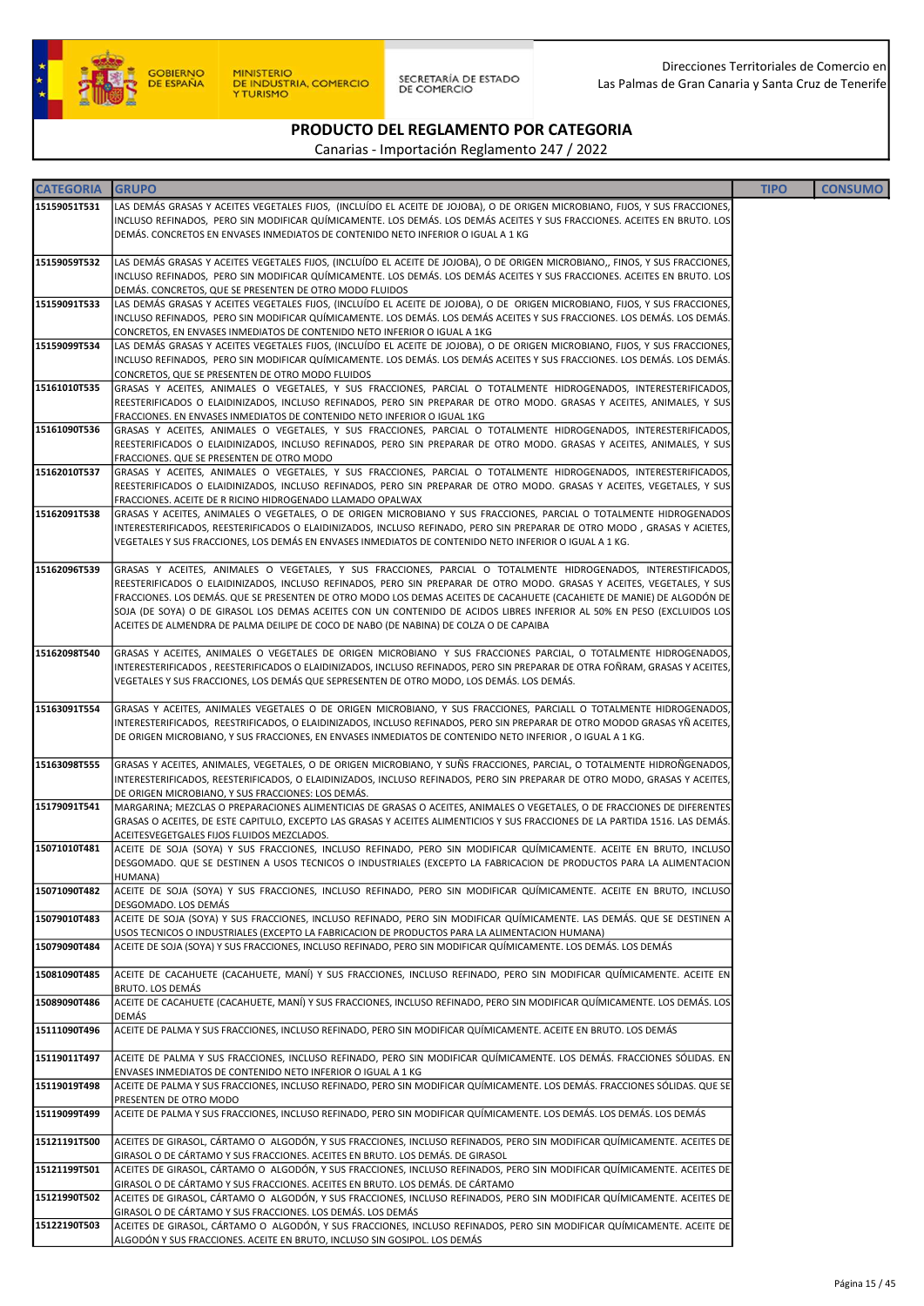# PRODUCTO DEL REGLAMENTO POR CATEGORIA

Canarias - Importación Reglamento 247 / 2022

| CATEGORIA | GRUPO | TIPO | CONSUMO |
|---|---|---|---|
| 15159051T531 | LAS DEMÁS GRASAS Y ACEITES VEGETALES FIJOS, (INCLUÍDO EL ACEITE DE JOJOBA), O DE ORIGEN MICROBIANO, FIJOS, Y SUS FRACCIONES, INCLUSO REFINADOS, PERO SIN MODIFICAR QUÍMICAMENTE. LOS DEMÁS. LOS DEMÁS ACEITES Y SUS FRACCIONES. ACEITES EN BRUTO. LOS DEMÁS. CONCRETOS EN ENVASES INMEDIATOS DE CONTENIDO NETO INFERIOR O IGUAL A 1 KG | | |
| 15159059T532 | LAS DEMÁS GRASAS Y ACEITES VEGETALES FIJOS, (INCLUÍDO EL ACEITE DE JOJOBA), O DE ORIGEN MICROBIANO,, FINOS, Y SUS FRACCIONES, INCLUSO REFINADOS, PERO SIN MODIFICAR QUÍMICAMENTE. LOS DEMÁS. LOS DEMÁS ACEITES Y SUS FRACCIONES. ACEITES EN BRUTO. LOS DEMÁS. CONCRETOS, QUE SE PRESENTEN DE OTRO MODO FLUIDOS | | |
| 15159091T533 | LAS DEMÁS GRASAS Y ACEITES VEGETALES FIJOS, (INCLUÍDO EL ACEITE DE JOJOBA), O DE ORIGEN MICROBIANO, FIJOS, Y SUS FRACCIONES, INCLUSO REFINADOS, PERO SIN MODIFICAR QUÍMICAMENTE. LOS DEMÁS. LOS DEMÁS ACEITES Y SUS FRACCIONES. LOS DEMÁS. LOS DEMÁS. CONCRETOS, EN ENVASES INMEDIATOS DE CONTENIDO NETO INFERIOR O IGUAL A 1KG | | |
| 15159099T534 | LAS DEMÁS GRASAS Y ACEITES VEGETALES FIJOS, (INCLUÍDO EL ACEITE DE JOJOBA), O DE ORIGEN MICROBIANO, FIJOS, Y SUS FRACCIONES, INCLUSO REFINADOS, PERO SIN MODIFICAR QUÍMICAMENTE. LOS DEMÁS. LOS DEMÁS ACEITES Y SUS FRACCIONES. LOS DEMÁS. LOS DEMÁS. CONCRETOS, QUE SE PRESENTEN DE OTRO MODO FLUIDOS | | |
| 15161010T535 | GRASAS Y ACEITES, ANIMALES O VEGETALES, Y SUS FRACCIONES, PARCIAL O TOTALMENTE HIDROGENADOS, INTERESTERIFICADOS, REESTERIFICADOS O ELAIDINIZADOS, INCLUSO REFINADOS, PERO SIN PREPARAR DE OTRO MODO. GRASAS Y ACEITES, ANIMALES, Y SUS FRACCIONES. EN ENVASES INMEDIATOS DE CONTENIDO NETO INFERIOR O IGUAL 1KG | | |
| 15161090T536 | GRASAS Y ACEITES, ANIMALES O VEGETALES, Y SUS FRACCIONES, PARCIAL O TOTALMENTE HIDROGENADOS, INTERESTERIFICADOS, REESTERIFICADOS O ELAIDINIZADOS, INCLUSO REFINADOS, PERO SIN PREPARAR DE OTRO MODO. GRASAS Y ACEITES, ANIMALES, Y SUS FRACCIONES. QUE SE PRESENTEN DE OTRO MODO | | |
| 15162010T537 | GRASAS Y ACEITES, ANIMALES O VEGETALES, Y SUS FRACCIONES, PARCIAL O TOTALMENTE HIDROGENADOS, INTERESTERIFICADOS, REESTERIFICADOS O ELAIDINIZADOS, INCLUSO REFINADOS, PERO SIN PREPARAR DE OTRO MODO. GRASAS Y ACEITES, VEGETALES, Y SUS FRACCIONES. ACEITE DE R RICINO HIDROGENADO LLAMADO OPALWAX | | |
| 15162091T538 | GRASAS Y ACEITES, ANIMALES O VEGETALES, O DE ORIGEN MICROBIANO Y SUS FRACCIONES, PARCIAL O TOTALMENTE HIDROGENADOS INTERESTERIFICADOS, REESTERIFICADOS O ELAIDINIZADOS, INCLUSO REFINADO, PERO SIN PREPARAR DE OTRO MODO , GRASAS Y ACEITES, VEGETALES Y SUS FRACCIONES, LOS DEMÁS EN ENVASES INMEDIATOS DE CONTENIDO NETO INFERIOR O IGUAL A 1 KG. | | |
| 15162096T539 | GRASAS Y ACEITES, ANIMALES O VEGETALES, Y SUS FRACCIONES, PARCIAL O TOTALMENTE HIDROGENADOS, INTERESTIFICADOS, REESTERIFICADOS O ELAIDINIZADOS, INCLUSO REFINADOS, PERO SIN PREPARAR DE OTRO MODO. GRASAS Y ACEITES, VEGETALES, Y SUS FRACCIONES. LOS DEMÁS. QUE SE PRESENTEN DE OTRO MODO LOS DEMAS ACEITES DE CACAHUETE (CACAHIETE DE MANIE) DE ALGODÓN DE SOJA (DE SOYA) O DE GIRASOL LOS DEMAS ACEITES CON UN CONTENIDO DE ACIDOS LIBRES INFERIOR AL 50% EN PESO (EXCLUIDOS LOS ACEITES DE ALMENDRA DE PALMA DEILIPE DE COCO DE NABO (DE NABINA) DE COLZA O DE CAPAIBA | | |
| 15162098T540 | GRASAS Y ACEITES, ANIMALES O VEGETALES DE ORIGEN MICROBIANO Y SUS FRACCIONES PARCIAL, O TOTALMENTE HIDROGENADOS, INTERESTERIFICADOS , REESTERIFICADOS O ELAIDINIZADOS, INCLUSO REFINADOS, PERO SIN PREPARAR DE OTRA FOÑRAM, GRASAS Y ACEITES, VEGETALES Y SUS FRACCIONES, LOS DEMÁS QUE SEPRESENTEN DE OTRO MODO, LOS DEMÁS. LOS DEMÁS. | | |
| 15163091T554 | GRASAS Y ACEITES, ANIMALES VEGETALES O DE ORIGEN MICROBIANO, Y SUS FRACCIONES, PARCIALL O TOTALMENTE HIDROGENADOS, INTERESTERIFICADOS, REESTRIFICADOS, O ELAIDINIZADOS, INCLUSO REFINADOS, PERO SIN PREPARAR DE OTRO MODOD GRASAS YÑ ACEITES, DE ORIGEN MICROBIANO, Y SUS FRACCIONES, EN ENVASES INMEDIATOS DE CONTENIDO NETO INFERIOR , O IGUAL A 1 KG. | | |
| 15163098T555 | GRASAS Y ACEITES, ANIMALES, VEGETALES, O DE ORIGEN MICROBIANO, Y SUÑS FRACCIONES, PARCIAL, O TOTALMENTE HIDROÑGENADOS, INTERESTERIFICADOS, REESTERIFICADOS, O ELAIDINIZADOS, INCLUSO REFINADOS, PERO SIN PREPARAR DE OTRO MODO, GRASAS Y ACEITES, DE ORIGEN MICROBIANO, Y SUS FRACCIONES: LOS DEMÁS. | | |
| 15179091T541 | MARGARINA; MEZCLAS O PREPARACIONES ALIMENTICIAS DE GRASAS O ACEITES, ANIMALES O VEGETALES, O DE FRACCIONES DE DIFERENTES GRASAS O ACEITES, DE ESTE CAPITULO, EXCEPTO LAS GRASAS Y ACEITES ALIMENTICIOS Y SUS FRACCIONES DE LA PARTIDA 1516. LAS DEMÁS. ACEITESVEGETGALES FIJOS FLUIDOS MEZCLADOS. | | |
| 15071010T481 | ACEITE DE SOJA (SOYA) Y SUS FRACCIONES, INCLUSO REFINADO, PERO SIN MODIFICAR QUÍMICAMENTE. ACEITE EN BRUTO, INCLUSO DESGOMADO. QUE SE DESTINEN A USOS TECNICOS O INDUSTRIALES (EXCEPTO LA FABRICACION DE PRODUCTOS PARA LA ALIMENTACION HUMANA) | | |
| 15071090T482 | ACEITE DE SOJA (SOYA) Y SUS FRACCIONES, INCLUSO REFINADO, PERO SIN MODIFICAR QUÍMICAMENTE. ACEITE EN BRUTO, INCLUSO DESGOMADO. LOS DEMÁS | | |
| 15079010T483 | ACEITE DE SOJA (SOYA) Y SUS FRACCIONES, INCLUSO REFINADO, PERO SIN MODIFICAR QUÍMICAMENTE. LAS DEMÁS. QUE SE DESTINEN A USOS TECNICOS O INDUSTRIALES (EXCEPTO LA FABRICACION DE PRODUCTOS PARA LA ALIMENTACION HUMANA) | | |
| 15079090T484 | ACEITE DE SOJA (SOYA) Y SUS FRACCIONES, INCLUSO REFINADO, PERO SIN MODIFICAR QUÍMICAMENTE. LOS DEMÁS. LOS DEMÁS | | |
| 15081090T485 | ACEITE DE CACAHUETE (CACAHUETE, MANÍ) Y SUS FRACCIONES, INCLUSO REFINADO, PERO SIN MODIFICAR QUÍMICAMENTE. ACEITE EN BRUTO. LOS DEMÁS | | |
| 15089090T486 | ACEITE DE CACAHUETE (CACAHUETE, MANÍ) Y SUS FRACCIONES, INCLUSO REFINADO, PERO SIN MODIFICAR QUÍMICAMENTE. LOS DEMÁS. LOS DEMÁS | | |
| 15111090T496 | ACEITE DE PALMA Y SUS FRACCIONES, INCLUSO REFINADO, PERO SIN MODIFICAR QUÍMICAMENTE. ACEITE EN BRUTO. LOS DEMÁS | | |
| 15119011T497 | ACEITE DE PALMA Y SUS FRACCIONES, INCLUSO REFINADO, PERO SIN MODIFICAR QUÍMICAMENTE. LOS DEMÁS. FRACCIONES SÓLIDAS. EN ENVASES INMEDIATOS DE CONTENIDO NETO INFERIOR O IGUAL A 1 KG | | |
| 15119019T498 | ACEITE DE PALMA Y SUS FRACCIONES, INCLUSO REFINADO, PERO SIN MODIFICAR QUÍMICAMENTE. LOS DEMÁS. FRACCIONES SÓLIDAS. QUE SE PRESENTEN DE OTRO MODO | | |
| 15119099T499 | ACEITE DE PALMA Y SUS FRACCIONES, INCLUSO REFINADO, PERO SIN MODIFICAR QUÍMICAMENTE. LOS DEMÁS. LOS DEMÁS. LOS DEMÁS | | |
| 15121191T500 | ACEITES DE GIRASOL, CÁRTAMO O ALGODÓN, Y SUS FRACCIONES, INCLUSO REFINADOS, PERO SIN MODIFICAR QUÍMICAMENTE. ACEITES DE GIRASOL O DE CÁRTAMO Y SUS FRACCIONES. ACEITES EN BRUTO. LOS DEMÁS. DE GIRASOL | | |
| 15121199T501 | ACEITES DE GIRASOL, CÁRTAMO O ALGODÓN, Y SUS FRACCIONES, INCLUSO REFINADOS, PERO SIN MODIFICAR QUÍMICAMENTE. ACEITES DE GIRASOL O DE CÁRTAMO Y SUS FRACCIONES. ACEITES EN BRUTO. LOS DEMÁS. DE CÁRTAMO | | |
| 15121990T502 | ACEITES DE GIRASOL, CÁRTAMO O ALGODÓN, Y SUS FRACCIONES, INCLUSO REFINADOS, PERO SIN MODIFICAR QUÍMICAMENTE. ACEITES DE GIRASOL O DE CÁRTAMO Y SUS FRACCIONES. LOS DEMÁS. LOS DEMÁS | | |
| 15122190T503 | ACEITES DE GIRASOL, CÁRTAMO O ALGODÓN, Y SUS FRACCIONES, INCLUSO REFINADOS, PERO SIN MODIFICAR QUÍMICAMENTE. ACEITE DE ALGODÓN Y SUS FRACCIONES. ACEITE EN BRUTO, INCLUSO SIN GOSIPOL. LOS DEMÁS | | |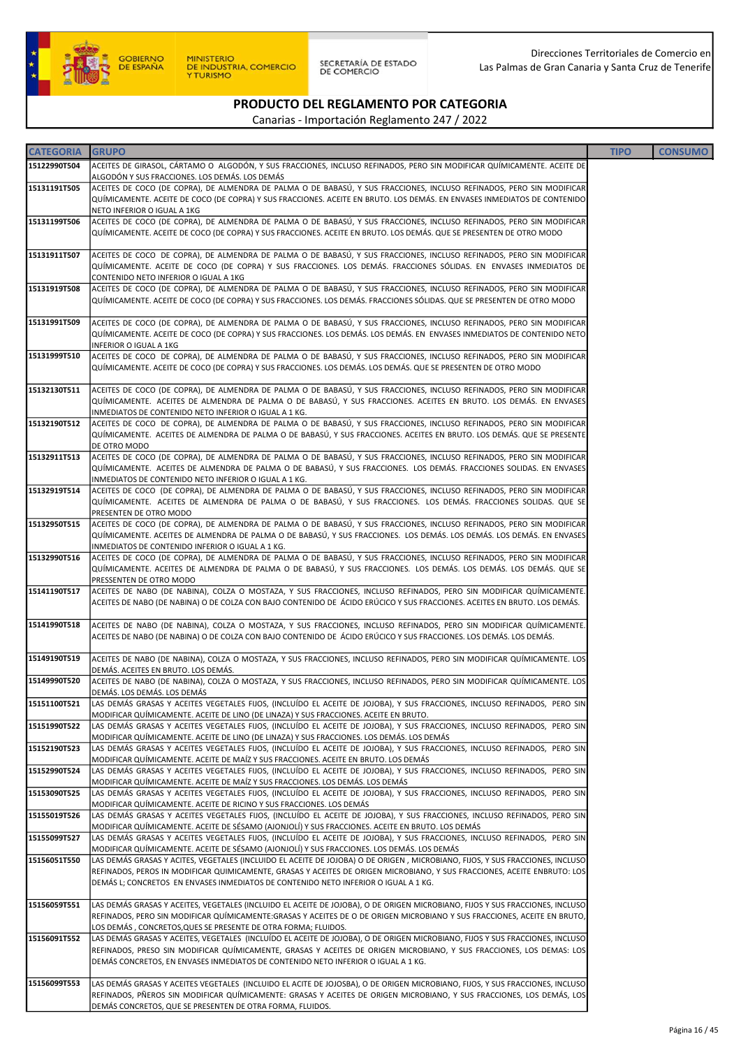## PRODUCTO DEL REGLAMENTO POR CATEGORIA

Canarias - Importación Reglamento 247 / 2022

| CATEGORIA | GRUPO | TIPO | CONSUMO |
|---|---|---|---|
| 15122990T504 | ACEITES DE GIRASOL, CÁRTAMO O ALGODÓN, Y SUS FRACCIONES, INCLUSO REFINADOS, PERO SIN MODIFICAR QUÍMICAMENTE. ACEITE DE ALGODÓN Y SUS FRACCIONES. LOS DEMÁS. LOS DEMÁS | | |
| 15131191T505 | ACEITES DE COCO (DE COPRA), DE ALMENDRA DE PALMA O DE BABASÚ, Y SUS FRACCIONES, INCLUSO REFINADOS, PERO SIN MODIFICAR QUÍMICAMENTE. ACEITE DE COCO (DE COPRA) Y SUS FRACCIONES. ACEITE EN BRUTO. LOS DEMÁS. EN ENVASES INMEDIATOS DE CONTENIDO NETO INFERIOR O IGUAL A 1KG | | |
| 15131199T506 | ACEITES DE COCO (DE COPRA), DE ALMENDRA DE PALMA O DE BABASÚ, Y SUS FRACCIONES, INCLUSO REFINADOS, PERO SIN MODIFICAR QUÍMICAMENTE. ACEITE DE COCO (DE COPRA) Y SUS FRACCIONES. ACEITE EN BRUTO. LOS DEMÁS. QUE SE PRESENTEN DE OTRO MODO | | |
| 15131911T507 | ACEITES DE COCO DE COPRA), DE ALMENDRA DE PALMA O DE BABASÚ, Y SUS FRACCIONES, INCLUSO REFINADOS, PERO SIN MODIFICAR QUÍMICAMENTE. ACEITE DE COCO (DE COPRA) Y SUS FRACCIONES. LOS DEMÁS. FRACCIONES SÓLIDAS. EN ENVASES INMEDIATOS DE CONTENIDO NETO INFERIOR O IGUAL A 1KG | | |
| 15131919T508 | ACEITES DE COCO (DE COPRA), DE ALMENDRA DE PALMA O DE BABASÚ, Y SUS FRACCIONES, INCLUSO REFINADOS, PERO SIN MODIFICAR QUÍMICAMENTE. ACEITE DE COCO (DE COPRA) Y SUS FRACCIONES. LOS DEMÁS. FRACCIONES SÓLIDAS. QUE SE PRESENTEN DE OTRO MODO | | |
| 15131991T509 | ACEITES DE COCO (DE COPRA), DE ALMENDRA DE PALMA O DE BABASÚ, Y SUS FRACCIONES, INCLUSO REFINADOS, PERO SIN MODIFICAR QUÍMICAMENTE. ACEITE DE COCO (DE COPRA) Y SUS FRACCIONES. LOS DEMÁS. LOS DEMÁS. EN ENVASES INMEDIATOS DE CONTENIDO NETO INFERIOR O IGUAL A 1KG | | |
| 15131999T510 | ACEITES DE COCO DE COPRA), DE ALMENDRA DE PALMA O DE BABASÚ, Y SUS FRACCIONES, INCLUSO REFINADOS, PERO SIN MODIFICAR QUÍMICAMENTE. ACEITE DE COCO (DE COPRA) Y SUS FRACCIONES. LOS DEMÁS. LOS DEMÁS. QUE SE PRESENTEN DE OTRO MODO | | |
| 15132130T511 | ACEITES DE COCO (DE COPRA), DE ALMENDRA DE PALMA O DE BABASÚ, Y SUS FRACCIONES, INCLUSO REFINADOS, PERO SIN MODIFICAR QUÍMICAMENTE. ACEITES DE ALMENDRA DE PALMA O DE BABASÚ, Y SUS FRACCIONES. ACEITES EN BRUTO. LOS DEMÁS. EN ENVASES INMEDIATOS DE CONTENIDO NETO INFERIOR O IGUAL A 1 KG. | | |
| 15132190T512 | ACEITES DE COCO DE COPRA), DE ALMENDRA DE PALMA O DE BABASÚ, Y SUS FRACCIONES, INCLUSO REFINADOS, PERO SIN MODIFICAR QUÍMICAMENTE. ACEITES DE ALMENDRA DE PALMA O DE BABASÚ, Y SUS FRACCIONES. ACEITES EN BRUTO. LOS DEMÁS. QUE SE PRESENTE DE OTRO MODO | | |
| 15132911T513 | ACEITES DE COCO (DE COPRA), DE ALMENDRA DE PALMA O DE BABASÚ, Y SUS FRACCIONES, INCLUSO REFINADOS, PERO SIN MODIFICAR QUÍMICAMENTE. ACEITES DE ALMENDRA DE PALMA O DE BABASÚ, Y SUS FRACCIONES. LOS DEMÁS. FRACCIONES SOLIDAS. EN ENVASES INMEDIATOS DE CONTENIDO NETO INFERIOR O IGUAL A 1 KG. | | |
| 15132919T514 | ACEITES DE COCO (DE COPRA), DE ALMENDRA DE PALMA O DE BABASÚ, Y SUS FRACCIONES, INCLUSO REFINADOS, PERO SIN MODIFICAR QUÍMICAMENTE. ACEITES DE ALMENDRA DE PALMA O DE BABASÚ, Y SUS FRACCIONES. LOS DEMÁS. FRACCIONES SOLIDAS. QUE SE PRESENTEN DE OTRO MODO | | |
| 15132950T515 | ACEITES DE COCO (DE COPRA), DE ALMENDRA DE PALMA O DE BABASÚ, Y SUS FRACCIONES, INCLUSO REFINADOS, PERO SIN MODIFICAR QUÍMICAMENTE. ACEITES DE ALMENDRA DE PALMA O DE BABASÚ, Y SUS FRACCIONES. LOS DEMÁS. LOS DEMÁS. LOS DEMÁS. EN ENVASES INMEDIATOS DE CONTENIDO INFERIOR O IGUAL A 1 KG. | | |
| 15132990T516 | ACEITES DE COCO (DE COPRA), DE ALMENDRA DE PALMA O DE BABASÚ, Y SUS FRACCIONES, INCLUSO REFINADOS, PERO SIN MODIFICAR QUÍMICAMENTE. ACEITES DE ALMENDRA DE PALMA O DE BABASÚ, Y SUS FRACCIONES. LOS DEMÁS. LOS DEMÁS. LOS DEMÁS. QUE SE PRESSENTEN DE OTRO MODO | | |
| 15141190T517 | ACEITES DE NABO (DE NABINA), COLZA O MOSTAZA, Y SUS FRACCIONES, INCLUSO REFINADOS, PERO SIN MODIFICAR QUÍMICAMENTE. ACEITES DE NABO (DE NABINA) O DE COLZA CON BAJO CONTENIDO DE ÁCIDO ERÚCICO Y SUS FRACCIONES. ACEITES EN BRUTO. LOS DEMÁS. | | |
| 15141990T518 | ACEITES DE NABO (DE NABINA), COLZA O MOSTAZA, Y SUS FRACCIONES, INCLUSO REFINADOS, PERO SIN MODIFICAR QUÍMICAMENTE. ACEITES DE NABO (DE NABINA) O DE COLZA CON BAJO CONTENIDO DE ÁCIDO ERÚCICO Y SUS FRACCIONES. LOS DEMÁS. LOS DEMÁS. | | |
| 15149190T519 | ACEITES DE NABO (DE NABINA), COLZA O MOSTAZA, Y SUS FRACCIONES, INCLUSO REFINADOS, PERO SIN MODIFICAR QUÍMICAMENTE. LOS DEMÁS. ACEITES EN BRUTO. LOS DEMÁS. | | |
| 15149990T520 | ACEITES DE NABO (DE NABINA), COLZA O MOSTAZA, Y SUS FRACCIONES, INCLUSO REFINADOS, PERO SIN MODIFICAR QUÍMICAMENTE. LOS DEMÁS. LOS DEMÁS. LOS DEMÁS | | |
| 15151100T521 | LAS DEMÁS GRASAS Y ACEITES VEGETALES FIJOS, (INCLUÍDO EL ACEITE DE JOJOBA), Y SUS FRACCIONES, INCLUSO REFINADOS, PERO SIN MODIFICAR QUÍMICAMENTE. ACEITE DE LINO (DE LINAZA) Y SUS FRACCIONES. ACEITE EN BRUTO. | | |
| 15151990T522 | LAS DEMÁS GRASAS Y ACEITES VEGETALES FIJOS, (INCLUÍDO EL ACEITE DE JOJOBA), Y SUS FRACCIONES, INCLUSO REFINADOS, PERO SIN MODIFICAR QUÍMICAMENTE. ACEITE DE LINO (DE LINAZA) Y SUS FRACCIONES. LOS DEMÁS. LOS DEMÁS | | |
| 15152190T523 | LAS DEMÁS GRASAS Y ACEITES VEGETALES FIJOS, (INCLUÍDO EL ACEITE DE JOJOBA), Y SUS FRACCIONES, INCLUSO REFINADOS, PERO SIN MODIFICAR QUÍMICAMENTE. ACEITE DE MAÍZ Y SUS FRACCIONES. ACEITE EN BRUTO. LOS DEMÁS | | |
| 15152990T524 | LAS DEMÁS GRASAS Y ACEITES VEGETALES FIJOS, (INCLUÍDO EL ACEITE DE JOJOBA), Y SUS FRACCIONES, INCLUSO REFINADOS, PERO SIN MODIFICAR QUÍMICAMENTE. ACEITE DE MAÍZ Y SUS FRACCIONES. LOS DEMÁS. LOS DEMÁS | | |
| 15153090T525 | LAS DEMÁS GRASAS Y ACEITES VEGETALES FIJOS, (INCLUÍDO EL ACEITE DE JOJOBA), Y SUS FRACCIONES, INCLUSO REFINADOS, PERO SIN MODIFICAR QUÍMICAMENTE. ACEITE DE RICINO Y SUS FRACCIONES. LOS DEMÁS | | |
| 15155019T526 | LAS DEMÁS GRASAS Y ACEITES VEGETALES FIJOS, (INCLUÍDO EL ACEITE DE JOJOBA), Y SUS FRACCIONES, INCLUSO REFINADOS, PERO SIN MODIFICAR QUÍMICAMENTE. ACEITE DE SÉSAMO (AJONJOLÍ) Y SUS FRACCIONES. ACEITE EN BRUTO. LOS DEMÁS | | |
| 15155099T527 | LAS DEMÁS GRASAS Y ACEITES VEGETALES FIJOS, (INCLUÍDO EL ACEITE DE JOJOBA), Y SUS FRACCIONES, INCLUSO REFINADOS, PERO SIN MODIFICAR QUÍMICAMENTE. ACEITE DE SÉSAMO (AJONJOLÍ) Y SUS FRACCIONES. LOS DEMÁS. LOS DEMÁS | | |
| 15156051T550 | LAS DEMÁS GRASAS Y ACITES, VEGETALES (INCLUIDO EL ACEITE DE JOJOBA) O DE ORIGEN , MICROBIANO, FIJOS, Y SUS FRACCIONES, INCLUSO REFINADOS, PEROS IN MODIFICAR QUIMICAMENTE, GRASAS Y ACEITES DE ORIGEN MICROBIANO, Y SUS FRACCIONES, ACEITE ENBRUTO: LOS DEMÁS L; CONCRETOS EN ENVASES INMEDIATOS DE CONTENIDO NETO INFERIOR O IGUAL A 1 KG. | | |
| 15156059T551 | LAS DEMÁS GRASAS Y ACEITES, VEGETALES (INCLUIDO EL ACEITE DE JOJOBA), O DE ORIGEN MICROBIANO, FIJOS Y SUS FRACCIONES, INCLUSO REFINADOS, PERO SIN MODIFICAR QUÍMICAMENTE:GRASAS Y ACEITES DE O DE ORIGEN MICROBIANO Y SUS FRACCIONES, ACEITE EN BRUTO, LOS DEMÁS , CONCRETOS,QUES SE PRESENTE DE OTRA FORMA; FLUIDOS. | | |
| 15156091T552 | LAS DEMÁS GRASAS Y ACEITES, VEGETALES (INCLUÍDO EL ACEITE DE JOJOBA), O DE ORIGEN MICROBIANO, FIJOS Y SUS FRACCIONES, INCLUSO REFINADOS, PRESO SIN MODIFICAR QUÍMICAMENTE, GRASAS Y ACEITES DE ORIGEN MICROBIANO, Y SUS FRACCIONES, LOS DEMAS: LOS DEMÁS CONCRETOS, EN ENVASES INMEDIATOS DE CONTENIDO NETO INFERIOR O IGUAL A 1 KG. | | |
| 15156099T553 | LAS DEMÁS GRASAS Y ACEITES VEGETALES (INCLUIDO EL ACITE DE JOJOSBA), O DE ORIGEN MICROBIANO, FIJOS, Y SUS FRACCIONES, INCLUSO REFINADOS, PÑEROS SIN MODIFICAR QUÍMICAMENTE: GRASAS Y ACEITES DE ORIGEN MICROBIANO, Y SUS FRACCIONES, LOS DEMÁS, LOS DEMÁS CONCRETOS, QUE SE PRESENTEN DE OTRA FORMA, FLUIDOS. | | |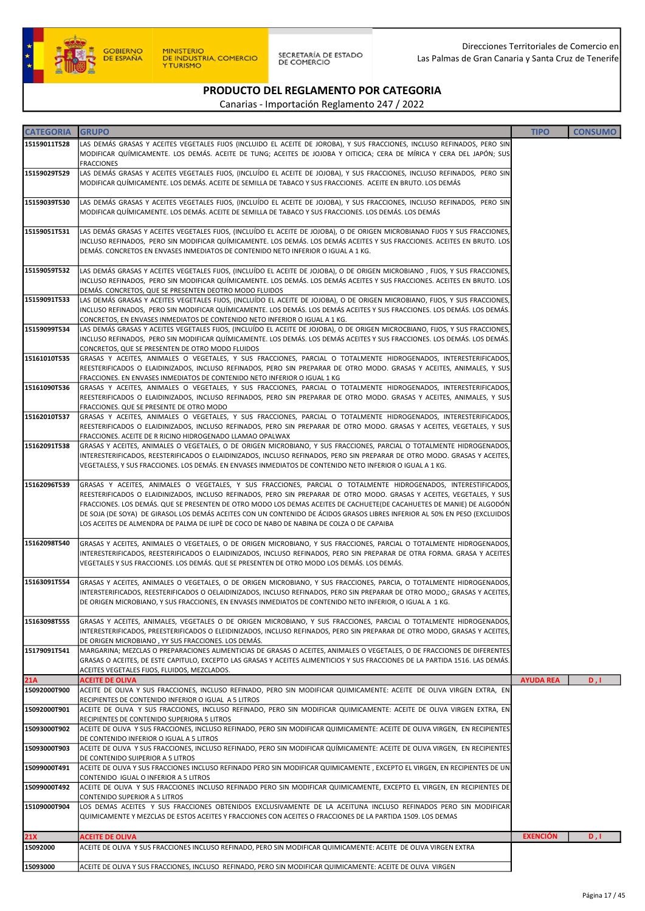Direcciones Territoriales de Comercio en Las Palmas de Gran Canaria y Santa Cruz de Tenerife

## PRODUCTO DEL REGLAMENTO POR CATEGORIA

Canarias - Importación Reglamento 247 / 2022

| CATEGORIA | GRUPO | TIPO | CONSUMO |
|---|---|---|---|
| 15159011T528 | LAS DEMÁS GRASAS Y ACEITES VEGETALES FIJOS (INCLUIDO EL ACEITE DE JOROBA), Y SUS FRACCIONES, INCLUSO REFINADOS, PERO SIN MODIFICAR QUÍMICAMENTE. LOS DEMÁS. ACEITE DE TUNG; ACEITES DE JOJOBA Y OITICICA; CERA DE MÍRICA Y CERA DEL JAPÓN; SUS FRACCIONES | | |
| 15159029T529 | LAS DEMÁS GRASAS Y ACEITES VEGETALES FIJOS, (INCLUÍDO EL ACEITE DE JOJOBA), Y SUS FRACCIONES, INCLUSO REFINADOS, PERO SIN MODIFICAR QUÍMICAMENTE. LOS DEMÁS. ACEITE DE SEMILLA DE TABACO Y SUS FRACCIONES. ACEITE EN BRUTO. LOS DEMÁS | | |
| 15159039T530 | LAS DEMÁS GRASAS Y ACEITES VEGETALES FIJOS, (INCLUÍDO EL ACEITE DE JOJOBA), Y SUS FRACCIONES, INCLUSO REFINADOS, PERO SIN MODIFICAR QUÍMICAMENTE. LOS DEMÁS. ACEITE DE SEMILLA DE TABACO Y SUS FRACCIONES. LOS DEMÁS. LOS DEMÁS | | |
| 15159051T531 | LAS DEMÁS GRASAS Y ACEITES VEGETALES FIJOS, (INCLUÍDO EL ACEITE DE JOJOBA), O DE ORIGEN MICROBIANAO FIJOS Y SUS FRACCIONES, INCLUSO REFINADOS, PERO SIN MODIFICAR QUÍMICAMENTE. LOS DEMÁS. LOS DEMÁS ACEITES Y SUS FRACCIONES. ACEITES EN BRUTO. LOS DEMÁS. CONCRETOS EN ENVASES INMEDIATOS DE CONTENIDO NETO INFERIOR O IGUAL A 1 KG. | | |
| 15159059T532 | LAS DEMÁS GRASAS Y ACEITES VEGETALES FIJOS, (INCLUÍDO EL ACEITE DE JOJOBA), O DE ORIGEN MICROBIANO , FIJOS, Y SUS FRACCIONES, INCLUSO REFINADOS, PERO SIN MODIFICAR QUÍMICAMENTE. LOS DEMÁS. LOS DEMÁS ACEITES Y SUS FRACCIONES. ACEITES EN BRUTO. LOS DEMÁS. CONCRETOS, QUE SE PRESENTEN DEOTRO MODO FLUIDOS | | |
| 15159091T533 | LAS DEMÁS GRASAS Y ACEITES VEGETALES FIJOS, (INCLUÍDO EL ACEITE DE JOJOBA), O DE ORIGEN MICROBIANO, FIJOS, Y SUS FRACCIONES, INCLUSO REFINADOS, PERO SIN MODIFICAR QUÍMICAMENTE. LOS DEMÁS. LOS DEMÁS ACEITES Y SUS FRACCIONES. LOS DEMÁS. LOS DEMÁS. CONCRETOS, EN ENVASES INMEDIATOS DE CONTENIDO NETO INFERIOR O IGUAL A 1 KG. | | |
| 15159099T534 | LAS DEMÁS GRASAS Y ACEITES VEGETALES FIJOS, (INCLUÍDO EL ACEITE DE JOJOBA), O DE ORIGEN MICROCBIANO, FIJOS, Y SUS FRACCIONES, INCLUSO REFINADOS, PERO SIN MODIFICAR QUÍMICAMENTE. LOS DEMÁS. LOS DEMÁS ACEITES Y SUS FRACCIONES. LOS DEMÁS. LOS DEMÁS. CONCRETOS, QUE SE PRESENTEN DE OTRO MODO FLUIDOS | | |
| 15161010T535 | GRASAS Y ACEITES, ANIMALES O VEGETALES, Y SUS FRACCIONES, PARCIAL O TOTALMENTE HIDROGENADOS, INTERESTERIFICADOS, REESTERIFICADOS O ELAIDINIZADOS, INCLUSO REFINADOS, PERO SIN PREPARAR DE OTRO MODO. GRASAS Y ACEITES, ANIMALES, Y SUS FRACCIONES. EN ENVASES INMEDIATOS DE CONTENIDO NETO INFERIOR O IGUAL 1 KG | | |
| 15161090T536 | GRASAS Y ACEITES, ANIMALES O VEGETALES, Y SUS FRACCIONES, PARCIAL O TOTALMENTE HIDROGENADOS, INTERESTERIFICADOS, REESTERIFICADOS O ELAIDINIZADOS, INCLUSO REFINADOS, PERO SIN PREPARAR DE OTRO MODO. GRASAS Y ACEITES, ANIMALES, Y SUS FRACCIONES. QUE SE PRESENTE DE OTRO MODO | | |
| 15162010T537 | GRASAS Y ACEITES, ANIMALES O VEGETALES, Y SUS FRACCIONES, PARCIAL O TOTALMENTE HIDROGENADOS, INTERESTERIFICADOS, REESTERIFICADOS O ELAIDINIZADOS, INCLUSO REFINADOS, PERO SIN PREPARAR DE OTRO MODO. GRASAS Y ACEITES, VEGETALES, Y SUS FRACCIONES. ACEITE DE R RICINO HIDROGENADO LLAMAO OPALWAX | | |
| 15162091T538 | GRASAS Y ACEITES, ANIMALES O VEGETALES, O DE ORIGEN MICROBIANO, Y SUS FRACCIONES, PARCIAL O TOTALMENTE HIDROGENADOS, INTERESTERIFICADOS, REESTERIFICADOS O ELAIDINIZADOS, INCLUSO REFINADOS, PERO SIN PREPARAR DE OTRO MODO. GRASAS Y ACEITES, VEGETALESS, Y SUS FRACCIONES. LOS DEMÁS. EN ENVASES INMEDIATOS DE CONTENIDO NETO INFERIOR O IGUAL A 1 KG. | | |
| 15162096T539 | GRASAS Y ACEITES, ANIMALES O VEGETALES, Y SUS FRACCIONES, PARCIAL O TOTALMENTE HIDROGENADOS, INTERESTIFICADOS, REESTERIFICADOS O ELAIDINIZADOS, INCLUSO REFINADOS, PERO SIN PREPARAR DE OTRO MODO. GRASAS Y ACEITES, VEGETALES, Y SUS FRACCIONES. LOS DEMÁS. QUE SE PRESENTEN DE OTRO MODO LOS DEMAS ACEITES DE CACHUETE(DE CACAHUETES DE MANIE) DE ALGODÓN DE SOJA (DE SOYA) DE GIRASOL LOS DEMÁS ACEITES CON UN CONTENIDO DE ÁCIDOS GRASOS LIBRES INFERIOR AL 50% EN PESO (EXCLUIDOS LOS ACEITES DE ALMENDRA DE PALMA DE ILIPÈ DE COCO DE NABO DE NABINA DE COLZA O DE CAPAIBA | | |
| 15162098T540 | GRASAS Y ACEITES, ANIMALES O VEGETALES, O DE ORIGEN MICROBIANO, Y SUS FRACCIONES, PARCIAL O TOTALMENTE HIDROGENADOS, INTERESTERIFICADOS, REESTERIFICADOS O ELAIDINIZADOS, INCLUSO REFINADOS, PERO SIN PREPARAR DE OTRA FORMA. GRASA Y ACEITES VEGETALES Y SUS FRACCIONES. LOS DEMÁS. QUE SE PRESENTEN DE OTRO MODO LOS DEMÁS. | | |
| 15163091T554 | GRASAS Y ACEITES, ANIMALES O VEGETALES, O DE ORIGEN MICROBIANO, Y SUS FRACCIONES, PARCIA, O TOTALMENTE HIDROGENADOS, INTERSTERIFICADOS, REESTERIFICADOS O OELAIDINIZADOS, INCLUSO REFINADOS, PERO SIN PREPARAR DE OTRO MODO,; GRASAS Y ACEITES, DE ORIGEN MICROBIANO, Y SUS FRACCIONES, EN ENVASES INMEDIATOS DE CONTENIDO NETO INFERIOR, O IGUAL A 1 KG. | | |
| 15163098T555 | GRASAS Y ACEITES, ANIMALES, VEGETALES O DE ORIGEN MICROBIANO, Y SUS FRACCIONES, PARCIAL O TOTALMENTE HIDROGENADOS, INTERESTERIFICADOS, PREESTERIFICADOS O ELEIDINIZADOS, INCLUSO REFINADOS, PERO SIN PREPARAR DE OTRO MODO, GRASAS Y ACEITES, DE ORIGEN MICROBIANO , YY SUS FRACCIONES. LOS DEMÁS. | | |
| 15179091T541 | MARGARINA; MEZCLAS O PREPARACIONES ALIMENTICIAS DE GRASAS O ACEITES, ANIMALES O VEGETALES, O DE FRACCIONES DE DIFERENTES GRASAS O ACEITES, DE ESTE CAPITULO, EXCEPTO LAS GRASAS Y ACEITES ALIMENTICIOS Y SUS FRACCIONES DE LA PARTIDA 1516. LAS DEMÁS. ACEITES VEGETALES FIJOS, FLUIDOS, MEZCLADOS. | | |
| **21A** | **ACEITE DE OLIVA** | **AYUDA REA** | **D , I** |
| 15092000T900 | ACEITE DE OLIVA Y SUS FRACCIONES, INCLUSO REFINADO, PERO SIN MODIFICAR QUIMICAMENTE: ACEITE DE OLIVA VIRGEN EXTRA, EN RECIPIENTES DE CONTENIDO INFERIOR O IGUAL A 5 LITROS | | |
| 15092000T901 | ACEITE DE OLIVA Y SUS FRACCIONES, INCLUSO REFINADO, PERO SIN MODIFICAR QUIMICAMENTE: ACEITE DE OLIVA VIRGEN EXTRA, EN RECIPIENTES DE CONTENIDO SUPERIORA 5 LITROS | | |
| 15093000T902 | ACEITE DE OLIVA Y SUS FRACCIONES, INCLUSO REFINADO, PERO SIN MODIFICAR QUIMICAMENTE: ACEITE DE OLIVA VIRGEN, EN RECIPIENTES DE CONTENIDO INFERIOR O IGUAL A 5 LITROS | | |
| 15093000T903 | ACEITE DE OLIVA Y SUS FRACCIONES, INCLUSO REFINADO, PERO SIN MODIFICAR QUÍMICAMENTE: ACEITE DE OLIVA VIRGEN, EN RECIPIENTES DE CONTENIDO SUIPERIOR A 5 LITROS | | |
| 15099000T491 | ACEITE DE OLIVA Y SUS FRACCIONES INCLUSO REFINADO PERO SIN MODIFICAR QUIMICAMENTE , EXCEPTO EL VIRGEN, EN RECIPIENTES DE UN CONTENIDO IGUAL O INFERIOR A 5 LITROS | | |
| 15099000T492 | ACEITE DE OLIVA Y SUS FRACCIONES INCLUSO REFINADO PERO SIN MODIFICAR QUIMICAMENTE, EXCEPTO EL VIRGEN, EN RECIPIENTES DE CONTENIDO SUPERIOR A 5 LITROS | | |
| 15109000T904 | LOS DEMAS ACEITES Y SUS FRACCIONES OBTENIDOS EXCLUSIVAMENTE DE LA ACEITUNA INCLUSO REFINADOS PERO SIN MODIFICAR QUIMICAMENTE Y MEZCLAS DE ESTOS ACEITES Y FRACCIONES CON ACEITES O FRACCIONES DE LA PARTIDA 1509. LOS DEMAS | | |
| **21X** | **ACEITE DE OLIVA** | **EXENCIÓN** | **D , I** |
| 15092000 | ACEITE DE OLIVA Y SUS FRACCIONES INCLUSO REFINADO, PERO SIN MODIFICAR QUIMICAMENTE: ACEITE DE OLIVA VIRGEN EXTRA | | |
| 15093000 | ACEITE DE OLIVA Y SUS FRACCIONES, INCLUSO REFINADO, PERO SIN MODIFICAR QUIMICAMENTE: ACEITE DE OLIVA VIRGEN | | |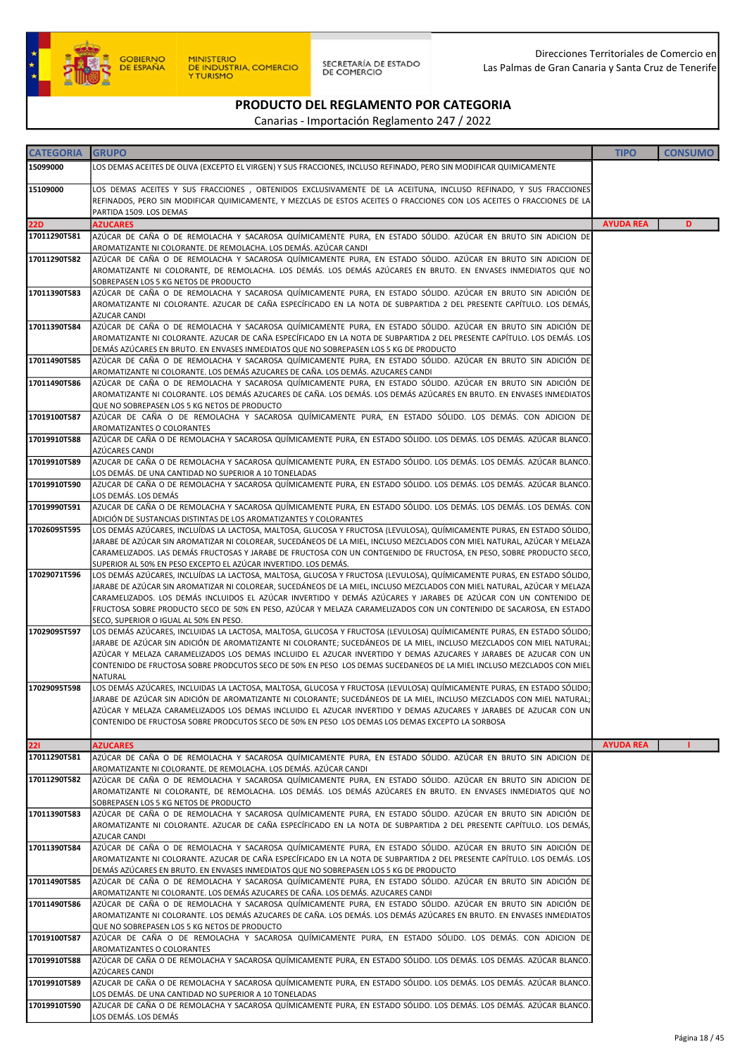# PRODUCTO DEL REGLAMENTO POR CATEGORIA

Canarias - Importación Reglamento 247 / 2022

| CATEGORIA | GRUPO | TIPO | CONSUMO |
|---|---|---|---|
| 15099000 | LOS DEMAS ACEITES DE OLIVA (EXCEPTO EL VIRGEN) Y SUS FRACCIONES, INCLUSO REFINADO, PERO SIN MODIFICAR QUIMICAMENTE | | |
| 15109000 | LOS DEMAS ACEITES Y SUS FRACCIONES , OBTENIDOS EXCLUSIVAMENTE DE LA ACEITUNA, INCLUSO REFINADO, Y SUS FRACCIONES REFINADOS, PERO SIN MODIFICAR QUIMICAMENTE, Y MEZCLAS DE ESTOS ACEITES O FRACCIONES CON LOS ACEITES O FRACCIONES DE LA PARTIDA 1509. LOS DEMAS | | |
| **22D** | **AZUCARES** | **AYUDA REA** | **D** |
| 17011290T581 | AZÚCAR DE CAÑA O DE REMOLACHA Y SACAROSA QUÍMICAMENTE PURA, EN ESTADO SÓLIDO. AZÚCAR EN BRUTO SIN ADICION DE AROMATIZANTE NI COLORANTE. DE REMOLACHA. LOS DEMÁS. AZÚCAR CANDI | | |
| 17011290T582 | AZÚCAR DE CAÑA O DE REMOLACHA Y SACAROSA QUÍMICAMENTE PURA, EN ESTADO SÓLIDO. AZÚCAR EN BRUTO SIN ADICION DE AROMATIZANTE NI COLORANTE, DE REMOLACHA. LOS DEMÁS. LOS DEMÁS AZÚCARES EN BRUTO. EN ENVASES INMEDIATOS QUE NO SOBREPASEN LOS 5 KG NETOS DE PRODUCTO | | |
| 17011390T583 | AZÚCAR DE CAÑA O DE REMOLACHA Y SACAROSA QUÍMICAMENTE PURA, EN ESTADO SÓLIDO. AZÚCAR EN BRUTO SIN ADICIÓN DE AROMATIZANTE NI COLORANTE. AZUCAR DE CAÑA ESPECÍFICADO EN LA NOTA DE SUBPARTIDA 2 DEL PRESENTE CAPÍTULO. LOS DEMÁS, AZUCAR CANDI | | |
| 17011390T584 | AZÚCAR DE CAÑA O DE REMOLACHA Y SACAROSA QUÍMICAMENTE PURA, EN ESTADO SÓLIDO. AZÚCAR EN BRUTO SIN ADICIÓN DE AROMATIZANTE NI COLORANTE. AZUCAR DE CAÑA ESPECÍFICADO EN LA NOTA DE SUBPARTIDA 2 DEL PRESENTE CAPÍTULO. LOS DEMÁS. LOS DEMÁS AZÚCARES EN BRUTO. EN ENVASES INMEDIATOS QUE NO SOBREPASEN LOS 5 KG DE PRODUCTO | | |
| 17011490T585 | AZÚCAR DE CAÑA O DE REMOLACHA Y SACAROSA QUÍMICAMENTE PURA, EN ESTADO SÓLIDO. AZÚCAR EN BRUTO SIN ADICIÓN DE AROMATIZANTE NI COLORANTE. LOS DEMÁS AZUCARES DE CAÑA. LOS DEMÁS. AZUCARES CANDI | | |
| 17011490T586 | AZÚCAR DE CAÑA O DE REMOLACHA Y SACAROSA QUÍMICAMENTE PURA, EN ESTADO SÓLIDO. AZÚCAR EN BRUTO SIN ADICIÓN DE AROMATIZANTE NI COLORANTE. LOS DEMÁS AZUCARES DE CAÑA. LOS DEMÁS. LOS DEMÁS AZÚCARES EN BRUTO. EN ENVASES INMEDIATOS QUE NO SOBREPASEN LOS 5 KG NETOS DE PRODUCTO | | |
| 17019100T587 | AZÚCAR DE CAÑA O DE REMOLACHA Y SACAROSA QUÍMICAMENTE PURA, EN ESTADO SÓLIDO. LOS DEMÁS. CON ADICION DE AROMATIZANTES O COLORANTES | | |
| 17019910T588 | AZÚCAR DE CAÑA O DE REMOLACHA Y SACAROSA QUÍMICAMENTE PURA, EN ESTADO SÓLIDO. LOS DEMÁS. LOS DEMÁS. AZÚCAR BLANCO. AZÚCARES CANDI | | |
| 17019910T589 | AZUCAR DE CAÑA O DE REMOLACHA Y SACAROSA QUÍMICAMENTE PURA, EN ESTADO SÓLIDO. LOS DEMÁS. LOS DEMÁS. AZÚCAR BLANCO. LOS DEMÁS. DE UNA CANTIDAD NO SUPERIOR A 10 TONELADAS | | |
| 17019910T590 | AZUCAR DE CAÑA O DE REMOLACHA Y SACAROSA QUÍMICAMENTE PURA, EN ESTADO SÓLIDO. LOS DEMÁS. LOS DEMÁS. AZÚCAR BLANCO. LOS DEMÁS. LOS DEMÁS | | |
| 17019990T591 | AZUCAR DE CAÑA O DE REMOLACHA Y SACAROSA QUÍMICAMENTE PURA, EN ESTADO SÓLIDO. LOS DEMÁS. LOS DEMÁS. LOS DEMÁS. CON ADICIÓN DE SUSTANCIAS DISTINTAS DE LOS AROMATIZANTES Y COLORANTES | | |
| 17026095T595 | LOS DEMÁS AZÚCARES, INCLUÍDAS LA LACTOSA, MALTOSA, GLUCOSA Y FRUCTOSA (LEVULOSA), QUÍMICAMENTE PURAS, EN ESTADO SÓLIDO, JARABE DE AZÚCAR SIN AROMATIZAR NI COLOREAR, SUCEDÁNEOS DE LA MIEL, INCLUSO MEZCLADOS CON MIEL NATURAL, AZÚCAR Y MELAZA CARAMELIZADOS. LAS DEMÁS FRUCTOSAS Y JARABE DE FRUCTOSA CON UN CONTGENIDO DE FRUCTOSA, EN PESO, SOBRE PRODUCTO SECO, SUPERIOR AL 50% EN PESO EXCEPTO EL AZÚCAR INVERTIDO. LOS DEMÁS. | | |
| 17029071T596 | LOS DEMÁS AZÚCARES, INCLUÍDAS LA LACTOSA, MALTOSA, GLUCOSA Y FRUCTOSA (LEVULOSA), QUÍMICAMENTE PURAS, EN ESTADO SÓLIDO, JARABE DE AZÚCAR SIN AROMATIZAR NI COLOREAR, SUCEDÁNEOS DE LA MIEL, INCLUSO MEZCLADOS CON MIEL NATURAL, AZÚCAR Y MELAZA CARAMELIZADOS. LOS DEMÁS INCLUIDOS EL AZÚCAR INVERTIDO Y DEMÁS AZÚCARES Y JARABES DE AZÚCAR CON UN CONTENIDO DE FRUCTOSA SOBRE PRODUCTO SECO DE 50% EN PESO, AZÚCAR Y MELAZA CARAMELIZADOS CON UN CONTENIDO DE SACAROSA, EN ESTADO SECO, SUPERIOR O IGUAL AL 50% EN PESO. | | |
| 17029095T597 | LOS DEMÁS AZÚCARES, INCLUIDAS LA LACTOSA, MALTOSA, GLUCOSA Y FRUCTOSA (LEVULOSA) QUÍMICAMENTE PURAS, EN ESTADO SÓLIDO; JARABE DE AZÚCAR SIN ADICIÓN DE AROMATIZANTE NI COLORANTE; SUCEDÁNEOS DE LA MIEL, INCLUSO MEZCLADOS CON MIEL NATURAL; AZÚCAR Y MELAZA CARAMELIZADOS LOS DEMAS INCLUIDO EL AZUCAR INVERTIDO Y DEMAS AZUCARES Y JARABES DE AZUCAR CON UN CONTENIDO DE FRUCTOSA SOBRE PRODCUTOS SECO DE 50% EN PESO LOS DEMAS SUCEDANEOS DE LA MIEL INCLUSO MEZCLADOS CON MIEL NATURAL | | |
| 17029095T598 | LOS DEMÁS AZÚCARES, INCLUIDAS LA LACTOSA, MALTOSA, GLUCOSA Y FRUCTOSA (LEVULOSA) QUÍMICAMENTE PURAS, EN ESTADO SÓLIDO; JARABE DE AZÚCAR SIN ADICIÓN DE AROMATIZANTE NI COLORANTE; SUCEDÁNEOS DE LA MIEL, INCLUSO MEZCLADOS CON MIEL NATURAL; AZÚCAR Y MELAZA CARAMELIZADOS LOS DEMAS INCLUIDO EL AZUCAR INVERTIDO Y DEMAS AZUCARES Y JARABES DE AZUCAR CON UN CONTENIDO DE FRUCTOSA SOBRE PRODCUTOS SECO DE 50% EN PESO LOS DEMAS LOS DEMAS EXCEPTO LA SORBOSA | | |
| **22I** | **AZUCARES** | **AYUDA REA** | **I** |
| 17011290T581 | AZÚCAR DE CAÑA O DE REMOLACHA Y SACAROSA QUÍMICAMENTE PURA, EN ESTADO SÓLIDO. AZÚCAR EN BRUTO SIN ADICION DE AROMATIZANTE NI COLORANTE. DE REMOLACHA. LOS DEMÁS. AZÚCAR CANDI | | |
| 17011290T582 | AZÚCAR DE CAÑA O DE REMOLACHA Y SACAROSA QUÍMICAMENTE PURA, EN ESTADO SÓLIDO. AZÚCAR EN BRUTO SIN ADICION DE AROMATIZANTE NI COLORANTE, DE REMOLACHA. LOS DEMÁS. LOS DEMÁS AZÚCARES EN BRUTO. EN ENVASES INMEDIATOS QUE NO SOBREPASEN LOS 5 KG NETOS DE PRODUCTO | | |
| 17011390T583 | AZÚCAR DE CAÑA O DE REMOLACHA Y SACAROSA QUÍMICAMENTE PURA, EN ESTADO SÓLIDO. AZÚCAR EN BRUTO SIN ADICIÓN DE AROMATIZANTE NI COLORANTE. AZUCAR DE CAÑA ESPECÍFICADO EN LA NOTA DE SUBPARTIDA 2 DEL PRESENTE CAPÍTULO. LOS DEMÁS, AZUCAR CANDI | | |
| 17011390T584 | AZÚCAR DE CAÑA O DE REMOLACHA Y SACAROSA QUÍMICAMENTE PURA, EN ESTADO SÓLIDO. AZÚCAR EN BRUTO SIN ADICIÓN DE AROMATIZANTE NI COLORANTE. AZUCAR DE CAÑA ESPECÍFICADO EN LA NOTA DE SUBPARTIDA 2 DEL PRESENTE CAPÍTULO. LOS DEMÁS. LOS DEMÁS AZÚCARES EN BRUTO. EN ENVASES INMEDIATOS QUE NO SOBREPASEN LOS 5 KG DE PRODUCTO | | |
| 17011490T585 | AZÚCAR DE CAÑA O DE REMOLACHA Y SACAROSA QUÍMICAMENTE PURA, EN ESTADO SÓLIDO. AZÚCAR EN BRUTO SIN ADICIÓN DE AROMATIZANTE NI COLORANTE. LOS DEMÁS AZUCARES DE CAÑA. LOS DEMÁS. AZUCARES CANDI | | |
| 17011490T586 | AZÚCAR DE CAÑA O DE REMOLACHA Y SACAROSA QUÍMICAMENTE PURA, EN ESTADO SÓLIDO. AZÚCAR EN BRUTO SIN ADICIÓN DE AROMATIZANTE NI COLORANTE. LOS DEMÁS AZUCARES DE CAÑA. LOS DEMÁS. LOS DEMÁS AZÚCARES EN BRUTO. EN ENVASES INMEDIATOS QUE NO SOBREPASEN LOS 5 KG NETOS DE PRODUCTO | | |
| 17019100T587 | AZÚCAR DE CAÑA O DE REMOLACHA Y SACAROSA QUÍMICAMENTE PURA, EN ESTADO SÓLIDO. LOS DEMÁS. CON ADICION DE AROMATIZANTES O COLORANTES | | |
| 17019910T588 | AZÚCAR DE CAÑA O DE REMOLACHA Y SACAROSA QUÍMICAMENTE PURA, EN ESTADO SÓLIDO. LOS DEMÁS. LOS DEMÁS. AZÚCAR BLANCO. AZÚCARES CANDI | | |
| 17019910T589 | AZUCAR DE CAÑA O DE REMOLACHA Y SACAROSA QUÍMICAMENTE PURA, EN ESTADO SÓLIDO. LOS DEMÁS. LOS DEMÁS. AZÚCAR BLANCO. LOS DEMÁS. DE UNA CANTIDAD NO SUPERIOR A 10 TONELADAS | | |
| 17019910T590 | AZUCAR DE CAÑA O DE REMOLACHA Y SACAROSA QUÍMICAMENTE PURA, EN ESTADO SÓLIDO. LOS DEMÁS. LOS DEMÁS. AZÚCAR BLANCO. LOS DEMÁS. LOS DEMÁS | | |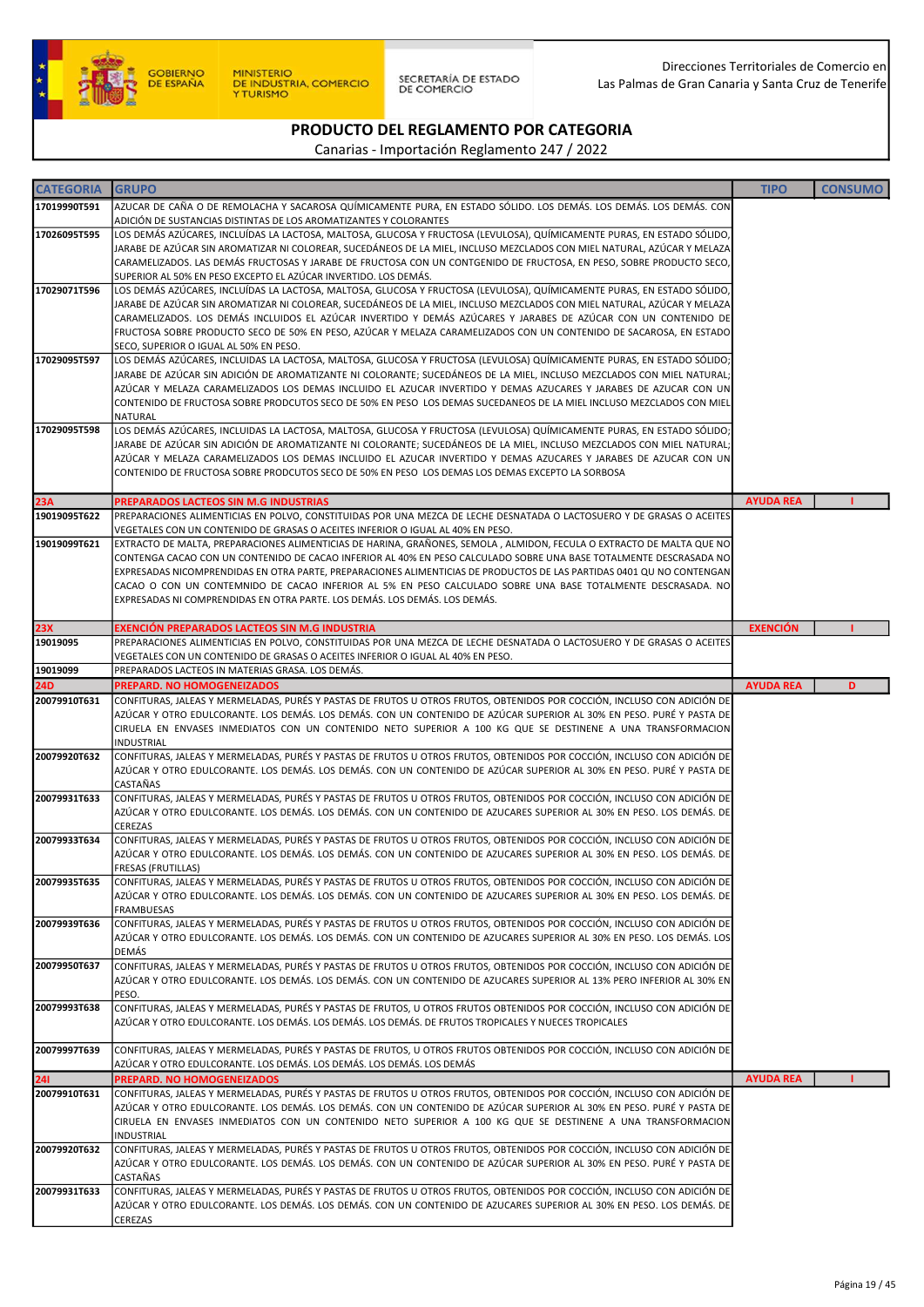# PRODUCTO DEL REGLAMENTO POR CATEGORIA

Canarias - Importación Reglamento 247 / 2022

| CATEGORIA | GRUPO | TIPO | CONSUMO |
|---|---|---|---|
| 17019990T591 | AZUCAR DE CAÑA O DE REMOLACHA Y SACAROSA QUÍMICAMENTE PURA, EN ESTADO SÓLIDO. LOS DEMÁS. LOS DEMÁS. LOS DEMÁS. CON ADICIÓN DE SUSTANCIAS DISTINTAS DE LOS AROMATIZANTES Y COLORANTES | | |
| 17026095T595 | LOS DEMÁS AZÚCARES, INCLUÍDAS LA LACTOSA, MALTOSA, GLUCOSA Y FRUCTOSA (LEVULOSA), QUÍMICAMENTE PURAS, EN ESTADO SÓLIDO, JARABE DE AZÚCAR SIN AROMATIZAR NI COLOREAR, SUCEDÁNEOS DE LA MIEL, INCLUSO MEZCLADOS CON MIEL NATURAL, AZÚCAR Y MELAZA CARAMELIZADOS. LAS DEMÁS FRUCTOSAS Y JARABE DE FRUCTOSA CON UN CONTGENIDO DE FRUCTOSA, EN PESO, SOBRE PRODUCTO SECO, SUPERIOR AL 50% EN PESO EXCEPTO EL AZÚCAR INVERTIDO. LOS DEMÁS. | | |
| 17029071T596 | LOS DEMÁS AZÚCARES, INCLUÍDAS LA LACTOSA, MALTOSA, GLUCOSA Y FRUCTOSA (LEVULOSA), QUÍMICAMENTE PURAS, EN ESTADO SÓLIDO, JARABE DE AZÚCAR SIN AROMATIZAR NI COLOREAR, SUCEDÁNEOS DE LA MIEL, INCLUSO MEZCLADOS CON MIEL NATURAL, AZÚCAR Y MELAZA CARAMELIZADOS. LOS DEMÁS INCLUIDOS EL AZÚCAR INVERTIDO Y DEMÁS AZÚCARES Y JARABES DE AZÚCAR CON UN CONTENIDO DE FRUCTOSA SOBRE PRODUCTO SECO DE 50% EN PESO, AZÚCAR Y MELAZA CARAMELIZADOS CON UN CONTENIDO DE SACAROSA, EN ESTADO SECO, SUPERIOR O IGUAL AL 50% EN PESO. | | |
| 17029095T597 | LOS DEMÁS AZÚCARES, INCLUIDAS LA LACTOSA, MALTOSA, GLUCOSA Y FRUCTOSA (LEVULOSA) QUÍMICAMENTE PURAS, EN ESTADO SÓLIDO; JARABE DE AZÚCAR SIN ADICIÓN DE AROMATIZANTE NI COLORANTE; SUCEDÁNEOS DE LA MIEL, INCLUSO MEZCLADOS CON MIEL NATURAL; AZÚCAR Y MELAZA CARAMELIZADOS LOS DEMAS INCLUIDO EL AZUCAR INVERTIDO Y DEMAS AZUCARES Y JARABES DE AZUCAR CON UN CONTENIDO DE FRUCTOSA SOBRE PRODCUTOS SECO DE 50% EN PESO LOS DEMAS SUCEDANEOS DE LA MIEL INCLUSO MEZCLADOS CON MIEL NATURAL | | |
| 17029095T598 | LOS DEMÁS AZÚCARES, INCLUIDAS LA LACTOSA, MALTOSA, GLUCOSA Y FRUCTOSA (LEVULOSA) QUÍMICAMENTE PURAS, EN ESTADO SÓLIDO; JARABE DE AZÚCAR SIN ADICIÓN DE AROMATIZANTE NI COLORANTE; SUCEDÁNEOS DE LA MIEL, INCLUSO MEZCLADOS CON MIEL NATURAL; AZÚCAR Y MELAZA CARAMELIZADOS LOS DEMAS INCLUIDO EL AZUCAR INVERTIDO Y DEMAS AZUCARES Y JARABES DE AZUCAR CON UN CONTENIDO DE FRUCTOSA SOBRE PRODCUTOS SECO DE 50% EN PESO LOS DEMAS LOS DEMAS EXCEPTO LA SORBOSA | | |
| **23A** | **PREPARADOS LACTEOS SIN M.G INDUSTRIAS** | **AYUDA REA** | **I** |
| 19019095T622 | PREPARACIONES ALIMENTICIAS EN POLVO, CONSTITUIDAS POR UNA MEZCA DE LECHE DESNATADA O LACTOSUERO Y DE GRASAS O ACEITES VEGETALES CON UN CONTENIDO DE GRASAS O ACEITES INFERIOR O IGUAL AL 40% EN PESO. | | |
| 19019099T621 | EXTRACTO DE MALTA, PREPARACIONES ALIMENTICIAS DE HARINA, GRAÑONES, SEMOLA , ALMIDON, FECULA O EXTRACTO DE MALTA QUE NO CONTENGA CACAO CON UN CONTENIDO DE CACAO INFERIOR AL 40% EN PESO CALCULADO SOBRE UNA BASE TOTALMENTE DESCRASADA NO EXPRESADAS NICOMPRENDIDAS EN OTRA PARTE, PREPARACIONES ALIMENTICIAS DE PRODUCTOS DE LAS PARTIDAS 0401 QU NO CONTENGAN CACAO O CON UN CONTEMNIDO DE CACAO INFERIOR AL 5% EN PESO CALCULADO SOBRE UNA BASE TOTALMENTE DESCRASADA. NO EXPRESADAS NI COMPRENDIDAS EN OTRA PARTE. LOS DEMÁS. LOS DEMÁS. LOS DEMÁS. | | |
| **23X** | **EXENCIÓN PREPARADOS LACTEOS SIN M.G INDUSTRIA** | **EXENCIÓN** | **I** |
| 19019095 | PREPARACIONES ALIMENTICIAS EN POLVO, CONSTITUIDAS POR UNA MEZCA DE LECHE DESNATADA O LACTOSUERO Y DE GRASAS O ACEITES VEGETALES CON UN CONTENIDO DE GRASAS O ACEITES INFERIOR O IGUAL AL 40% EN PESO. | | |
| 19019099 | PREPARADOS LACTEOS IN MATERIAS GRASA. LOS DEMÁS. | | |
| **24D** | **PREPARD. NO HOMOGENEIZADOS** | **AYUDA REA** | **D** |
| 20079910T631 | CONFITURAS, JALEAS Y MERMELADAS, PURÉS Y PASTAS DE FRUTOS U OTROS FRUTOS, OBTENIDOS POR COCCIÓN, INCLUSO CON ADICIÓN DE AZÚCAR Y OTRO EDULCORANTE. LOS DEMÁS. LOS DEMÁS. CON UN CONTENIDO DE AZÚCAR SUPERIOR AL 30% EN PESO. PURÉ Y PASTA DE CIRUELA EN ENVASES INMEDIATOS CON UN CONTENIDO NETO SUPERIOR A 100 KG QUE SE DESTINENE A UNA TRANSFORMACION INDUSTRIAL | | |
| 20079920T632 | CONFITURAS, JALEAS Y MERMELADAS, PURÉS Y PASTAS DE FRUTOS U OTROS FRUTOS, OBTENIDOS POR COCCIÓN, INCLUSO CON ADICIÓN DE AZÚCAR Y OTRO EDULCORANTE. LOS DEMÁS. LOS DEMÁS. CON UN CONTENIDO DE AZÚCAR SUPERIOR AL 30% EN PESO. PURÉ Y PASTA DE CASTAÑAS | | |
| 20079931T633 | CONFITURAS, JALEAS Y MERMELADAS, PURÉS Y PASTAS DE FRUTOS U OTROS FRUTOS, OBTENIDOS POR COCCIÓN, INCLUSO CON ADICIÓN DE AZÚCAR Y OTRO EDULCORANTE. LOS DEMÁS. LOS DEMÁS. CON UN CONTENIDO DE AZUCARES SUPERIOR AL 30% EN PESO. LOS DEMÁS. DE CEREZAS | | |
| 20079933T634 | CONFITURAS, JALEAS Y MERMELADAS, PURÉS Y PASTAS DE FRUTOS U OTROS FRUTOS, OBTENIDOS POR COCCIÓN, INCLUSO CON ADICIÓN DE AZÚCAR Y OTRO EDULCORANTE. LOS DEMÁS. LOS DEMÁS. CON UN CONTENIDO DE AZUCARES SUPERIOR AL 30% EN PESO. LOS DEMÁS. DE FRESAS (FRUTILLAS) | | |
| 20079935T635 | CONFITURAS, JALEAS Y MERMELADAS, PURÉS Y PASTAS DE FRUTOS U OTROS FRUTOS, OBTENIDOS POR COCCIÓN, INCLUSO CON ADICIÓN DE AZÚCAR Y OTRO EDULCORANTE. LOS DEMÁS. LOS DEMÁS. CON UN CONTENIDO DE AZUCARES SUPERIOR AL 30% EN PESO. LOS DEMÁS. DE FRAMBUESAS | | |
| 20079939T636 | CONFITURAS, JALEAS Y MERMELADAS, PURÉS Y PASTAS DE FRUTOS U OTROS FRUTOS, OBTENIDOS POR COCCIÓN, INCLUSO CON ADICIÓN DE AZÚCAR Y OTRO EDULCORANTE. LOS DEMÁS. LOS DEMÁS. CON UN CONTENIDO DE AZUCARES SUPERIOR AL 30% EN PESO. LOS DEMÁS. LOS DEMÁS | | |
| 20079950T637 | CONFITURAS, JALEAS Y MERMELADAS, PURÉS Y PASTAS DE FRUTOS U OTROS FRUTOS, OBTENIDOS POR COCCIÓN, INCLUSO CON ADICIÓN DE AZÚCAR Y OTRO EDULCORANTE. LOS DEMÁS. LOS DEMÁS. CON UN CONTENIDO DE AZUCARES SUPERIOR AL 13% PERO INFERIOR AL 30% EN PESO. | | |
| 20079993T638 | CONFITURAS, JALEAS Y MERMELADAS, PURÉS Y PASTAS DE FRUTOS, U OTROS FRUTOS OBTENIDOS POR COCCIÓN, INCLUSO CON ADICIÓN DE AZÚCAR Y OTRO EDULCORANTE. LOS DEMÁS. LOS DEMÁS. LOS DEMÁS. DE FRUTOS TROPICALES Y NUECES TROPICALES | | |
| 20079997T639 | CONFITURAS, JALEAS Y MERMELADAS, PURÉS Y PASTAS DE FRUTOS, U OTROS FRUTOS OBTENIDOS POR COCCIÓN, INCLUSO CON ADICIÓN DE AZÚCAR Y OTRO EDULCORANTE. LOS DEMÁS. LOS DEMÁS. LOS DEMÁS. LOS DEMÁS | | |
| **24I** | **PREPARD. NO HOMOGENEIZADOS** | **AYUDA REA** | **I** |
| 20079910T631 | CONFITURAS, JALEAS Y MERMELADAS, PURÉS Y PASTAS DE FRUTOS U OTROS FRUTOS, OBTENIDOS POR COCCIÓN, INCLUSO CON ADICIÓN DE AZÚCAR Y OTRO EDULCORANTE. LOS DEMÁS. LOS DEMÁS. CON UN CONTENIDO DE AZÚCAR SUPERIOR AL 30% EN PESO. PURÉ Y PASTA DE CIRUELA EN ENVASES INMEDIATOS CON UN CONTENIDO NETO SUPERIOR A 100 KG QUE SE DESTINENE A UNA TRANSFORMACION INDUSTRIAL | | |
| 20079920T632 | CONFITURAS, JALEAS Y MERMELADAS, PURÉS Y PASTAS DE FRUTOS U OTROS FRUTOS, OBTENIDOS POR COCCIÓN, INCLUSO CON ADICIÓN DE AZÚCAR Y OTRO EDULCORANTE. LOS DEMÁS. LOS DEMÁS. CON UN CONTENIDO DE AZÚCAR SUPERIOR AL 30% EN PESO. PURÉ Y PASTA DE CASTAÑAS | | |
| 20079931T633 | CONFITURAS, JALEAS Y MERMELADAS, PURÉS Y PASTAS DE FRUTOS U OTROS FRUTOS, OBTENIDOS POR COCCIÓN, INCLUSO CON ADICIÓN DE AZÚCAR Y OTRO EDULCORANTE. LOS DEMÁS. LOS DEMÁS. CON UN CONTENIDO DE AZUCARES SUPERIOR AL 30% EN PESO. LOS DEMÁS. DE CEREZAS | | |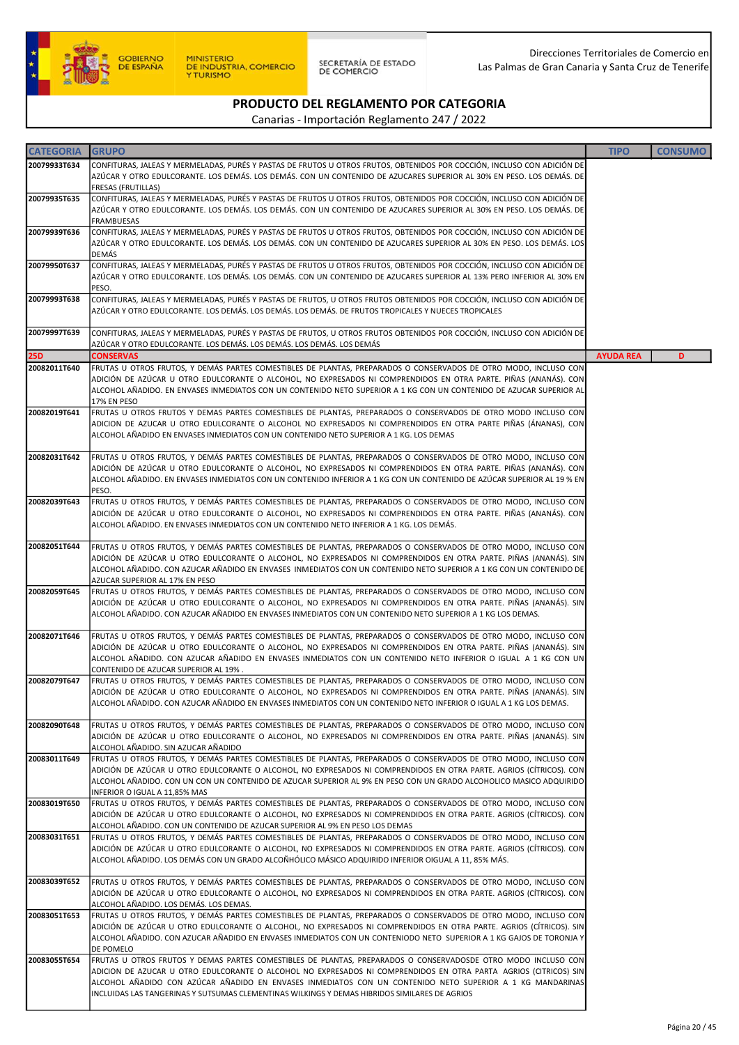## PRODUCTO DEL REGLAMENTO POR CATEGORIA

Canarias - Importación Reglamento 247 / 2022

| CATEGORIA | GRUPO | TIPO | CONSUMO |
|---|---|---|---|
| 20079933T634 | CONFITURAS, JALEAS Y MERMELADAS, PURÉS Y PASTAS DE FRUTOS U OTROS FRUTOS, OBTENIDOS POR COCCIÓN, INCLUSO CON ADICIÓN DE AZÚCAR Y OTRO EDULCORANTE. LOS DEMÁS. LOS DEMÁS. CON UN CONTENIDO DE AZUCARES SUPERIOR AL 30% EN PESO. LOS DEMÁS. DE FRESAS (FRUTILLAS) | | |
| 20079935T635 | CONFITURAS, JALEAS Y MERMELADAS, PURÉS Y PASTAS DE FRUTOS U OTROS FRUTOS, OBTENIDOS POR COCCIÓN, INCLUSO CON ADICIÓN DE AZÚCAR Y OTRO EDULCORANTE. LOS DEMÁS. LOS DEMÁS. CON UN CONTENIDO DE AZUCARES SUPERIOR AL 30% EN PESO. LOS DEMÁS. DE FRAMBUESAS | | |
| 20079939T636 | CONFITURAS, JALEAS Y MERMELADAS, PURÉS Y PASTAS DE FRUTOS U OTROS FRUTOS, OBTENIDOS POR COCCIÓN, INCLUSO CON ADICIÓN DE AZÚCAR Y OTRO EDULCORANTE. LOS DEMÁS. LOS DEMÁS. CON UN CONTENIDO DE AZUCARES SUPERIOR AL 30% EN PESO. LOS DEMÁS. LOS DEMÁS | | |
| 20079950T637 | CONFITURAS, JALEAS Y MERMELADAS, PURÉS Y PASTAS DE FRUTOS U OTROS FRUTOS, OBTENIDOS POR COCCIÓN, INCLUSO CON ADICIÓN DE AZÚCAR Y OTRO EDULCORANTE. LOS DEMÁS. LOS DEMÁS. CON UN CONTENIDO DE AZUCARES SUPERIOR AL 13% PERO INFERIOR AL 30% EN PESO. | | |
| 20079993T638 | CONFITURAS, JALEAS Y MERMELADAS, PURÉS Y PASTAS DE FRUTOS, U OTROS FRUTOS OBTENIDOS POR COCCIÓN, INCLUSO CON ADICIÓN DE AZÚCAR Y OTRO EDULCORANTE. LOS DEMÁS. LOS DEMÁS. LOS DEMÁS. DE FRUTOS TROPICALES Y NUECES TROPICALES | | |
| 20079997T639 | CONFITURAS, JALEAS Y MERMELADAS, PURÉS Y PASTAS DE FRUTOS, U OTROS FRUTOS OBTENIDOS POR COCCIÓN, INCLUSO CON ADICIÓN DE AZÚCAR Y OTRO EDULCORANTE. LOS DEMÁS. LOS DEMÁS. LOS DEMÁS. LOS DEMAS | | |
| **25D** | **CONSERVAS** | **AYUDA REA** | **D** |
| 20082011T640 | FRUTAS U OTROS FRUTOS, Y DEMÁS PARTES COMESTIBLES DE PLANTAS, PREPARADOS O CONSERVADOS DE OTRO MODO, INCLUSO CON ADICIÓN DE AZÚCAR U OTRO EDULCORANTE O ALCOHOL, NO EXPRESADOS NI COMPRENDIDOS EN OTRA PARTE. PIÑAS (ANANÁS). CON ALCOHOL AÑADIDO. EN ENVASES INMEDIATOS CON UN CONTENIDO NETO SUPERIOR A 1 KG CON UN CONTENIDO DE AZUCAR SUPERIOR AL 17% EN PESO | | |
| 20082019T641 | FRUTAS U OTROS FRUTOS Y DEMAS PARTES COMESTIBLES DE PLANTAS, PREPARADOS O CONSERVADOS DE OTRO MODO INCLUSO CON ADICION DE AZUCAR U OTRO EDULCORANTE O ALCOHOL NO EXPRESADOS NI COMPRENDIDOS EN OTRA PARTE PIÑAS (ÁNANAS), CON ALCOHOL AÑADIDO EN ENVASES INMEDIATOS CON UN CONTENIDO NETO SUPERIOR A 1 KG. LOS DEMAS | | |
| 20082031T642 | FRUTAS U OTROS FRUTOS, Y DEMÁS PARTES COMESTIBLES DE PLANTAS, PREPARADOS O CONSERVADOS DE OTRO MODO, INCLUSO CON ADICIÓN DE AZÚCAR U OTRO EDULCORANTE O ALCOHOL, NO EXPRESADOS NI COMPRENDIDOS EN OTRA PARTE. PIÑAS (ANANÁS). CON ALCOHOL AÑADIDO. EN ENVASES INMEDIATOS CON UN CONTENIDO INFERIOR A 1 KG CON UN CONTENIDO DE AZÚCAR SUPERIOR AL 19 % EN PESO. | | |
| 20082039T643 | FRUTAS U OTROS FRUTOS, Y DEMÁS PARTES COMESTIBLES DE PLANTAS, PREPARADOS O CONSERVADOS DE OTRO MODO, INCLUSO CON ADICIÓN DE AZÚCAR U OTRO EDULCORANTE O ALCOHOL, NO EXPRESADOS NI COMPRENDIDOS EN OTRA PARTE. PIÑAS (ANANÁS). CON ALCOHOL AÑADIDO. EN ENVASES INMEDIATOS CON UN CONTENIDO NETO INFERIOR A 1 KG. LOS DEMÁS. | | |
| 20082051T644 | FRUTAS U OTROS FRUTOS, Y DEMÁS PARTES COMESTIBLES DE PLANTAS, PREPARADOS O CONSERVADOS DE OTRO MODO, INCLUSO CON ADICIÓN DE AZÚCAR U OTRO EDULCORANTE O ALCOHOL, NO EXPRESADOS NI COMPRENDIDOS EN OTRA PARTE. PIÑAS (ANANÁS). SIN ALCOHOL AÑADIDO. CON AZUCAR AÑADIDO EN ENVASES INMEDIATOS CON UN CONTENIDO NETO SUPERIOR A 1 KG CON UN CONTENIDO DE AZUCAR SUPERIOR AL 17% EN PESO | | |
| 20082059T645 | FRUTAS U OTROS FRUTOS, Y DEMÁS PARTES COMESTIBLES DE PLANTAS, PREPARADOS O CONSERVADOS DE OTRO MODO, INCLUSO CON ADICIÓN DE AZÚCAR U OTRO EDULCORANTE O ALCOHOL, NO EXPRESADOS NI COMPRENDIDOS EN OTRA PARTE. PIÑAS (ANANÁS). SIN ALCOHOL AÑADIDO. CON AZUCAR AÑADIDO EN ENVASES INMEDIATOS CON UN CONTENIDO NETO SUPERIOR A 1 KG LOS DEMAS. | | |
| 20082071T646 | FRUTAS U OTROS FRUTOS, Y DEMÁS PARTES COMESTIBLES DE PLANTAS, PREPARADOS O CONSERVADOS DE OTRO MODO, INCLUSO CON ADICIÓN DE AZÚCAR U OTRO EDULCORANTE O ALCOHOL, NO EXPRESADOS NI COMPRENDIDOS EN OTRA PARTE. PIÑAS (ANANÁS). SIN ALCOHOL AÑADIDO. CON AZUCAR AÑADIDO EN ENVASES INMEDIATOS CON UN CONTENIDO NETO INFERIOR O IGUAL A 1 KG CON UN CONTENIDO DE AZUCAR SUPERIOR AL 19% . | | |
| 20082079T647 | FRUTAS U OTROS FRUTOS, Y DEMÁS PARTES COMESTIBLES DE PLANTAS, PREPARADOS O CONSERVADOS DE OTRO MODO, INCLUSO CON ADICIÓN DE AZÚCAR U OTRO EDULCORANTE O ALCOHOL, NO EXPRESADOS NI COMPRENDIDOS EN OTRA PARTE. PIÑAS (ANANÁS). SIN ALCOHOL AÑADIDO. CON AZUCAR AÑADIDO EN ENVASES INMEDIATOS CON UN CONTENIDO NETO INFERIOR O IGUAL A 1 KG LOS DEMAS. | | |
| 20082090T648 | FRUTAS U OTROS FRUTOS, Y DEMÁS PARTES COMESTIBLES DE PLANTAS, PREPARADOS O CONSERVADOS DE OTRO MODO, INCLUSO CON ADICIÓN DE AZÚCAR U OTRO EDULCORANTE O ALCOHOL, NO EXPRESADOS NI COMPRENDIDOS EN OTRA PARTE. PIÑAS (ANANÁS). SIN ALCOHOL AÑADIDO. SIN AZUCAR AÑADIDO | | |
| 20083011T649 | FRUTAS U OTROS FRUTOS, Y DEMÁS PARTES COMESTIBLES DE PLANTAS, PREPARADOS O CONSERVADOS DE OTRO MODO, INCLUSO CON ADICIÓN DE AZÚCAR U OTRO EDULCORANTE O ALCOHOL, NO EXPRESADOS NI COMPRENDIDOS EN OTRA PARTE. AGRIOS (CÍTRICOS). CON ALCOHOL AÑADIDO. CON UN CON UN CONTENIDO DE AZUCAR SUPERIOR AL 9% EN PESO CON UN GRADO ALCOHOLICO MASICO ADQUIRIDO INFERIOR O IGUAL A 11,85% MAS | | |
| 20083019T650 | FRUTAS U OTROS FRUTOS, Y DEMÁS PARTES COMESTIBLES DE PLANTAS, PREPARADOS O CONSERVADOS DE OTRO MODO, INCLUSO CON ADICIÓN DE AZÚCAR U OTRO EDULCORANTE O ALCOHOL, NO EXPRESADOS NI COMPRENDIDOS EN OTRA PARTE. AGRIOS (CÍTRICOS). CON ALCOHOL AÑADIDO. CON UN CONTENIDO DE AZUCAR SUPERIOR AL 9% EN PESO LOS DEMAS | | |
| 20083031T651 | FRUTAS U OTROS FRUTOS, Y DEMÁS PARTES COMESTIBLES DE PLANTAS, PREPARADOS O CONSERVADOS DE OTRO MODO, INCLUSO CON ADICIÓN DE AZÚCAR U OTRO EDULCORANTE O ALCOHOL, NO EXPRESADOS NI COMPRENDIDOS EN OTRA PARTE. AGRIOS (CÍTRICOS). CON ALCOHOL AÑADIDO. LOS DEMÁS CON UN GRADO ALCOÑHÓLICO MÁSICO ADQUIRIDO INFERIOR OIGUAL A 11, 85% MÁS. | | |
| 20083039T652 | FRUTAS U OTROS FRUTOS, Y DEMÁS PARTES COMESTIBLES DE PLANTAS, PREPARADOS O CONSERVADOS DE OTRO MODO, INCLUSO CON ADICIÓN DE AZÚCAR U OTRO EDULCORANTE O ALCOHOL, NO EXPRESADOS NI COMPRENDIDOS EN OTRA PARTE. AGRIOS (CÍTRICOS). CON ALCOHOL AÑADIDO. LOS DEMÁS. LOS DEMAS. | | |
| 20083051T653 | FRUTAS U OTROS FRUTOS, Y DEMÁS PARTES COMESTIBLES DE PLANTAS, PREPARADOS O CONSERVADOS DE OTRO MODO, INCLUSO CON ADICIÓN DE AZÚCAR U OTRO EDULCORANTE O ALCOHOL, NO EXPRESADOS NI COMPRENDIDOS EN OTRA PARTE. AGRIOS (CÍTRICOS). SIN ALCOHOL AÑADIDO. CON AZUCAR AÑADIDO EN ENVASES INMEDIATOS CON UN CONTENIODO NETO SUPERIOR A 1 KG GAJOS DE TORONJA Y DE POMELO | | |
| 20083055T654 | FRUTAS U OTROS FRUTOS Y DEMAS PARTES COMESTIBLES DE PLANTAS, PREPARADOS O CONSERVADOSDE OTRO MODO INCLUSO CON ADICION DE AZUCAR U OTRO EDULCORANTE O ALCOHOL NO EXPRESADOS NI COMPRENDIDOS EN OTRA PARTA AGRIOS (CITRICOS) SIN ALCOHOL AÑADIDO CON AZÚCAR AÑADIDO EN ENVASES INMEDIATOS CON UN CONTENIDO NETO SUPERIOR A 1 KG MANDARINAS INCLUIDAS LAS TANGERINAS Y SUTSUMAS CLEMENTINAS WILKINGS Y DEMAS HIBRIDOS SIMILARES DE AGRIOS | | |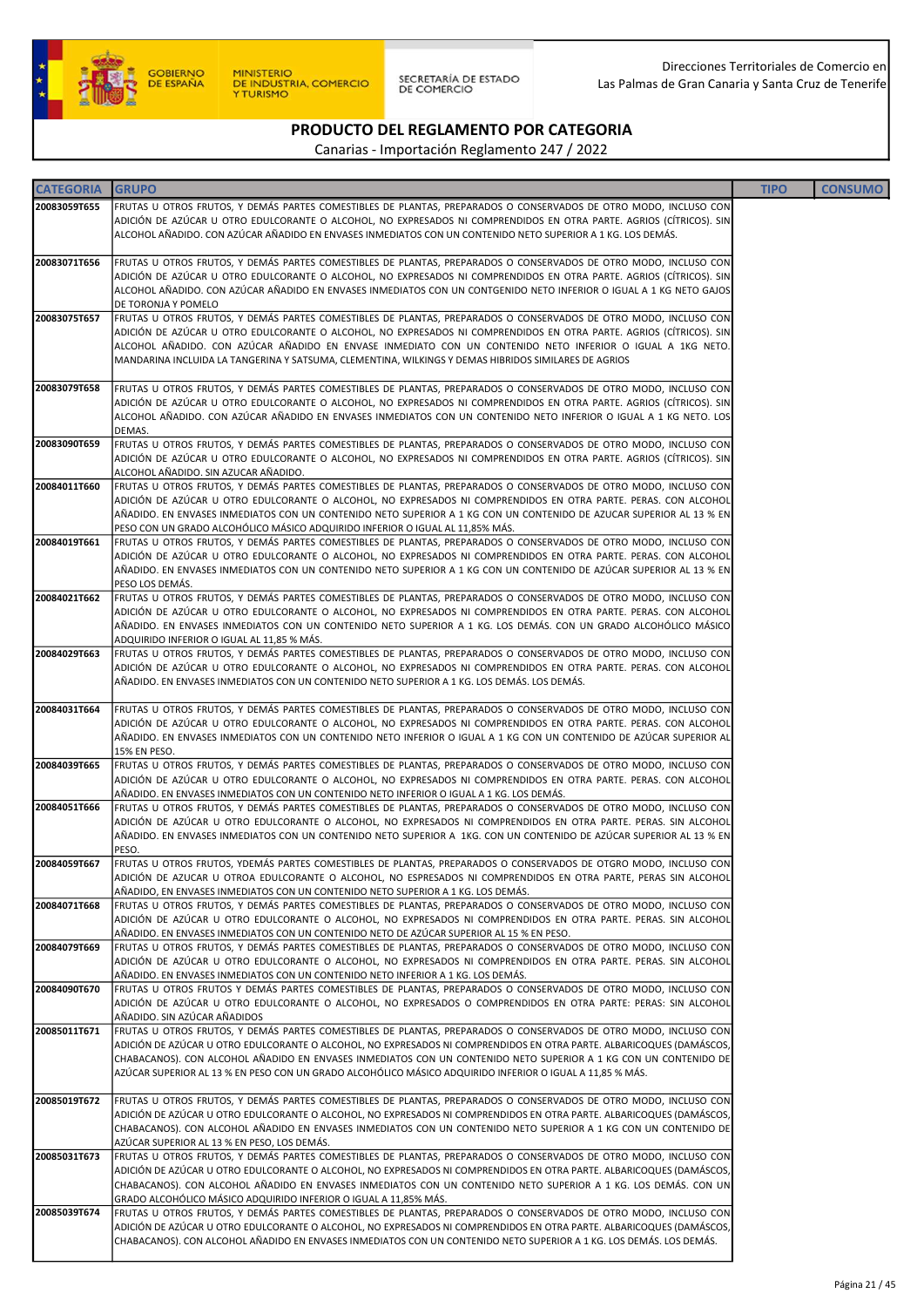Direcciones Territoriales de Comercio en Las Palmas de Gran Canaria y Santa Cruz de Tenerife

# PRODUCTO DEL REGLAMENTO POR CATEGORIA

Canarias - Importación Reglamento 247 / 2022

| CATEGORIA | GRUPO | TIPO | CONSUMO |
|---|---|---|---|
| 20083059T655 | FRUTAS U OTROS FRUTOS, Y DEMÁS PARTES COMESTIBLES DE PLANTAS, PREPARADOS O CONSERVADOS DE OTRO MODO, INCLUSO CON ADICIÓN DE AZÚCAR U OTRO EDULCORANTE O ALCOHOL, NO EXPRESADOS NI COMPRENDIDOS EN OTRA PARTE. AGRIOS (CÍTRICOS). SIN ALCOHOL AÑADIDO. CON AZÚCAR AÑADIDO EN ENVASES INMEDIATOS CON UN CONTENIDO NETO SUPERIOR A 1 KG. LOS DEMÁS. | | |
| 20083071T656 | FRUTAS U OTROS FRUTOS, Y DEMÁS PARTES COMESTIBLES DE PLANTAS, PREPARADOS O CONSERVADOS DE OTRO MODO, INCLUSO CON ADICIÓN DE AZÚCAR U OTRO EDULCORANTE O ALCOHOL, NO EXPRESADOS NI COMPRENDIDOS EN OTRA PARTE. AGRIOS (CÍTRICOS). SIN ALCOHOL AÑADIDO. CON AZÚCAR AÑADIDO EN ENVASES INMEDIATOS CON UN CONTGENIDO NETO INFERIOR O IGUAL A 1 KG NETO GAJOS DE TORONJA Y POMELO | | |
| 20083075T657 | FRUTAS U OTROS FRUTOS, Y DEMÁS PARTES COMESTIBLES DE PLANTAS, PREPARADOS O CONSERVADOS DE OTRO MODO, INCLUSO CON ADICIÓN DE AZÚCAR U OTRO EDULCORANTE O ALCOHOL, NO EXPRESADOS NI COMPRENDIDOS EN OTRA PARTE. AGRIOS (CÍTRICOS). SIN ALCOHOL AÑADIDO. CON AZÚCAR AÑADIDO EN ENVASE INMEDIATO CON UN CONTENIDO NETO INFERIOR O IGUAL A 1KG NETO. MANDARINA INCLUIDA LA TANGERINA Y SATSUMA, CLEMENTINA, WILKINGS Y DEMAS HIBRIDOS SIMILARES DE AGRIOS | | |
| 20083079T658 | FRUTAS U OTROS FRUTOS, Y DEMÁS PARTES COMESTIBLES DE PLANTAS, PREPARADOS O CONSERVADOS DE OTRO MODO, INCLUSO CON ADICIÓN DE AZÚCAR U OTRO EDULCORANTE O ALCOHOL, NO EXPRESADOS NI COMPRENDIDOS EN OTRA PARTE. AGRIOS (CÍTRICOS). SIN ALCOHOL AÑADIDO. CON AZÚCAR AÑADIDO EN ENVASES INMEDIATOS CON UN CONTENIDO NETO INFERIOR O IGUAL A 1 KG NETO. LOS DEMAS. | | |
| 20083090T659 | FRUTAS U OTROS FRUTOS, Y DEMÁS PARTES COMESTIBLES DE PLANTAS, PREPARADOS O CONSERVADOS DE OTRO MODO, INCLUSO CON ADICIÓN DE AZÚCAR U OTRO EDULCORANTE O ALCOHOL, NO EXPRESADOS NI COMPRENDIDOS EN OTRA PARTE. AGRIOS (CÍTRICOS). SIN ALCOHOL AÑADIDO. SIN AZUCAR AÑADIDO. | | |
| 20084011T660 | FRUTAS U OTROS FRUTOS, Y DEMÁS PARTES COMESTIBLES DE PLANTAS, PREPARADOS O CONSERVADOS DE OTRO MODO, INCLUSO CON ADICIÓN DE AZÚCAR U OTRO EDULCORANTE O ALCOHOL, NO EXPRESADOS NI COMPRENDIDOS EN OTRA PARTE. PERAS. CON ALCOHOL AÑADIDO. EN ENVASES INMEDIATOS CON UN CONTENIDO NETO SUPERIOR A 1 KG CON UN CONTENIDO DE AZUCAR SUPERIOR AL 13 % EN PESO CON UN GRADO ALCOHÓLICO MÁSICO ADQUIRIDO INFERIOR O IGUAL AL 11,85% MÁS. | | |
| 20084019T661 | FRUTAS U OTROS FRUTOS, Y DEMÁS PARTES COMESTIBLES DE PLANTAS, PREPARADOS O CONSERVADOS DE OTRO MODO, INCLUSO CON ADICIÓN DE AZÚCAR U OTRO EDULCORANTE O ALCOHOL, NO EXPRESADOS NI COMPRENDIDOS EN OTRA PARTE. PERAS. CON ALCOHOL AÑADIDO. EN ENVASES INMEDIATOS CON UN CONTENIDO NETO SUPERIOR A 1 KG CON UN CONTENIDO DE AZÚCAR SUPERIOR AL 13 % EN PESO LOS DEMÁS. | | |
| 20084021T662 | FRUTAS U OTROS FRUTOS, Y DEMÁS PARTES COMESTIBLES DE PLANTAS, PREPARADOS O CONSERVADOS DE OTRO MODO, INCLUSO CON ADICIÓN DE AZÚCAR U OTRO EDULCORANTE O ALCOHOL, NO EXPRESADOS NI COMPRENDIDOS EN OTRA PARTE. PERAS. CON ALCOHOL AÑADIDO. EN ENVASES INMEDIATOS CON UN CONTENIDO NETO SUPERIOR A 1 KG. LOS DEMÁS. CON UN GRADO ALCOHÓLICO MÁSICO ADQUIRIDO INFERIOR O IGUAL AL 11,85 % MÁS. | | |
| 20084029T663 | FRUTAS U OTROS FRUTOS, Y DEMÁS PARTES COMESTIBLES DE PLANTAS, PREPARADOS O CONSERVADOS DE OTRO MODO, INCLUSO CON ADICIÓN DE AZÚCAR U OTRO EDULCORANTE O ALCOHOL, NO EXPRESADOS NI COMPRENDIDOS EN OTRA PARTE. PERAS. CON ALCOHOL AÑADIDO. EN ENVASES INMEDIATOS CON UN CONTENIDO NETO SUPERIOR A 1 KG. LOS DEMÁS. LOS DEMÁS. | | |
| 20084031T664 | FRUTAS U OTROS FRUTOS, Y DEMÁS PARTES COMESTIBLES DE PLANTAS, PREPARADOS O CONSERVADOS DE OTRO MODO, INCLUSO CON ADICIÓN DE AZÚCAR U OTRO EDULCORANTE O ALCOHOL, NO EXPRESADOS NI COMPRENDIDOS EN OTRA PARTE. PERAS. CON ALCOHOL AÑADIDO. EN ENVASES INMEDIATOS CON UN CONTENIDO NETO INFERIOR O IGUAL A 1 KG CON UN CONTENIDO DE AZÚCAR SUPERIOR AL 15% EN PESO. | | |
| 20084039T665 | FRUTAS U OTROS FRUTOS, Y DEMÁS PARTES COMESTIBLES DE PLANTAS, PREPARADOS O CONSERVADOS DE OTRO MODO, INCLUSO CON ADICIÓN DE AZÚCAR U OTRO EDULCORANTE O ALCOHOL, NO EXPRESADOS NI COMPRENDIDOS EN OTRA PARTE. PERAS. CON ALCOHOL AÑADIDO. EN ENVASES INMEDIATOS CON UN CONTENIDO NETO INFERIOR O IGUAL A 1 KG. LOS DEMÁS. | | |
| 20084051T666 | FRUTAS U OTROS FRUTOS, Y DEMÁS PARTES COMESTIBLES DE PLANTAS, PREPARADOS O CONSERVADOS DE OTRO MODO, INCLUSO CON ADICIÓN DE AZÚCAR U OTRO EDULCORANTE O ALCOHOL, NO EXPRESADOS NI COMPRENDIDOS EN OTRA PARTE. PERAS. SIN ALCOHOL AÑADIDO. EN ENVASES INMEDIATOS CON UN CONTENIDO NETO SUPERIOR A 1KG. CON UN CONTENIDO DE AZÚCAR SUPERIOR AL 13 % EN PESO. | | |
| 20084059T667 | FRUTAS U OTROS FRUTOS, YDEMÁS PARTES COMESTIBLES DE PLANTAS, PREPARADOS O CONSERVADOS DE OTGRO MODO, INCLUSO CON ADICIÓN DE AZUCAR U OTROA EDULCORANTE O ALCOHOL, NO ESPRESADOS NI COMPRENDIDOS EN OTRA PARTE, PERAS SIN ALCOHOL AÑADIDO, EN ENVASES INMEDIATOS CON UN CONTENIDO NETO SUPERIOR A 1 KG. LOS DEMÁS. | | |
| 20084071T668 | FRUTAS U OTROS FRUTOS, Y DEMÁS PARTES COMESTIBLES DE PLANTAS, PREPARADOS O CONSERVADOS DE OTRO MODO, INCLUSO CON ADICIÓN DE AZÚCAR U OTRO EDULCORANTE O ALCOHOL, NO EXPRESADOS NI COMPRENDIDOS EN OTRA PARTE. PERAS. SIN ALCOHOL AÑADIDO. EN ENVASES INMEDIATOS CON UN CONTENIDO NETO DE AZÚCAR SUPERIOR AL 15 % EN PESO. | | |
| 20084079T669 | FRUTAS U OTROS FRUTOS, Y DEMÁS PARTES COMESTIBLES DE PLANTAS, PREPARADOS O CONSERVADOS DE OTRO MODO, INCLUSO CON ADICIÓN DE AZÚCAR U OTRO EDULCORANTE O ALCOHOL, NO EXPRESADOS NI COMPRENDIDOS EN OTRA PARTE. PERAS. SIN ALCOHOL AÑADIDO. EN ENVASES INMEDIATOS CON UN CONTENIDO NETO INFERIOR A 1 KG. LOS DEMÁS. | | |
| 20084090T670 | FRUTAS U OTROS FRUTOS Y DEMÁS PARTES COMESTIBLES DE PLANTAS, PREPARADOS O CONSERVADOS DE OTRO MODO, INCLUSO CON ADICIÓN DE AZÚCAR U OTRO EDULCORANTE O ALCOHOL, NO EXPRESADOS O COMPRENDIDOS EN OTRA PARTE: PERAS: SIN ALCOHOL AÑADIDO. SIN AZÚCAR AÑADIDOS | | |
| 20085011T671 | FRUTAS U OTROS FRUTOS, Y DEMÁS PARTES COMESTIBLES DE PLANTAS, PREPARADOS O CONSERVADOS DE OTRO MODO, INCLUSO CON ADICIÓN DE AZÚCAR U OTRO EDULCORANTE O ALCOHOL, NO EXPRESADOS NI COMPRENDIDOS EN OTRA PARTE. ALBARICOQUES (DAMÁSCOS, CHABACANOS). CON ALCOHOL AÑADIDO EN ENVASES INMEDIATOS CON UN CONTENIDO NETO SUPERIOR A 1 KG CON UN CONTENIDO DE AZÚCAR SUPERIOR AL 13 % EN PESO CON UN GRADO ALCOHÓLICO MÁSICO ADQUIRIDO INFERIOR O IGUAL A 11,85 % MÁS. | | |
| 20085019T672 | FRUTAS U OTROS FRUTOS, Y DEMÁS PARTES COMESTIBLES DE PLANTAS, PREPARADOS O CONSERVADOS DE OTRO MODO, INCLUSO CON ADICIÓN DE AZÚCAR U OTRO EDULCORANTE O ALCOHOL, NO EXPRESADOS NI COMPRENDIDOS EN OTRA PARTE. ALBARICOQUES (DAMÁSCOS, CHABACANOS). CON ALCOHOL AÑADIDO EN ENVASES INMEDIATOS CON UN CONTENIDO NETO SUPERIOR A 1 KG CON UN CONTENIDO DE AZÚCAR SUPERIOR AL 13 % EN PESO, LOS DEMÁS. | | |
| 20085031T673 | FRUTAS U OTROS FRUTOS, Y DEMÁS PARTES COMESTIBLES DE PLANTAS, PREPARADOS O CONSERVADOS DE OTRO MODO, INCLUSO CON ADICIÓN DE AZÚCAR U OTRO EDULCORANTE O ALCOHOL, NO EXPRESADOS NI COMPRENDIDOS EN OTRA PARTE. ALBARICOQUES (DAMÁSCOS, CHABACANOS). CON ALCOHOL AÑADIDO EN ENVASES INMEDIATOS CON UN CONTENIDO NETO SUPERIOR A 1 KG. LOS DEMÁS. CON UN GRADO ALCOHÓLICO MÁSICO ADQUIRIDO INFERIOR O IGUAL A 11,85% MÁS. | | |
| 20085039T674 | FRUTAS U OTROS FRUTOS, Y DEMÁS PARTES COMESTIBLES DE PLANTAS, PREPARADOS O CONSERVADOS DE OTRO MODO, INCLUSO CON ADICIÓN DE AZÚCAR U OTRO EDULCORANTE O ALCOHOL, NO EXPRESADOS NI COMPRENDIDOS EN OTRA PARTE. ALBARICOQUES (DAMÁSCOS, CHABACANOS). CON ALCOHOL AÑADIDO EN ENVASES INMEDIATOS CON UN CONTENIDO NETO SUPERIOR A 1 KG. LOS DEMÁS. LOS DEMÁS. | | |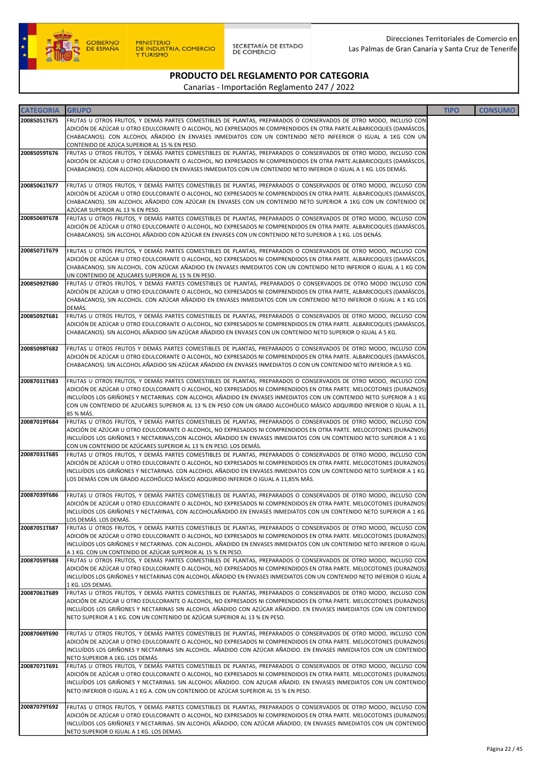## PRODUCTO DEL REGLAMENTO POR CATEGORIA

Canarias - Importación Reglamento 247 / 2022

| CATEGORIA | GRUPO | TIPO | CONSUMO |
|---|---|---|---|
| 20085051T675 | FRUTAS U OTROS FRUTOS, Y DEMÁS PARTES COMESTIBLES DE PLANTAS, PREPARADOS O CONSERVADOS DE OTRO MODO, INCLUSO CON ADICIÓN DE AZÚCAR U OTRO EDULCORANTE O ALCOHOL, NO EXPRESADOS NI COMPRENDIDOS EN OTRA PARTE.ALBARICOQUES (DAMÁSCOS, CHABACANOS). CON ALCOHOL AÑADIDO EN ENVASES INMEDIATOS CON UN CONTENIDO NETO INFEERIOR O IGUAL A 1KG CON UN CONTENIDO DE AZÚCA SUPERIOR AL 15 % EN PESO. | | |
| 20085059T676 | FRUTAS U OTROS FRUTOS, Y DEMÁS PARTES COMESTIBLES DE PLANTAS, PREPARADOS O CONSERVADOS DE OTRO MODO, INCLUSO CON ADICIÓN DE AZÚCAR U OTRO EDULCORANTE O ALCOHOL, NO EXPRESADOS NI COMPRENDIDOS EN OTRA PARTE.ALBARICOQUES (DAMÁSCOS, CHABACANOS). CON ALCOHOL AÑADIDO EN ENVASES INMEDIATOS CON UN CONTENIDO NETO INFERIOR O IGUAL A 1 KG. LOS DEMÁS. | | |
| 20085061T677 | FRUTAS U OTROS FRUTOS, Y DEMÁS PARTES COMESTIBLES DE PLANTAS, PREPARADOS O CONSERVADOS DE OTRO MODO, INCLUSO CON ADICIÓN DE AZÚCAR U OTRO EDULCORANTE O ALCOHOL, NO EXPRESADOS NI COMPRENDIDOS EN OTRA PARTE. ALBARICOQUES (DAMÁSCOS, CHABACANOS). SIN ALCOHOL AÑADIDO CON AZÚCAR EN ENVASES CON UN CONTENIDO NETO SUPERIOR A 1KG CON UN CONTENIDO DE AZÚCAR SUPERIOR AL 13 % EN PESO. | | |
| 20085069T678 | FRUTAS U OTROS FRUTOS, Y DEMÁS PARTES COMESTIBLES DE PLANTAS, PREPARADOS O CONSERVADOS DE OTRO MODO, INCLUSO CON ADICIÓN DE AZÚCAR U OTRO EDULCORANTE O ALCOHOL, NO EXPRESADOS NI COMPRENDIDOS EN OTRA PARTE. ALBARICOQUES (DAMÁSCOS, CHABACANOS). SIN ALCOHOL AÑADIDO CON AZÚCAR EN ENVASES CON UN CONTENIDO NETO SUPERIOR A 1 KG. LOS DENÁS. | | |
| 20085071T679 | FRUTAS U OTROS FRUTOS, Y DEMÁS PARTES COMESTIBLES DE PLANTAS, PREPARADOS O CONSERVADOS DE OTRO MODO, INCLUSO CON ADICIÓN DE AZÚCAR U OTRO EDULCORANTE O ALCOHOL, NO EXPRESADOS NI COMPRENDIDOS EN OTRA PARTE. ALBARICOQUES (DAMÁSCOS, CHABACANOS). SIN ALCOHOL. CON AZÚCAR AÑADIDO EN ENVASES INMEDIATOS CON UN CONTENIDO NETO INFERIOR O IGUAL A 1 KG CON UN CONTENIDO DE AZUCARES SUPERIOR AL 15 % EN PESO. | | |
| 20085092T680 | FRUTAS U OTROS FRUTOS, Y DEMÁS PARTES COMESTIBLES DE PLANTAS, PREPARADOS O CONSERVADOS DE OTRO MODO INCLUSO CON ADICIÓN DE AZÚCAR U OTRO EDULCORANTE O ALCOHOL, NO EXPRESADOS NI COMPRENDIDOS EN OTRA PARTE, ALBARICOQUES (DAMÁSCOS, CHABACANOS), SIN ALCOHOL. CON AZÚCAR AÑADIDO EN ENVASES INMEDIATOS CON UN CONTENIDO NETO INFERIOR O IGUAL A 1 KG LOS DEMÁS. | | |
| 20085092T681 | FRUTAS U OTROS FRUTOS, Y DEMÁS PARTES COMESTIBLES DE PLANTAS, PREPARADOS O CONSERVADOS DE OTRO MODO, INCLUSO CON ADICIÓN DE AZÚCAR U OTRO EDULCORANTE O ALCOHOL, NO EXPRESADOS NI COMPRENDIDOS EN OTRA PARTE. ALBARICOQUES (DAMÁSCOS, CHABACANOS). SIN ALCOHOL AÑADIDO SIN AZÚCAR AÑADIDO EN ENVASES CON UN CONTENIDO NETO SUPERIOR O IGUAL A 5 KG. | | |
| 20085098T682 | FRUTAS U OTROS FRUTOS Y DEMÁS PARTES COMESTIBLES DE PLANTAS, PREPARADOS O CONSERVADOS DE OTRO MODO, INCLUSO CON ADICIÓN DE AZÚCAR U OTRO EDULCORANTE O ALCOHOL, NO EXPRESADOS NI COMPRENDIDOS EN OTRA PARTE. ALBARICOQUES (DAMÁSCOS, CHABACANOS). SIN ALCOHOL AÑADIDO SIN AZÚCAR AÑADIDO EN ENVASES INMEDIATOS O CON UN CONTENIDO NETO INFERIOR A 5 KG. | | |
| 20087011T683 | FRUTAS U OTROS FRUTOS, Y DEMÁS PARTES COMESTIBLES DE PLANTAS, PREPARADOS O CONSERVADOS DE OTRO MODO, INCLUSO CON ADICIÓN DE AZÚCAR U OTRO EDULCORANTE O ALCOHOL, NO EXPRESADOS NI COMPRENDIDOS EN OTRA PARTE. MELOCOTONES (DURAZNOS) INCLUÍDOS LOS GRIÑONES Y NECTARINAS. CON ALCOHOL AÑADIDO EN ENVASES INMEDIATOS CON UN CONTENIDO NETO SUPERIOR A 1 KG CON UN CONTENIDO DE AZUCARES SUPERIOR AL 13 % EN PESO CON UN GRADO ALCOHÓLICO MÁSICO ADQUIRIDO INFERIOR O IGUAL A 11,85 % MÁS. | | |
| 20087019T684 | FRUTAS U OTROS FRUTOS, Y DEMÁS PARTES COMESTIBLES DE PLANTAS, PREPARADOS O CONSERVADOS DE OTRO MODO, INCLUSO CON ADICIÓN DE AZÚCAR U OTRO EDULCORANTE O ALCOHOL, NO EXPRESADOS NI COMPRENDIDOS EN OTRA PARTE. MELOCOTONES (DURAZNOS) INCLUÍDOS LOS GRIÑONES Y NECTARINAS,CON ALCOHOL AÑADIDO EN ENVASES INMEDIATOS CON UN CONTENIDO NETO SUPERIOR A 1 KG CON UN CONTENIDO DE AZÚCARES SUPERIOR AL 13 % EN PESO. LOS DEMÁS. | | |
| 20087031T685 | FRUTAS U OTROS FRUTOS, Y DEMÁS PARTES COMESTIBLES DE PLANTAS, PREPARADOS O CONSERVADOS DE OTRO MODO, INCLUSO CON ADICIÓN DE AZÚCAR U OTRO EDULCORANTE O ALCOHOL, NO EXPRESADOS NI COMPRENDIDOS EN OTRA PARTE. MELOCOTONES (DURAZNOS) INCLUÍDOS LOS GRIÑONES Y NECTARINAS. CON ALCOHOL AÑADIDO EN ENVASES INMEDIATOS CON UN CONTENIDO NETO SUPÈRIOR A 1 KG. LOS DEMÁS CON UN GRADO ALCOHÓLICO MÁSICO ADQUIRIDO INFERIOR O IGUAL A 11,85% MÁS. | | |
| 20087039T686 | FRUTAS U OTROS FRUTOS, Y DEMÁS PARTES COMESTIBLES DE PLANTAS, PREPARADOS O CONSERVADOS DE OTRO MODO, INCLUSO CON ADICIÓN DE AZÚCAR U OTRO EDULCORANTE O ALCOHOL, NO EXPRESADOS NI COMPRENDIDOS EN OTRA PARTE. MELOCOTONES (DURAZNOS) INCLUÍDOS LOS GRIÑONES Y NECTARINAS, CON ALCOHOLAÑADIDO EN ENVASES INMEDIATOS CON UN CONTENIDO NETO SUPERIOR A 1 KG. LOS DEMÁS. LOS DEMÁS. | | |
| 20087051T687 | FRUTAS U OTROS FRUTOS, Y DEMÁS PARTES COMESTIBLES DE PLANTAS, PREPARADOS O CONSERVADOS DE OTRO MODO, INCLUSO CON ADICIÓN DE AZÚCAR U OTRO EDULCORANTE O ALCOHOL, NO EXPRESADOS NI COMPRENDIDOS EN OTRA PARTE. MELOCOTONES (DURAZNOS) INCLUÍDOS LOS GRIÑONES Y NECTARINAS. CON ALCOHOL. AÑADIDO EN ENVASES INMEDIATOS CON UN CONTENIDO NETO INFERIOR O IGUAL A 1 KG. CON UN CONTENIDO DE AZÚCAR SUPERIOR AL 15 % EN PESO. | | |
| 20087059T688 | FRUTAS U OTROS FRUTOS, Y DEMÁS PARTES COMESTIBLES DE PLANTAS, PREPARADOS O CONSERVADOS DE OTRO MODO, INCLUSO CON ADICIÓN DE AZÚCAR U OTRO EDULCORANTE O ALCOHOL, NO EXPRESADOS NI COMPRENDIDOS EN OTRA PARTE. MELOCOTONES (DURAZNOS) INCLUÍDOS LOS GRIÑONES Y NECTARINAS CON ALCOHOL AÑADIDO EN ENVASES INMEDIATOS CON UN CONTENIDO NETO INFERIOR O IGUAL A 1 KG. LOS DEMAS. | | |
| 20087061T689 | FRUTAS U OTROS FRUTOS, Y DEMÁS PARTES COMESTIBLES DE PLANTAS, PREPARADOS O CONSERVADOS DE OTRO MODO, INCLUSO CON ADICIÓN DE AZÚCAR U OTRO EDULCORANTE O ALCOHOL, NO EXPRESADOS NI COMPRENDIDOS EN OTRA PARTE. MELOCOTONES (DURAZNOS) INCLUÍDOS LOS GRIÑONES Y NECTARINAS SIN ALCOHOL AÑADIDO CON AZÚCAR AÑADIDO. EN ENVASES INMEDIATOS CON UN CONTENIDO NETO SUPERIOR A 1 KG. CON UN CONTENIDO DE AZÚCAR SUPERIOR AL 13 % EN PESO. | | |
| 20087069T690 | FRUTAS U OTROS FRUTOS, Y DEMÁS PARTES COMESTIBLES DE PLANTAS, PREPARADOS O CONSERVADOS DE OTRO MODO, INCLUSO CON ADICIÓN DE AZÚCAR U OTRO EDULCORANTE O ALCOHOL, NO EXPRESADOS NI COMPRENDIDOS EN OTRA PARTE. MELOCOTONES (DURAZNOS) INCLUÍDOS LOS GRIÑONES Y NECTARINAS SIN ALCOHOL. AÑADIDO CON AZÚCAR AÑADIDO. EN ENVASES INMEDIATOS CON UN CONTENIDO NETO SUPERIOR A 1KG. LOS DEMÁS. | | |
| 20087071T691 | FRUTAS U OTROS FRUTOS, Y DEMÁS PARTES COMESTIBLES DE PLANTAS, PREPARADOS O CONSERVADOS DE OTRO MODO, INCLUSO CON ADICIÓN DE AZÚCAR U OTRO EDULCORANTE O ALCOHOL, NO EXPRESADOS NI COMPRENDIDOS EN OTRA PARTE. MELOCOTONES (DURAZNOS) INCLUÍDOS LOS GRIÑONES Y NECTARINAS. SIN ALCOHOL AÑADIDO. CON AZUCAR AÑADID. EN ENVASES INMEDIATOS CON UN CONTENIDO NETO INFERIOR O IGUAL A 1 KG A. CON UN CONTENIDO DE AZÚCAR SUPERIOR AL 15 % EN PESO. | | |
| 20087079T692 | FRUTAS U OTROS FRUTOS, Y DEMÁS PARTES COMESTIBLES DE PLANTAS, PREPARADOS O CONSERVADOS DE OTRO MODO, INCLUSO CON ADICIÓN DE AZÚCAR U OTRO EDULCORANTE O ALCOHOL, NO EXPRESADOS NI COMPRENDIDOS EN OTRA PARTE. MELOCOTONES (DURAZNOS) INCLUÍDOS LOS GRIÑONES Y NECTARINAS. SIN ALCOHOL AÑADIDO, CON AZÚCAR AÑADIDO, EN ENVASES INMEDIATOS CON UN CONTENIDO NETO SUPERIOR O IGUAL A 1 KG. LOS DEMAS. | | |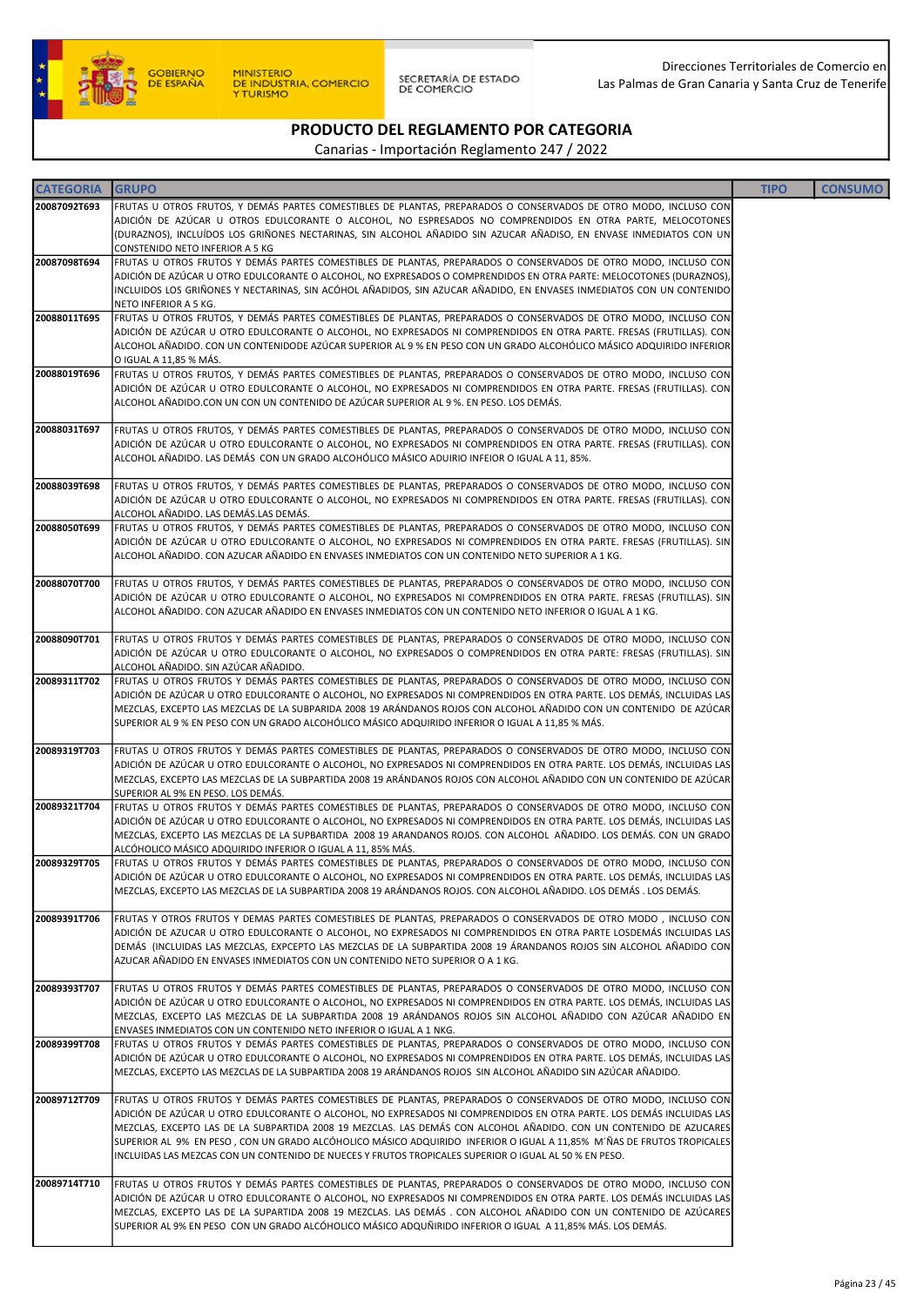GOBIERNO DE ESPAÑA | MINISTERIO DE INDUSTRIA, COMERCIO Y TURISMO | SECRETARÍA DE ESTADO DE COMERCIO

Direcciones Territoriales de Comercio en Las Palmas de Gran Canaria y Santa Cruz de Tenerife

# PRODUCTO DEL REGLAMENTO POR CATEGORIA

Canarias - Importación Reglamento 247 / 2022

| CATEGORIA | GRUPO | TIPO | CONSUMO |
|---|---|---|---|
| 20087092T693 | FRUTAS U OTROS FRUTOS, Y DEMÁS PARTES COMESTIBLES DE PLANTAS, PREPARADOS O CONSERVADOS DE OTRO MODO, INCLUSO CON ADICIÓN DE AZÚCAR U OTROS EDULCORANTE O ALCOHOL, NO ESPRESADOS NO COMPRENDIDOS EN OTRA PARTE, MELOCOTONES (DURAZNOS), INCLUÍDOS LOS GRIÑONES NECTARINAS, SIN ALCOHOL AÑADIDO SIN AZUCAR AÑADISO, EN ENVASE INMEDIATOS CON UN CONSTENIDO NETO INFERIOR A 5 KG | | |
| 20087098T694 | FRUTAS U OTROS FRUTOS Y DEMÁS PARTES COMESTIBLES DE PLANTAS, PREPARADOS O CONSERVADOS DE OTRO MODO, INCLUSO CON ADICIÓN DE AZÚCAR U OTRO EDULCORANTE O ALCOHOL, NO EXPRESADOS O COMPRENDIDOS EN OTRA PARTE: MELOCOTONES (DURAZNOS), INCLUIDOS LOS GRIÑONES Y NECTARINAS, SIN ACÓHOL AÑADIDOS, SIN AZUCAR AÑADIDO, EN ENVASES INMEDIATOS CON UN CONTENIDO NETO INFERIOR A 5 KG. | | |
| 20088011T695 | FRUTAS U OTROS FRUTOS, Y DEMÁS PARTES COMESTIBLES DE PLANTAS, PREPARADOS O CONSERVADOS DE OTRO MODO, INCLUSO CON ADICIÓN DE AZÚCAR U OTRO EDULCORANTE O ALCOHOL, NO EXPRESADOS NI COMPRENDIDOS EN OTRA PARTE. FRESAS (FRUTILLAS). CON ALCOHOL AÑADIDO. CON UN CONTENIDODE AZÚCAR SUPERIOR AL 9 % EN PESO CON UN GRADO ALCOHÓLICO MÁSICO ADQUIRIDO INFERIOR O IGUAL A 11,85 % MÁS. | | |
| 20088019T696 | FRUTAS U OTROS FRUTOS, Y DEMÁS PARTES COMESTIBLES DE PLANTAS, PREPARADOS O CONSERVADOS DE OTRO MODO, INCLUSO CON ADICIÓN DE AZÚCAR U OTRO EDULCORANTE O ALCOHOL, NO EXPRESADOS NI COMPRENDIDOS EN OTRA PARTE. FRESAS (FRUTILLAS). CON ALCOHOL AÑADIDO.CON UN CON UN CONTENIDO DE AZÚCAR SUPERIOR AL 9 %. EN PESO. LOS DEMÁS. | | |
| 20088031T697 | FRUTAS U OTROS FRUTOS, Y DEMÁS PARTES COMESTIBLES DE PLANTAS, PREPARADOS O CONSERVADOS DE OTRO MODO, INCLUSO CON ADICIÓN DE AZÚCAR U OTRO EDULCORANTE O ALCOHOL, NO EXPRESADOS NI COMPRENDIDOS EN OTRA PARTE. FRESAS (FRUTILLAS). CON ALCOHOL AÑADIDO. LAS DEMÁS CON UN GRADO ALCOHÓLICO MÁSICO ADUIRIO INFEIOR O IGUAL A 11, 85%. | | |
| 20088039T698 | FRUTAS U OTROS FRUTOS, Y DEMÁS PARTES COMESTIBLES DE PLANTAS, PREPARADOS O CONSERVADOS DE OTRO MODO, INCLUSO CON ADICIÓN DE AZÚCAR U OTRO EDULCORANTE O ALCOHOL, NO EXPRESADOS NI COMPRENDIDOS EN OTRA PARTE. FRESAS (FRUTILLAS). CON ALCOHOL AÑADIDO. LAS DEMÁS.LAS DEMÁS. | | |
| 20088050T699 | FRUTAS U OTROS FRUTOS, Y DEMÁS PARTES COMESTIBLES DE PLANTAS, PREPARADOS O CONSERVADOS DE OTRO MODO, INCLUSO CON ADICIÓN DE AZÚCAR U OTRO EDULCORANTE O ALCOHOL, NO EXPRESADOS NI COMPRENDIDOS EN OTRA PARTE. FRESAS (FRUTILLAS). SIN ALCOHOL AÑADIDO. CON AZUCAR AÑADIDO EN ENVASES INMEDIATOS CON UN CONTENIDO NETO SUPERIOR A 1 KG. | | |
| 20088070T700 | FRUTAS U OTROS FRUTOS, Y DEMÁS PARTES COMESTIBLES DE PLANTAS, PREPARADOS O CONSERVADOS DE OTRO MODO, INCLUSO CON ADICIÓN DE AZÚCAR U OTRO EDULCORANTE O ALCOHOL, NO EXPRESADOS NI COMPRENDIDOS EN OTRA PARTE. FRESAS (FRUTILLAS). SIN ALCOHOL AÑADIDO. CON AZUCAR AÑADIDO EN ENVASES INMEDIATOS CON UN CONTENIDO NETO INFERIOR O IGUAL A 1 KG. | | |
| 20088090T701 | FRUTAS U OTROS FRUTOS Y DEMÁS PARTES COMESTIBLES DE PLANTAS, PREPARADOS O CONSERVADOS DE OTRO MODO, INCLUSO CON ADICIÓN DE AZÚCAR U OTRO EDULCORANTE O ALCOHOL, NO EXPRESADOS O COMPRENDIDOS EN OTRA PARTE: FRESAS (FRUTILLAS). SIN ALCOHOL AÑADIDO. SIN AZÚCAR AÑADIDO. | | |
| 20089311T702 | FRUTAS U OTROS FRUTOS Y DEMÁS PARTES COMESTIBLES DE PLANTAS, PREPARADOS O CONSERVADOS DE OTRO MODO, INCLUSO CON ADICIÓN DE AZÚCAR U OTRO EDULCORANTE O ALCOHOL, NO EXPRESADOS NI COMPRENDIDOS EN OTRA PARTE. LOS DEMÁS, INCLUIDAS LAS MEZCLAS, EXCEPTO LAS MEZCLAS DE LA SUBPARIDA 2008 19 ARÁNDANOS ROJOS CON ALCOHOL AÑADIDO CON UN CONTENIDO DE AZÚCAR SUPERIOR AL 9 % EN PESO CON UN GRADO ALCOHÓLICO MÁSICO ADQUIRIDO INFERIOR O IGUAL A 11,85 % MÁS. | | |
| 20089319T703 | FRUTAS U OTROS FRUTOS Y DEMÁS PARTES COMESTIBLES DE PLANTAS, PREPARADOS O CONSERVADOS DE OTRO MODO, INCLUSO CON ADICIÓN DE AZÚCAR U OTRO EDULCORANTE O ALCOHOL, NO EXPRESADOS NI COMPRENDIDOS EN OTRA PARTE. LOS DEMÁS, INCLUIDAS LAS MEZCLAS, EXCEPTO LAS MEZCLAS DE LA SUBPARTIDA 2008 19 ARÁNDANOS ROJOS CON ALCOHOL AÑADIDO CON UN CONTENIDO DE AZÚCAR SUPERIOR AL 9% EN PESO. LOS DEMÁS. | | |
| 20089321T704 | FRUTAS U OTROS FRUTOS Y DEMÁS PARTES COMESTIBLES DE PLANTAS, PREPARADOS O CONSERVADOS DE OTRO MODO, INCLUSO CON ADICIÓN DE AZÚCAR U OTRO EDULCORANTE O ALCOHOL, NO EXPRESADOS NI COMPRENDIDOS EN OTRA PARTE. LOS DEMÁS, INCLUIDAS LAS MEZCLAS, EXCEPTO LAS MEZCLAS DE LA SUPBARTIDA 2008 19 ARANDANOS ROJOS. CON ALCOHOL AÑADIDO. LOS DEMÁS. CON UN GRADO ALCÓHOLICO MÁSICO ADQUIRIDO INFERIOR O IGUAL A 11, 85% MÁS. | | |
| 20089329T705 | FRUTAS U OTROS FRUTOS Y DEMÁS PARTES COMESTIBLES DE PLANTAS, PREPARADOS O CONSERVADOS DE OTRO MODO, INCLUSO CON ADICIÓN DE AZÚCAR U OTRO EDULCORANTE O ALCOHOL, NO EXPRESADOS NI COMPRENDIDOS EN OTRA PARTE. LOS DEMÁS, INCLUIDAS LAS MEZCLAS, EXCEPTO LAS MEZCLAS DE LA SUBPARTIDA 2008 19 ARÁNDANOS ROJOS. CON ALCOHOL AÑADIDO. LOS DEMÁS . LOS DEMÁS. | | |
| 20089391T706 | FRUTAS Y OTROS FRUTOS Y DEMAS PARTES COMESTIBLES DE PLANTAS, PREPARADOS O CONSERVADOS DE OTRO MODO , INCLUSO CON ADICIÓN DE AZUCAR U OTRO EDULCORANTE O ALCOHOL, NO EXPRESADOS NI COMPRENDIDOS EN OTRA PARTE LOSDEMÁS INCLUIDAS LAS DEMÁS (INCLUIDAS LAS MEZCLAS, EXPCEPTO LAS MEZCLAS DE LA SUBPARTIDA 2008 19 ÁRANDANOS ROJOS SIN ALCOHOL AÑADIDO CON AZUCAR AÑADIDO EN ENVASES INMEDIATOS CON UN CONTENIDO NETO SUPERIOR O A 1 KG. | | |
| 20089393T707 | FRUTAS U OTROS FRUTOS Y DEMÁS PARTES COMESTIBLES DE PLANTAS, PREPARADOS O CONSERVADOS DE OTRO MODO, INCLUSO CON ADICIÓN DE AZÚCAR U OTRO EDULCORANTE O ALCOHOL, NO EXPRESADOS NI COMPRENDIDOS EN OTRA PARTE. LOS DEMÁS, INCLUIDAS LAS MEZCLAS, EXCEPTO LAS MEZCLAS DE LA SUBPARTIDA 2008 19 ARÁNDANOS ROJOS SIN ALCOHOL AÑADIDO CON AZÚCAR AÑADIDO EN ENVASES INMEDIATOS CON UN CONTENIDO NETO INFERIOR O IGUAL A 1 NKG. | | |
| 20089399T708 | FRUTAS U OTROS FRUTOS Y DEMÁS PARTES COMESTIBLES DE PLANTAS, PREPARADOS O CONSERVADOS DE OTRO MODO, INCLUSO CON ADICIÓN DE AZÚCAR U OTRO EDULCORANTE O ALCOHOL, NO EXPRESADOS NI COMPRENDIDOS EN OTRA PARTE. LOS DEMÁS, INCLUIDAS LAS MEZCLAS, EXCEPTO LAS MEZCLAS DE LA SUBPARTIDA 2008 19 ARÁNDANOS ROJOS SIN ALCOHOL AÑADIDO SIN AZÚCAR AÑADIDO. | | |
| 20089712T709 | FRUTAS U OTROS FRUTOS Y DEMÁS PARTES COMESTIBLES DE PLANTAS, PREPARADOS O CONSERVADOS DE OTRO MODO, INCLUSO CON ADICIÓN DE AZÚCAR U OTRO EDULCORANTE O ALCOHOL, NO EXPRESADOS NI COMPRENDIDOS EN OTRA PARTE. LOS DEMÁS INCLUIDAS LAS MEZCLAS, EXCEPTO LAS DE LA SUBPARTIDA 2008 19 MEZCLAS. LAS DEMÁS CON ALCOHOL AÑADIDO. CON UN CONTENIDO DE AZUCARES SUPERIOR AL 9% EN PESO , CON UN GRADO ALCÓHOLICO MÁSICO ADQUIRIDO INFERIOR O IGUAL A 11,85% M´ÑAS DE FRUTOS TROPICALES INCLUIDAS LAS MEZCAS CON UN CONTENIDO DE NUECES Y FRUTOS TROPICALES SUPERIOR O IGUAL AL 50 % EN PESO. | | |
| 20089714T710 | FRUTAS U OTROS FRUTOS Y DEMÁS PARTES COMESTIBLES DE PLANTAS, PREPARADOS O CONSERVADOS DE OTRO MODO, INCLUSO CON ADICIÓN DE AZÚCAR U OTRO EDULCORANTE O ALCOHOL, NO EXPRESADOS NI COMPRENDIDOS EN OTRA PARTE. LOS DEMÁS INCLUIDAS LAS MEZCLAS, EXCEPTO LAS DE LA SUPARTIDA 2008 19 MEZCLAS. LAS DEMÁS . CON ALCOHOL AÑADIDO CON UN CONTENIDO DE AZÚCARES SUPERIOR AL 9% EN PESO CON UN GRADO ALCÓHOLICO MÁSICO ADQUÑIRIDO INFERIOR O IGUAL A 11,85% MÁS. LOS DEMÁS. | | |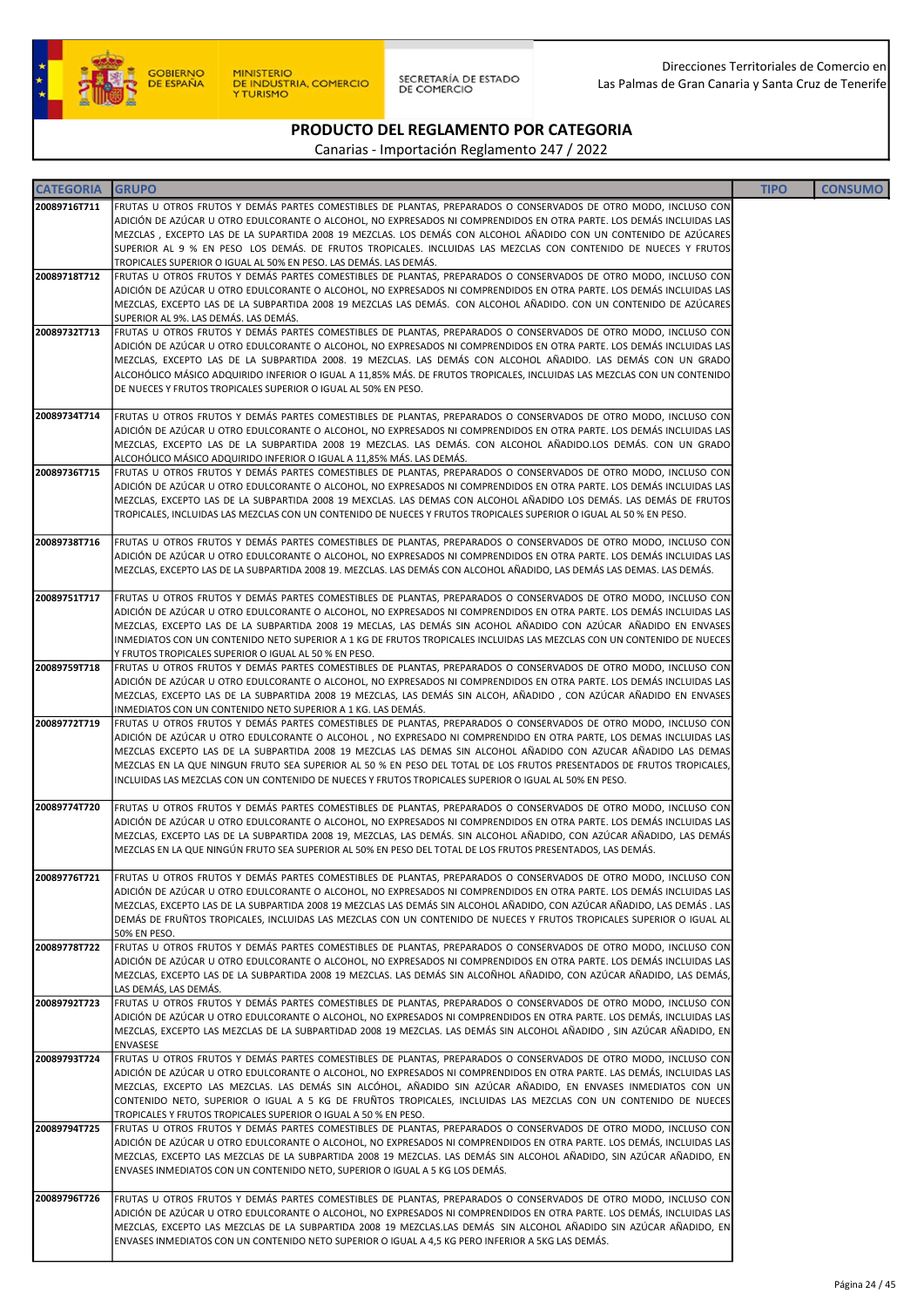Direcciones Territoriales de Comercio en Las Palmas de Gran Canaria y Santa Cruz de Tenerife

GOBIERNO DE ESPAÑA — MINISTERIO DE INDUSTRIA, COMERCIO Y TURISMO — SECRETARÍA DE ESTADO DE COMERCIO

# PRODUCTO DEL REGLAMENTO POR CATEGORIA

Canarias - Importación Reglamento 247 / 2022

| CATEGORIA | GRUPO | TIPO | CONSUMO |
|---|---|---|---|
| 20089716T711 | FRUTAS U OTROS FRUTOS Y DEMÁS PARTES COMESTIBLES DE PLANTAS, PREPARADOS O CONSERVADOS DE OTRO MODO, INCLUSO CON ADICIÓN DE AZÚCAR U OTRO EDULCORANTE O ALCOHOL, NO EXPRESADOS NI COMPRENDIDOS EN OTRA PARTE. LOS DEMÁS INCLUIDAS LAS MEZCLAS , EXCEPTO LAS DE LA SUPARTIDA 2008 19 MEZCLAS. LOS DEMÁS CON ALCOHOL AÑADIDO CON UN CONTENIDO DE AZÚCARES SUPERIOR AL 9 % EN PESO LOS DEMÁS. DE FRUTOS TROPICALES. INCLUIDAS LAS MEZCLAS CON CONTENIDO DE NUECES Y FRUTOS TROPICALES SUPERIOR O IGUAL AL 50% EN PESO. LAS DEMÁS. LAS DEMÁS. | | |
| 20089718T712 | FRUTAS U OTROS FRUTOS Y DEMÁS PARTES COMESTIBLES DE PLANTAS, PREPARADOS O CONSERVADOS DE OTRO MODO, INCLUSO CON ADICIÓN DE AZÚCAR U OTRO EDULCORANTE O ALCOHOL, NO EXPRESADOS NI COMPRENDIDOS EN OTRA PARTE. LOS DEMÁS INCLUIDAS LAS MEZCLAS, EXCEPTO LAS DE LA SUBPARTIDA 2008 19 MEZCLAS LAS DEMÁS. CON ALCOHOL AÑADIDO. CON UN CONTENIDO DE AZÚCARES SUPERIOR AL 9%. LAS DEMÁS. LAS DEMÁS. | | |
| 20089732T713 | FRUTAS U OTROS FRUTOS Y DEMÁS PARTES COMESTIBLES DE PLANTAS, PREPARADOS O CONSERVADOS DE OTRO MODO, INCLUSO CON ADICIÓN DE AZÚCAR U OTRO EDULCORANTE O ALCOHOL, NO EXPRESADOS NI COMPRENDIDOS EN OTRA PARTE. LOS DEMÁS INCLUIDAS LAS MEZCLAS, EXCEPTO LAS DE LA SUBPARTIDA 2008. 19 MEZCLAS. LAS DEMÁS CON ALCOHOL AÑADIDO. LAS DEMÁS CON UN GRADO ALCOHÓLICO MÁSICO ADQUIRIDO INFERIOR O IGUAL A 11,85% MÁS. DE FRUTOS TROPICALES, INCLUIDAS LAS MEZCLAS CON UN CONTENIDO DE NUECES Y FRUTOS TROPICALES SUPERIOR O IGUAL AL 50% EN PESO. | | |
| 20089734T714 | FRUTAS U OTROS FRUTOS Y DEMÁS PARTES COMESTIBLES DE PLANTAS, PREPARADOS O CONSERVADOS DE OTRO MODO, INCLUSO CON ADICIÓN DE AZÚCAR U OTRO EDULCORANTE O ALCOHOL, NO EXPRESADOS NI COMPRENDIDOS EN OTRA PARTE. LOS DEMÁS INCLUIDAS LAS MEZCLAS, EXCEPTO LAS DE LA SUBPARTIDA 2008 19 MEZCLAS. LAS DEMÁS. CON ALCOHOL AÑADIDO.LOS DEMÁS. CON UN GRADO ALCOHÓLICO MÁSICO ADQUIRIDO INFERIOR O IGUAL A 11,85% MÁS. LAS DEMÁS. | | |
| 20089736T715 | FRUTAS U OTROS FRUTOS Y DEMÁS PARTES COMESTIBLES DE PLANTAS, PREPARADOS O CONSERVADOS DE OTRO MODO, INCLUSO CON ADICIÓN DE AZÚCAR U OTRO EDULCORANTE O ALCOHOL, NO EXPRESADOS NI COMPRENDIDOS EN OTRA PARTE. LOS DEMÁS INCLUIDAS LAS MEZCLAS, EXCEPTO LAS DE LA SUBPARTIDA 2008 19 MEZCLAS. LAS DEMAS CON ALCOHOL AÑADIDO LOS DEMÁS. LAS DEMÁS DE FRUTOS TROPICALES, INCLUIDAS LAS MEZCLAS CON UN CONTENIDO DE NUECES Y FRUTOS TROPICALES SUPERIOR O IGUAL AL 50 % EN PESO. | | |
| 20089738T716 | FRUTAS U OTROS FRUTOS Y DEMÁS PARTES COMESTIBLES DE PLANTAS, PREPARADOS O CONSERVADOS DE OTRO MODO, INCLUSO CON ADICIÓN DE AZÚCAR U OTRO EDULCORANTE O ALCOHOL, NO EXPRESADOS NI COMPRENDIDOS EN OTRA PARTE. LOS DEMÁS INCLUIDAS LAS MEZCLAS, EXCEPTO LAS DE LA SUBPARTIDA 2008 19. MEZCLAS. LAS DEMÁS CON ALCOHOL AÑADIDO, LAS DEMÁS LAS DEMAS. LAS DEMÁS. | | |
| 20089751T717 | FRUTAS U OTROS FRUTOS Y DEMÁS PARTES COMESTIBLES DE PLANTAS, PREPARADOS O CONSERVADOS DE OTRO MODO, INCLUSO CON ADICIÓN DE AZÚCAR U OTRO EDULCORANTE O ALCOHOL, NO EXPRESADOS NI COMPRENDIDOS EN OTRA PARTE. LOS DEMÁS INCLUIDAS LAS MEZCLAS, EXCEPTO LAS DE LA SUBPARTIDA 2008 19 MECLAS, LAS DEMÁS SIN ACOHOL AÑADIDO CON AZÚCAR AÑADIDO EN ENVASES INMEDIATOS CON UN CONTENIDO NETO SUPERIOR A 1 KG DE FRUTOS TROPICALES INCLUIDAS LAS MEZCLAS CON UN CONTENIDO DE NUECES Y FRUTOS TROPICALES SUPERIOR O IGUAL AL 50 % EN PESO. | | |
| 20089759T718 | FRUTAS U OTROS FRUTOS Y DEMÁS PARTES COMESTIBLES DE PLANTAS, PREPARADOS O CONSERVADOS DE OTRO MODO, INCLUSO CON ADICIÓN DE AZÚCAR U OTRO EDULCORANTE O ALCOHOL, NO EXPRESADOS NI COMPRENDIDOS EN OTRA PARTE. LOS DEMÁS INCLUIDAS LAS MEZCLAS, EXCEPTO LAS DE LA SUBPARTIDA 2008 19 MEZCLAS, LAS DEMÁS SIN ALCOH, AÑADIDO , CON AZÚCAR AÑADIDO EN ENVASES INMEDIATOS CON UN CONTENIDO NETO SUPERIOR A 1 KG. LAS DEMÁS. | | |
| 20089772T719 | FRUTAS U OTROS FRUTOS Y DEMÁS PARTES COMESTIBLES DE PLANTAS, PREPARADOS O CONSERVADOS DE OTRO MODO, INCLUSO CON ADICIÓN DE AZÚCAR U OTRO EDULCORANTE O ALCOHOL , NO EXPRESADO NI COMPRENDIDO EN OTRA PARTE, LOS DEMAS INCLUIDAS LAS MEZCLAS EXCEPTO LAS DE LA SUBPARTIDA 2008 19 MEZCLAS LAS DEMAS SIN ALCOHOL AÑADIDO CON AZUCAR AÑADIDO LAS DEMAS MEZCLAS EN LA QUE NINGUN FRUTO SEA SUPERIOR AL 50 % EN PESO DEL TOTAL DE LOS FRUTOS PRESENTADOS DE FRUTOS TROPICALES, INCLUIDAS LAS MEZCLAS CON UN CONTENIDO DE NUECES Y FRUTOS TROPICALES SUPERIOR O IGUAL AL 50% EN PESO. | | |
| 20089774T720 | FRUTAS U OTROS FRUTOS Y DEMÁS PARTES COMESTIBLES DE PLANTAS, PREPARADOS O CONSERVADOS DE OTRO MODO, INCLUSO CON ADICIÓN DE AZÚCAR U OTRO EDULCORANTE O ALCOHOL, NO EXPRESADOS NI COMPRENDIDOS EN OTRA PARTE. LOS DEMÁS INCLUIDAS LAS MEZCLAS, EXCEPTO LAS DE LA SUBPARTIDA 2008 19, MEZCLAS, LAS DEMÁS. SIN ALCOHOL AÑADIDO, CON AZÚCAR AÑADIDO, LAS DEMÁS MEZCLAS EN LA QUE NINGÚN FRUTO SEA SUPERIOR AL 50% EN PESO DEL TOTAL DE LOS FRUTOS PRESENTADOS, LAS DEMÁS. | | |
| 20089776T721 | FRUTAS U OTROS FRUTOS Y DEMÁS PARTES COMESTIBLES DE PLANTAS, PREPARADOS O CONSERVADOS DE OTRO MODO, INCLUSO CON ADICIÓN DE AZÚCAR U OTRO EDULCORANTE O ALCOHOL, NO EXPRESADOS NI COMPRENDIDOS EN OTRA PARTE. LOS DEMÁS INCLUIDAS LAS MEZCLAS, EXCEPTO LAS DE LA SUBPARTIDA 2008 19 MEZCLAS LAS DEMÁS SIN ALCOHOL AÑADIDO, CON AZÚCAR AÑADIDO, LAS DEMÁS . LAS DEMÁS DE FRUÑTOS TROPICALES, INCLUIDAS LAS MEZCLAS CON UN CONTENIDO DE NUECES Y FRUTOS TROPICALES SUPERIOR O IGUAL AL 50% EN PESO. | | |
| 20089778T722 | FRUTAS U OTROS FRUTOS Y DEMÁS PARTES COMESTIBLES DE PLANTAS, PREPARADOS O CONSERVADOS DE OTRO MODO, INCLUSO CON ADICIÓN DE AZÚCAR U OTRO EDULCORANTE O ALCOHOL, NO EXPRESADOS NI COMPRENDIDOS EN OTRA PARTE. LOS DEMÁS INCLUIDAS LAS MEZCLAS, EXCEPTO LAS DE LA SUBPARTIDA 2008 19 MEZCLAS. LAS DEMÁS SIN ALCOÑHOL AÑADIDO, CON AZÚCAR AÑADIDO, LAS DEMÁS, LAS DEMÁS, LAS DEMÁS. | | |
| 20089792T723 | FRUTAS U OTROS FRUTOS Y DEMÁS PARTES COMESTIBLES DE PLANTAS, PREPARADOS O CONSERVADOS DE OTRO MODO, INCLUSO CON ADICIÓN DE AZÚCAR U OTRO EDULCORANTE O ALCOHOL, NO EXPRESADOS NI COMPRENDIDOS EN OTRA PARTE. LOS DEMÁS, INCLUIDAS LAS MEZCLAS, EXCEPTO LAS MEZCLAS DE LA SUBPARTIDAD 2008 19 MEZCLAS. LAS DEMÁS SIN ALCOHOL AÑADIDO , SIN AZÚCAR AÑADIDO, EN ENVASESE | | |
| 20089793T724 | FRUTAS U OTROS FRUTOS Y DEMÁS PARTES COMESTIBLES DE PLANTAS, PREPARADOS O CONSERVADOS DE OTRO MODO, INCLUSO CON ADICIÓN DE AZÚCAR U OTRO EDULCORANTE O ALCOHOL, NO EXPRESADOS NI COMPRENDIDOS EN OTRA PARTE. LAS DEMÁS, INCLUIDAS LAS MEZCLAS, EXCEPTO LAS MEZCLAS. LAS DEMÁS SIN ALCÓHOL, AÑADIDO SIN AZÚCAR AÑADIDO, EN ENVASES INMEDIATOS CON UN CONTENIDO NETO, SUPERIOR O IGUAL A 5 KG DE FRUÑTOS TROPICALES, INCLUIDAS LAS MEZCLAS CON UN CONTENIDO DE NUECES TROPICALES Y FRUTOS TROPICALES SUPERIOR O IGUAL A 50 % EN PESO. | | |
| 20089794T725 | FRUTAS U OTROS FRUTOS Y DEMÁS PARTES COMESTIBLES DE PLANTAS, PREPARADOS O CONSERVADOS DE OTRO MODO, INCLUSO CON ADICIÓN DE AZÚCAR U OTRO EDULCORANTE O ALCOHOL, NO EXPRESADOS NI COMPRENDIDOS EN OTRA PARTE. LOS DEMÁS, INCLUIDAS LAS MEZCLAS, EXCEPTO LAS MEZCLAS DE LA SUBPARTIDA 2008 19 MEZCLAS. LAS DEMÁS SIN ALCOHOL AÑADIDO, SIN AZÚCAR AÑADIDO, EN ENVASES INMEDIATOS CON UN CONTENIDO NETO, SUPERIOR O IGUAL A 5 KG LOS DEMÁS. | | |
| 20089796T726 | FRUTAS U OTROS FRUTOS Y DEMÁS PARTES COMESTIBLES DE PLANTAS, PREPARADOS O CONSERVADOS DE OTRO MODO, INCLUSO CON ADICIÓN DE AZÚCAR U OTRO EDULCORANTE O ALCOHOL, NO EXPRESADOS NI COMPRENDIDOS EN OTRA PARTE. LOS DEMÁS, INCLUIDAS LAS MEZCLAS, EXCEPTO LAS MEZCLAS DE LA SUBPARTIDA 2008 19 MEZCLAS.LAS DEMÁS SIN ALCOHOL AÑADIDO SIN AZÚCAR AÑADIDO, EN ENVASES INMEDIATOS CON UN CONTENIDO NETO SUPERIOR O IGUAL A 4,5 KG PERO INFERIOR A 5KG LAS DEMÁS. | | |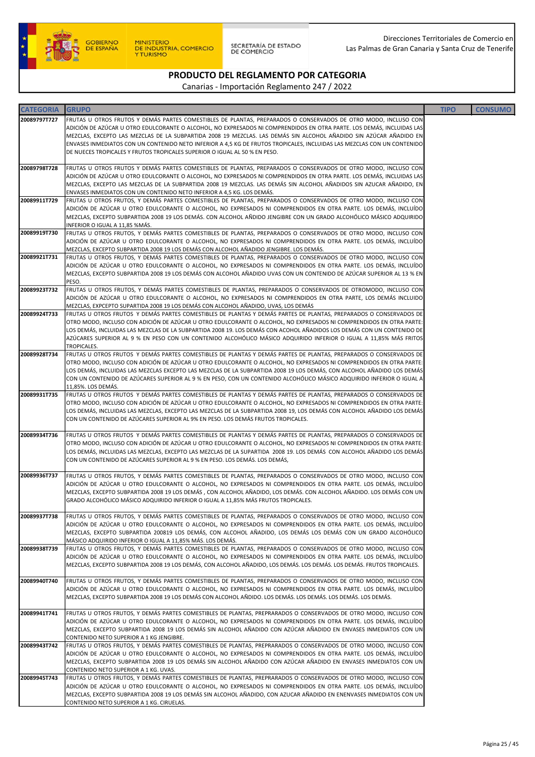# PRODUCTO DEL REGLAMENTO POR CATEGORIA

Canarias - Importación Reglamento 247 / 2022

| CATEGORIA | GRUPO | TIPO | CONSUMO |
|---|---|---|---|
| 20089797T727 | FRUTAS U OTROS FRUTOS Y DEMÁS PARTES COMESTIBLES DE PLANTAS, PREPARADOS O CONSERVADOS DE OTRO MODO, INCLUSO CON ADICIÓN DE AZÚCAR U OTRO EDULCORANTE O ALCOHOL, NO EXPRESADOS NI COMPRENDIDOS EN OTRA PARTE. LOS DEMÁS, INCLUIDAS LAS MEZCLAS, EXCEPTO LAS MEZCLAS DE LA SUBPARTIDA 2008 19 MEZCLAS. LAS DEMÁS SIN ALCOHOL AÑADIDO SIN AZÚCAR AÑADIDO EN ENVASES INMEDIATOS CON UN CONTENIDO NETO INFERIOR A 4,5 KG DE FRUTOS TROPICALES, INCLUIDAS LAS MEZCLAS CON UN CONTENIDO DE NUECES TROPICALES Y FRUTOS TROPICALES SUPERIOR O IGUAL AL 50 % EN PESO. | | |
| 20089798T728 | FRUTAS U OTROS FRUTOS Y DEMÁS PARTES COMESTIBLES DE PLANTAS, PREPARADOS O CONSERVADOS DE OTRO MODO, INCLUSO CON ADICIÓN DE AZÚCAR U OTRO EDULCORANTE O ALCOHOL, NO EXPRESADOS NI COMPRENDIDOS EN OTRA PARTE. LOS DEMÁS, INCLUIDAS LAS MEZCLAS, EXCEPTO LAS MEZCLAS DE LA SUBPARTIDA 2008 19 MEZCLAS. LAS DEMÁS SIN ALCOHOL AÑADIDOS SIN AZUCAR AÑADIDO, EN ENVASES INMEDIATOS CON UN CONTENIDO NETO INFERIOR A 4,5 KG. LOS DEMÁS. | | |
| 20089911T729 | FRUTAS U OTROS FRUTOS, Y DEMÁS PARTES COMESTIBLES DE PLANTAS, PREPARADOS O CONSERVADOS DE OTRO MODO, INCLUSO CON ADICIÓN DE AZÚCAR U OTRO EDULCORANTE O ALCOHOL, NO EXPRESADOS NI COMPRENDIDOS EN OTRA PARTE. LOS DEMÁS, INCLUÍDO MEZCLAS, EXCEPTO SUBPARTIDA 2008 19 LOS DEMÁS. CON ALCOHOL AÑDIDO JENGIBRE CON UN GRADO ALCOHÓLICO MÁSICO ADQUIRIDO INFERIOR O IGUAL A 11,85 %MÁS. | | |
| 20089919T730 | FRUTAS U OTROS FRUTOS, Y DEMÁS PARTES COMESTIBLES DE PLANTAS, PREPARADOS O CONSERVADOS DE OTRO MODO, INCLUSO CON ADICIÓN DE AZÚCAR U OTRO EDULCORANTE O ALCOHOL, NO EXPRESADOS NI COMPRENDIDOS EN OTRA PARTE. LOS DEMÁS, INCLUÍDO MEZCLAS, EXCEPTO SUBPARTIDA 2008 19 LOS DEMÁS CON ALCOHOL AÑADIDO JENGIBRE. LOS DEMÁS. | | |
| 20089921T731 | FRUTAS U OTROS FRUTOS, Y DEMÁS PARTES COMESTIBLES DE PLANTAS, PREPARADOS O CONSERVADOS DE OTRO MODO, INCLUSO CON ADICIÓN DE AZÚCAR U OTRO EDULCORANTE O ALCOHOL, NO EXPRESADOS NI COMPRENDIDOS EN OTRA PARTE. LOS DEMÁS, INCLUÍDO MEZCLAS, EXCEPTO SUBPARTIDA 2008 19 LOS DEMÁS CON ALCOHOL AÑADIDO UVAS CON UN CONTENIDO DE AZÚCAR SUPERIOR AL 13 % EN PESO. | | |
| 20089923T732 | FRUTAS U OTROS FRUTOS, Y DEMÁS PARTES COMESTIBLES DE PLANTAS, PREPARADOS O CONSERVADOS DE OTROMODO, INCLUSO CON ADICIÓN DE AZÚCAR U OTRO EDULCORANTE O ALCOHOL, NO EXPRESADOS NI COMPRENDIDOS EN OTRA PARTE, LOS DEMÁS INCLUIDO MEZCLAS, EXPCEPTO SUPARTIDA 2008 19 LOS DEMÁS CON ALCOHOL AÑADIDO, UVAS, LOS DEMÁS | | |
| 20089924T733 | FRUTAS U OTROS FRUTOS Y DEMÁS PARTES COMESTIBLES DE PLANTAS Y DEMÁS PARTES DE PLANTAS, PREPARADOS O CONSERVADOS DE OTRO MODO, INCLUSO CON ADICIÓN DE AZÚCAR U OTRO EDULCORANTE O ALCOHOL, NO EXPRESADOS NI COMPRENDIDOS EN OTRA PARTE: LOS DEMÁS, INCLUIDAS LAS MEZCLAS EXCEPTO LAS MEZCLAS DE LA SUBPARTIDA 2008 19. LOS DEMÁS CON ACOHOL AÑADIDOS LOS DEMÁS CON UN CONTENIDO DE AZÚCARES SUPERIOR AL 9 % EN PESO CON UN CONTENIDO ALCOHÓLICO MÁSICO ADQUIRIDO INFERIOR O IGUAL A 11,85% MÁS FRITOS TROPICALES. | | |
| 20089928T734 | FRUTAS U OTROS FRUTOS Y DEMÁS PARTES COMESTIBLES DE PLANTAS Y DEMÁS PARTES DE PLANTAS, PREPARADOS O CONSERVADOS DE OTRO MODO, INCLUSO CON ADICIÓN DE AZÚCAR U OTRO EDULCORANTE O ALCOHOL, NO EXPRESADOS NI COMPRENDIDOS EN OTRA PARTE: LOS DEMÁS, INCLUIDAS LAS MEZCLAS EXCEPTO LAS MEZCLAS DE LA SUBPARTIDA 2008 19 LOS DEMÁS, CON ALCOHOL AÑADIDO LOS DEMÁS CON UN CONTENIDO DE AZÚCARES SUPERIOR AL 9 % EN PESO, CON UN CONTENIDO ALCOHÓLICO MÁSICO ADQUIRIDO INFERIOR O IGUAL A 11,85%. LOS DEMÁS. | | |
| 20089931T735 | FRUTAS U OTROS FRUTOS Y DEMÁS PARTES COMESTIBLES DE PLANTAS Y DEMÁS PARTES DE PLANTAS, PREPARADOS O CONSERVADOS DE OTRO MODO, INCLUSO CON ADICIÓN DE AZÚCAR U OTRO EDULCORANTE O ALCOHOL, NO EXPRESADOS NI COMPRENDIDOS EN OTRA PARTE: LOS DEMÁS, INCLUIDAS LAS MEZCLAS, EXCEPTO LAS MEZCLAS DE LA SUBPARTIDA 2008 19, LOS DEMÁS CON ALCOHOL AÑADIDO LOS DEMÁS CON UN CONTENIDO DE AZÚCARES SUPERIOR AL 9% EN PESO. LOS DEMÁS FRUTOS TROPICALES | | |
| 20089934T736 | FRUTAS U OTROS FRUTOS Y DEMÁS PARTES COMESTIBLES DE PLANTAS Y DEMÁS PARTES DE PLANTAS, PREPARADOS O CONSERVADOS DE OTRO MODO, INCLUSO CON ADICIÓN DE AZÚCAR U OTRO EDULCORANTE O ALCOHOL, NO EXPRESADOS NI COMPRENDIDOS EN OTRA PARTE: LOS DEMÁS, INCLUIDAS LAS MEZCLAS, EXCEPTO LAS MEZCLAS DE LA SUPARTIDA 2008 19. LOS DEMÁS CON ALCOHOL AÑADIDO LOS DEMÁS CON UN CONTENIDO DE AZÚCARES SUPERIOR AL 9 % EN PESO. LOS DEMÁS. LOS DEMÁS, | | |
| 20089936T737 | FRUTAS U OTROS FRUTOS, Y DEMÁS PARTES COMESTIBLES DE PLANTAS, PREPARADOS O CONSERVADOS DE OTRO MODO, INCLUSO CON ADICIÓN DE AZÚCAR U OTRO EDULCORANTE O ALCOHOL, NO EXPRESADOS NI COMPRENDIDOS EN OTRA PARTE. LOS DEMÁS, INCLUÍDO MEZCLAS, EXCEPTO SUBPARTIDA 2008 19 LOS DEMÁS , CON ALCOHOL AÑADIDO, LOS DEMÁS. CON ALCOHOL AÑADIDO. LOS DEMÁS CON UN GRADO ALCOHÓLICO MÁSICO ADQUIRIDO INFERIOR O IGUAL A 11,85% MÁS FRUTOS TROPICALES. | | |
| 20089937T738 | FRUTAS U OTROS FRUTOS, Y DEMÁS PARTES COMESTIBLES DE PLANTAS, PREPARADOS O CONSERVADOS DE OTRO MODO, INCLUSO CON ADICIÓN DE AZÚCAR U OTRO EDULCORANTE O ALCOHOL, NO EXPRESADOS NI COMPRENDIDOS EN OTRA PARTE. LOS DEMÁS, INCLUÍDO MEZCLAS, EXCEPTO SUBPARTIDA 200819 LOS DEMÁS, CON ALCOHOL AÑADIDO, LOS DEMÁS LOS DEMÁS CON UN GRADO ALCOHÓLICO MÁSICO ADQUIRIDO INFERIOR O IGUAL A 11,85% MÁS. LOS DEMÁS. | | |
| 20089938T739 | FRUTAS U OTROS FRUTOS, Y DEMÁS PARTES COMESTIBLES DE PLANTAS, PREPARADOS O CONSERVADOS DE OTRO MODO, INCLUSO CON ADICIÓN DE AZÚCAR U OTRO EDULCORANTE O ALCOHOL, NO EXPRESADOS NI COMPRENDIDOS EN OTRA PARTE. LOS DEMÁS, INCLUÍDO MEZCLAS, EXCEPTO SUBPARTIDA 2008 19 LOS DEMÁS, CON ALCOHOL AÑADIDO, LOS DEMÁS. LOS DEMÁS. LOS DEMÁS. FRUTOS TROPICALES. | | |
| 20089940T740 | FRUTAS U OTROS FRUTOS, Y DEMÁS PARTES COMESTIBLES DE PLANTAS, PREPARADOS O CONSERVADOS DE OTRO MODO, INCLUSO CON ADICIÓN DE AZÚCAR U OTRO EDULCORANTE O ALCOHOL, NO EXPRESADOS NI COMPRENDIDOS EN OTRA PARTE. LOS DEMÁS, INCLUÍDO MEZCLAS, EXCEPTO SUBPARTIDA 2008 19 LOS DEMÁS CON ALCOHOL AÑDIDO. LOS DEMÁS. LOS DEMÁS. LOS DEMÁS. LOS DEMÁS. | | |
| 20089941T741 | FRUTAS U OTROS FRUTOS, Y DEMÁS PARTES COMESTIBLES DE PLANTAS, PREPRARADOS O CONSERVADOS DE OTRO MODO, INCLUSO CON ADICIÓN DE AZÚCAR U OTRO EDULCORANTE O ALCOHOL, NO EXPRESADOS NI COMPRENDIDOS EN OTRA PARTE. LOS DEMÁS, INCLUÍDO MEZCLAS, EXCEPTO SUBPARTIDA 2008 19 LOS DEMÁS SIN ALCOHOL AÑADIDO CON AZÚCAR AÑADIDO EN ENVASES INMEDIATOS CON UN CONTENIDO NETO SUPERIOR A 1 KG JENGIBRE. | | |
| 20089943T742 | FRUTAS U OTROS FRUTOS, Y DEMÁS PARTES COMESTIBLES DE PLANTAS, PREPRARADOS O CONSERVADOS DE OTRO MODO, INCLUSO CON ADICIÓN DE AZÚCAR U OTRO EDULCORANTE O ALCOHOL, NO EXPRESADOS NI COMPRENDIDOS EN OTRA PARTE. LOS DEMÁS, INCLUÍDO MEZCLAS, EXCEPTO SUBPARTIDA 2008 19 LOS DEMÁS SIN ALCOHOL AÑADIDO CON AZÚCAR AÑADIDO EN ENVASES INMEDIATOS CON UN CONTENIDO NETO SUPERIOR A 1 KG. UVAS. | | |
| 20089945T743 | FRUTAS U OTROS FRUTOS, Y DEMÁS PARTES COMESTIBLES DE PLANTAS, PREPRARADOS O CONSERVADOS DE OTRO MODO, INCLUSO CON ADICIÓN DE AZÚCAR U OTRO EDULCORANTE O ALCOHOL, NO EXPRESADOS NI COMPRENDIDOS EN OTRA PARTE. LOS DEMÁS, INCLUÍDO MEZCLAS, EXCEPTO SUBPARTIDA 2008 19 LOS DEMÁS SIN ALCOHOL AÑADIDO, CON AZUCAR AÑADIDO EN ENENVASES INMEDIATOS CON UN CONTENIDO NETO SUPERIOR A 1 KG. CIRUELAS. | | |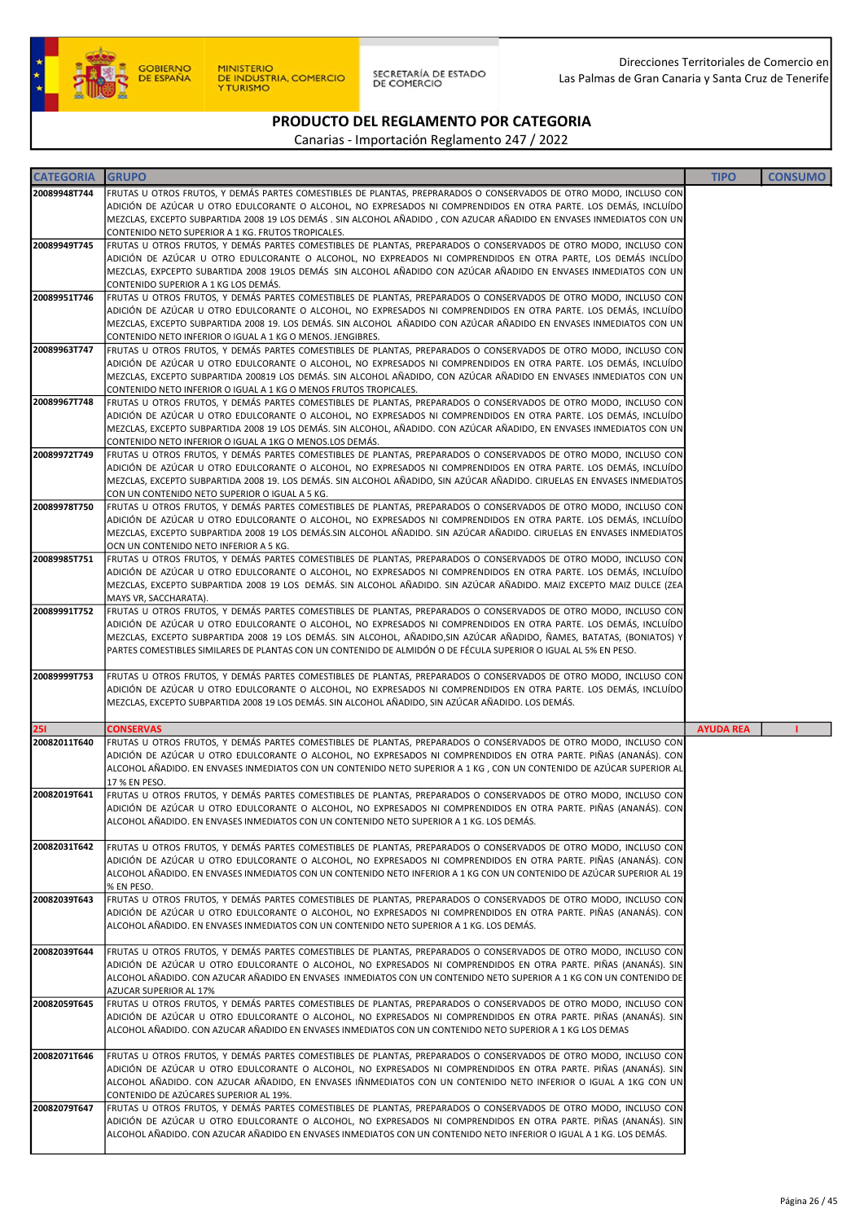Direcciones Territoriales de Comercio en Las Palmas de Gran Canaria y Santa Cruz de Tenerife

## PRODUCTO DEL REGLAMENTO POR CATEGORIA

Canarias - Importación Reglamento 247 / 2022

| CATEGORIA | GRUPO | TIPO | CONSUMO |
|---|---|---|---|
| 20089948T744 | FRUTAS U OTROS FRUTOS, Y DEMÁS PARTES COMESTIBLES DE PLANTAS, PREPRARADOS O CONSERVADOS DE OTRO MODO, INCLUSO CON ADICIÓN DE AZÚCAR U OTRO EDULCORANTE O ALCOHOL, NO EXPRESADOS NI COMPRENDIDOS EN OTRA PARTE. LOS DEMÁS, INCLUÍDO MEZCLAS, EXCEPTO SUBPARTIDA 2008 19 LOS DEMÁS . SIN ALCOHOL AÑADIDO , CON AZUCAR AÑADIDO EN ENVASES INMEDIATOS CON UN CONTENIDO NETO SUPERIOR A 1 KG. FRUTOS TROPICALES. | | |
| 20089949T745 | FRUTAS U OTROS FRUTOS, Y DEMÁS PARTES COMESTIBLES DE PLANTAS, PREPARADOS O CONSERVADOS DE OTRO MODO, INCLUSO CON ADICIÓN DE AZÚCAR U OTRO EDULCORANTE O ALCOHOL, NO EXPREADOS NI COMPRENDIDOS EN OTRA PARTE, LOS DEMÁS INCLÍDO MEZCLAS, EXPCEPTO SUBARTIDA 2008 19LOS DEMÁS SIN ALCOHOL AÑADIDO CON AZÚCAR AÑADIDO EN ENVASES INMEDIATOS CON UN CONTENIDO SUPERIOR A 1 KG LOS DEMÁS. | | |
| 20089951T746 | FRUTAS U OTROS FRUTOS, Y DEMÁS PARTES COMESTIBLES DE PLANTAS, PREPARADOS O CONSERVADOS DE OTRO MODO, INCLUSO CON ADICIÓN DE AZÚCAR U OTRO EDULCORANTE O ALCOHOL, NO EXPRESADOS NI COMPRENDIDOS EN OTRA PARTE. LOS DEMÁS, INCLUÍDO MEZCLAS, EXCEPTO SUBPARTIDA 2008 19. LOS DEMÁS. SIN ALCOHOL AÑADIDO CON AZÚCAR AÑADIDO EN ENVASES INMEDIATOS CON UN CONTENIDO NETO INFERIOR O IGUAL A 1 KG O MENOS. JENGIBRES. | | |
| 20089963T747 | FRUTAS U OTROS FRUTOS, Y DEMÁS PARTES COMESTIBLES DE PLANTAS, PREPARADOS O CONSERVADOS DE OTRO MODO, INCLUSO CON ADICIÓN DE AZÚCAR U OTRO EDULCORANTE O ALCOHOL, NO EXPRESADOS NI COMPRENDIDOS EN OTRA PARTE. LOS DEMÁS, INCLUÍDO MEZCLAS, EXCEPTO SUBPARTIDA 200819 LOS DEMÁS. SIN ALCOHOL AÑADIDO, CON AZÚCAR AÑADIDO EN ENVASES INMEDIATOS CON UN CONTENIDO NETO INFERIOR O IGUAL A 1 KG O MENOS FRUTOS TROPICALES. | | |
| 20089967T748 | FRUTAS U OTROS FRUTOS, Y DEMÁS PARTES COMESTIBLES DE PLANTAS, PREPARADOS O CONSERVADOS DE OTRO MODO, INCLUSO CON ADICIÓN DE AZÚCAR U OTRO EDULCORANTE O ALCOHOL, NO EXPRESADOS NI COMPRENDIDOS EN OTRA PARTE. LOS DEMÁS, INCLUÍDO MEZCLAS, EXCEPTO SUBPARTIDA 2008 19 LOS DEMÁS. SIN ALCOHOL, AÑADIDO. CON AZÚCAR AÑADIDO, EN ENVASES INMEDIATOS CON UN CONTENIDO NETO INFERIOR O IGUAL A 1KG O MENOS.LOS DEMÁS. | | |
| 20089972T749 | FRUTAS U OTROS FRUTOS, Y DEMÁS PARTES COMESTIBLES DE PLANTAS, PREPARADOS O CONSERVADOS DE OTRO MODO, INCLUSO CON ADICIÓN DE AZÚCAR U OTRO EDULCORANTE O ALCOHOL, NO EXPRESADOS NI COMPRENDIDOS EN OTRA PARTE. LOS DEMÁS, INCLUÍDO MEZCLAS, EXCEPTO SUBPARTIDA 2008 19. LOS DEMÁS. SIN ALCOHOL AÑADIDO, SIN AZÚCAR AÑADIDO. CIRUELAS EN ENVASES INMEDIATOS CON UN CONTENIDO NETO SUPERIOR O IGUAL A 5 KG. | | |
| 20089978T750 | FRUTAS U OTROS FRUTOS, Y DEMÁS PARTES COMESTIBLES DE PLANTAS, PREPARADOS O CONSERVADOS DE OTRO MODO, INCLUSO CON ADICIÓN DE AZÚCAR U OTRO EDULCORANTE O ALCOHOL, NO EXPRESADOS NI COMPRENDIDOS EN OTRA PARTE. LOS DEMÁS, INCLUÍDO MEZCLAS, EXCEPTO SUBPARTIDA 2008 19 LOS DEMÁS.SIN ALCOHOL AÑADIDO. SIN AZÚCAR AÑADIDO. CIRUELAS EN ENVASES INMEDIATOS OCN UN CONTENIDO NETO INFERIOR A 5 KG. | | |
| 20089985T751 | FRUTAS U OTROS FRUTOS, Y DEMÁS PARTES COMESTIBLES DE PLANTAS, PREPARADOS O CONSERVADOS DE OTRO MODO, INCLUSO CON ADICIÓN DE AZÚCAR U OTRO EDULCORANTE O ALCOHOL, NO EXPRESADOS NI COMPRENDIDOS EN OTRA PARTE. LOS DEMÁS, INCLUÍDO MEZCLAS, EXCEPTO SUBPARTIDA 2008 19 LOS DEMÁS. SIN ALCOHOL AÑADIDO. SIN AZÚCAR AÑADIDO. MAIZ EXCEPTO MAIZ DULCE (ZEA MAYS VR, SACCHARATA). | | |
| 20089991T752 | FRUTAS U OTROS FRUTOS, Y DEMÁS PARTES COMESTIBLES DE PLANTAS, PREPARADOS O CONSERVADOS DE OTRO MODO, INCLUSO CON ADICIÓN DE AZÚCAR U OTRO EDULCORANTE O ALCOHOL, NO EXPRESADOS NI COMPRENDIDOS EN OTRA PARTE. LOS DEMÁS, INCLUÍDO MEZCLAS, EXCEPTO SUBPARTIDA 2008 19 LOS DEMÁS. SIN ALCOHOL, AÑADIDO,SIN AZÚCAR AÑADIDO, ÑAMES, BATATAS, (BONIATOS) Y PARTES COMESTIBLES SIMILARES DE PLANTAS CON UN CONTENIDO DE ALMIDÓN O DE FÉCULA SUPERIOR O IGUAL AL 5% EN PESO. | | |
| 20089999T753 | FRUTAS U OTROS FRUTOS, Y DEMÁS PARTES COMESTIBLES DE PLANTAS, PREPARADOS O CONSERVADOS DE OTRO MODO, INCLUSO CON ADICIÓN DE AZÚCAR U OTRO EDULCORANTE O ALCOHOL, NO EXPRESADOS NI COMPRENDIDOS EN OTRA PARTE. LOS DEMÁS, INCLUÍDO MEZCLAS, EXCEPTO SUBPARTIDA 2008 19 LOS DEMÁS. SIN ALCOHOL AÑADIDO, SIN AZÚCAR AÑADIDO. LOS DEMÁS. | | |
| **25I** | **CONSERVAS** | **AYUDA REA** | **I** |
| 20082011T640 | FRUTAS U OTROS FRUTOS, Y DEMÁS PARTES COMESTIBLES DE PLANTAS, PREPARADOS O CONSERVADOS DE OTRO MODO, INCLUSO CON ADICIÓN DE AZÚCAR U OTRO EDULCORANTE O ALCOHOL, NO EXPRESADOS NI COMPRENDIDOS EN OTRA PARTE. PIÑAS (ANANÁS). CON ALCOHOL AÑADIDO. EN ENVASES INMEDIATOS CON UN CONTENIDO NETO SUPERIOR A 1 KG , CON UN CONTENIDO DE AZÚCAR SUPERIOR AL 17 % EN PESO. | | |
| 20082019T641 | FRUTAS U OTROS FRUTOS, Y DEMÁS PARTES COMESTIBLES DE PLANTAS, PREPARADOS O CONSERVADOS DE OTRO MODO, INCLUSO CON ADICIÓN DE AZÚCAR U OTRO EDULCORANTE O ALCOHOL, NO EXPRESADOS NI COMPRENDIDOS EN OTRA PARTE. PIÑAS (ANANÁS). CON ALCOHOL AÑADIDO. EN ENVASES INMEDIATOS CON UN CONTENIDO NETO SUPERIOR A 1 KG. LOS DEMÁS. | | |
| 20082031T642 | FRUTAS U OTROS FRUTOS, Y DEMÁS PARTES COMESTIBLES DE PLANTAS, PREPARADOS O CONSERVADOS DE OTRO MODO, INCLUSO CON ADICIÓN DE AZÚCAR U OTRO EDULCORANTE O ALCOHOL, NO EXPRESADOS NI COMPRENDIDOS EN OTRA PARTE. PIÑAS (ANANÁS). CON ALCOHOL AÑADIDO. EN ENVASES INMEDIATOS CON UN CONTENIDO NETO INFERIOR A 1 KG CON UN CONTENIDO DE AZÚCAR SUPERIOR AL 19 % EN PESO. | | |
| 20082039T643 | FRUTAS U OTROS FRUTOS, Y DEMÁS PARTES COMESTIBLES DE PLANTAS, PREPARADOS O CONSERVADOS DE OTRO MODO, INCLUSO CON ADICIÓN DE AZÚCAR U OTRO EDULCORANTE O ALCOHOL, NO EXPRESADOS NI COMPRENDIDOS EN OTRA PARTE. PIÑAS (ANANÁS). CON ALCOHOL AÑADIDO. EN ENVASES INMEDIATOS CON UN CONTENIDO NETO SUPERIOR A 1 KG. LOS DEMÁS. | | |
| 20082039T644 | FRUTAS U OTROS FRUTOS, Y DEMÁS PARTES COMESTIBLES DE PLANTAS, PREPARADOS O CONSERVADOS DE OTRO MODO, INCLUSO CON ADICIÓN DE AZÚCAR U OTRO EDULCORANTE O ALCOHOL, NO EXPRESADOS NI COMPRENDIDOS EN OTRA PARTE. PIÑAS (ANANÁS). SIN ALCOHOL AÑADIDO. CON AZUCAR AÑADIDO EN ENVASES INMEDIATOS CON UN CONTENIDO NETO SUPERIOR A 1 KG CON UN CONTENIDO DE AZUCAR SUPERIOR AL 17% | | |
| 20082059T645 | FRUTAS U OTROS FRUTOS, Y DEMÁS PARTES COMESTIBLES DE PLANTAS, PREPARADOS O CONSERVADOS DE OTRO MODO, INCLUSO CON ADICIÓN DE AZÚCAR U OTRO EDULCORANTE O ALCOHOL, NO EXPRESADOS NI COMPRENDIDOS EN OTRA PARTE. PIÑAS (ANANÁS). SIN ALCOHOL AÑADIDO. CON AZUCAR AÑADIDO EN ENVASES INMEDIATOS CON UN CONTENIDO NETO SUPERIOR A 1 KG LOS DEMAS | | |
| 20082071T646 | FRUTAS U OTROS FRUTOS, Y DEMÁS PARTES COMESTIBLES DE PLANTAS, PREPARADOS O CONSERVADOS DE OTRO MODO, INCLUSO CON ADICIÓN DE AZÚCAR U OTRO EDULCORANTE O ALCOHOL, NO EXPRESADOS NI COMPRENDIDOS EN OTRA PARTE. PIÑAS (ANANÁS). SIN ALCOHOL AÑADIDO. CON AZUCAR AÑADIDO, EN ENVASES IÑNMEDIATOS CON UN CONTENIDO NETO INFERIOR O IGUAL A 1KG CON UN CONTENIDO DE AZÚCARES SUPERIOR AL 19%. | | |
| 20082079T647 | FRUTAS U OTROS FRUTOS, Y DEMÁS PARTES COMESTIBLES DE PLANTAS, PREPARADOS O CONSERVADOS DE OTRO MODO, INCLUSO CON ADICIÓN DE AZÚCAR U OTRO EDULCORANTE O ALCOHOL, NO EXPRESADOS NI COMPRENDIDOS EN OTRA PARTE. PIÑAS (ANANÁS). SIN ALCOHOL AÑADIDO. CON AZUCAR AÑADIDO EN ENVASES INMEDIATOS CON UN CONTENIDO NETO INFERIOR O IGUAL A 1 KG. LOS DEMÁS. | | |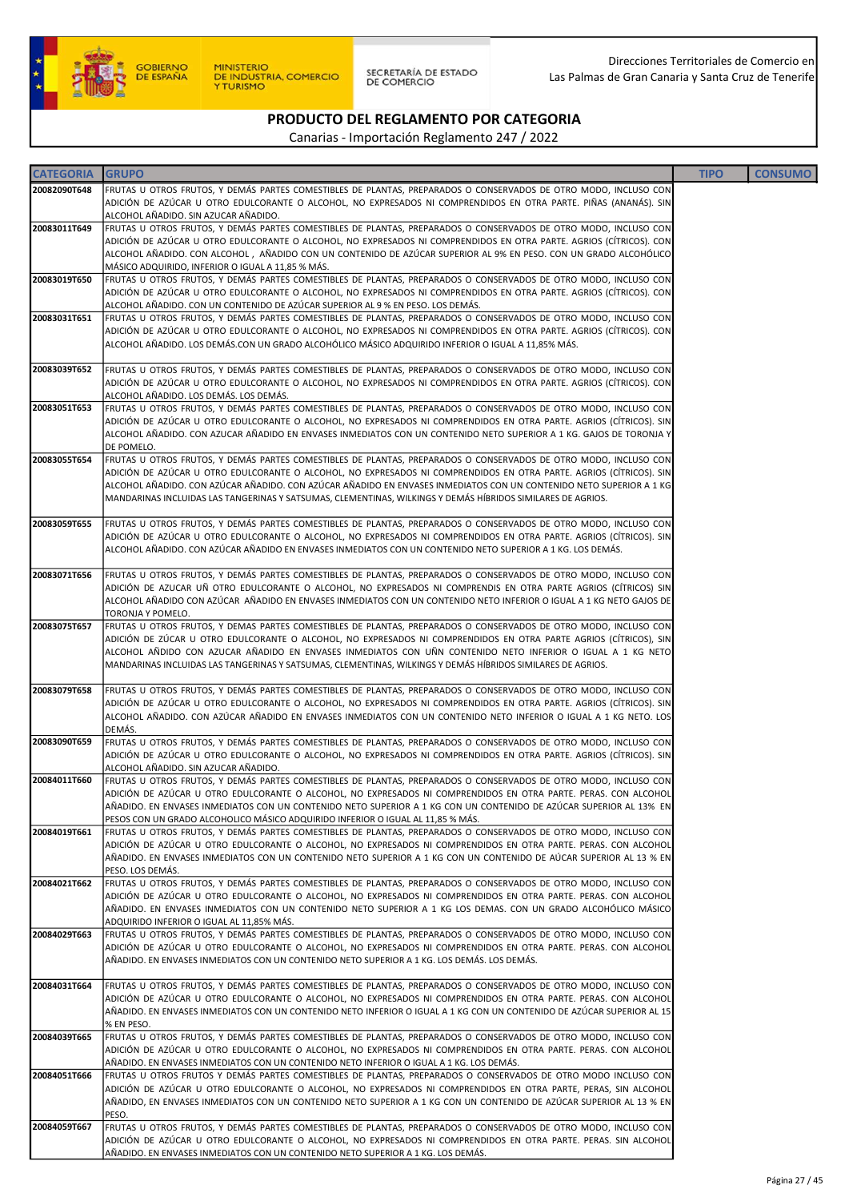## PRODUCTO DEL REGLAMENTO POR CATEGORIA

Canarias - Importación Reglamento 247 / 2022

| CATEGORIA | GRUPO | TIPO | CONSUMO |
|---|---|---|---|
| 20082090T648 | FRUTAS U OTROS FRUTOS, Y DEMÁS PARTES COMESTIBLES DE PLANTAS, PREPARADOS O CONSERVADOS DE OTRO MODO, INCLUSO CON ADICIÓN DE AZÚCAR U OTRO EDULCORANTE O ALCOHOL, NO EXPRESADOS NI COMPRENDIDOS EN OTRA PARTE. PIÑAS (ANANÁS). SIN ALCOHOL AÑADIDO. SIN AZUCAR AÑADIDO. | | |
| 20083011T649 | FRUTAS U OTROS FRUTOS, Y DEMÁS PARTES COMESTIBLES DE PLANTAS, PREPARADOS O CONSERVADOS DE OTRO MODO, INCLUSO CON ADICIÓN DE AZÚCAR U OTRO EDULCORANTE O ALCOHOL, NO EXPRESADOS NI COMPRENDIDOS EN OTRA PARTE. AGRIOS (CÍTRICOS). CON ALCOHOL AÑADIDO. CON ALCOHOL , AÑADIDO CON UN CONTENIDO DE AZÚCAR SUPERIOR AL 9% EN PESO. CON UN GRADO ALCOHÓLICO MÁSICO ADQUIRIDO, INFERIOR O IGUAL A 11,85 % MÁS. | | |
| 20083019T650 | FRUTAS U OTROS FRUTOS, Y DEMÁS PARTES COMESTIBLES DE PLANTAS, PREPARADOS O CONSERVADOS DE OTRO MODO, INCLUSO CON ADICIÓN DE AZÚCAR U OTRO EDULCORANTE O ALCOHOL, NO EXPRESADOS NI COMPRENDIDOS EN OTRA PARTE. AGRIOS (CÍTRICOS). CON ALCOHOL AÑADIDO. CON UN CONTENIDO DE AZÚCAR SUPERIOR AL 9 % EN PESO. LOS DEMÁS. | | |
| 20083031T651 | FRUTAS U OTROS FRUTOS, Y DEMÁS PARTES COMESTIBLES DE PLANTAS, PREPARADOS O CONSERVADOS DE OTRO MODO, INCLUSO CON ADICIÓN DE AZÚCAR U OTRO EDULCORANTE O ALCOHOL, NO EXPRESADOS NI COMPRENDIDOS EN OTRA PARTE. AGRIOS (CÍTRICOS). CON ALCOHOL AÑADIDO. LOS DEMÁS.CON UN GRADO ALCOHÓLICO MÁSICO ADQUIRIDO INFERIOR O IGUAL A 11,85% MÁS. | | |
| 20083039T652 | FRUTAS U OTROS FRUTOS, Y DEMÁS PARTES COMESTIBLES DE PLANTAS, PREPARADOS O CONSERVADOS DE OTRO MODO, INCLUSO CON ADICIÓN DE AZÚCAR U OTRO EDULCORANTE O ALCOHOL, NO EXPRESADOS NI COMPRENDIDOS EN OTRA PARTE. AGRIOS (CÍTRICOS). CON ALCOHOL AÑADIDO. LOS DEMÁS. LOS DEMÁS. | | |
| 20083051T653 | FRUTAS U OTROS FRUTOS, Y DEMÁS PARTES COMESTIBLES DE PLANTAS, PREPARADOS O CONSERVADOS DE OTRO MODO, INCLUSO CON ADICIÓN DE AZÚCAR U OTRO EDULCORANTE O ALCOHOL, NO EXPRESADOS NI COMPRENDIDOS EN OTRA PARTE. AGRIOS (CÍTRICOS). SIN ALCOHOL AÑADIDO. CON AZUCAR AÑADIDO EN ENVASES INMEDIATOS CON UN CONTENIDO NETO SUPERIOR A 1 KG. GAJOS DE TORONJA Y DE POMELO. | | |
| 20083055T654 | FRUTAS U OTROS FRUTOS, Y DEMÁS PARTES COMESTIBLES DE PLANTAS, PREPARADOS O CONSERVADOS DE OTRO MODO, INCLUSO CON ADICIÓN DE AZÚCAR U OTRO EDULCORANTE O ALCOHOL, NO EXPRESADOS NI COMPRENDIDOS EN OTRA PARTE. AGRIOS (CÍTRICOS). SIN ALCOHOL AÑADIDO. CON AZÚCAR AÑADIDO. CON AZÚCAR AÑADIDO EN ENVASES INMEDIATOS CON UN CONTENIDO NETO SUPERIOR A 1 KG MANDARINAS INCLUIDAS LAS TANGERINAS Y SATSUMAS, CLEMENTINAS, WILKINGS Y DEMÁS HÍBRIDOS SIMILARES DE AGRIOS. | | |
| 20083059T655 | FRUTAS U OTROS FRUTOS, Y DEMÁS PARTES COMESTIBLES DE PLANTAS, PREPARADOS O CONSERVADOS DE OTRO MODO, INCLUSO CON ADICIÓN DE AZÚCAR U OTRO EDULCORANTE O ALCOHOL, NO EXPRESADOS NI COMPRENDIDOS EN OTRA PARTE. AGRIOS (CÍTRICOS). SIN ALCOHOL AÑADIDO. CON AZÚCAR AÑADIDO EN ENVASES INMEDIATOS CON UN CONTENIDO NETO SUPERIOR A 1 KG. LOS DEMÁS. | | |
| 20083071T656 | FRUTAS U OTROS FRUTOS, Y DEMÁS PARTES COMESTIBLES DE PLANTAS, PREPARADOS O CONSERVADOS DE OTRO MODO, INCLUSO CON ADICIÓN DE AZUCAR UÑ OTRO EDULCORANTE O ALCOHOL, NO EXPRESADOS NI COMPRENDIS EN OTRA PARTE AGRIOS (CÍTRICOS) SIN ALCOHOL AÑADIDO CON AZÚCAR AÑADIDO EN ENVASES INMEDIATOS CON UN CONTENIDO NETO INFERIOR O IGUAL A 1 KG NETO GAJOS DE TORONJA Y POMELO. | | |
| 20083075T657 | FRUTAS U OTROS FRUTOS, Y DEMÁS PARTES COMESTIBLES DE PLANTAS, PREPARADOS O CONSERVADOS DE OTRO MODO, INCLUSO CON ADICIÓN DE ZÚCAR U OTRO EDULCORANTE O ALCOHOL, NO EXPRESADOS NI COMPRENDIDOS EN OTRA PARTE AGRIOS (CÍTRICOS), SIN ALCOHOL AÑDIDO CON AZUCAR AÑADIDO EN ENVASES INMEDIATOS CON UÑN CONTENIDO NETO INFERIOR O IGUAL A 1 KG NETO MANDARINAS INCLUIDAS LAS TANGERINAS Y SATSUMAS, CLEMENTINAS, WILKINGS Y DEMÁS HÍBRIDOS SIMILARES DE AGRIOS. | | |
| 20083079T658 | FRUTAS U OTROS FRUTOS, Y DEMÁS PARTES COMESTIBLES DE PLANTAS, PREPARADOS O CONSERVADOS DE OTRO MODO, INCLUSO CON ADICIÓN DE AZÚCAR U OTRO EDULCORANTE O ALCOHOL, NO EXPRESADOS NI COMPRENDIDOS EN OTRA PARTE. AGRIOS (CÍTRICOS). SIN ALCOHOL AÑADIDO. CON AZÚCAR AÑADIDO EN ENVASES INMEDIATOS CON UN CONTENIDO NETO INFERIOR O IGUAL A 1 KG NETO. LOS DEMÁS. | | |
| 20083090T659 | FRUTAS U OTROS FRUTOS, Y DEMÁS PARTES COMESTIBLES DE PLANTAS, PREPARADOS O CONSERVADOS DE OTRO MODO, INCLUSO CON ADICIÓN DE AZÚCAR U OTRO EDULCORANTE O ALCOHOL, NO EXPRESADOS NI COMPRENDIDOS EN OTRA PARTE. AGRIOS (CÍTRICOS). SIN ALCOHOL AÑADIDO. SIN AZUCAR AÑADIDO. | | |
| 20084011T660 | FRUTAS U OTROS FRUTOS, Y DEMÁS PARTES COMESTIBLES DE PLANTAS, PREPARADOS O CONSERVADOS DE OTRO MODO, INCLUSO CON ADICIÓN DE AZÚCAR U OTRO EDULCORANTE O ALCOHOL, NO EXPRESADOS NI COMPRENDIDOS EN OTRA PARTE. PERAS. CON ALCOHOL AÑADIDO. EN ENVASES INMEDIATOS CON UN CONTENIDO NETO SUPERIOR A 1 KG CON UN CONTENIDO DE AZÚCAR SUPERIOR AL 13% EN PESOS CON UN GRADO ALCOHOLICO MÁSICO ADQUIRIDO INFERIOR O IGUAL AL 11,85 % MÁS. | | |
| 20084019T661 | FRUTAS U OTROS FRUTOS, Y DEMÁS PARTES COMESTIBLES DE PLANTAS, PREPARADOS O CONSERVADOS DE OTRO MODO, INCLUSO CON ADICIÓN DE AZÚCAR U OTRO EDULCORANTE O ALCOHOL, NO EXPRESADOS NI COMPRENDIDOS EN OTRA PARTE. PERAS. CON ALCOHOL AÑADIDO. EN ENVASES INMEDIATOS CON UN CONTENIDO NETO SUPERIOR A 1 KG CON UN CONTENIDO DE AÚCAR SUPERIOR AL 13 % EN PESO. LOS DEMÁS. | | |
| 20084021T662 | FRUTAS U OTROS FRUTOS, Y DEMÁS PARTES COMESTIBLES DE PLANTAS, PREPARADOS O CONSERVADOS DE OTRO MODO, INCLUSO CON ADICIÓN DE AZÚCAR U OTRO EDULCORANTE O ALCOHOL, NO EXPRESADOS NI COMPRENDIDOS EN OTRA PARTE. PERAS. CON ALCOHOL AÑADIDO. EN ENVASES INMEDIATOS CON UN CONTENIDO NETO SUPERIOR A 1 KG LOS DEMAS. CON UN GRADO ALCOHÓLICO MÁSICO ADQUIRIDO INFERIOR O IGUAL AL 11,85% MÁS. | | |
| 20084029T663 | FRUTAS U OTROS FRUTOS, Y DEMÁS PARTES COMESTIBLES DE PLANTAS, PREPARADOS O CONSERVADOS DE OTRO MODO, INCLUSO CON ADICIÓN DE AZÚCAR U OTRO EDULCORANTE O ALCOHOL, NO EXPRESADOS NI COMPRENDIDOS EN OTRA PARTE. PERAS. CON ALCOHOL AÑADIDO. EN ENVASES INMEDIATOS CON UN CONTENIDO NETO SUPERIOR A 1 KG. LOS DEMÁS. LOS DEMÁS. | | |
| 20084031T664 | FRUTAS U OTROS FRUTOS, Y DEMÁS PARTES COMESTIBLES DE PLANTAS, PREPARADOS O CONSERVADOS DE OTRO MODO, INCLUSO CON ADICIÓN DE AZÚCAR U OTRO EDULCORANTE O ALCOHOL, NO EXPRESADOS NI COMPRENDIDOS EN OTRA PARTE. PERAS. CON ALCOHOL AÑADIDO. EN ENVASES INMEDIATOS CON UN CONTENIDO NETO INFERIOR O IGUAL A 1 KG CON UN CONTENIDO DE AZÚCAR SUPERIOR AL 15 % EN PESO. | | |
| 20084039T665 | FRUTAS U OTROS FRUTOS, Y DEMÁS PARTES COMESTIBLES DE PLANTAS, PREPARADOS O CONSERVADOS DE OTRO MODO, INCLUSO CON ADICIÓN DE AZÚCAR U OTRO EDULCORANTE O ALCOHOL, NO EXPRESADOS NI COMPRENDIDOS EN OTRA PARTE. PERAS. CON ALCOHOL AÑADIDO. EN ENVASES INMEDIATOS CON UN CONTENIDO NETO INFERIOR O IGUAL A 1 KG. LOS DEMÁS. | | |
| 20084051T666 | FRUTAS U OTROS FRUTOS Y DEMÁS PARTES COMESTIBLES DE PLANTAS, PREPARADOS O CONSERVADOS DE OTRO MODO INCLUSO CON ADICIÓN DE AZÚCAR U OTRO EDULCORANTE O ALCOHOL, NO EXPRESADOS NI COMPRENDIDOS EN OTRA PARTE, PERAS, SIN ALCOHOL AÑADIDO, EN ENVASES INMEDIATOS CON UN CONTENIDO NETO SUPERIOR A 1 KG CON UN CONTENIDO DE AZÚCAR SUPERIOR AL 13 % EN PESO. | | |
| 20084059T667 | FRUTAS U OTROS FRUTOS, Y DEMÁS PARTES COMESTIBLES DE PLANTAS, PREPARADOS O CONSERVADOS DE OTRO MODO, INCLUSO CON ADICIÓN DE AZÚCAR U OTRO EDULCORANTE O ALCOHOL, NO EXPRESADOS NI COMPRENDIDOS EN OTRA PARTE. PERAS. SIN ALCOHOL AÑADIDO. EN ENVASES INMEDIATOS CON UN CONTENIDO NETO SUPERIOR A 1 KG. LOS DEMÁS. | | |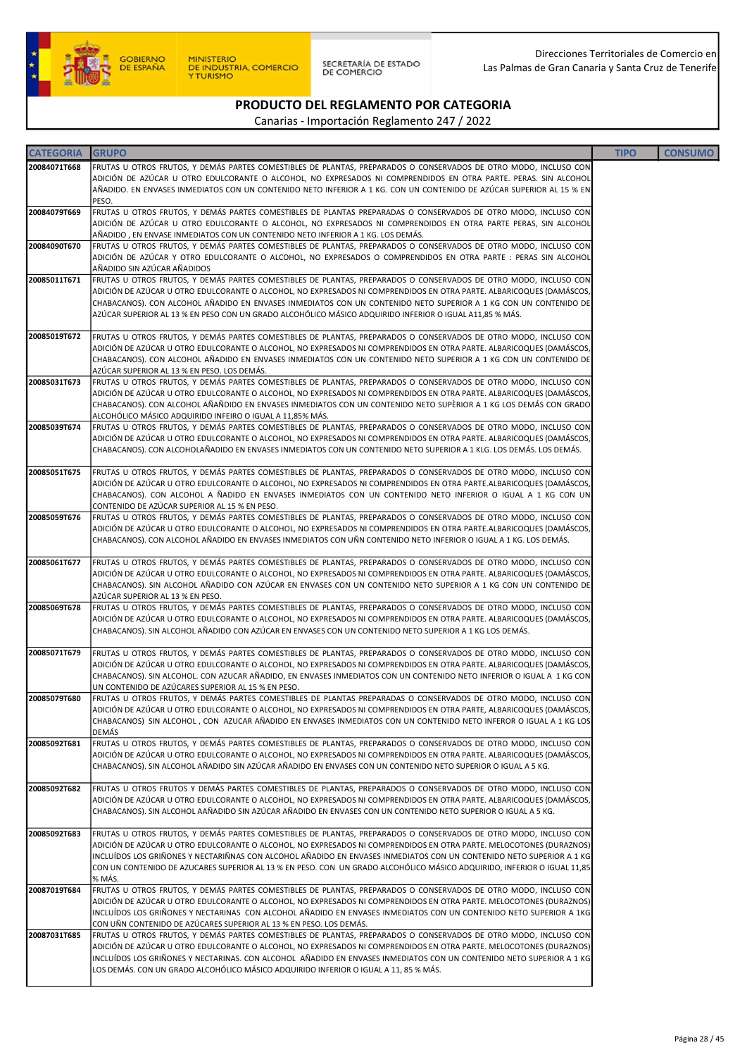GOBIERNO DE ESPAÑA | MINISTERIO DE INDUSTRIA, COMERCIO Y TURISMO | SECRETARÍA DE ESTADO DE COMERCIO

Direcciones Territoriales de Comercio en Las Palmas de Gran Canaria y Santa Cruz de Tenerife

# PRODUCTO DEL REGLAMENTO POR CATEGORIA

Canarias - Importación Reglamento 247 / 2022

| CATEGORIA | GRUPO | TIPO | CONSUMO |
|---|---|---|---|
| 20084071T668 | FRUTAS U OTROS FRUTOS, Y DEMÁS PARTES COMESTIBLES DE PLANTAS, PREPARADOS O CONSERVADOS DE OTRO MODO, INCLUSO CON ADICIÓN DE AZÚCAR U OTRO EDULCORANTE O ALCOHOL, NO EXPRESADOS NI COMPRENDIDOS EN OTRA PARTE. PERAS. SIN ALCOHOL AÑADIDO. EN ENVASES INMEDIATOS CON UN CONTENIDO NETO INFERIOR A 1 KG. CON UN CONTENIDO DE AZÚCAR SUPERIOR AL 15 % EN PESO. | | |
| 20084079T669 | FRUTAS U OTROS FRUTOS, Y DEMÁS PARTES COMESTIBLES DE PLANTAS PREPARADAS O CONSERVADOS DE OTRO MODO, INCLUSO CON ADICIÓN DE AZÚCAR U OTRO EDULCORANTE O ALCOHOL, NO EXPRESADOS NI COMPRENDIDOS EN OTRA PARTE PERAS, SIN ALCOHOL AÑADIDO , EN ENVASE INMEDIATOS CON UN CONTENIDO NETO INFERIOR A 1 KG. LOS DEMÁS. | | |
| 20084090T670 | FRUTAS U OTROS FRUTOS, Y DEMÁS PARTES COMESTIBLES DE PLANTAS, PREPARADOS O CONSERVADOS DE OTRO MODO, INCLUSO CON ADICIÓN DE AZÚCAR Y OTRO EDULCORANTE O ALCOHOL, NO EXPRESADOS O COMPRENDIDOS EN OTRA PARTE : PERAS SIN ALCOHOL AÑADIDO SIN AZÚCAR AÑADIDOS | | |
| 20085011T671 | FRUTAS U OTROS FRUTOS, Y DEMÁS PARTES COMESTIBLES DE PLANTAS, PREPARADOS O CONSERVADOS DE OTRO MODO, INCLUSO CON ADICIÓN DE AZÚCAR U OTRO EDULCORANTE O ALCOHOL, NO EXPRESADOS NI COMPRENDIDOS EN OTRA PARTE. ALBARICOQUES (DAMÁSCOS, CHABACANOS). CON ALCOHOL ÑADIDO EN ENVASES INMEDIATOS CON UN CONTENIDO NETO SUPERIOR A 1 KG CON UN CONTENIDO DE AZÚCAR SUPERIOR AL 13 % EN PESO CON UN GRADO ALCOHÓLICO MÁSICO ADQUIRIDO INFERIOR O IGUAL A11,85 % MÁS. | | |
| 20085019T672 | FRUTAS U OTROS FRUTOS, Y DEMÁS PARTES COMESTIBLES DE PLANTAS, PREPARADOS O CONSERVADOS DE OTRO MODO, INCLUSO CON ADICIÓN DE AZÚCAR U OTRO EDULCORANTE O ALCOHOL, NO EXPRESADOS NI COMPRENDIDOS EN OTRA PARTE. ALBARICOQUES (DAMÁSCOS, CHABACANOS). CON ALCOHOL ÑADIDO EN ENVASES INMEDIATOS CON UN CONTENIDO NETO SUPERIOR A 1 KG CON UN CONTENIDO DE AZÚCAR SUPERIOR AL 13 % EN PESO. LOS DEMÁS. | | |
| 20085031T673 | FRUTAS U OTROS FRUTOS, Y DEMÁS PARTES COMESTIBLES DE PLANTAS, PREPARADOS O CONSERVADOS DE OTRO MODO, INCLUSO CON ADICIÓN DE AZÚCAR U OTRO EDULCORANTE O ALCOHOL, NO EXPRESADOS NI COMPRENDIDOS EN OTRA PARTE. ALBARICOQUES (DAMÁSCOS, CHABACANOS). CON ALCOHOL AÑAÑDIDO EN ENVASES INMEDIATOS CON UN CONTENIDO NETO SUPÈRIOR A 1 KG LOS DEMÁS CON GRADO ALCOHÓLICO MÁSICO ADQUIRIDO INFEIRO O IGUAL A 11,85% MÁS. | | |
| 20085039T674 | FRUTAS U OTROS FRUTOS, Y DEMÁS PARTES COMESTIBLES DE PLANTAS, PREPARADOS O CONSERVADOS DE OTRO MODO, INCLUSO CON ADICIÓN DE AZÚCAR U OTRO EDULCORANTE O ALCOHOL, NO EXPRESADOS NI COMPRENDIDOS EN OTRA PARTE. ALBARICOQUES (DAMÁSCOS, CHABACANOS). CON ALCOHOLAÑADIDO EN ENVASES INMEDIATOS CON UN CONTENIDO NETO SUPERIOR A 1 KLG. LOS DEMÁS. LOS DEMÁS. | | |
| 20085051T675 | FRUTAS U OTROS FRUTOS, Y DEMÁS PARTES COMESTIBLES DE PLANTAS, PREPARADOS O CONSERVADOS DE OTRO MODO, INCLUSO CON ADICIÓN DE AZÚCAR U OTRO EDULCORANTE O ALCOHOL, NO EXPRESADOS NI COMPRENDIDOS EN OTRA PARTE.ALBARICOQUES (DAMÁSCOS, CHABACANOS). CON ALCOHOL A ÑADIDO EN ENVASES INMEDIATOS CON UN CONTENIDO NETO INFERIOR O IGUAL A 1 KG CON UN CONTENIDO DE AZÚCAR SUPERIOR AL 15 % EN PESO. | | |
| 20085059T676 | FRUTAS U OTROS FRUTOS, Y DEMÁS PARTES COMESTIBLES DE PLANTAS, PREPARADOS O CONSERVADOS DE OTRO MODO, INCLUSO CON ADICIÓN DE AZÚCAR U OTRO EDULCORANTE O ALCOHOL, NO EXPRESADOS NI COMPRENDIDOS EN OTRA PARTE.ALBARICOQUES (DAMÁSCOS, CHABACANOS). CON ALCOHOL AÑADIDO EN ENVASES INMEDIATOS CON UÑN CONTENIDO NETO INFERIOR O IGUAL A 1 KG. LOS DEMÁS. | | |
| 20085061T677 | FRUTAS U OTROS FRUTOS, Y DEMÁS PARTES COMESTIBLES DE PLANTAS, PREPARADOS O CONSERVADOS DE OTRO MODO, INCLUSO CON ADICIÓN DE AZÚCAR U OTRO EDULCORANTE O ALCOHOL, NO EXPRESADOS NI COMPRENDIDOS EN OTRA PARTE. ALBARICOQUES (DAMÁSCOS, CHABACANOS). SIN ALCOHOL AÑADIDO CON AZÚCAR EN ENVASES CON UN CONTENIDO NETO SUPERIOR A 1 KG CON UN CONTENIDO DE AZÚCAR SUPERIOR AL 13 % EN PESO. | | |
| 20085069T678 | FRUTAS U OTROS FRUTOS, Y DEMÁS PARTES COMESTIBLES DE PLANTAS, PREPARADOS O CONSERVADOS DE OTRO MODO, INCLUSO CON ADICIÓN DE AZÚCAR U OTRO EDULCORANTE O ALCOHOL, NO EXPRESADOS NI COMPRENDIDOS EN OTRA PARTE. ALBARICOQUES (DAMÁSCOS, CHABACANOS). SIN ALCOHOL AÑADIDO CON AZÚCAR EN ENVASES CON UN CONTENIDO NETO SUPERIOR A 1 KG LOS DEMÁS. | | |
| 20085071T679 | FRUTAS U OTROS FRUTOS, Y DEMÁS PARTES COMESTIBLES DE PLANTAS, PREPARADOS O CONSERVADOS DE OTRO MODO, INCLUSO CON ADICIÓN DE AZÚCAR U OTRO EDULCORANTE O ALCOHOL, NO EXPRESADOS NI COMPRENDIDOS EN OTRA PARTE. ALBARICOQUES (DAMÁSCOS, CHABACANOS). SIN ALCOHOL. CON AZUCAR AÑADIDO, EN ENVASES INMEDIATOS CON UN CONTENIDO NETO INFERIOR O IGUAL A 1 KG CON UN CONTENIDO DE AZÚCARES SUPERIOR AL 15 % EN PESO. | | |
| 20085079T680 | FRUTAS U OTROS FRUTOS, Y DEMÁS PARTES COMESTIBLES DE PLANTAS PREPARADAS O CONSERVADOS DE OTRO MODO, INCLUSO CON ADICIÓN DE AZÚCAR U OTRO EDULCORANTE O ALCOHOL, NO EXPRESADOS NI COMPRENDIDOS EN OTRA PARTE, ALBARICOQUES (DAMÁSCOS, CHABACANOS) SIN ALCOHOL , CON AZUCAR AÑADIDO EN ENVASES INMEDIATOS CON UN CONTENIDO NETO INFEROR O IGUAL A 1 KG LOS DEMÁS | | |
| 20085092T681 | FRUTAS U OTROS FRUTOS, Y DEMÁS PARTES COMESTIBLES DE PLANTAS, PREPARADOS O CONSERVADOS DE OTRO MODO, INCLUSO CON ADICIÓN DE AZÚCAR U OTRO EDULCORANTE O ALCOHOL, NO EXPRESADOS NI COMPRENDIDOS EN OTRA PARTE. ALBARICOQUES (DAMÁSCOS, CHABACANOS). SIN ALCOHOL AÑADIDO SIN AZÚCAR AÑADIDO EN ENVASES CON UN CONTENIDO NETO SUPERIOR O IGUAL A 5 KG. | | |
| 20085092T682 | FRUTAS U OTROS FRUTOS Y DEMÁS PARTES COMESTIBLES DE PLANTAS, PREPARADOS O CONSERVADOS DE OTRO MODO, INCLUSO CON ADICIÓN DE AZÚCAR U OTRO EDULCORANTE O ALCOHOL, NO EXPRESADOS NI COMPRENDIDOS EN OTRA PARTE. ALBARICOQUES (DAMÁSCOS, CHABACANOS). SIN ALCOHOL AAÑADIDO SIN AZÚCAR AÑADIDO EN ENVASES CON UN CONTENIDO NETO SUPERIOR O IGUAL A 5 KG. | | |
| 20085092T683 | FRUTAS U OTROS FRUTOS, Y DEMÁS PARTES COMESTIBLES DE PLANTAS, PREPARADOS O CONSERVADOS DE OTRO MODO, INCLUSO CON ADICIÓN DE AZÚCAR U OTRO EDULCORANTE O ALCOHOL, NO EXPRESADOS NI COMPRENDIDOS EN OTRA PARTE. MELOCOTONES (DURAZNOS) INCLUÍDOS LOS GRIÑONES Y NECTARIÑNAS CON ALCOHOL AÑADIDO EN ENVASES INMEDIATOS CON UN CONTENIDO NETO SUPERIOR A 1 KG CON UN CONTENIDO DE AZUCARES SUPERIOR AL 13 % EN PESO. CON UN GRADO ALCOHÓLICO MÁSICO ADQUIRIDO, INFERIOR O IGUAL 11,85 % MÁS. | | |
| 20087019T684 | FRUTAS U OTROS FRUTOS, Y DEMÁS PARTES COMESTIBLES DE PLANTAS, PREPARADOS O CONSERVADOS DE OTRO MODO, INCLUSO CON ADICIÓN DE AZÚCAR U OTRO EDULCORANTE O ALCOHOL, NO EXPRESADOS NI COMPRENDIDOS EN OTRA PARTE. MELOCOTONES (DURAZNOS) INCLUÍDOS LOS GRIÑONES Y NECTARINAS CON ALCOHOL AÑADIDO EN ENVASES INMEDIATOS CON UN CONTENIDO NETO SUPERIOR A 1KG CON UÑN CONTENIDO DE AZÚCARES SUPERIOR AL 13 % EN PESO. LOS DEMÁS. | | |
| 20087031T685 | FRUTAS U OTROS FRUTOS, Y DEMÁS PARTES COMESTIBLES DE PLANTAS, PREPARADOS O CONSERVADOS DE OTRO MODO, INCLUSO CON ADICIÓN DE AZÚCAR U OTRO EDULCORANTE O ALCOHOL, NO EXPRESADOS NI COMPRENDIDOS EN OTRA PARTE. MELOCOTONES (DURAZNOS) INCLUÍDOS LOS GRIÑONES Y NECTARINAS. CON ALCOHOL AÑADIDO EN ENVASES INMEDIATOS CON UN CONTENIDO NETO SUPERIOR A 1 KG LOS DEMÁS. CON UN GRADO ALCOHÓLICO MÁSICO ADQUIRIDO INFERIOR O IGUAL A 11, 85 % MÁS. | | |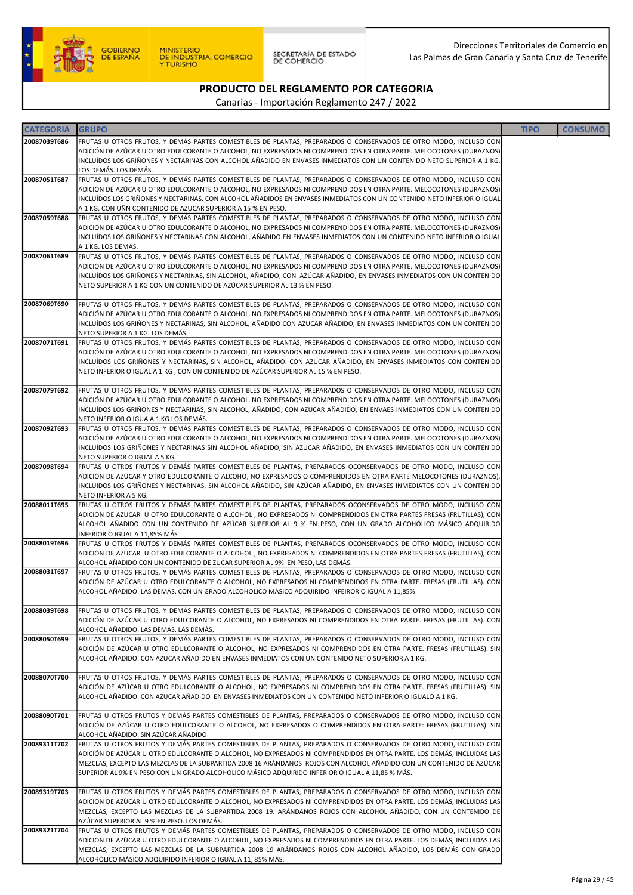Direcciones Territoriales de Comercio en Las Palmas de Gran Canaria y Santa Cruz de Tenerife

## PRODUCTO DEL REGLAMENTO POR CATEGORIA

Canarias - Importación Reglamento 247 / 2022

| CATEGORIA | GRUPO | TIPO | CONSUMO |
|---|---|---|---|
| 20087039T686 | FRUTAS U OTROS FRUTOS, Y DEMÁS PARTES COMESTIBLES DE PLANTAS, PREPARADOS O CONSERVADOS DE OTRO MODO, INCLUSO CON ADICIÓN DE AZÚCAR U OTRO EDULCORANTE O ALCOHOL, NO EXPRESADOS NI COMPRENDIDOS EN OTRA PARTE. MELOCOTONES (DURAZNOS) INCLUÍDOS LOS GRIÑONES Y NECTARINAS CON ALCOHOL AÑADIDO EN ENVASES INMEDIATOS CON UN CONTENIDO NETO SUPERIOR A 1 KG. LOS DEMÁS. LOS DEMÁS. | | |
| 20087051T687 | FRUTAS U OTROS FRUTOS, Y DEMÁS PARTES COMESTIBLES DE PLANTAS, PREPARADOS O CONSERVADOS DE OTRO MODO, INCLUSO CON ADICIÓN DE AZÚCAR U OTRO EDULCORANTE O ALCOHOL, NO EXPRESADOS NI COMPRENDIDOS EN OTRA PARTE. MELOCOTONES (DURAZNOS) INCLUÍDOS LOS GRIÑONES Y NECTARINAS. CON ALCOHOL AÑADIDOS EN ENVASES INMEDIATOS CON UN CONTENIDO NETO INFERIOR O IGUAL A 1 KG. CON UÑN CONTENIDO DE AZUCAR SUPERIOR A 15 % EN PESO. | | |
| 20087059T688 | FRUTAS U OTROS FRUTOS, Y DEMÁS PARTES COMESTIBLES DE PLANTAS, PREPARADOS O CONSERVADOS DE OTRO MODO, INCLUSO CON ADICIÓN DE AZÚCAR U OTRO EDULCORANTE O ALCOHOL, NO EXPRESADOS NI COMPRENDIDOS EN OTRA PARTE. MELOCOTONES (DURAZNOS) INCLUÍDOS LOS GRIÑONES Y NECTARINAS CON ALCOHOL, AÑADIDO EN ENVASES INMEDIATOS CON UN CONTENIDO NETO INFERIOR O IGUAL A 1 KG. LOS DEMÁS. | | |
| 20087061T689 | FRUTAS U OTROS FRUTOS, Y DEMÁS PARTES COMESTIBLES DE PLANTAS, PREPARADOS O CONSERVADOS DE OTRO MODO, INCLUSO CON ADICIÓN DE AZÚCAR U OTRO EDULCORANTE O ALCOHOL, NO EXPRESADOS NI COMPRENDIDOS EN OTRA PARTE. MELOCOTONES (DURAZNOS) INCLUÍDOS LOS GRIÑONES Y NECTARINAS, SIN ALCOHOL, AÑADIDO, CON AZÚCAR AÑADIDO, EN ENVASES INMEDIATOS CON UN CONTENIDO NETO SUPERIOR A 1 KG CON UN CONTENIDO DE AZÚCAR SUPERIOR AL 13 % EN PESO. | | |
| 20087069T690 | FRUTAS U OTROS FRUTOS, Y DEMÁS PARTES COMESTIBLES DE PLANTAS, PREPARADOS O CONSERVADOS DE OTRO MODO, INCLUSO CON ADICIÓN DE AZÚCAR U OTRO EDULCORANTE O ALCOHOL, NO EXPRESADOS NI COMPRENDIDOS EN OTRA PARTE. MELOCOTONES (DURAZNOS) INCLUÍDOS LOS GRIÑONES Y NECTARINAS, SIN ALCOHOL, AÑADIDO CON AZUCAR AÑADIDO, EN ENVASES INMEDIATOS CON UN CONTENIDO NETO SUPERIOR A 1 KG. LOS DEMÁS. | | |
| 20087071T691 | FRUTAS U OTROS FRUTOS, Y DEMÁS PARTES COMESTIBLES DE PLANTAS, PREPARADOS O CONSERVADOS DE OTRO MODO, INCLUSO CON ADICIÓN DE AZÚCAR U OTRO EDULCORANTE O ALCOHOL, NO EXPRESADOS NI COMPRENDIDOS EN OTRA PARTE. MELOCOTONES (DURAZNOS) INCLUÍDOS LOS GRIÑONES Y NECTARINAS, SIN ALCOHOL, AÑADIDO. CON AZUCAR AÑADIDO, EN ENVASES INMEDIATOS CON CONTENIDO NETO INFERIOR O IGUAL A 1 KG , CON UN CONTENIDO DE AZÚCAR SUPERIOR AL 15 % EN PESO. | | |
| 20087079T692 | FRUTAS U OTROS FRUTOS, Y DEMÁS PARTES COMESTIBLES DE PLANTAS, PREPARADOS O CONSERVADOS DE OTRO MODO, INCLUSO CON ADICIÓN DE AZÚCAR U OTRO EDULCORANTE O ALCOHOL, NO EXPRESADOS NI COMPRENDIDOS EN OTRA PARTE. MELOCOTONES (DURAZNOS) INCLUÍDOS LOS GRIÑONES Y NECTARINAS, SIN ALCOHOL, AÑADIDO, CON AZUCAR AÑADIDO, EN ENVAES INMEDIATOS CON UN CONTENIDO NETO INFERIOR O IGUA A 1 KG LOS DEMÁS. | | |
| 20087092T693 | FRUTAS U OTROS FRUTOS, Y DEMÁS PARTES COMESTIBLES DE PLANTAS, PREPARADOS O CONSERVADOS DE OTRO MODO, INCLUSO CON ADICIÓN DE AZÚCAR U OTRO EDULCORANTE O ALCOHOL, NO EXPRESADOS NI COMPRENDIDOS EN OTRA PARTE. MELOCOTONES (DURAZNOS) INCLUÍDOS LOS GRIÑONES Y NECTARINAS SIN ALCOHOL AÑADIDO, SIN AZUCAR AÑADIDO, EN ENVASES INMEDIATOS CON UN CONTENIDO NETO SUPERIOR O IGUAL A 5 KG. | | |
| 20087098T694 | FRUTAS U OTROS FRUTOS Y DEMÁS PARTES COMESTIBLES DE PLANTAS, PREPARADOS OCONSERVADOS DE OTRO MODO, INCLUSO CON ADICIÓN DE AZÚCAR Y OTRO EDULCORANTE O ALCOHO, NO EXPRESADOS O COMPRENDIDOS EN OTRA PARTE MELOCOTONES (DURAZNOS), INCLUIDOS LOS GRIÑONES Y NECTARINAS, SIN ALCOHOL AÑADIDO, SIN AZÚCAR AÑADIDO, EN ENVASES INMEDIATOS CON UN CONTENIDO NETO INFERIOR A 5 KG. | | |
| 20088011T695 | FRUTAS U OTROS FRUTOS Y DEMÁS PARTES COMESTIBLES DE PLANTAS, PREPARADOS OCONSERVADOS DE OTRO MODO, INCLUSO CON ADICIÓN DE AZÚCAR U OTRO EDULCORANTE O ALCOHOL , NO EXPRESADOS NI COMPRENDIDOS EN OTRA PARTES FRESAS (FRUTILLAS), CON ALCOHOL AÑADIDO CON UN CONTENIDO DE AZÚCAR SUPERIOR AL 9 % EN PESO, CON UN GRADO ALCOHÓLICO MÁSICO ADQUIRIDO INFERIOR O IGUAL A 11,85% MÁS | | |
| 20088019T696 | FRUTAS U OTROS FRUTOS Y DEMÁS PARTES COMESTIBLES DE PLANTAS, PREPARADOS OCONSERVADOS DE OTRO MODO, INCLUSO CON ADICIÓN DE AZÚCAR U OTRO EDULCORANTE O ALCOHOL , NO EXPRESADOS NI COMPRENDIDOS EN OTRA PARTES FRESAS (FRUTILLAS), CON ALCOHOL AÑADIDO CON UN CONTENIDO DE ZUCAR SUPERIOR AL 9% EN PESO, LAS DEMÁS. | | |
| 20088031T697 | FRUTAS U OTROS FRUTOS, Y DEMÁS PARTES COMESTIBLES DE PLANTAS, PREPARADOS O CONSERVADOS DE OTRO MODO, INCLUSO CON ADICIÓN DE AZÚCAR U OTRO EDULCORANTE O ALCOHOL, NO EXPRESADOS NI COMPRENDIDOS EN OTRA PARTE. FRESAS (FRUTILLAS). CON ALCOHOL AÑADIDO. LAS DEMÁS. CON UN GRADO ALCOHOLICO MÁSICO ADQUIRIDO INFEIROR O IGUAL A 11,85% | | |
| 20088039T698 | FRUTAS U OTROS FRUTOS, Y DEMÁS PARTES COMESTIBLES DE PLANTAS, PREPARADOS O CONSERVADOS DE OTRO MODO, INCLUSO CON ADICIÓN DE AZÚCAR U OTRO EDULCORANTE O ALCOHOL, NO EXPRESADOS NI COMPRENDIDOS EN OTRA PARTE. FRESAS (FRUTILLAS). CON ALCOHOL AÑADIDO. LAS DEMÁS. LAS DEMÁS. | | |
| 20088050T699 | FRUTAS U OTROS FRUTOS, Y DEMÁS PARTES COMESTIBLES DE PLANTAS, PREPARADOS O CONSERVADOS DE OTRO MODO, INCLUSO CON ADICIÓN DE AZÚCAR U OTRO EDULCORANTE O ALCOHOL, NO EXPRESADOS NI COMPRENDIDOS EN OTRA PARTE. FRESAS (FRUTILLAS). SIN ALCOHOL AÑADIDO. CON AZUCAR AÑADIDO EN ENVASES INMEDIATOS CON UN CONTENIDO NETO SUPERIOR A 1 KG. | | |
| 20088070T700 | FRUTAS U OTROS FRUTOS, Y DEMÁS PARTES COMESTIBLES DE PLANTAS, PREPARADOS O CONSERVADOS DE OTRO MODO, INCLUSO CON ADICIÓN DE AZÚCAR U OTRO EDULCORANTE O ALCOHOL, NO EXPRESADOS NI COMPRENDIDOS EN OTRA PARTE. FRESAS (FRUTILLAS). SIN ALCOHOL AÑADIDO. CON AZUCAR AÑADIDO EN ENVASES INMEDIATOS CON UN CONTENIDO NETO INFERIOR O IGUALO A 1 KG. | | |
| 20088090T701 | FRUTAS U OTROS FRUTOS Y DEMÁS PARTES COMESTIBLES DE PLANTAS, PREPARADOS O CONSERVADOS DE OTRO MODO, INCLUSO CON ADICIÓN DE AZÚCAR U OTRO EDULCORANTE O ALCOHOL, NO EXPRESADOS O COMPRENDIDOS EN OTRA PARTE: FRESAS (FRUTILLAS). SIN ALCOHOL AÑADIDO. SIN AZÚCAR AÑADIDO | | |
| 20089311T702 | FRUTAS U OTROS FRUTOS Y DEMÁS PARTES COMESTIBLES DE PLANTAS, PREPARADOS O CONSERVADOS DE OTRO MODO, INCLUSO CON ADICIÓN DE AZÚCAR U OTRO EDULCORANTE O ALCOHOL, NO EXPRESADOS NI COMPRENDIDOS EN OTRA PARTE. LOS DEMÁS, INCLUIDAS LAS MEZCLAS, EXCEPTO LAS MEZCLAS DE LA SUBPARTIDA 2008 16 ARÁNDANOS ROJOS CON ALCOHOL AÑADIDO CON UN CONTENIDO DE AZÚCAR SUPERIOR AL 9% EN PESO CON UN GRADO ALCOHOLICO MÁSICO ADQUIRIDO INFERIOR O IGUAL A 11,85 % MÁS. | | |
| 20089319T703 | FRUTAS U OTROS FRUTOS Y DEMÁS PARTES COMESTIBLES DE PLANTAS, PREPARADOS O CONSERVADOS DE OTRO MODO, INCLUSO CON ADICIÓN DE AZÚCAR U OTRO EDULCORANTE O ALCOHOL, NO EXPRESADOS NI COMPRENDIDOS EN OTRA PARTE. LOS DEMÁS, INCLUIDAS LAS MEZCLAS, EXCEPTO LAS MEZCLAS DE LA SUBPARTIDA 2008 19. ARÁNDANOS ROJOS CON ALCOHOL AÑADIDO, CON UN CONTENIDO DE AZÚCAR SUPERIOR AL 9 % EN PESO. LOS DEMÁS. | | |
| 20089321T704 | FRUTAS U OTROS FRUTOS Y DEMÁS PARTES COMESTIBLES DE PLANTAS, PREPARADOS O CONSERVADOS DE OTRO MODO, INCLUSO CON ADICIÓN DE AZÚCAR U OTRO EDULCORANTE O ALCOHOL, NO EXPRESADOS NI COMPRENDIDOS EN OTRA PARTE. LOS DEMÁS, INCLUIDAS LAS MEZCLAS, EXCEPTO LAS MEZCLAS DE LA SUBPARTIDA 2008 19 ARÁNDANOS ROJOS CON ALCOHOL AÑADIDO, LOS DEMÁS CON GRADO ALCOHÓLICO MÁSICO ADQUIRIDO INFERIOR O IGUAL A 11, 85% MÁS. | | |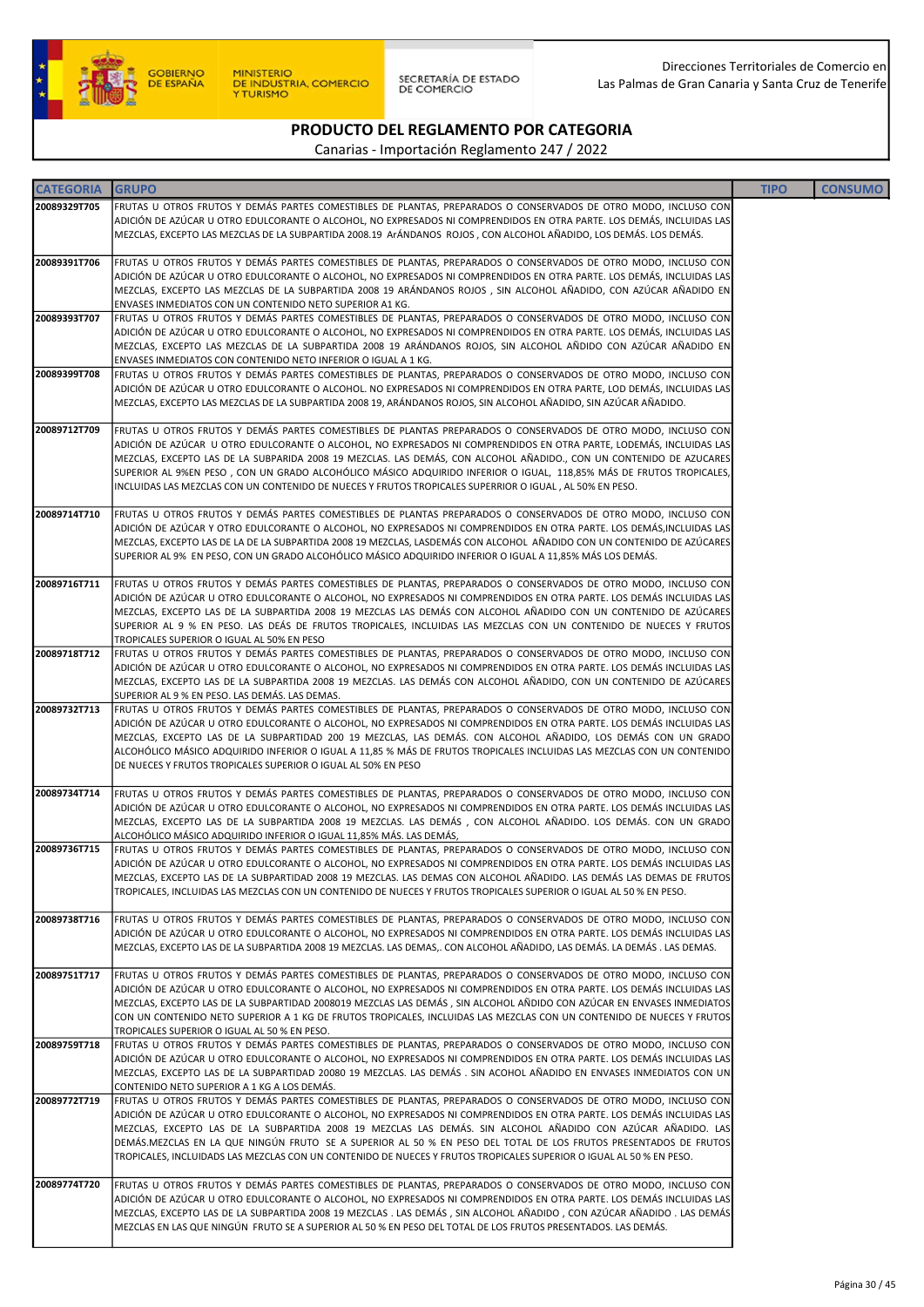Direcciones Territoriales de Comercio en Las Palmas de Gran Canaria y Santa Cruz de Tenerife

# PRODUCTO DEL REGLAMENTO POR CATEGORIA

Canarias - Importación Reglamento 247 / 2022

| CATEGORIA | GRUPO | TIPO | CONSUMO |
|---|---|---|---|
| 20089329T705 | FRUTAS U OTROS FRUTOS Y DEMÁS PARTES COMESTIBLES DE PLANTAS, PREPARADOS O CONSERVADOS DE OTRO MODO, INCLUSO CON ADICIÓN DE AZÚCAR U OTRO EDULCORANTE O ALCOHOL, NO EXPRESADOS NI COMPRENDIDOS EN OTRA PARTE. LOS DEMÁS, INCLUIDAS LAS MEZCLAS, EXCEPTO LAS MEZCLAS DE LA SUBPARTIDA 2008.19 ArÁNDANOS ROJOS , CON ALCOHOL AÑADIDO, LOS DEMÁS. LOS DEMÁS. | | |
| 20089391T706 | FRUTAS U OTROS FRUTOS Y DEMÁS PARTES COMESTIBLES DE PLANTAS, PREPARADOS O CONSERVADOS DE OTRO MODO, INCLUSO CON ADICIÓN DE AZÚCAR U OTRO EDULCORANTE O ALCOHOL, NO EXPRESADOS NI COMPRENDIDOS EN OTRA PARTE. LOS DEMÁS, INCLUIDAS LAS MEZCLAS, EXCEPTO LAS MEZCLAS DE LA SUBPARTIDA 2008 19 ARÁNDANOS ROJOS , SIN ALCOHOL AÑADIDO, CON AZÚCAR AÑADIDO EN ENVASES INMEDIATOS CON UN CONTENIDO NETO SUPERIOR A1 KG. | | |
| 20089393T707 | FRUTAS U OTROS FRUTOS Y DEMÁS PARTES COMESTIBLES DE PLANTAS, PREPARADOS O CONSERVADOS DE OTRO MODO, INCLUSO CON ADICIÓN DE AZÚCAR U OTRO EDULCORANTE O ALCOHOL, NO EXPRESADOS NI COMPRENDIDOS EN OTRA PARTE. LOS DEMÁS, INCLUIDAS LAS MEZCLAS, EXCEPTO LAS MEZCLAS DE LA SUBPARTIDA 2008 19 ARÁNDANOS ROJOS, SIN ALCOHOL AÑDIDO CON AZÚCAR AÑADIDO EN ENVASES INMEDIATOS CON CONTENIDO NETO INFERIOR O IGUAL A 1 KG. | | |
| 20089399T708 | FRUTAS U OTROS FRUTOS Y DEMÁS PARTES COMESTIBLES DE PLANTAS, PREPARADOS O CONSERVADOS DE OTRO MODO, INCLUSO CON ADICIÓN DE AZÚCAR U OTRO EDULCORANTE O ALCOHOL. NO EXPRESADOS NI COMPRENDIDOS EN OTRA PARTE, LOD DEMÁS, INCLUIDAS LAS MEZCLAS, EXCEPTO LAS MEZCLAS DE LA SUBPARTIDA 2008 19, ARÁNDANOS ROJOS, SIN ALCOHOL AÑADIDO, SIN AZÚCAR AÑADIDO. | | |
| 20089712T709 | FRUTAS U OTROS FRUTOS Y DEMÁS PARTES COMESTIBLES DE PLANTAS PREPARADOS O CONSERVADOS DE OTRO MODO, INCLUSO CON ADICIÓN DE AZÚCAR U OTRO EDULCORANTE O ALCOHOL, NO EXPRESADOS NI COMPRENDIDOS EN OTRA PARTE, LODEMÁS, INCLUIDAS LAS MEZCLAS, EXCEPTO LAS DE LA SUBPARIDA 2008 19 MEZCLAS. LAS DEMÁS, CON ALCOHOL AÑADIDO., CON UN CONTENIDO DE AZUCARES SUPERIOR AL 9%EN PESO , CON UN GRADO ALCOHÓLICO MÁSICO ADQUIRIDO INFERIOR O IGUAL, 118,85% MÁS DE FRUTOS TROPICALES, INCLUIDAS LAS MEZCLAS CON UN CONTENIDO DE NUECES Y FRUTOS TROPICALES SUPERRIOR O IGUAL , AL 50% EN PESO. | | |
| 20089714T710 | FRUTAS U OTROS FRUTOS Y DEMÁS PARTES COMESTIBLES DE PLANTAS PREPARADOS O CONSERVADOS DE OTRO MODO, INCLUSO CON ADICIÓN DE AZÚCAR Y OTRO EDULCORANTE O ALCOHOL, NO EXPRESADOS NI COMPRENDIDOS EN OTRA PARTE. LOS DEMÁS,INCLUIDAS LAS MEZCLAS, EXCEPTO LAS DE LA DE LA SUBPARTIDA 2008 19 MEZCLAS, LASDEMÁS CON ALCOHOL AÑADIDO CON UN CONTENIDO DE AZÚCARES SUPERIOR AL 9% EN PESO, CON UN GRADO ALCOHÓLICO MÁSICO ADQUIRIDO INFERIOR O IGUAL A 11,85% MÁS LOS DEMÁS. | | |
| 20089716T711 | FRUTAS U OTROS FRUTOS Y DEMÁS PARTES COMESTIBLES DE PLANTAS, PREPARADOS O CONSERVADOS DE OTRO MODO, INCLUSO CON ADICIÓN DE AZÚCAR U OTRO EDULCORANTE O ALCOHOL, NO EXPRESADOS NI COMPRENDIDOS EN OTRA PARTE. LOS DEMÁS INCLUIDAS LAS MEZCLAS, EXCEPTO LAS DE LA SUBPARTIDA 2008 19 MEZCLAS LAS DEMÁS CON ALCOHOL AÑADIDO CON UN CONTENIDO DE AZÚCARES SUPERIOR AL 9 % EN PESO. LAS DEÁS DE FRUTOS TROPICALES, INCLUIDAS LAS MEZCLAS CON UN CONTENIDO DE NUECES Y FRUTOS TROPICALES SUPERIOR O IGUAL AL 50% EN PESO | | |
| 20089718T712 | FRUTAS U OTROS FRUTOS Y DEMÁS PARTES COMESTIBLES DE PLANTAS, PREPARADOS O CONSERVADOS DE OTRO MODO, INCLUSO CON ADICIÓN DE AZÚCAR U OTRO EDULCORANTE O ALCOHOL, NO EXPRESADOS NI COMPRENDIDOS EN OTRA PARTE. LOS DEMÁS INCLUIDAS LAS MEZCLAS, EXCEPTO LAS DE LA SUBPARTIDA 2008 19 MEZCLAS. LAS DEMÁS CON ALCOHOL AÑADIDO, CON UN CONTENIDO DE AZÚCARES SUPERIOR AL 9 % EN PESO. LAS DEMÁS. LAS DEMAS. | | |
| 20089732T713 | FRUTAS U OTROS FRUTOS Y DEMÁS PARTES COMESTIBLES DE PLANTAS, PREPARADOS O CONSERVADOS DE OTRO MODO, INCLUSO CON ADICIÓN DE AZÚCAR U OTRO EDULCORANTE O ALCOHOL, NO EXPRESADOS NI COMPRENDIDOS EN OTRA PARTE. LOS DEMÁS INCLUIDAS LAS MEZCLAS, EXCEPTO LAS DE LA SUBPARTIDAD 200 19 MEZCLAS, LAS DEMÁS. CON ALCOHOL AÑADIDO, LOS DEMÁS CON UN GRADO ALCOHÓLICO MÁSICO ADQUIRIDO INFERIOR O IGUAL A 11,85 % MÁS DE FRUTOS TROPICALES INCLUIDAS LAS MEZCLAS CON UN CONTENIDO DE NUECES Y FRUTOS TROPICALES SUPERIOR O IGUAL AL 50% EN PESO | | |
| 20089734T714 | FRUTAS U OTROS FRUTOS Y DEMÁS PARTES COMESTIBLES DE PLANTAS, PREPARADOS O CONSERVADOS DE OTRO MODO, INCLUSO CON ADICIÓN DE AZÚCAR U OTRO EDULCORANTE O ALCOHOL, NO EXPRESADOS NI COMPRENDIDOS EN OTRA PARTE. LOS DEMÁS INCLUIDAS LAS MEZCLAS, EXCEPTO LAS DE LA SUBPARTIDA 2008 19 MEZCLAS. LAS DEMÁS , CON ALCOHOL AÑADIDO. LOS DEMÁS. CON UN GRADO ALCOHÓLICO MÁSICO ADQUIRIDO INFERIOR O IGUAL 11,85% MÁS. LAS DEMÁS, | | |
| 20089736T715 | FRUTAS U OTROS FRUTOS Y DEMÁS PARTES COMESTIBLES DE PLANTAS, PREPARADOS O CONSERVADOS DE OTRO MODO, INCLUSO CON ADICIÓN DE AZÚCAR U OTRO EDULCORANTE O ALCOHOL, NO EXPRESADOS NI COMPRENDIDOS EN OTRA PARTE. LOS DEMÁS INCLUIDAS LAS MEZCLAS, EXCEPTO LAS DE LA SUBPARTIDAD 2008 19 MEZCLAS. LAS DEMAS CON ALCOHOL AÑADIDO. LAS DEMÁS LAS DEMAS DE FRUTOS TROPICALES, INCLUIDAS LAS MEZCLAS CON UN CONTENIDO DE NUECES Y FRUTOS TROPICALES SUPERIOR O IGUAL AL 50 % EN PESO. | | |
| 20089738T716 | FRUTAS U OTROS FRUTOS Y DEMÁS PARTES COMESTIBLES DE PLANTAS, PREPARADOS O CONSERVADOS DE OTRO MODO, INCLUSO CON ADICIÓN DE AZÚCAR U OTRO EDULCORANTE O ALCOHOL, NO EXPRESADOS NI COMPRENDIDOS EN OTRA PARTE. LOS DEMÁS INCLUIDAS LAS MEZCLAS, EXCEPTO LAS DE LA SUBPARTIDA 2008 19 MEZCLAS. LAS DEMAS,. CON ALCOHOL AÑADIDO, LAS DEMÁS. LA DEMÁS . LAS DEMAS. | | |
| 20089751T717 | FRUTAS U OTROS FRUTOS Y DEMÁS PARTES COMESTIBLES DE PLANTAS, PREPARADOS O CONSERVADOS DE OTRO MODO, INCLUSO CON ADICIÓN DE AZÚCAR U OTRO EDULCORANTE O ALCOHOL, NO EXPRESADOS NI COMPRENDIDOS EN OTRA PARTE. LOS DEMÁS INCLUIDAS LAS MEZCLAS, EXCEPTO LAS DE LA SUBPARTIDAD 2008019 MEZCLAS LAS DEMÁS , SIN ALCOHOL AÑDIDO CON AZÚCAR EN ENVASES INMEDIATOS CON UN CONTENIDO NETO SUPERIOR A 1 KG DE FRUTOS TROPICALES, INCLUIDAS LAS MEZCLAS CON UN CONTENIDO DE NUECES Y FRUTOS TROPICALES SUPERIOR O IGUAL AL 50 % EN PESO. | | |
| 20089759T718 | FRUTAS U OTROS FRUTOS Y DEMÁS PARTES COMESTIBLES DE PLANTAS, PREPARADOS O CONSERVADOS DE OTRO MODO, INCLUSO CON ADICIÓN DE AZÚCAR U OTRO EDULCORANTE O ALCOHOL, NO EXPRESADOS NI COMPRENDIDOS EN OTRA PARTE. LOS DEMÁS INCLUIDAS LAS MEZCLAS, EXCEPTO LAS DE LA SUBPARTIDAD 20080 19 MEZCLAS. LAS DEMÁS . SIN ACOHOL AÑADIDO EN ENVASES INMEDIATOS CON UN CONTENIDO NETO SUPERIOR A 1 KG A LOS DEMÁS. | | |
| 20089772T719 | FRUTAS U OTROS FRUTOS Y DEMÁS PARTES COMESTIBLES DE PLANTAS, PREPARADOS O CONSERVADOS DE OTRO MODO, INCLUSO CON ADICIÓN DE AZÚCAR U OTRO EDULCORANTE O ALCOHOL, NO EXPRESADOS NI COMPRENDIDOS EN OTRA PARTE. LOS DEMÁS INCLUIDAS LAS MEZCLAS, EXCEPTO LAS DE LA SUBPARTIDA 2008 19 MEZCLAS LAS DEMÁS. SIN ALCOHOL AÑADIDO CON AZÚCAR AÑADIDO. LAS DEMÁS.MEZCLAS EN LA QUE NINGÚN FRUTO SE A SUPERIOR AL 50 % EN PESO DEL TOTAL DE LOS FRUTOS PRESENTADOS DE FRUTOS TROPICALES, INCLUIDADS LAS MEZCLAS CON UN CONTENIDO DE NUECES Y FRUTOS TROPICALES SUPERIOR O IGUAL AL 50 % EN PESO. | | |
| 20089774T720 | FRUTAS U OTROS FRUTOS Y DEMÁS PARTES COMESTIBLES DE PLANTAS, PREPARADOS O CONSERVADOS DE OTRO MODO, INCLUSO CON ADICIÓN DE AZÚCAR U OTRO EDULCORANTE O ALCOHOL, NO EXPRESADOS NI COMPRENDIDOS EN OTRA PARTE. LOS DEMÁS INCLUIDAS LAS MEZCLAS, EXCEPTO LAS DE LA SUBPARTIDA 2008 19 MEZCLAS . LAS DEMÁS , SIN ALCOHOL AÑADIDO , CON AZÚCAR AÑADIDO . LAS DEMÁS MEZCLAS EN LAS QUE NINGÚN FRUTO SE A SUPERIOR AL 50 % EN PESO DEL TOTAL DE LOS FRUTOS PRESENTADOS. LAS DEMÁS. | | |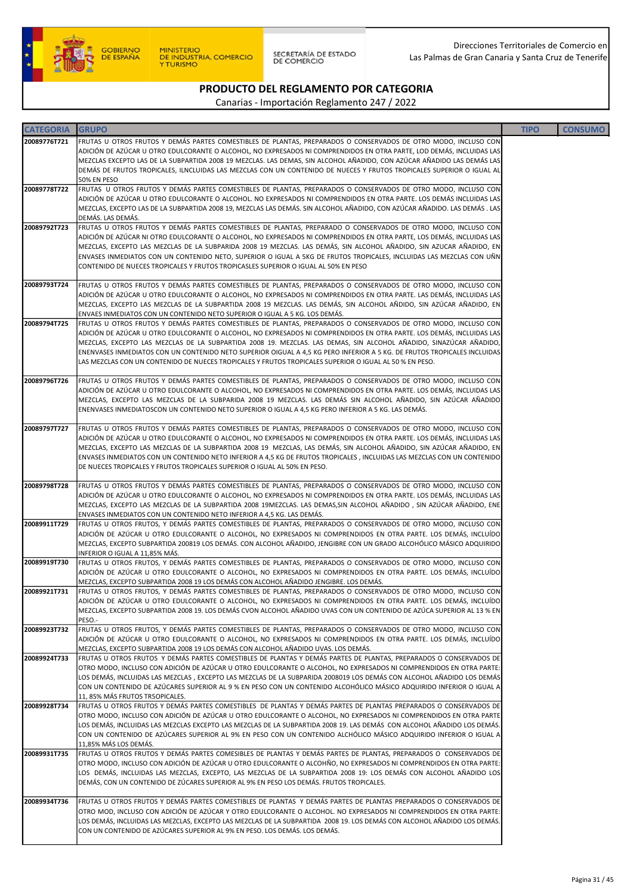# PRODUCTO DEL REGLAMENTO POR CATEGORIA

Canarias - Importación Reglamento 247 / 2022

| CATEGORIA | GRUPO | TIPO | CONSUMO |
|---|---|---|---|
| 20089776T721 | FRUTAS U OTROS FRUTOS Y DEMÁS PARTES COMESTIBLES DE PLANTAS, PREPARADOS O CONSERVADOS DE OTRO MODO, INCLUSO CON ADICIÓN DE AZÚCAR U OTRO EDULCORANTE O ALCOHOL, NO EXPRESADOS NI COMPRENDIDOS EN OTRA PARTE, LOD DEMÁS, INCLUIDAS LAS MEZCLAS EXCEPTO LAS DE LA SUBPARTIDA 2008 19 MEZCLAS. LAS DEMAS, SIN ALCOHOL AÑADIDO, CON AZÚCAR AÑADIDO LAS DEMÁS LAS DEMÁS DE FRUTOS TROPICALES, ILNCLUIDAS LAS MEZCLAS CON UN CONTENIDO DE NUECES Y FRUTOS TROPICALES SUPERIOR O IGUAL AL 50% EN PESO | | |
| 20089778T722 | FRUTAS U OTROS FRUTOS Y DEMÁS PARTES COMESTIBLES DE PLANTAS, PREPARADOS O CONSERVADOS DE OTRO MODO, INCLUSO CON ADICIÓN DE AZÚCAR U OTRO EDULCORANTE O ALCOHOL. NO EXPRESADOS NI COMPRENDIDOS EN OTRA PARTE. LOS DEMÁS INCLUIDAS LAS MEZCLAS, EXCEPTO LAS DE LA SUBPARTIDA 2008 19, MEZCLAS LAS DEMÁS. SIN ALCOHOL AÑADIDO, CON AZÚCAR AÑADIDO. LAS DEMÁS . LAS DEMÁS. LAS DEMÁS. | | |
| 20089792T723 | FRUTAS U OTROS FRUTOS Y DEMÁS PARTES COMESTIBLES DE PLANTAS, PREPARADO O CONSERVADOS DE OTRO MODO, INCLUSO CON ADICIÓN DE AZÚCAR NI OTRO EDULCORANTE O ALCOHOL, NO EXPRESADOS NI COMPRENDIDOS EN OTRA PARTE, LOS DEMÁS, INCLUIDAS LAS MEZCLAS, EXCEPTO LAS MEZCLAS DE LA SUBPARIDA 2008 19 MEZCLAS. LAS DEMÁS, SIN ALCOHOL AÑADIDO, SIN AZUCAR AÑADIDO, EN ENVASES INMEDIATOS CON UN CONTENIDO NETO, SUPERIOR O IGUAL A 5KG DE FRUTOS TROPICALES, INCLUIDAS LAS MEZCLAS CON UÑN CONTENIDO DE NUECES TROPICALES Y FRUTOS TROPICASLES SUPERIOR O IGUAL AL 50% EN PESO | | |
| 20089793T724 | FRUTAS U OTROS FRUTOS Y DEMÁS PARTES COMESTIBLES DE PLANTAS, PREPARADOS O CONSERVADOS DE OTRO MODO, INCLUSO CON ADICIÓN DE AZÚCAR U OTRO EDULCORANTE O ALCOHOL, NO EXPRESADOS NI COMPRENDIDOS EN OTRA PARTE. LAS DEMÁS, INCLUIDAS LAS MEZCLAS, EXCEPTO LAS MEZCLAS DE LA SUBPARTIDA 2008 19 MEZCLAS. LAS DEMÁS, SIN ALCOHOL AÑDIDO, SIN AZÚCAR AÑADIDO, EN ENVAES INMEDIATOS CON UN CONTENIDO NETO SUPERIOR O IGUAL A 5 KG. LOS DEMÁS. | | |
| 20089794T725 | FRUTAS U OTROS FRUTOS Y DEMÁS PARTES COMESTIBLES DE PLANTAS, PREPARADOS O CONSERVADOS DE OTRO MODO, INCLUSO CON ADICIÓN DE AZÚCAR U OTRO EDULCORANTE O ALCOHOL, NO EXPRESADOS NI COMPRENDIDOS EN OTRA PARTE. LOS DEMÁS, INCLUIDAS LAS MEZCLAS, EXCEPTO LAS MEZCLAS DE LA SUBPARTIDA 2008 19. MEZCLAS. LAS DEMAS, SIN ALCOHOL AÑADIDO, SINAZÚCAR AÑADIDO, ENENVASES INMEDIATOS CON UN CONTENIDO NETO SUPERIOR OIGUAL A 4,5 KG PERO INFERIOR A 5 KG. DE FRUTOS TROPICALES INCLUIDAS LAS MEZCLAS CON UN CONTENIDO DE NUECES TROPICALES Y FRUTOS TROPICALES SUPERIOR O IGUAL AL 50 % EN PESO. | | |
| 20089796T726 | FRUTAS U OTROS FRUTOS Y DEMÁS PARTES COMESTIBLES DE PLANTAS, PREPARADOS O CONSERVADOS DE OTRO MODO, INCLUSO CON ADICIÓN DE AZÚCAR U OTRO EDULCORANTE O ALCOHOL, NO EXPRESADOS NI COMPRENDIDOS EN OTRA PARTE. LOS DEMÁS, INCLUIDAS LAS MEZCLAS, EXCEPTO LAS MEZCLAS DE LA SUBPARIDA 2008 19 MEZCLAS. LAS DEMÁS SIN ALCOHOL AÑADIDO, SIN AZÚCAR AÑADIDO ENENVASES INMEDIATOSCON UN CONTENIDO NETO SUPERIOR O IGUAL A 4,5 KG PERO INFERIOR A 5 KG. LAS DEMÁS. | | |
| 20089797T727 | FRUTAS U OTROS FRUTOS Y DEMÁS PARTES COMESTIBLES DE PLANTAS, PREPARADOS O CONSERVADOS DE OTRO MODO, INCLUSO CON ADICIÓN DE AZÚCAR U OTRO EDULCORANTE O ALCOHOL, NO EXPRESADOS NI COMPRENDIDOS EN OTRA PARTE. LOS DEMÁS, INCLUIDAS LAS MEZCLAS, EXCEPTO LAS MEZCLAS DE LA SUBPARTIDA 2008 19 MEZCLAS, LAS DEMÁS, SIN ALCOHOL AÑADIDO, SIN AZÚCAR AÑADIDO, EN ENVASES INMEDIATOS CON UN CONTENIDO NETO INFERIOR A 4,5 KG DE FRUTOS TROPICALES , INCLUIDAS LAS MEZCLAS CON UN CONTENIDO DE NUECES TROPICALES Y FRUTOS TROPICALES SUPERIOR O IGUAL AL 50% EN PESO. | | |
| 20089798T728 | FRUTAS U OTROS FRUTOS Y DEMÁS PARTES COMESTIBLES DE PLANTAS, PREPARADOS O CONSERVADOS DE OTRO MODO, INCLUSO CON ADICIÓN DE AZÚCAR U OTRO EDULCORANTE O ALCOHOL, NO EXPRESADOS NI COMPRENDIDOS EN OTRA PARTE. LOS DEMÁS, INCLUIDAS LAS MEZCLAS, EXCEPTO LAS MEZCLAS DE LA SUBPARTIDA 2008 19MEZCLAS. LAS DEMAS,SIN ALCOHOL AÑADIDO , SIN AZÚCAR AÑADIDO, ENE ENVASES INMEDIATOS CON UN CONTENIDO NETO INFERIOR A 4,5 KG. LAS DEMÁS. | | |
| 20089911T729 | FRUTAS U OTROS FRUTOS, Y DEMÁS PARTES COMESTIBLES DE PLANTAS, PREPARADOS O CONSERVADOS DE OTRO MODO, INCLUSO CON ADICIÓN DE AZÚCAR U OTRO EDULCORANTE O ALCOHOL, NO EXPRESADOS NI COMPRENDIDOS EN OTRA PARTE. LOS DEMÁS, INCLUÍDO MEZCLAS, EXCEPTO SUBPARTIDA 200819 LOS DEMÁS. CON ALCOHOL AÑADIDO, JENGIBRE CON UN GRADO ALCOHÓLICO MÁSICO ADQUIRIDO INFERIOR O IGUAL A 11,85% MÁS. | | |
| 20089919T730 | FRUTAS U OTROS FRUTOS, Y DEMÁS PARTES COMESTIBLES DE PLANTAS, PREPARADOS O CONSERVADOS DE OTRO MODO, INCLUSO CON ADICIÓN DE AZÚCAR U OTRO EDULCORANTE O ALCOHOL, NO EXPRESADOS NI COMPRENDIDOS EN OTRA PARTE. LOS DEMÁS, INCLUÍDO MEZCLAS, EXCEPTO SUBPARTIDA 2008 19 LOS DEMÁS CON ALCOHOL AÑADIDO JENGIBRE. LOS DEMÁS. | | |
| 20089921T731 | FRUTAS U OTROS FRUTOS, Y DEMÁS PARTES COMESTIBLES DE PLANTAS, PREPARADOS O CONSERVADOS DE OTRO MODO, INCLUSO CON ADICIÓN DE AZÚCAR U OTRO EDULCORANTE O ALCOHOL, NO EXPRESADOS NI COMPRENDIDOS EN OTRA PARTE. LOS DEMÁS, INCLUÍDO MEZCLAS, EXCEPTO SUBPARTIDA 2008 19. LOS DEMÁS CVON ALCOHOL AÑADIDO UVAS CON UN CONTENIDO DE AZÚCA SUPERIOR AL 13 % EN PESO.- | | |
| 20089923T732 | FRUTAS U OTROS FRUTOS, Y DEMÁS PARTES COMESTIBLES DE PLANTAS, PREPARADOS O CONSERVADOS DE OTRO MODO, INCLUSO CON ADICIÓN DE AZÚCAR U OTRO EDULCORANTE O ALCOHOL, NO EXPRESADOS NI COMPRENDIDOS EN OTRA PARTE. LOS DEMÁS, INCLUÍDO MEZCLAS, EXCEPTO SUBPARTIDA 2008 19 LOS DEMÁS CON ALCOHOL AÑADIDO UVAS. LOS DEMÁS. | | |
| 20089924T733 | FRUTAS U OTROS FRUTOS Y DEMÁS PARTES COMESTIBLES DE PLANTAS Y DEMÁS PARTES DE PLANTAS, PREPARADOS O CONSERVADOS DE OTRO MODO, INCLUSO CON ADICIÓN DE AZÚCAR U OTRO EDULCORANTE O ALCOHOL, NO EXPRESADOS NI COMPRENDIDOS EN OTRA PARTE: LOS DEMÁS, INCLUIDAS LAS MEZCLAS , EXCEPTO LAS MEZCLAS DE LA SUBPARIDA 2008019 LOS DEMÁS CON ALCOHOL AÑADIDO LOS DEMÁS CON UN CONTENIDO DE AZÚCARES SUPERIOR AL 9 % EN PESO CON UN CONTENIDO ALCOHÓLICO MÁSICO ADQUIRIDO INFERIOR O IGUAL A 11, 85% MÁS FRUTOS TR5OPICALES. | | |
| 20089928T734 | FRUTAS U OTROS FRUTOS Y DEMÁS PARTES COMESTIBLES DE PLANTAS Y DEMÁS PARTES DE PLANTAS PREPARADOS O CONSERVADOS DE OTRO MODO, INCLUSO CON ADICIÓN DE AZÚCAR U OTRO EDULCORANTE O ALCOHOL, NO EXPRESADOS NI COMPRENDIDOS EN OTRA PARTE LOS DEMÁS, INCLUIDAS LAS MEZCLAS EXCEPTO LAS MEZCLAS DE LA SUBPARTIDA 2008 19. LAS DEMÁS CON ALCOHOL AÑADIDO LOS DEMÁS. CON UN CONTENIDO DE AZÚCARES SUPERIOR AL 9% EN PESO CON UN CONTENIDO ALCHÓLICO MÁSICO ADQUIRIDO INFERIOR O IGUAL A 11,85% MÁS LOS DEMÁS. | | |
| 20089931T735 | FRUTAS U OTROS FRUTOS Y DEMÁS PARTES COMESIBLES DE PLANTAS Y DEMÁS PARTES DE PLANTAS, PREPARADOS O CONSERVADOS DE OTRO MODO, INCLUSO CON ADICIÓN DE AZÚCAR U OTRO EDULCORANTE O ALCOHÑO, NO EXPRESADOS NI COMPRENDIDOS EN OTRA PARTE: LOS DEMÁS, INCLUIDAS LAS MEZCLAS, EXCEPTO, LAS MEZCLAS DE LA SUBPARTIDA 2008 19: LOS DEMÁS CON ALCOHOL AÑADIDO LOS DEMÁS, CON UN CONTENIDO DE ZÚCARES SUPERIOR AL 9% EN PESO LOS DEMÁS. FRUTOS TROPICALES. | | |
| 20089934T736 | FRUTAS U OTROS FRUTOS Y DEMÁS PARTES COMESTIBLES DE PLANTAS Y DEMÁS PARTES DE PLANTAS PREPARADOS O CONSERVADOS DE OTRO MOD, INCLUSO CON ADICIÓN DE AZÚCAR Y OTRO EDULCORANTE O ALCOHOL. NO EXPRESADOS NI COMPRENDIDOS EN OTRA PARTE: LOS DEMÁS, INCLUIDAS LAS MEZCLAS, EXCEPTO LAS MEZCLAS DE LA SUBPARTIDA 2008 19. LOS DEMÁS CON ALCOHOL AÑADIDO LOS DEMÁS. CON UN CONTENIDO DE AZÚCARES SUPERIOR AL 9% EN PESO. LOS DEMÁS. LOS DEMÁS. | | |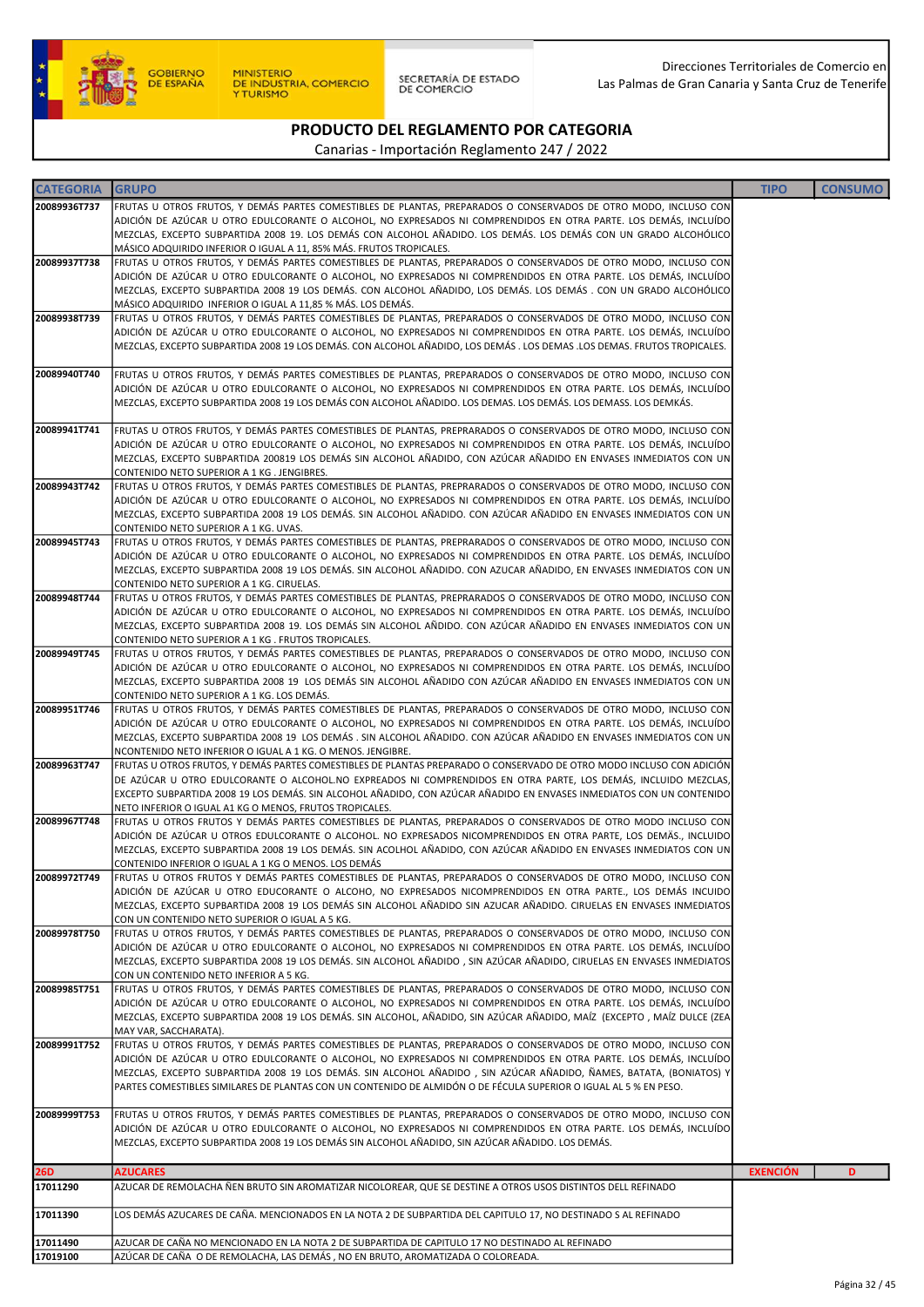GOBIERNO DE ESPAÑA | MINISTERIO DE INDUSTRIA, COMERCIO Y TURISMO | SECRETARÍA DE ESTADO DE COMERCIO

Direcciones Territoriales de Comercio en Las Palmas de Gran Canaria y Santa Cruz de Tenerife

# PRODUCTO DEL REGLAMENTO POR CATEGORIA

Canarias - Importación Reglamento 247 / 2022

| CATEGORIA | GRUPO | TIPO | CONSUMO |
|---|---|---|---|
| 20089936T737 | FRUTAS U OTROS FRUTOS, Y DEMÁS PARTES COMESTIBLES DE PLANTAS, PREPARADOS O CONSERVADOS DE OTRO MODO, INCLUSO CON ADICIÓN DE AZÚCAR U OTRO EDULCORANTE O ALCOHOL, NO EXPRESADOS NI COMPRENDIDOS EN OTRA PARTE. LOS DEMÁS, INCLUÍDO MEZCLAS, EXCEPTO SUBPARTIDA 2008 19. LOS DEMÁS CON ALCOHOL AÑADIDO. LOS DEMÁS. LOS DEMÁS CON UN GRADO ALCOHÓLICO MÁSICO ADQUIRIDO INFERIOR O IGUAL A 11, 85% MÁS. FRUTOS TROPICALES. | | |
| 20089937T738 | FRUTAS U OTROS FRUTOS, Y DEMÁS PARTES COMESTIBLES DE PLANTAS, PREPARADOS O CONSERVADOS DE OTRO MODO, INCLUSO CON ADICIÓN DE AZÚCAR U OTRO EDULCORANTE O ALCOHOL, NO EXPRESADOS NI COMPRENDIDOS EN OTRA PARTE. LOS DEMÁS, INCLUÍDO MEZCLAS, EXCEPTO SUBPARTIDA 2008 19 LOS DEMÁS. CON ALCOHOL AÑADIDO, LOS DEMÁS. LOS DEMÁS . CON UN GRADO ALCOHÓLICO MÁSICO ADQUIRIDO INFERIOR O IGUAL A 11,85 % MÁS. LOS DEMÁS. | | |
| 20089938T739 | FRUTAS U OTROS FRUTOS, Y DEMÁS PARTES COMESTIBLES DE PLANTAS, PREPARADOS O CONSERVADOS DE OTRO MODO, INCLUSO CON ADICIÓN DE AZÚCAR U OTRO EDULCORANTE O ALCOHOL, NO EXPRESADOS NI COMPRENDIDOS EN OTRA PARTE. LOS DEMÁS, INCLUÍDO MEZCLAS, EXCEPTO SUBPARTIDA 2008 19 LOS DEMÁS. CON ALCOHOL AÑADIDO, LOS DEMÁS . LOS DEMAS .LOS DEMAS. FRUTOS TROPICALES. | | |
| 20089940T740 | FRUTAS U OTROS FRUTOS, Y DEMÁS PARTES COMESTIBLES DE PLANTAS, PREPARADOS O CONSERVADOS DE OTRO MODO, INCLUSO CON ADICIÓN DE AZÚCAR U OTRO EDULCORANTE O ALCOHOL, NO EXPRESADOS NI COMPRENDIDOS EN OTRA PARTE. LOS DEMÁS, INCLUÍDO MEZCLAS, EXCEPTO SUBPARTIDA 2008 19 LOS DEMÁS CON ALCOHOL AÑADIDO. LOS DEMAS. LOS DEMÁS. LOS DEMASS. LOS DEMKÁS. | | |
| 20089941T741 | FRUTAS U OTROS FRUTOS, Y DEMÁS PARTES COMESTIBLES DE PLANTAS, PREPRARADOS O CONSERVADOS DE OTRO MODO, INCLUSO CON ADICIÓN DE AZÚCAR U OTRO EDULCORANTE O ALCOHOL, NO EXPRESADOS NI COMPRENDIDOS EN OTRA PARTE. LOS DEMÁS, INCLUÍDO MEZCLAS, EXCEPTO SUBPARTIDA 200819 LOS DEMÁS SIN ALCOHOL AÑADIDO, CON AZÚCAR AÑADIDO EN ENVASES INMEDIATOS CON UN CONTENIDO NETO SUPERIOR A 1 KG . JENGIBRES. | | |
| 20089943T742 | FRUTAS U OTROS FRUTOS, Y DEMÁS PARTES COMESTIBLES DE PLANTAS, PREPARADOS O CONSERVADOS DE OTRO MODO, INCLUSO CON ADICIÓN DE AZÚCAR U OTRO EDULCORANTE O ALCOHOL, NO EXPRESADOS NI COMPRENDIDOS EN OTRA PARTE. LOS DEMÁS, INCLUÍDO MEZCLAS, EXCEPTO SUBPARTIDA 2008 19 LOS DEMÁS. SIN ALCOHOL AÑADIDO. CON AZÚCAR AÑADIDO EN ENVASES INMEDIATOS CON UN CONTENIDO NETO SUPERIOR A 1 KG. UVAS. | | |
| 20089945T743 | FRUTAS U OTROS FRUTOS, Y DEMÁS PARTES COMESTIBLES DE PLANTAS, PREPARADOS O CONSERVADOS DE OTRO MODO, INCLUSO CON ADICIÓN DE AZÚCAR U OTRO EDULCORANTE O ALCOHOL, NO EXPRESADOS NI COMPRENDIDOS EN OTRA PARTE. LOS DEMÁS, INCLUÍDO MEZCLAS, EXCEPTO SUBPARTIDA 2008 19 LOS DEMÁS. SIN ALCOHOL AÑADIDO. CON AZUCAR AÑADIDO, EN ENVASES INMEDIATOS CON UN CONTENIDO NETO SUPERIOR A 1 KG. CIRUELAS. | | |
| 20089948T744 | FRUTAS U OTROS FRUTOS, Y DEMÁS PARTES COMESTIBLES DE PLANTAS, PREPARADOS O CONSERVADOS DE OTRO MODO, INCLUSO CON ADICIÓN DE AZÚCAR U OTRO EDULCORANTE O ALCOHOL, NO EXPRESADOS NI COMPRENDIDOS EN OTRA PARTE. LOS DEMÁS, INCLUÍDO MEZCLAS, EXCEPTO SUBPARTIDA 2008 19. LOS DEMÁS SIN ALCOHOL AÑDIDO. CON AZÚCAR AÑADIDO EN ENVASES INMEDIATOS CON UN CONTENIDO NETO SUPERIOR A 1 KG . FRUTOS TROPICALES. | | |
| 20089949T745 | FRUTAS U OTROS FRUTOS, Y DEMÁS PARTES COMESTIBLES DE PLANTAS, PREPARADOS O CONSERVADOS DE OTRO MODO, INCLUSO CON ADICIÓN DE AZÚCAR U OTRO EDULCORANTE O ALCOHOL, NO EXPRESADOS NI COMPRENDIDOS EN OTRA PARTE. LOS DEMÁS, INCLUÍDO MEZCLAS, EXCEPTO SUBPARTIDA 2008 19 LOS DEMÁS SIN ALCOHOL AÑADIDO CON AZÚCAR AÑADIDO EN ENVASES INMEDIATOS CON UN CONTENIDO NETO SUPERIOR A 1 KG. LOS DEMÁS. | | |
| 20089951T746 | FRUTAS U OTROS FRUTOS, Y DEMÁS PARTES COMESTIBLES DE PLANTAS, PREPARADOS O CONSERVADOS DE OTRO MODO, INCLUSO CON ADICIÓN DE AZÚCAR U OTRO EDULCORANTE O ALCOHOL, NO EXPRESADOS NI COMPRENDIDOS EN OTRA PARTE. LOS DEMÁS, INCLUÍDO MEZCLAS, EXCEPTO SUBPARTIDA 2008 19 LOS DEMÁS . SIN ALCOHOL AÑADIDO. CON AZÚCAR AÑADIDO EN ENVASES INMEDIATOS CON UN NCONTENIDO NETO INFERIOR O IGUAL A 1 KG. O MENOS. JENGIBRE. | | |
| 20089963T747 | FRUTAS U OTROS FRUTOS, Y DEMÁS PARTES COMESTIBLES DE PLANTAS PREPARADO O CONSERVADO DE OTRO MODO INCLUSO CON ADICIÓN DE AZÚCAR U OTRO EDULCORANTE O ALCOHOL.NO EXPREADOS NI COMPRENDIDOS EN OTRA PARTE, LOS DEMÁS, INCLUIDO MEZCLAS, EXCEPTO SUBPARTIDA 2008 19 LOS DEMÁS. SIN ALCOHOL AÑADIDO, CON AZÚCAR AÑADIDO EN ENVASES INMEDIATOS CON UN CONTENIDO NETO INFERIOR O IGUAL A1 KG O MENOS, FRUTOS TROPICALES. | | |
| 20089967T748 | FRUTAS U OTROS FRUTOS Y DEMÁS PARTES COMESTIBLES DE PLANTAS, PREPARADOS O CONSERVADOS DE OTRO MODO INCLUSO CON ADICIÓN DE AZÚCAR U OTROS EDULCORANTE O ALCOHOL. NO EXPRESADOS NICOMPRENDIDOS EN OTRA PARTE, LOS DEMÁS., INCLUIDO MEZCLAS, EXCEPTO SUBPARTIDA 2008 19 LOS DEMÁS. SIN ACOLHOL AÑADIDO, CON AZÚCAR AÑADIDO EN ENVASES INMEDIATOS CON UN CONTENIDO INFERIOR O IGUAL A 1 KG O MENOS. LOS DEMÁS | | |
| 20089972T749 | FRUTAS U OTROS FRUTOS Y DEMÁS PARTES COMESTIBLES DE PLANTAS, PREPARADOS O CONSERVADOS DE OTRO MODO, INCLUSO CON ADICIÓN DE AZÚCAR U OTRO EDUCORANTE O ALCOHO, NO EXPRESADOS NICOMPRENDIDOS EN OTRA PARTE., LOS DEMÁS INCUIDO MEZCLAS, EXCEPTO SUPBARTIDA 2008 19 LOS DEMÁS SIN ALCOHOL AÑADIDO SIN AZUCAR AÑADIDO. CIRUELAS EN ENVASES INMEDIATOS CON UN CONTENIDO NETO SUPERIOR O IGUAL A 5 KG. | | |
| 20089978T750 | FRUTAS U OTROS FRUTOS, Y DEMÁS PARTES COMESTIBLES DE PLANTAS, PREPARADOS O CONSERVADOS DE OTRO MODO, INCLUSO CON ADICIÓN DE AZÚCAR U OTRO EDULCORANTE O ALCOHOL, NO EXPRESADOS NI COMPRENDIDOS EN OTRA PARTE. LOS DEMÁS, INCLUÍDO MEZCLAS, EXCEPTO SUBPARTIDA 2008 19 LOS DEMÁS. SIN ALCOHOL AÑADIDO , SIN AZÚCAR AÑADIDO, CIRUELAS EN ENVASES INMEDIATOS CON UN CONTENIDO NETO INFERIOR A 5 KG. | | |
| 20089985T751 | FRUTAS U OTROS FRUTOS, Y DEMÁS PARTES COMESTIBLES DE PLANTAS, PREPARADOS O CONSERVADOS DE OTRO MODO, INCLUSO CON ADICIÓN DE AZÚCAR U OTRO EDULCORANTE O ALCOHOL, NO EXPRESADOS NI COMPRENDIDOS EN OTRA PARTE. LOS DEMÁS, INCLUÍDO MEZCLAS, EXCEPTO SUBPARTIDA 2008 19 LOS DEMÁS. SIN ALCOHOL, AÑADIDO, SIN AZÚCAR AÑADIDO, MAÍZ (EXCEPTO , MAÍZ DULCE (ZEA MAY VAR, SACCHARATA). | | |
| 20089991T752 | FRUTAS U OTROS FRUTOS, Y DEMÁS PARTES COMESTIBLES DE PLANTAS, PREPARADOS O CONSERVADOS DE OTRO MODO, INCLUSO CON ADICIÓN DE AZÚCAR U OTRO EDULCORANTE O ALCOHOL, NO EXPRESADOS NI COMPRENDIDOS EN OTRA PARTE. LOS DEMÁS, INCLUÍDO MEZCLAS, EXCEPTO SUBPARTIDA 2008 19 LOS DEMÁS. SIN ALCOHOL AÑADIDO , SIN AZÚCAR AÑADIDO, ÑAMES, BATATA, (BONIATOS) Y PARTES COMESTIBLES SIMILARES DE PLANTAS CON UN CONTENIDO DE ALMIDÓN O DE FÉCULA SUPERIOR O IGUAL AL 5 % EN PESO. | | |
| 20089999T753 | FRUTAS U OTROS FRUTOS, Y DEMÁS PARTES COMESTIBLES DE PLANTAS, PREPARADOS O CONSERVADOS DE OTRO MODO, INCLUSO CON ADICIÓN DE AZÚCAR U OTRO EDULCORANTE O ALCOHOL, NO EXPRESADOS NI COMPRENDIDOS EN OTRA PARTE. LOS DEMÁS, INCLUÍDO MEZCLAS, EXCEPTO SUBPARTIDA 2008 19 LOS DEMÁS SIN ALCOHOL AÑADIDO, SIN AZÚCAR AÑADIDO. LOS DEMÁS. | | |
| **26D** | **AZUCARES** | **EXENCIÓN** | **D** |
| 17011290 | AZUCAR DE REMOLACHA ÑEN BRUTO SIN AROMATIZAR NICOLOREAR, QUE SE DESTINE A OTROS USOS DISTINTOS DELL REFINADO | | |
| 17011390 | LOS DEMÁS AZUCARES DE CAÑA. MENCIONADOS EN LA NOTA 2 DE SUBPARTIDA DEL CAPITULO 17, NO DESTINADO S AL REFINADO | | |
| 17011490 | AZUCAR DE CAÑA NO MENCIONADO EN LA NOTA 2 DE SUBPARTIDA DE CAPITULO 17 NO DESTINADO AL REFINADO | | |
| 17019100 | AZÚCAR DE CAÑA O DE REMOLACHA, LAS DEMÁS , NO EN BRUTO, AROMATIZADA O COLOREADA. | | |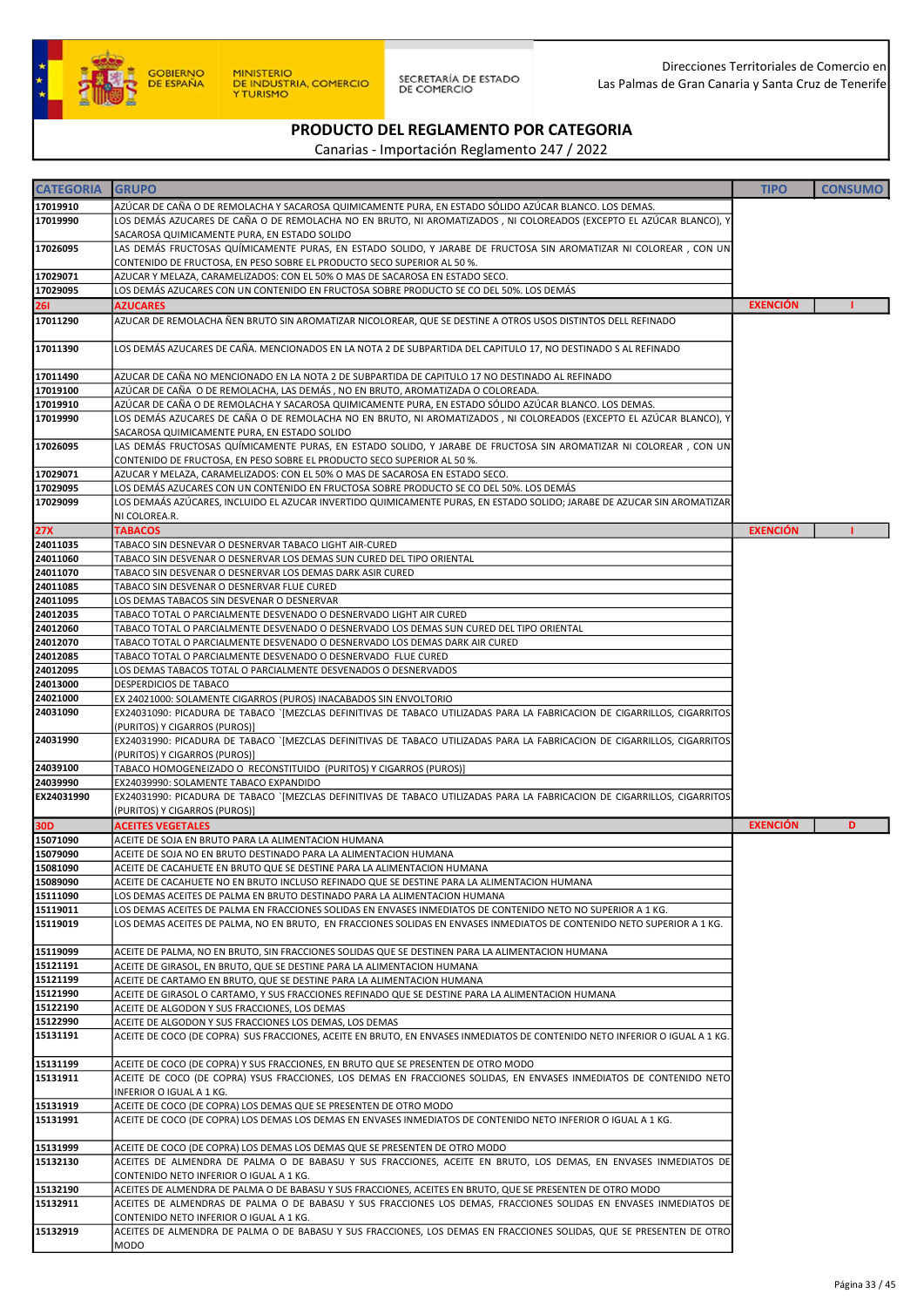## PRODUCTO DEL REGLAMENTO POR CATEGORIA

Canarias - Importación Reglamento 247 / 2022

| CATEGORIA | GRUPO | TIPO | CONSUMO |
|---|---|---|---|
| 17019910 | AZÚCAR DE CAÑA O DE REMOLACHA Y SACAROSA QUIMICAMENTE PURA, EN ESTADO SÓLIDO AZÚCAR BLANCO. LOS DEMAS. | | |
| 17019990 | LOS DEMÁS AZUCARES DE CAÑA O DE REMOLACHA NO EN BRUTO, NI AROMATIZADOS , NI COLOREADOS (EXCEPTO EL AZÚCAR BLANCO), Y SACAROSA QUIMICAMENTE PURA, EN ESTADO SOLIDO | | |
| 17026095 | LAS DEMÁS FRUCTOSAS QUÍMICAMENTE PURAS, EN ESTADO SOLIDO, Y JARABE DE FRUCTOSA SIN AROMATIZAR NI COLOREAR , CON UN CONTENIDO DE FRUCTOSA, EN PESO SOBRE EL PRODUCTO SECO SUPERIOR AL 50 %. | | |
| 17029071 | AZUCAR Y MELAZA, CARAMELIZADOS: CON EL 50% O MAS DE SACAROSA EN ESTADO SECO. | | |
| 17029095 | LOS DEMÁS AZUCARES CON UN CONTENIDO EN FRUCTOSA SOBRE PRODUCTO SE CO DEL 50%. LOS DEMÁS | | |
| **26I** | **AZUCARES** | **EXENCIÓN** | **I** |
| 17011290 | AZUCAR DE REMOLACHA ÑEN BRUTO SIN AROMATIZAR NICOLOREAR, QUE SE DESTINE A OTROS USOS DISTINTOS DELL REFINADO | | |
| 17011390 | LOS DEMÁS AZUCARES DE CAÑA. MENCIONADOS EN LA NOTA 2 DE SUBPARTIDA DEL CAPITULO 17, NO DESTINADO S AL REFINADO | | |
| 17011490 | AZUCAR DE CAÑA NO MENCIONADO EN LA NOTA 2 DE SUBPARTIDA DE CAPITULO 17 NO DESTINADO AL REFINADO | | |
| 17019100 | AZÚCAR DE CAÑA O DE REMOLACHA, LAS DEMÁS , NO EN BRUTO, AROMATIZADA O COLOREADA. | | |
| 17019910 | AZÚCAR DE CAÑA O DE REMOLACHA Y SACAROSA QUIMICAMENTE PURA, EN ESTADO SÓLIDO AZÚCAR BLANCO. LOS DEMAS. | | |
| 17019990 | LOS DEMÁS AZUCARES DE CAÑA O DE REMOLACHA NO EN BRUTO, NI AROMATIZADOS , NI COLOREADOS (EXCEPTO EL AZÚCAR BLANCO), Y SACAROSA QUIMICAMENTE PURA, EN ESTADO SOLIDO | | |
| 17026095 | LAS DEMÁS FRUCTOSAS QUÍMICAMENTE PURAS, EN ESTADO SOLIDO, Y JARABE DE FRUCTOSA SIN AROMATIZAR NI COLOREAR , CON UN CONTENIDO DE FRUCTOSA, EN PESO SOBRE EL PRODUCTO SECO SUPERIOR AL 50 %. | | |
| 17029071 | AZUCAR Y MELAZA, CARAMELIZADOS: CON EL 50% O MAS DE SACAROSA EN ESTADO SECO. | | |
| 17029095 | LOS DEMÁS AZUCARES CON UN CONTENIDO EN FRUCTOSA SOBRE PRODUCTO SE CO DEL 50%. LOS DEMÁS | | |
| 17029099 | LOS DEMAÁS AZÚCARES, INCLUIDO EL AZUCAR INVERTIDO QUIMICAMENTE PURAS, EN ESTADO SOLIDO; JARABE DE AZUCAR SIN AROMATIZAR NI COLOREA.R. | | |
| **27X** | **TABACOS** | **EXENCIÓN** | **I** |
| 24011035 | TABACO SIN DESNEVAR O DESNERVAR TABACO LIGHT AIR-CURED | | |
| 24011060 | TABACO SIN DESVENAR O DESNERVAR LOS DEMAS SUN CURED DEL TIPO ORIENTAL | | |
| 24011070 | TABACO SIN DESVENAR O DESNERVAR LOS DEMAS DARK ASIR CURED | | |
| 24011085 | TABACO SIN DESVENAR O DESNERVAR FLUE CURED | | |
| 24011095 | LOS DEMAS TABACOS SIN DESVENAR O DESNERVAR | | |
| 24012035 | TABACO TOTAL O PARCIALMENTE DESVENADO O DESNERVADO LIGHT AIR CURED | | |
| 24012060 | TABACO TOTAL O PARCIALMENTE DESVENADO O DESNERVADO LOS DEMAS SUN CURED DEL TIPO ORIENTAL | | |
| 24012070 | TABACO TOTAL O PARCIALMENTE DESVENADO O DESNERVADO LOS DEMAS DARK AIR CURED | | |
| 24012085 | TABACO TOTAL O PARCIALMENTE DESVENADO O DESNERVADO FLUE CURED | | |
| 24012095 | LOS DEMAS TABACOS TOTAL O PARCIALMENTE DESVENADOS O DESNERVADOS | | |
| 24013000 | DESPERDICIOS DE TABACO | | |
| 24021000 | EX 24021000: SOLAMENTE CIGARROS (PUROS) INACABADOS SIN ENVOLTORIO | | |
| 24031090 | EX24031090: PICADURA DE TABACO `[MEZCLAS DEFINITIVAS DE TABACO UTILIZADAS PARA LA FABRICACION DE CIGARRILLOS, CIGARRITOS (PURITOS) Y CIGARROS (PUROS)] | | |
| 24031990 | EX24031990: PICADURA DE TABACO `[MEZCLAS DEFINITIVAS DE TABACO UTILIZADAS PARA LA FABRICACION DE CIGARRILLOS, CIGARRITOS (PURITOS) Y CIGARROS (PUROS)] | | |
| 24039100 | TABACO HOMOGENEIZADO O RECONSTITUIDO (PURITOS) Y CIGARROS (PUROS)] | | |
| 24039990 | EX24039990: SOLAMENTE TABACO EXPANDIDO | | |
| EX24031990 | EX24031990: PICADURA DE TABACO `[MEZCLAS DEFINITIVAS DE TABACO UTILIZADAS PARA LA FABRICACION DE CIGARRILLOS, CIGARRITOS (PURITOS) Y CIGARROS (PUROS)] | | |
| **30D** | **ACEITES VEGETALES** | **EXENCIÓN** | **D** |
| 15071090 | ACEITE DE SOJA EN BRUTO PARA LA ALIMENTACION HUMANA | | |
| 15079090 | ACEITE DE SOJA NO EN BRUTO DESTINADO PARA LA ALIMENTACION HUMANA | | |
| 15081090 | ACEITE DE CACAHUETE EN BRUTO QUE SE DESTINE PARA LA ALIMENTACION HUMANA | | |
| 15089090 | ACEITE DE CACAHUETE NO EN BRUTO INCLUSO REFINADO QUE SE DESTINE PARA LA ALIMENTACION HUMANA | | |
| 15111090 | LOS DEMAS ACEITES DE PALMA EN BRUTO DESTINADO PARA LA ALIMENTACION HUMANA | | |
| 15119011 | LOS DEMAS ACEITES DE PALMA EN FRACCIONES SOLIDAS EN ENVASES INMEDIATOS DE CONTENIDO NETO NO SUPERIOR A 1 KG. | | |
| 15119019 | LOS DEMAS ACEITES DE PALMA, NO EN BRUTO, EN FRACCIONES SOLIDAS EN ENVASES INMEDIATOS DE CONTENIDO NETO SUPERIOR A 1 KG. | | |
| 15119099 | ACEITE DE PALMA, NO EN BRUTO, SIN FRACCIONES SOLIDAS QUE SE DESTINEN PARA LA ALIMENTACION HUMANA | | |
| 15121191 | ACEITE DE GIRASOL, EN BRUTO, QUE SE DESTINE PARA LA ALIMENTACION HUMANA | | |
| 15121199 | ACEITE DE CARTAMO EN BRUTO, QUE SE DESTINE PARA LA ALIMENTACION HUMANA | | |
| 15121990 | ACEITE DE GIRASOL O CARTAMO, Y SUS FRACCIONES REFINADO QUE SE DESTINE PARA LA ALIMENTACION HUMANA | | |
| 15122190 | ACEITE DE ALGODON Y SUS FRACCIONES, LOS DEMAS | | |
| 15122990 | ACEITE DE ALGODON Y SUS FRACCIONES LOS DEMAS, LOS DEMAS | | |
| 15131191 | ACEITE DE COCO (DE COPRA) SUS FRACCIONES, ACEITE EN BRUTO, EN ENVASES INMEDIATOS DE CONTENIDO NETO INFERIOR O IGUAL A 1 KG. | | |
| 15131199 | ACEITE DE COCO (DE COPRA) Y SUS FRACCIONES, EN BRUTO QUE SE PRESENTEN DE OTRO MODO | | |
| 15131911 | ACEITE DE COCO (DE COPRA) YSUS FRACCIONES, LOS DEMAS EN FRACCIONES SOLIDAS, EN ENVASES INMEDIATOS DE CONTENIDO NETO INFERIOR O IGUAL A 1 KG. | | |
| 15131919 | ACEITE DE COCO (DE COPRA) LOS DEMAS QUE SE PRESENTEN DE OTRO MODO | | |
| 15131991 | ACEITE DE COCO (DE COPRA) LOS DEMAS LOS DEMAS EN ENVASES INMEDIATOS DE CONTENIDO NETO INFERIOR O IGUAL A 1 KG. | | |
| 15131999 | ACEITE DE COCO (DE COPRA) LOS DEMAS LOS DEMAS QUE SE PRESENTEN DE OTRO MODO | | |
| 15132130 | ACEITES DE ALMENDRA DE PALMA O DE BABASU Y SUS FRACCIONES, ACEITE EN BRUTO, LOS DEMAS, EN ENVASES INMEDIATOS DE CONTENIDO NETO INFERIOR O IGUAL A 1 KG. | | |
| 15132190 | ACEITES DE ALMENDRA DE PALMA O DE BABASU Y SUS FRACCIONES, ACEITES EN BRUTO, QUE SE PRESENTEN DE OTRO MODO | | |
| 15132911 | ACEITES DE ALMENDRAS DE PALMA O DE BABASU Y SUS FRACCIONES LOS DEMAS, FRACCIONES SOLIDAS EN ENVASES INMEDIATOS DE CONTENIDO NETO INFERIOR O IGUAL A 1 KG. | | |
| 15132919 | ACEITES DE ALMENDRA DE PALMA O DE BABASU Y SUS FRACCIONES, LOS DEMAS EN FRACCIONES SOLIDAS, QUE SE PRESENTEN DE OTRO MODO | | |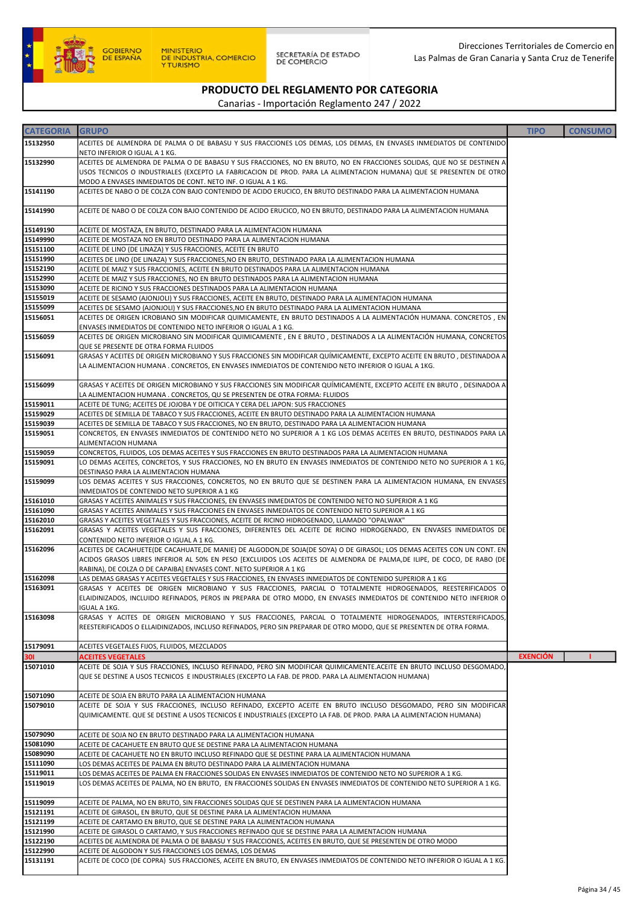GOBIERNO DE ESPAÑA | MINISTERIO DE INDUSTRIA, COMERCIO Y TURISMO | SECRETARÍA DE ESTADO DE COMERCIO

Direcciones Territoriales de Comercio en Las Palmas de Gran Canaria y Santa Cruz de Tenerife

## PRODUCTO DEL REGLAMENTO POR CATEGORIA

Canarias - Importación Reglamento 247 / 2022

| CATEGORIA | GRUPO | TIPO | CONSUMO |
|---|---|---|---|
| 15132950 | ACEITES DE ALMENDRA DE PALMA O DE BABASU Y SUS FRACCIONES LOS DEMAS, LOS DEMAS, EN ENVASES INMEDIATOS DE CONTENIDO NETO INFERIOR O IGUAL A 1 KG. | | |
| 15132990 | ACEITES DE ALMENDRA DE PALMA O DE BABASU Y SUS FRACCIONES, NO EN BRUTO, NO EN FRACCIONES SOLIDAS, QUE NO SE DESTINEN A USOS TECNICOS O INDUSTRIALES (EXCEPTO LA FABRICACION DE PROD. PARA LA ALIMENTACION HUMANA) QUE SE PRESENTEN DE OTRO MODO A ENVASES INMEDIATOS DE CONT. NETO INF. O IGUAL A 1 KG. | | |
| 15141190 | ACEITES DE NABO O DE COLZA CON BAJO CONTENIDO DE ACIDO ERUCICO, EN BRUTO DESTINADO PARA LA ALIMENTACION HUMANA | | |
| 15141990 | ACEITE DE NABO O DE COLZA CON BAJO CONTENIDO DE ACIDO ERUCICO, NO EN BRUTO, DESTINADO PARA LA ALIMENTACION HUMANA | | |
| 15149190 | ACEITE DE MOSTAZA, EN BRUTO, DESTINADO PARA LA ALIMENTACION HUMANA | | |
| 15149990 | ACEITE DE MOSTAZA NO EN BRUTO DESTINADO PARA LA ALIMENTACION HUMANA | | |
| 15151100 | ACEITE DE LINO (DE LINAZA) Y SUS FRACCIONES, ACEITE EN BRUTO | | |
| 15151990 | ACEITES DE LINO (DE LINAZA) Y SUS FRACCIONES,NO EN BRUTO, DESTINADO PARA LA ALIMENTACION HUMANA | | |
| 15152190 | ACEITE DE MAIZ Y SUS FRACCIONES, ACEITE EN BRUTO DESTINADOS PARA LA ALIMENTACION HUMANA | | |
| 15152990 | ACEITE DE MAIZ Y SUS FRACCIONES, NO EN BRUTO DESTINADOS PARA LA ALIMENTACION HUMANA | | |
| 15153090 | ACEITE DE RICINO Y SUS FRACCIONES DESTINADOS PARA LA ALIMENTACION HUMANA | | |
| 15155019 | ACEITE DE SESAMO (AJONJOLI) Y SUS FRACCIONES, ACEITE EN BRUTO, DESTINADO PARA LA ALIMENTACION HUMANA | | |
| 15155099 | ACEITES DE SESAMO (AJONJOLI) Y SUS FRACCIONES,NO EN BRUTO DESTINADO PARA LA ALIMENTACION HUMANA | | |
| 15156051 | ACEITES DE ORIGEN ICROBIANO SIN MODIFICAR QUIMICAMENTE, EN BRUTO DESTINADOS A LA ALIMENTACIÓN HUMANA. CONCRETOS , EN ENVASES INMEDIATOS DE CONTENIDO NETO INFERIOR O IGUAL A 1 KG. | | |
| 15156059 | ACEITES DE ORIGEN MICROBIANO SIN MODIFICAR QUIMICAMENTE , EN E BRUTO , DESTINADOS A LA ALIMENTACIÓN HUMANA, CONCRETOS QUE SE PRESENTE DE OTRA FORMA FLUIDOS | | |
| 15156091 | GRASAS Y ACEITES DE ORIGEN MICROBIANO Y SUS FRACCIONES SIN MODIFICAR QUÍMICAMENTE, EXCEPTO ACEITE EN BRUTO , DESTINADOA A LA ALIMENTACION HUMANA . CONCRETOS, EN ENVASES INMEDIATOS DE CONTENIDO NETO INFERIOR O IGUAL A 1KG. | | |
| 15156099 | GRASAS Y ACEITES DE ORIGEN MICROBIANO Y SUS FRACCIONES SIN MODIFICAR QUÍMICAMENTE, EXCEPTO ACEITE EN BRUTO , DESINADOA A LA ALIMENTACION HUMANA . CONCRETOS, QU SE PRESENTEN DE OTRA FORMA: FLUIDOS | | |
| 15159011 | ACEITE DE TUNG; ACEITES DE JOJOBA Y DE OITICICA Y CERA DEL JAPON: SUS FRACCIONES | | |
| 15159029 | ACEITES DE SEMILLA DE TABACO Y SUS FRACCIONES, ACEITE EN BRUTO DESTINADO PARA LA ALIMENTACION HUMANA | | |
| 15159039 | ACEITES DE SEMILLA DE TABACO Y SUS FRACCIONES, NO EN BRUTO, DESTINADO PARA LA ALIMENTACION HUMANA | | |
| 15159051 | CONCRETOS, EN ENVASES INMEDIATOS DE CONTENIDO NETO NO SUPERIOR A 1 KG LOS DEMAS ACEITES EN BRUTO, DESTINADOS PARA LA ALIMENTACION HUMANA | | |
| 15159059 | CONCRETOS, FLUIDOS, LOS DEMAS ACEITES Y SUS FRACCIONES EN BRUTO DESTINADOS PARA LA ALIMENTACION HUMANA | | |
| 15159091 | LO DEMAS ACEITES, CONCRETOS, Y SUS FRACCIONES, NO EN BRUTO EN ENVASES INMEDIATOS DE CONTENIDO NETO NO SUPERIOR A 1 KG, DESTINASO PARA LA ALIMENTACION HUMANA | | |
| 15159099 | LOS DEMAS ACEITES Y SUS FRACCIONES, CONCRETOS, NO EN BRUTO QUE SE DESTINEN PARA LA ALIMENTACION HUMANA, EN ENVASES INMEDIATOS DE CONTENIDO NETO SUPERIOR A 1 KG | | |
| 15161010 | GRASAS Y ACEITES ANIMALES Y SUS FRACCIONES, EN ENVASES INMEDIATOS DE CONTENIDO NETO NO SUPERIOR A 1 KG | | |
| 15161090 | GRASAS Y ACEITES ANIMALES Y SUS FRACCIONES EN ENVASES INMEDIATOS DE CONTENIDO NETO SUPERIOR A 1 KG | | |
| 15162010 | GRASAS Y ACEITES VEGETALES Y SUS FRACCIONES, ACEITE DE RICINO HIDROGENADO, LLAMADO "OPALWAX" | | |
| 15162091 | GRASAS Y ACEITES VEGETALES Y SUS FRACCIONES, DIFERENTES DEL ACEITE DE RICINO HIDROGENADO, EN ENVASES INMEDIATOS DE CONTENIDO NETO INFERIOR O IGUAL A 1 KG. | | |
| 15162096 | ACEITES DE CACAHUETE(DE CACAHUATE,DE MANIE) DE ALGODON,DE SOJA(DE SOYA) O DE GIRASOL; LOS DEMAS ACEITES CON UN CONT. EN ACIDOS GRASOS LIBRES INFERIOR AL 50% EN PESO [EXCLUIDOS LOS ACEITES DE ALMENDRA DE PALMA,DE ILIPE, DE COCO, DE RABO (DE RABINA), DE COLZA O DE CAPAIBA] ENVASES CONT. NETO SUPERIOR A 1 KG | | |
| 15162098 | LAS DEMAS GRASAS Y ACEITES VEGETALES Y SUS FRACCIONES, EN ENVASES INMEDIATOS DE CONTENIDO SUPERIOR A 1 KG | | |
| 15163091 | GRASAS Y ACEITES DE ORIGEN MICROBIANO Y SUS FRACCIONES, PARCIAL O TOTALMENTE HIDROGENADOS, REESTERIFICADOS O ELAIDINIZADOS, INCLUIDO REFINADOS, PEROS IN PREPARA DE OTRO MODO, EN ENVASES INMEDIATOS DE CONTENIDO NETO INFERIOR O IGUAL A 1KG. | | |
| 15163098 | GRASAS Y ACITES DE ORIGEN MICROBIANO Y SUS FRACCIONES, PARCIAL O TOTALMENTE HIDROGENADOS, INTERSTERIFICADOS, REESTERIFICADOS O ELLAIDINIZADOS, INCLUSO REFINADOS, PERO SIN PREPARAR DE OTRO MODO, QUE SE PRESENTEN DE OTRA FORMA. | | |
| 15179091 | ACEITES VEGETALES FIJOS, FLUIDOS, MEZCLADOS | | |
| **30I** | **ACEITES VEGETALES** | **EXENCIÓN** | **I** |
| 15071010 | ACEITE DE SOJA Y SUS FRACCIONES, INCLUSO REFINADO, PERO SIN MODIFICAR QUIMICAMENTE.ACEITE EN BRUTO INCLUSO DESGOMADO, QUE SE DESTINE A USOS TECNICOS E INDUSTRIALES (EXCEPTO LA FAB. DE PROD. PARA LA ALIMENTACION HUMANA) | | |
| 15071090 | ACEITE DE SOJA EN BRUTO PARA LA ALIMENTACION HUMANA | | |
| 15079010 | ACEITE DE SOJA Y SUS FRACCIONES, INCLUSO REFINADO, EXCEPTO ACEITE EN BRUTO INCLUSO DESGOMADO, PERO SIN MODIFICAR QUIMICAMENTE. QUE SE DESTINE A USOS TECNICOS E INDUSTRIALES (EXCEPTO LA FAB. DE PROD. PARA LA ALIMENTACION HUMANA) | | |
| 15079090 | ACEITE DE SOJA NO EN BRUTO DESTINADO PARA LA ALIMENTACION HUMANA | | |
| 15081090 | ACEITE DE CACAHUETE EN BRUTO QUE SE DESTINE PARA LA ALIMENTACION HUMANA | | |
| 15089090 | ACEITE DE CACAHUETE NO EN BRUTO INCLUSO REFINADO QUE SE DESTINE PARA LA ALIMENTACION HUMANA | | |
| 15111090 | LOS DEMAS ACEITES DE PALMA EN BRUTO DESTINADO PARA LA ALIMENTACION HUMANA | | |
| 15119011 | LOS DEMAS ACEITES DE PALMA EN FRACCIONES SOLIDAS EN ENVASES INMEDIATOS DE CONTENIDO NETO NO SUPERIOR A 1 KG. | | |
| 15119019 | LOS DEMAS ACEITES DE PALMA, NO EN BRUTO, EN FRACCIONES SOLIDAS EN ENVASES INMEDIATOS DE CONTENIDO NETO SUPERIOR A 1 KG. | | |
| 15119099 | ACEITE DE PALMA, NO EN BRUTO, SIN FRACCIONES SOLIDAS QUE SE DESTINEN PARA LA ALIMENTACION HUMANA | | |
| 15121191 | ACEITE DE GIRASOL, EN BRUTO, QUE SE DESTINE PARA LA ALIMENTACION HUMANA | | |
| 15121199 | ACEITE DE CARTAMO EN BRUTO, QUE SE DESTINE PARA LA ALIMENTACION HUMANA | | |
| 15121990 | ACEITE DE GIRASOL O CARTAMO, Y SUS FRACCIONES REFINADO QUE SE DESTINE PARA LA ALIMENTACION HUMANA | | |
| 15122190 | ACEITES DE ALMENDRA DE PALMA O DE BABASU Y SUS FRACCIONES, ACEITES EN BRUTO, QUE SE PRESENTEN DE OTRO MODO | | |
| 15122990 | ACEITE DE ALGODON Y SUS FRACCIONES LOS DEMAS, LOS DEMAS | | |
| 15131191 | ACEITE DE COCO (DE COPRA) SUS FRACCIONES, ACEITE EN BRUTO, EN ENVASES INMEDIATOS DE CONTENIDO NETO INFERIOR O IGUAL A 1 KG. | | |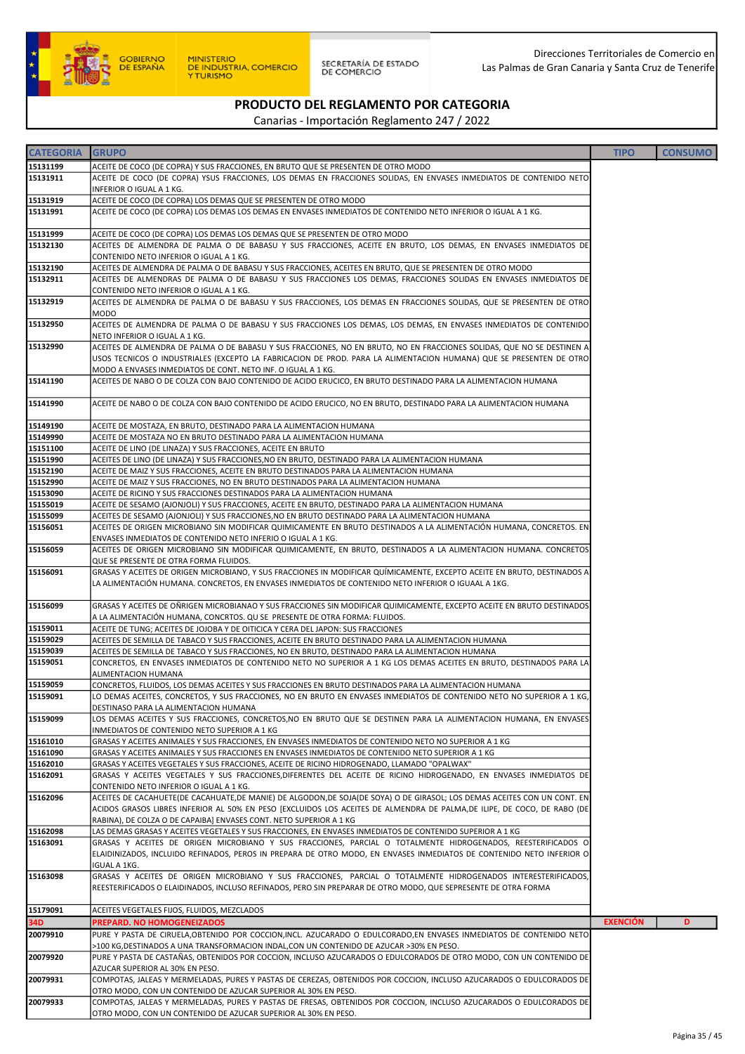# PRODUCTO DEL REGLAMENTO POR CATEGORIA

Canarias - Importación Reglamento 247 / 2022

| CATEGORIA | GRUPO | TIPO | CONSUMO |
|---|---|---|---|
| 15131199 | ACEITE DE COCO (DE COPRA) Y SUS FRACCIONES, EN BRUTO QUE SE PRESENTEN DE OTRO MODO | | |
| 15131911 | ACEITE DE COCO (DE COPRA) YSUS FRACCIONES, LOS DEMAS EN FRACCIONES SOLIDAS, EN ENVASES INMEDIATOS DE CONTENIDO NETO INFERIOR O IGUAL A 1 KG. | | |
| 15131919 | ACEITE DE COCO (DE COPRA) LOS DEMAS QUE SE PRESENTEN DE OTRO MODO | | |
| 15131991 | ACEITE DE COCO (DE COPRA) LOS DEMAS LOS DEMAS EN ENVASES INMEDIATOS DE CONTENIDO NETO INFERIOR O IGUAL A 1 KG. | | |
| 15131999 | ACEITE DE COCO (DE COPRA) LOS DEMAS LOS DEMAS QUE SE PRESENTEN DE OTRO MODO | | |
| 15132130 | ACEITES DE ALMENDRA DE PALMA O DE BABASU Y SUS FRACCIONES, ACEITE EN BRUTO, LOS DEMAS, EN ENVASES INMEDIATOS DE CONTENIDO NETO INFERIOR O IGUAL A 1 KG. | | |
| 15132190 | ACEITES DE ALMENDRA DE PALMA O DE BABASU Y SUS FRACCIONES, ACEITES EN BRUTO, QUE SE PRESENTEN DE OTRO MODO | | |
| 15132911 | ACEITES DE ALMENDRAS DE PALMA O DE BABASU Y SUS FRACCIONES LOS DEMAS, FRACCIONES SOLIDAS EN ENVASES INMEDIATOS DE CONTENIDO NETO INFERIOR O IGUAL A 1 KG. | | |
| 15132919 | ACEITES DE ALMENDRA DE PALMA O DE BABASU Y SUS FRACCIONES, LOS DEMAS EN FRACCIONES SOLIDAS, QUE SE PRESENTEN DE OTRO MODO | | |
| 15132950 | ACEITES DE ALMENDRA DE PALMA O DE BABASU Y SUS FRACCIONES LOS DEMAS, LOS DEMAS, EN ENVASES INMEDIATOS DE CONTENIDO NETO INFERIOR O IGUAL A 1 KG. | | |
| 15132990 | ACEITES DE ALMENDRA DE PALMA O DE BABASU Y SUS FRACCIONES, NO EN BRUTO, NO EN FRACCIONES SOLIDAS, QUE NO SE DESTINEN A USOS TECNICOS O INDUSTRIALES (EXCEPTO LA FABRICACION DE PROD. PARA LA ALIMENTACION HUMANA) QUE SE PRESENTEN DE OTRO MODO A ENVASES INMEDIATOS DE CONT. NETO INF. O IGUAL A 1 KG. | | |
| 15141190 | ACEITES DE NABO O DE COLZA CON BAJO CONTENIDO DE ACIDO ERUCICO, EN BRUTO DESTINADO PARA LA ALIMENTACION HUMANA | | |
| 15141990 | ACEITE DE NABO O DE COLZA CON BAJO CONTENIDO DE ACIDO ERUCICO, NO EN BRUTO, DESTINADO PARA LA ALIMENTACION HUMANA | | |
| 15149190 | ACEITE DE MOSTAZA, EN BRUTO, DESTINADO PARA LA ALIMENTACION HUMANA | | |
| 15149990 | ACEITE DE MOSTAZA NO EN BRUTO DESTINADO PARA LA ALIMENTACION HUMANA | | |
| 15151100 | ACEITE DE LINO (DE LINAZA) Y SUS FRACCIONES, ACEITE EN BRUTO | | |
| 15151990 | ACEITES DE LINO (DE LINAZA) Y SUS FRACCIONES,NO EN BRUTO, DESTINADO PARA LA ALIMENTACION HUMANA | | |
| 15152190 | ACEITE DE MAIZ Y SUS FRACCIONES, ACEITE EN BRUTO DESTINADOS PARA LA ALIMENTACION HUMANA | | |
| 15152990 | ACEITE DE MAIZ Y SUS FRACCIONES, NO EN BRUTO DESTINADOS PARA LA ALIMENTACION HUMANA | | |
| 15153090 | ACEITE DE RICINO Y SUS FRACCIONES DESTINADOS PARA LA ALIMENTACION HUMANA | | |
| 15155019 | ACEITE DE SESAMO (AJONJOLI) Y SUS FRACCIONES, ACEITE EN BRUTO, DESTINADO PARA LA ALIMENTACION HUMANA | | |
| 15155099 | ACEITES DE SESAMO (AJONJOLI) Y SUS FRACCIONES,NO EN BRUTO DESTINADO PARA LA ALIMENTACION HUMANA | | |
| 15156051 | ACEITES DE ORIGEN MICROBIANO SIN MODIFICAR QUIMICAMENTE EN BRUTO DESTINADOS A LA ALIMENTACIÓN HUMANA, CONCRETOS. EN ENVASES INMEDIATOS DE CONTENIDO NETO INFERIO O IGUAL A 1 KG. | | |
| 15156059 | ACEITES DE ORIGEN MICROBIANO SIN MODIFICAR QUIMICAMENTE, EN BRUTO, DESTINADOS A LA ALIMENTACION HUMANA. CONCRETOS QUE SE PRESENTE DE OTRA FORMA FLUIDOS. | | |
| 15156091 | GRASAS Y ACEITES DE ORIGEN MICROBIANO, Y SUS FRACCIONES IN MODIFICAR QUÍMICAMENTE, EXCEPTO ACEITE EN BRUTO, DESTINADOS A LA ALIMENTACIÓN HUMANA. CONCRETOS, EN ENVASES INMEDIATOS DE CONTENIDO NETO INFERIOR O IGUAAL A 1KG. | | |
| 15156099 | GRASAS Y ACEITES DE OÑRIGEN MICROBIANAO Y SUS FRACCIONES SIN MODIFICAR QUIMICAMENTE, EXCEPTO ACEITE EN BRUTO DESTINADOS A LA ALIMENTACIÓN HUMANA, CONCRTOS. QU SE PRESENTE DE OTRA FORMA: FLUIDOS. | | |
| 15159011 | ACEITE DE TUNG; ACEITES DE JOJOBA Y DE OITICICA Y CERA DEL JAPON: SUS FRACCIONES | | |
| 15159029 | ACEITES DE SEMILLA DE TABACO Y SUS FRACCIONES, ACEITE EN BRUTO DESTINADO PARA LA ALIMENTACION HUMANA | | |
| 15159039 | ACEITES DE SEMILLA DE TABACO Y SUS FRACCIONES, NO EN BRUTO, DESTINADO PARA LA ALIMENTACION HUMANA | | |
| 15159051 | CONCRETOS, EN ENVASES INMEDIATOS DE CONTENIDO NETO NO SUPERIOR A 1 KG LOS DEMAS ACEITES EN BRUTO, DESTINADOS PARA LA ALIMENTACION HUMANA | | |
| 15159059 | CONCRETOS, FLUIDOS, LOS DEMAS ACEITES Y SUS FRACCIONES EN BRUTO DESTINADOS PARA LA ALIMENTACION HUMANA | | |
| 15159091 | LO DEMAS ACEITES, CONCRETOS, Y SUS FRACCIONES, NO EN BRUTO EN ENVASES INMEDIATOS DE CONTENIDO NETO NO SUPERIOR A 1 KG, DESTINASO PARA LA ALIMENTACION HUMANA | | |
| 15159099 | LOS DEMAS ACEITES Y SUS FRACCIONES, CONCRETOS,NO EN BRUTO QUE SE DESTINEN PARA LA ALIMENTACION HUMANA, EN ENVASES INMEDIATOS DE CONTENIDO NETO SUPERIOR A 1 KG | | |
| 15161010 | GRASAS Y ACEITES ANIMALES Y SUS FRACCIONES, EN ENVASES INMEDIATOS DE CONTENIDO NETO NO SUPERIOR A 1 KG | | |
| 15161090 | GRASAS Y ACEITES ANIMALES Y SUS FRACCIONES EN ENVASES INMEDIATOS DE CONTENIDO NETO SUPERIOR A 1 KG | | |
| 15162010 | GRASAS Y ACEITES VEGETALES Y SUS FRACCIONES, ACEITE DE RICINO HIDROGENADO, LLAMADO "OPALWAX" | | |
| 15162091 | GRASAS Y ACEITES VEGETALES Y SUS FRACCIONES,DIFERENTES DEL ACEITE DE RICINO HIDROGENADO, EN ENVASES INMEDIATOS DE CONTENIDO NETO INFERIOR O IGUAL A 1 KG. | | |
| 15162096 | ACEITES DE CACAHUETE(DE CACAHUATE,DE MANIE) DE ALGODON,DE SOJA(DE SOYA) O DE GIRASOL; LOS DEMAS ACEITES CON UN CONT. EN ACIDOS GRASOS LIBRES INFERIOR AL 50% EN PESO [EXCLUIDOS LOS ACEITES DE ALMENDRA DE PALMA,DE ILIPE, DE COCO, DE RABO (DE RABINA), DE COLZA O DE CAPAIBA] ENVASES CONT. NETO SUPERIOR A 1 KG | | |
| 15162098 | LAS DEMAS GRASAS Y ACEITES VEGETALES Y SUS FRACCIONES, EN ENVASES INMEDIATOS DE CONTENIDO SUPERIOR A 1 KG | | |
| 15163091 | GRASAS Y ACEITES DE ORIGEN MICROBIANO Y SUS FRACCIONES, PARCIAL O TOTALMENTE HIDROGENADOS, REESTERIFICADOS O ELAIDINIZADOS, INCLUIDO REFINADOS, PEROS IN PREPARA DE OTRO MODO, EN ENVASES INMEDIATOS DE CONTENIDO NETO INFERIOR O IGUAL A 1KG. | | |
| 15163098 | GRASAS Y ACEITES DE ORIGEN MICROBIANO Y SUS FRACCIONES, PARCIAL O TOTALMENTE HIDROGENADOS INTERESTERIFICADOS, REESTERIFICADOS O ELAIDINIZADOS, INCLUSO REFINADOS, PERO SIN PREPARAR DE OTRO MODO, QUE SEPRESENTE DE OTRA FORMA | | |
| 15179091 | ACEITES VEGETALES FIJOS, FLUIDOS, MEZCLADOS | | |
| **34D** | **PREPARD. NO HOMOGENEIZADOS** | **EXENCIÓN** | **D** |
| 20079910 | PURE Y PASTA DE CIRUELA,OBTENIDO POR COCCION,INCL. AZUCARADO O EDULCORADO,EN ENVASES INMEDIATOS DE CONTENIDO NETO >100 KG,DESTINADOS A UNA TRANSFORMACION INDAL,CON UN CONTENIDO DE AZUCAR >30% EN PESO. | | |
| 20079920 | PURE Y PASTA DE CASTAÑAS, OBTENIDOS POR COCCION, INCLUSO AZUCARADOS O EDULCORADOS DE OTRO MODO, CON UN CONTENIDO DE AZUCAR SUPERIOR AL 30% EN PESO. | | |
| 20079931 | COMPOTAS, JALEAS Y MERMELADAS, PURES Y PASTAS DE CEREZAS, OBTENIDOS POR COCCION, INCLUSO AZUCARADOS O EDULCORADOS DE OTRO MODO, CON UN CONTENIDO DE AZUCAR SUPERIOR AL 30% EN PESO. | | |
| 20079933 | COMPOTAS, JALEAS Y MERMELADAS, PURES Y PASTAS DE FRESAS, OBTENIDOS POR COCCION, INCLUSO AZUCARADOS O EDULCORADOS DE OTRO MODO, CON UN CONTENIDO DE AZUCAR SUPERIOR AL 30% EN PESO. | | |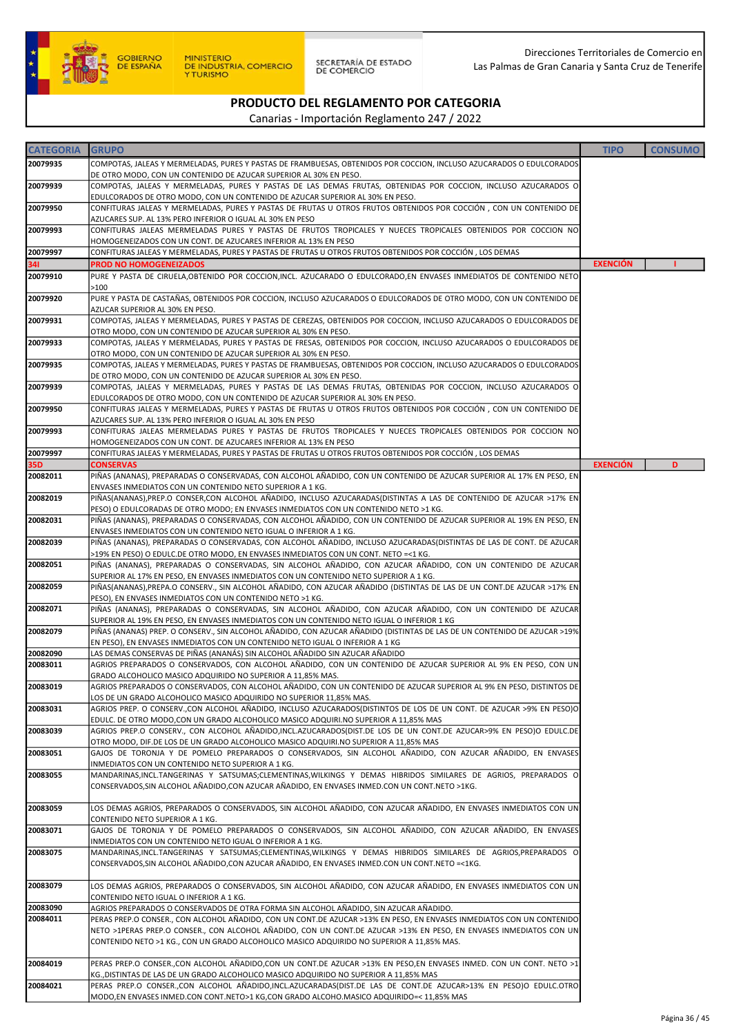Direcciones Territoriales de Comercio en Las Palmas de Gran Canaria y Santa Cruz de Tenerife

# PRODUCTO DEL REGLAMENTO POR CATEGORIA

Canarias - Importación Reglamento 247 / 2022

| CATEGORIA | GRUPO | TIPO | CONSUMO |
|---|---|---|---|
| 20079935 | COMPOTAS, JALEAS Y MERMELADAS, PURES Y PASTAS DE FRAMBUESAS, OBTENIDOS POR COCCION, INCLUSO AZUCARADOS O EDULCORADOS DE OTRO MODO, CON UN CONTENIDO DE AZUCAR SUPERIOR AL 30% EN PESO. | | |
| 20079939 | COMPOTAS, JALEAS Y MERMELADAS, PURES Y PASTAS DE LAS DEMAS FRUTAS, OBTENIDAS POR COCCION, INCLUSO AZUCARADOS O EDULCORADOS DE OTRO MODO, CON UN CONTENIDO DE AZUCAR SUPERIOR AL 30% EN PESO. | | |
| 20079950 | CONFITURAS JALEAS Y MERMELADAS, PURES Y PASTAS DE FRUTAS U OTROS FRUTOS OBTENIDOS POR COCCIÓN , CON UN CONTENIDO DE AZUCARES SUP. AL 13% PERO INFERIOR O IGUAL AL 30% EN PESO | | |
| 20079993 | CONFITURAS JALEAS MERMELADAS PURES Y PASTAS DE FRUTOS TROPICALES Y NUECES TROPICALES OBTENIDOS POR COCCION NO HOMOGENEIZADOS CON UN CONT. DE AZUCARES INFERIOR AL 13% EN PESO | | |
| 20079997 | CONFITURAS JALEAS Y MERMELADAS, PURES Y PASTAS DE FRUTAS U OTROS FRUTOS OBTENIDOS POR COCCIÓN , LOS DEMAS | | |
| **34I** | **PROD NO HOMOGENEIZADOS** | **EXENCIÓN** | **I** |
| 20079910 | PURE Y PASTA DE CIRUELA,OBTENIDO POR COCCION,INCL. AZUCARADO O EDULCORADO,EN ENVASES INMEDIATOS DE CONTENIDO NETO >100 | | |
| 20079920 | PURE Y PASTA DE CASTAÑAS, OBTENIDOS POR COCCION, INCLUSO AZUCARADOS O EDULCORADOS DE OTRO MODO, CON UN CONTENIDO DE AZUCAR SUPERIOR AL 30% EN PESO. | | |
| 20079931 | COMPOTAS, JALEAS Y MERMELADAS, PURES Y PASTAS DE CEREZAS, OBTENIDOS POR COCCION, INCLUSO AZUCARADOS O EDULCORADOS DE OTRO MODO, CON UN CONTENIDO DE AZUCAR SUPERIOR AL 30% EN PESO. | | |
| 20079933 | COMPOTAS, JALEAS Y MERMELADAS, PURES Y PASTAS DE FRESAS, OBTENIDOS POR COCCION, INCLUSO AZUCARADOS O EDULCORADOS DE OTRO MODO, CON UN CONTENIDO DE AZUCAR SUPERIOR AL 30% EN PESO. | | |
| 20079935 | COMPOTAS, JALEAS Y MERMELADAS, PURES Y PASTAS DE FRAMBUESAS, OBTENIDOS POR COCCION, INCLUSO AZUCARADOS O EDULCORADOS DE OTRO MODO, CON UN CONTENIDO DE AZUCAR SUPERIOR AL 30% EN PESO. | | |
| 20079939 | COMPOTAS, JALEAS Y MERMELADAS, PURES Y PASTAS DE LAS DEMAS FRUTAS, OBTENIDAS POR COCCION, INCLUSO AZUCARADOS O EDULCORADOS DE OTRO MODO, CON UN CONTENIDO DE AZUCAR SUPERIOR AL 30% EN PESO. | | |
| 20079950 | CONFITURAS JALEAS Y MERMELADAS, PURES Y PASTAS DE FRUTAS U OTROS FRUTOS OBTENIDOS POR COCCIÓN , CON UN CONTENIDO DE AZUCARES SUP. AL 13% PERO INFERIOR O IGUAL AL 30% EN PESO | | |
| 20079993 | CONFITURAS JALEAS MERMELADAS PURES Y PASTAS DE FRUTOS TROPICALES Y NUECES TROPICALES OBTENIDOS POR COCCION NO HOMOGENEIZADOS CON UN CONT. DE AZUCARES INFERIOR AL 13% EN PESO | | |
| 20079997 | CONFITURAS JALEAS Y MERMELADAS, PURES Y PASTAS DE FRUTAS U OTROS FRUTOS OBTENIDOS POR COCCIÓN , LOS DEMAS | | |
| **35D** | **CONSERVAS** | **EXENCIÓN** | **D** |
| 20082011 | PIÑAS (ANANAS), PREPARADAS O CONSERVADAS, CON ALCOHOL AÑADIDO, CON UN CONTENIDO DE AZUCAR SUPERIOR AL 17% EN PESO, EN ENVASES INMEDIATOS CON UN CONTENIDO NETO SUPERIOR A 1 KG. | | |
| 20082019 | PIÑAS(ANANAS),PREP.O CONSER,CON ALCOHOL AÑADIDO, INCLUSO AZUCARADAS(DISTINTAS A LAS DE CONTENIDO DE AZUCAR >17% EN PESO) O EDULCORADAS DE OTRO MODO; EN ENVASES INMEDIATOS CON UN CONTENIDO NETO >1 KG. | | |
| 20082031 | PIÑAS (ANANAS), PREPARADAS O CONSERVADAS, CON ALCOHOL AÑADIDO, CON UN CONTENIDO DE AZUCAR SUPERIOR AL 19% EN PESO, EN ENVASES INMEDIATOS CON UN CONTENIDO NETO IGUAL O INFERIOR A 1 KG. | | |
| 20082039 | PIÑAS (ANANAS), PREPARADAS O CONSERVADAS, CON ALCOHOL AÑADIDO, INCLUSO AZUCARADAS(DISTINTAS DE LAS DE CONT. DE AZUCAR >19% EN PESO) O EDULC.DE OTRO MODO, EN ENVASES INMEDIATOS CON UN CONT. NETO =<1 KG. | | |
| 20082051 | PIÑAS (ANANAS), PREPARADAS O CONSERVADAS, SIN ALCOHOL AÑADIDO, CON AZUCAR AÑADIDO, CON UN CONTENIDO DE AZUCAR SUPERIOR AL 17% EN PESO, EN ENVASES INMEDIATOS CON UN CONTENIDO NETO SUPERIOR A 1 KG. | | |
| 20082059 | PIÑAS(ANANAS),PREPA.O CONSERV., SIN ALCOHOL AÑADIDO, CON AZUCAR AÑADIDO (DISTINTAS DE LAS DE UN CONT.DE AZUCAR >17% EN PESO), EN ENVASES INMEDIATOS CON UN CONTENIDO NETO >1 KG. | | |
| 20082071 | PIÑAS (ANANAS), PREPARADAS O CONSERVADAS, SIN ALCOHOL AÑADIDO, CON AZUCAR AÑADIDO, CON UN CONTENIDO DE AZUCAR SUPERIOR AL 19% EN PESO, EN ENVASES INMEDIATOS CON UN CONTENIDO NETO IGUAL O INFERIOR A 1 KG | | |
| 20082079 | PIÑAS (ANANAS) PREP. O CONSERV., SIN ALCOHOL AÑADIDO, CON AZUCAR AÑADIDO (DISTINTAS DE LAS DE UN CONTENIDO DE AZUCAR >19% EN PESO), EN ENVASES INMEDIATOS CON UN CONTENIDO NETO IGUAL O INFERIOR A 1 KG | | |
| 20082090 | LAS DEMAS CONSERVAS DE PIÑAS (ANANÁS) SIN ALCOHOL AÑADIDO SIN AZUCAR AÑADIDO | | |
| 20083011 | AGRIOS PREPARADOS O CONSERVADOS, CON ALCOHOL AÑADIDO, CON UN CONTENIDO DE AZUCAR SUPERIOR AL 9% EN PESO, CON UN GRADO ALCOHOLICO MASICO ADQUIRIDO NO SUPERIOR A 11,85% MAS. | | |
| 20083019 | AGRIOS PREPARADOS O CONSERVADOS, CON ALCOHOL AÑADIDO, CON UN CONTENIDO DE AZUCAR SUPERIOR AL 9% EN PESO, DISTINTOS DE LOS DE UN GRADO ALCOHOLICO MASICO ADQUIRIDO NO SUPERIOR 11,85% MAS. | | |
| 20083031 | AGRIOS PREP. O CONSERV.,CON ALCOHOL AÑADIDO, INCLUSO AZUCARADOS(DISTINTOS DE LOS DE UN CONT. DE AZUCAR >9% EN PESO)O EDULC. DE OTRO MODO,CON UN GRADO ALCOHOLICO MASICO ADQUIRI.NO SUPERIOR A 11,85% MAS | | |
| 20083039 | AGRIOS PREP.O CONSERV., CON ALCOHOL AÑADIDO,INCL.AZUCARADOS(DIST.DE LOS DE UN CONT.DE AZUCAR>9% EN PESO)O EDULC.DE OTRO MODO, DIF.DE LOS DE UN GRADO ALCOHOLICO MASICO ADQUIRI.NO SUPERIOR A 11,85% MAS | | |
| 20083051 | GAJOS DE TORONJA Y DE POMELO PREPARADOS O CONSERVADOS, SIN ALCOHOL AÑADIDO, CON AZUCAR AÑADIDO, EN ENVASES INMEDIATOS CON UN CONTENIDO NETO SUPERIOR A 1 KG. | | |
| 20083055 | MANDARINAS,INCL.TANGERINAS Y SATSUMAS;CLEMENTINAS,WILKINGS Y DEMAS HIBRIDOS SIMILARES DE AGRIOS, PREPARADOS O CONSERVADOS,SIN ALCOHOL AÑADIDO,CON AZUCAR AÑADIDO, EN ENVASES INMED.CON UN CONT.NETO >1KG. | | |
| 20083059 | LOS DEMAS AGRIOS, PREPARADOS O CONSERVADOS, SIN ALCOHOL AÑADIDO, CON AZUCAR AÑADIDO, EN ENVASES INMEDIATOS CON UN CONTENIDO NETO SUPERIOR A 1 KG. | | |
| 20083071 | GAJOS DE TORONJA Y DE POMELO PREPARADOS O CONSERVADOS, SIN ALCOHOL AÑADIDO, CON AZUCAR AÑADIDO, EN ENVASES INMEDIATOS CON UN CONTENIDO NETO IGUAL O INFERIOR A 1 KG. | | |
| 20083075 | MANDARINAS,INCL.TANGERINAS Y SATSUMAS;CLEMENTINAS,WILKINGS Y DEMAS HIBRIDOS SIMILARES DE AGRIOS,PREPARADOS O CONSERVADOS,SIN ALCOHOL AÑADIDO,CON AZUCAR AÑADIDO, EN ENVASES INMED.CON UN CONT.NETO =<1KG. | | |
| 20083079 | LOS DEMAS AGRIOS, PREPARADOS O CONSERVADOS, SIN ALCOHOL AÑADIDO, CON AZUCAR AÑADIDO, EN ENVASES INMEDIATOS CON UN CONTENIDO NETO IGUAL O INFERIOR A 1 KG. | | |
| 20083090 | AGRIOS PREPARADOS O CONSERVADOS DE OTRA FORMA SIN ALCOHOL AÑADIDO, SIN AZUCAR AÑADIDO. | | |
| 20084011 | PERAS PREP.O CONSER., CON ALCOHOL AÑADIDO, CON UN CONT.DE AZUCAR >13% EN PESO, EN ENVASES INMEDIATOS CON UN CONTENIDO NETO >1PERAS PREP.O CONSER., CON ALCOHOL AÑADIDO, CON UN CONT.DE AZUCAR >13% EN PESO, EN ENVASES INMEDIATOS CON UN CONTENIDO NETO >1 KG., CON UN GRADO ALCOHOLICO MASICO ADQUIRIDO NO SUPERIOR A 11,85% MAS. | | |
| 20084019 | PERAS PREP.O CONSER.,CON ALCOHOL AÑADIDO,CON UN CONT.DE AZUCAR >13% EN PESO,EN ENVASES INMED. CON UN CONT. NETO >1 KG.,DISTINTAS DE LAS DE UN GRADO ALCOHOLICO MASICO ADQUIRIDO NO SUPERIOR A 11,85% MAS | | |
| 20084021 | PERAS PREP.O CONSER.,CON ALCOHOL AÑADIDO,INCL.AZUCARADAS(DIST.DE LAS DE CONT.DE AZUCAR>13% EN PESO)O EDULC.OTRO MODO,EN ENVASES INMED.CON CONT.NETO>1 KG,CON GRADO ALCOHO.MASICO ADQUIRIDO=< 11,85% MAS | | |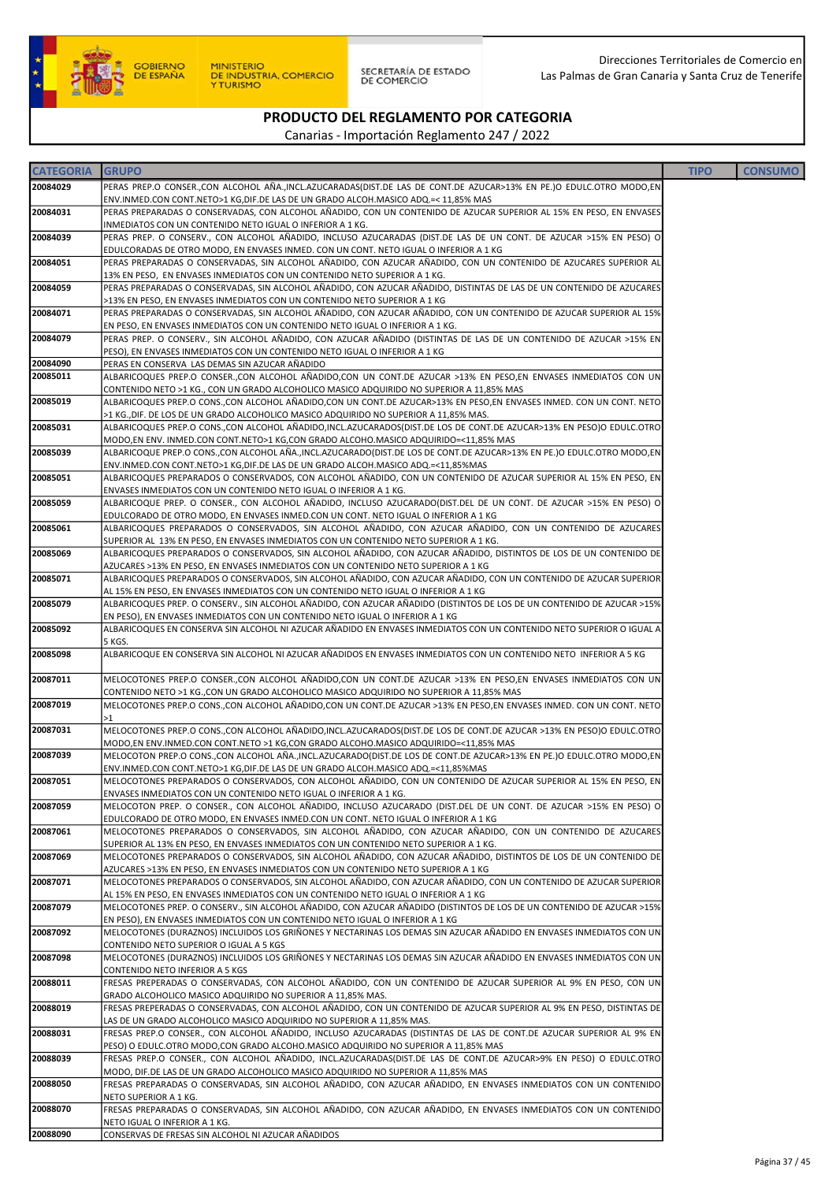Direcciones Territoriales de Comercio en Las Palmas de Gran Canaria y Santa Cruz de Tenerife

# PRODUCTO DEL REGLAMENTO POR CATEGORIA

Canarias - Importación Reglamento 247 / 2022

| CATEGORIA | GRUPO | TIPO | CONSUMO |
|---|---|---|---|
| 20084029 | PERAS PREP.O CONSER.,CON ALCOHOL AÑA.,INCL.AZUCARADAS(DIST.DE LAS DE CONT.DE AZUCAR>13% EN PE.)O EDULC.OTRO MODO,EN ENV.INMED.CON CONT.NETO>1 KG,DIF.DE LAS DE UN GRADO ALCOH.MASICO ADQ.=< 11,85% MAS | | |
| 20084031 | PERAS PREPARADAS O CONSERVADAS, CON ALCOHOL AÑADIDO, CON UN CONTENIDO DE AZUCAR SUPERIOR AL 15% EN PESO, EN ENVASES INMEDIATOS CON UN CONTENIDO NETO IGUAL O INFERIOR A 1 KG. | | |
| 20084039 | PERAS PREP. O CONSERV., CON ALCOHOL AÑADIDO, INCLUSO AZUCARADAS (DIST.DE LAS DE UN CONT. DE AZUCAR >15% EN PESO) O EDULCORADAS DE OTRO MODO, EN ENVASES INMED. CON UN CONT. NETO IGUAL O INFERIOR A 1 KG | | |
| 20084051 | PERAS PREPARADAS O CONSERVADAS, SIN ALCOHOL AÑADIDO, CON AZUCAR AÑADIDO, CON UN CONTENIDO DE AZUCARES SUPERIOR AL 13% EN PESO, EN ENVASES INMEDIATOS CON UN CONTENIDO NETO SUPERIOR A 1 KG. | | |
| 20084059 | PERAS PREPARADAS O CONSERVADAS, SIN ALCOHOL AÑADIDO, CON AZUCAR AÑADIDO, DISTINTAS DE LAS DE UN CONTENIDO DE AZUCARES >13% EN PESO, EN ENVASES INMEDIATOS CON UN CONTENIDO NETO SUPERIOR A 1 KG | | |
| 20084071 | PERAS PREPARADAS O CONSERVADAS, SIN ALCOHOL AÑADIDO, CON AZUCAR AÑADIDO, CON UN CONTENIDO DE AZUCAR SUPERIOR AL 15% EN PESO, EN ENVASES INMEDIATOS CON UN CONTENIDO NETO IGUAL O INFERIOR A 1 KG. | | |
| 20084079 | PERAS PREP. O CONSERV., SIN ALCOHOL AÑADIDO, CON AZUCAR AÑADIDO (DISTINTAS DE LAS DE UN CONTENIDO DE AZUCAR >15% EN PESO), EN ENVASES INMEDIATOS CON UN CONTENIDO NETO IGUAL O INFERIOR A 1 KG | | |
| 20084090 | PERAS EN CONSERVA LAS DEMAS SIN AZUCAR AÑADIDO | | |
| 20085011 | ALBARICOQUES PREP.O CONSER.,CON ALCOHOL AÑADIDO,CON UN CONT.DE AZUCAR >13% EN PESO,EN ENVASES INMEDIATOS CON UN CONTENIDO NETO >1 KG., CON UN GRADO ALCOHOLICO MASICO ADQUIRIDO NO SUPERIOR A 11,85% MAS | | |
| 20085019 | ALBARICOQUES PREP.O CONS.,CON ALCOHOL AÑADIDO,CON UN CONT.DE AZUCAR>13% EN PESO,EN ENVASES INMED. CON UN CONT. NETO >1 KG.,DIF. DE LOS DE UN GRADO ALCOHOLICO MASICO ADQUIRIDO NO SUPERIOR A 11,85% MAS. | | |
| 20085031 | ALBARICOQUES PREP.O CONS.,CON ALCOHOL AÑADIDO,INCL.AZUCARADOS(DIST.DE LOS DE CONT.DE AZUCAR>13% EN PESO)O EDULC.OTRO MODO,EN ENV. INMED.CON CONT.NETO>1 KG,CON GRADO ALCOHO.MASICO ADQUIRIDO=<11,85% MAS | | |
| 20085039 | ALBARICOQUE PREP.O CONS.,CON ALCOHOL AÑA.,INCL.AZUCARADO(DIST.DE LOS DE CONT.DE AZUCAR>13% EN PE.)O EDULC.OTRO MODO,EN ENV.INMED.CON CONT.NETO>1 KG,DIF.DE LAS DE UN GRADO ALCOH.MASICO ADQ.=<11,85%MAS | | |
| 20085051 | ALBARICOQUES PREPARADOS O CONSERVADOS, CON ALCOHOL AÑADIDO, CON UN CONTENIDO DE AZUCAR SUPERIOR AL 15% EN PESO, EN ENVASES INMEDIATOS CON UN CONTENIDO NETO IGUAL O INFERIOR A 1 KG. | | |
| 20085059 | ALBARICOQUE PREP. O CONSER., CON ALCOHOL AÑADIDO, INCLUSO AZUCARADO(DIST.DEL DE UN CONT. DE AZUCAR >15% EN PESO) O EDULCORADO DE OTRO MODO, EN ENVASES INMED.CON UN CONT. NETO IGUAL O INFERIOR A 1 KG | | |
| 20085061 | ALBARICOQUES PREPARADOS O CONSERVADOS, SIN ALCOHOL AÑADIDO, CON AZUCAR AÑADIDO, CON UN CONTENIDO DE AZUCARES SUPERIOR AL 13% EN PESO, EN ENVASES INMEDIATOS CON UN CONTENIDO NETO SUPERIOR A 1 KG. | | |
| 20085069 | ALBARICOQUES PREPARADOS O CONSERVADOS, SIN ALCOHOL AÑADIDO, CON AZUCAR AÑADIDO, DISTINTOS DE LOS DE UN CONTENIDO DE AZUCARES >13% EN PESO, EN ENVASES INMEDIATOS CON UN CONTENIDO NETO SUPERIOR A 1 KG | | |
| 20085071 | ALBARICOQUES PREPARADOS O CONSERVADOS, SIN ALCOHOL AÑADIDO, CON AZUCAR AÑADIDO, CON UN CONTENIDO DE AZUCAR SUPERIOR AL 15% EN PESO, EN ENVASES INMEDIATOS CON UN CONTENIDO NETO IGUAL O INFERIOR A 1 KG | | |
| 20085079 | ALBARICOQUES PREP. O CONSERV., SIN ALCOHOL AÑADIDO, CON AZUCAR AÑADIDO (DISTINTOS DE LOS DE UN CONTENIDO DE AZUCAR >15% EN PESO), EN ENVASES INMEDIATOS CON UN CONTENIDO NETO IGUAL O INFERIOR A 1 KG | | |
| 20085092 | ALBARICOQUES EN CONSERVA SIN ALCOHOL NI AZUCAR AÑADIDO EN ENVASES INMEDIATOS CON UN CONTENIDO NETO SUPERIOR O IGUAL A 5 KGS. | | |
| 20085098 | ALBARICOQUE EN CONSERVA SIN ALCOHOL NI AZUCAR AÑADIDOS EN ENVASES INMEDIATOS CON UN CONTENIDO NETO INFERIOR A 5 KG | | |
| 20087011 | MELOCOTONES PREP.O CONSER.,CON ALCOHOL AÑADIDO,CON UN CONT.DE AZUCAR >13% EN PESO,EN ENVASES INMEDIATOS CON UN CONTENIDO NETO >1 KG.,CON UN GRADO ALCOHOLICO MASICO ADQUIRIDO NO SUPERIOR A 11,85% MAS | | |
| 20087019 | MELOCOTONES PREP.O CONS.,CON ALCOHOL AÑADIDO,CON UN CONT.DE AZUCAR >13% EN PESO,EN ENVASES INMED. CON UN CONT. NETO >1 | | |
| 20087031 | MELOCOTONES PREP.O CONS.,CON ALCOHOL AÑADIDO,INCL.AZUCARADOS(DIST.DE LOS DE CONT.DE AZUCAR >13% EN PESO)O EDULC.OTRO MODO,EN ENV.INMED.CON CONT.NETO >1 KG,CON GRADO ALCOHO.MASICO ADQUIRIDO=<11,85% MAS | | |
| 20087039 | MELOCOTON PREP.O CONS.,CON ALCOHOL AÑA.,INCL.AZUCARADO(DIST.DE LOS DE CONT.DE AZUCAR>13% EN PE.)O EDULC.OTRO MODO,EN ENV.INMED.CON CONT.NETO>1 KG,DIF.DE LAS DE UN GRADO ALCOH.MASICO ADQ.=<11,85%MAS | | |
| 20087051 | MELOCOTONES PREPARADOS O CONSERVADOS, CON ALCOHOL AÑADIDO, CON UN CONTENIDO DE AZUCAR SUPERIOR AL 15% EN PESO, EN ENVASES INMEDIATOS CON UN CONTENIDO NETO IGUAL O INFERIOR A 1 KG. | | |
| 20087059 | MELOCOTON PREP. O CONSER., CON ALCOHOL AÑADIDO, INCLUSO AZUCARADO (DIST.DEL DE UN CONT. DE AZUCAR >15% EN PESO) O EDULCORADO DE OTRO MODO, EN ENVASES INMED.CON UN CONT. NETO IGUAL O INFERIOR A 1 KG | | |
| 20087061 | MELOCOTONES PREPARADOS O CONSERVADOS, SIN ALCOHOL AÑADIDO, CON AZUCAR AÑADIDO, CON UN CONTENIDO DE AZUCARES SUPERIOR AL 13% EN PESO, EN ENVASES INMEDIATOS CON UN CONTENIDO NETO SUPERIOR A 1 KG. | | |
| 20087069 | MELOCOTONES PREPARADOS O CONSERVADOS, SIN ALCOHOL AÑADIDO, CON AZUCAR AÑADIDO, DISTINTOS DE LOS DE UN CONTENIDO DE AZUCARES >13% EN PESO, EN ENVASES INMEDIATOS CON UN CONTENIDO NETO SUPERIOR A 1 KG | | |
| 20087071 | MELOCOTONES PREPARADOS O CONSERVADOS, SIN ALCOHOL AÑADIDO, CON AZUCAR AÑADIDO, CON UN CONTENIDO DE AZUCAR SUPERIOR AL 15% EN PESO, EN ENVASES INMEDIATOS CON UN CONTENIDO NETO IGUAL O INFERIOR A 1 KG | | |
| 20087079 | MELOCOTONES PREP. O CONSERV., SIN ALCOHOL AÑADIDO, CON AZUCAR AÑADIDO (DISTINTOS DE LOS DE UN CONTENIDO DE AZUCAR >15% EN PESO), EN ENVASES INMEDIATOS CON UN CONTENIDO NETO IGUAL O INFERIOR A 1 KG | | |
| 20087092 | MELOCOTONES (DURAZNOS) INCLUIDOS LOS GRIÑONES Y NECTARINAS LOS DEMAS SIN AZUCAR AÑADIDO EN ENVASES INMEDIATOS CON UN CONTENIDO NETO SUPERIOR O IGUAL A 5 KGS | | |
| 20087098 | MELOCOTONES (DURAZNOS) INCLUIDOS LOS GRIÑONES Y NECTARINAS LOS DEMAS SIN AZUCAR AÑADIDO EN ENVASES INMEDIATOS CON UN CONTENIDO NETO INFERIOR A 5 KGS | | |
| 20088011 | FRESAS PREPARADAS O CONSERVADAS, CON ALCOHOL AÑADIDO, CON UN CONTENIDO DE AZUCAR SUPERIOR AL 9% EN PESO, CON UN GRADO ALCOHOLICO MASICO ADQUIRIDO NO SUPERIOR A 11,85% MAS. | | |
| 20088019 | FRESAS PREPARADAS O CONSERVADAS, CON ALCOHOL AÑADIDO, CON UN CONTENIDO DE AZUCAR SUPERIOR AL 9% EN PESO, DISTINTAS DE LAS DE UN GRADO ALCOHOLICO MASICO ADQUIRIDO NO SUPERIOR A 11,85% MAS. | | |
| 20088031 | FRESAS PREP.O CONSER., CON ALCOHOL AÑADIDO, INCLUSO AZUCARADAS (DISTINTAS DE LAS DE CONT.DE AZUCAR SUPERIOR AL 9% EN PESO) O EDULC.OTRO MODO,CON GRADO ALCOHO.MASICO ADQUIRIDO NO SUPERIOR A 11,85% MAS | | |
| 20088039 | FRESAS PREP.O CONSER., CON ALCOHOL AÑADIDO, INCL.AZUCARADAS(DIST.DE LAS DE CONT.DE AZUCAR>9% EN PESO) O EDULC.OTRO MODO, DIF.DE LAS DE UN GRADO ALCOHOLICO MASICO ADQUIRIDO NO SUPERIOR A 11,85% MAS | | |
| 20088050 | FRESAS PREPARADAS O CONSERVADAS, SIN ALCOHOL AÑADIDO, CON AZUCAR AÑADIDO, EN ENVASES INMEDIATOS CON UN CONTENIDO NETO SUPERIOR A 1 KG. | | |
| 20088070 | FRESAS PREPARADAS O CONSERVADAS, SIN ALCOHOL AÑADIDO, CON AZUCAR AÑADIDO, EN ENVASES INMEDIATOS CON UN CONTENIDO NETO IGUAL O INFERIOR A 1 KG. | | |
| 20088090 | CONSERVAS DE FRESAS SIN ALCOHOL NI AZUCAR AÑADIDOS | | |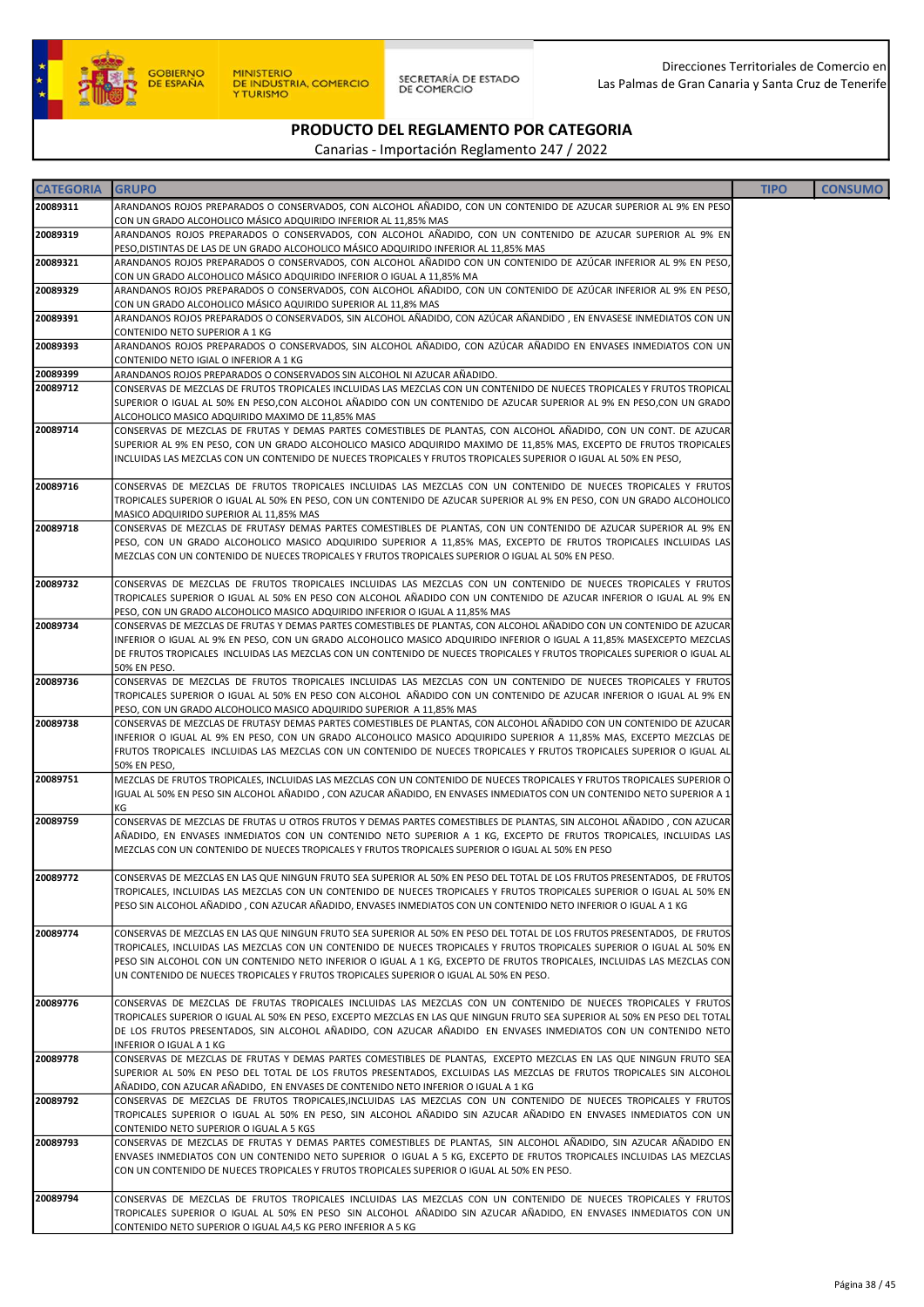# PRODUCTO DEL REGLAMENTO POR CATEGORIA

Canarias - Importación Reglamento 247 / 2022

| CATEGORIA | GRUPO | TIPO | CONSUMO |
|---|---|---|---|
| 20089311 | ARANDANOS ROJOS PREPARADOS O CONSERVADOS, CON ALCOHOL AÑADIDO, CON UN CONTENIDO DE AZUCAR SUPERIOR AL 9% EN PESO CON UN GRADO ALCOHOLICO MÁSICO ADQUIRIDO INFERIOR AL 11,85% MAS | | |
| 20089319 | ARANDANOS ROJOS PREPARADOS O CONSERVADOS, CON ALCOHOL AÑADIDO, CON UN CONTENIDO DE AZUCAR SUPERIOR AL 9% EN PESO,DISTINTAS DE LAS DE UN GRADO ALCOHOLICO MÁSICO ADQUIRIDO INFERIOR AL 11,85% MAS | | |
| 20089321 | ARANDANOS ROJOS PREPARADOS O CONSERVADOS, CON ALCOHOL AÑADIDO CON UN CONTENIDO DE AZÚCAR INFERIOR AL 9% EN PESO, CON UN GRADO ALCOHOLICO MÁSICO ADQUIRIDO INFERIOR O IGUAL A 11,85% MA | | |
| 20089329 | ARANDANOS ROJOS PREPARADOS O CONSERVADOS, CON ALCOHOL AÑADIDO, CON UN CONTENIDO DE AZÚCAR INFERIOR AL 9% EN PESO, CON UN GRADO ALCOHOLICO MÁSICO AQUIRIDO SUPERIOR AL 11,8% MAS | | |
| 20089391 | ARANDANOS ROJOS PREPARADOS O CONSERVADOS, SIN ALCOHOL AÑADIDO, CON AZÚCAR AÑANDIDO , EN ENVASESE INMEDIATOS CON UN CONTENIDO NETO SUPERIOR A 1 KG | | |
| 20089393 | ARANDANOS ROJOS PREPARADOS O CONSERVADOS, SIN ALCOHOL AÑADIDO, CON AZÚCAR AÑADIDO EN ENVASES INMEDIATOS CON UN CONTENIDO NETO IGIAL O INFERIOR A 1 KG | | |
| 20089399 | ARANDANOS ROJOS PREPARADOS O CONSERVADOS SIN ALCOHOL NI AZUCAR AÑADIDO. | | |
| 20089712 | CONSERVAS DE MEZCLAS DE FRUTOS TROPICALES INCLUIDAS LAS MEZCLAS CON UN CONTENIDO DE NUECES TROPICALES Y FRUTOS TROPICAL SUPERIOR O IGUAL AL 50% EN PESO,CON ALCOHOL AÑADIDO CON UN CONTENIDO DE AZUCAR SUPERIOR AL 9% EN PESO,CON UN GRADO ALCOHOLICO MASICO ADQUIRIDO MAXIMO DE 11,85% MAS | | |
| 20089714 | CONSERVAS DE MEZCLAS DE FRUTAS Y DEMAS PARTES COMESTIBLES DE PLANTAS, CON ALCOHOL AÑADIDO, CON UN CONT. DE AZUCAR SUPERIOR AL 9% EN PESO, CON UN GRADO ALCOHOLICO MASICO ADQUIRIDO MAXIMO DE 11,85% MAS, EXCEPTO DE FRUTOS TROPICALES INCLUIDAS LAS MEZCLAS CON UN CONTENIDO DE NUECES TROPICALES Y FRUTOS TROPICALES SUPERIOR O IGUAL AL 50% EN PESO, | | |
| 20089716 | CONSERVAS DE MEZCLAS DE FRUTOS TROPICALES INCLUIDAS LAS MEZCLAS CON UN CONTENIDO DE NUECES TROPICALES Y FRUTOS TROPICALES SUPERIOR O IGUAL AL 50% EN PESO, CON UN CONTENIDO DE AZUCAR SUPERIOR AL 9% EN PESO, CON UN GRADO ALCOHOLICO MASICO ADQUIRIDO SUPERIOR AL 11,85% MAS | | |
| 20089718 | CONSERVAS DE MEZCLAS DE FRUTASY DEMAS PARTES COMESTIBLES DE PLANTAS, CON UN CONTENIDO DE AZUCAR SUPERIOR AL 9% EN PESO, CON UN GRADO ALCOHOLICO MASICO ADQUIRIDO SUPERIOR A 11,85% MAS, EXCEPTO DE FRUTOS TROPICALES INCLUIDAS LAS MEZCLAS CON UN CONTENIDO DE NUECES TROPICALES Y FRUTOS TROPICALES SUPERIOR O IGUAL AL 50% EN PESO. | | |
| 20089732 | CONSERVAS DE MEZCLAS DE FRUTOS TROPICALES INCLUIDAS LAS MEZCLAS CON UN CONTENIDO DE NUECES TROPICALES Y FRUTOS TROPICALES SUPERIOR O IGUAL AL 50% EN PESO CON ALCOHOL AÑADIDO CON UN CONTENIDO DE AZUCAR INFERIOR O IGUAL AL 9% EN PESO, CON UN GRADO ALCOHOLICO MASICO ADQUIRIDO INFERIOR O IGUAL A 11,85% MAS | | |
| 20089734 | CONSERVAS DE MEZCLAS DE FRUTAS Y DEMAS PARTES COMESTIBLES DE PLANTAS, CON ALCOHOL AÑADIDO CON UN CONTENIDO DE AZUCAR INFERIOR O IGUAL AL 9% EN PESO, CON UN GRADO ALCOHOLICO MASICO ADQUIRIDO INFERIOR O IGUAL A 11,85% MASEXCEPTO MEZCLAS DE FRUTOS TROPICALES INCLUIDAS LAS MEZCLAS CON UN CONTENIDO DE NUECES TROPICALES Y FRUTOS TROPICALES SUPERIOR O IGUAL AL 50% EN PESO. | | |
| 20089736 | CONSERVAS DE MEZCLAS DE FRUTOS TROPICALES INCLUIDAS LAS MEZCLAS CON UN CONTENIDO DE NUECES TROPICALES Y FRUTOS TROPICALES SUPERIOR O IGUAL AL 50% EN PESO CON ALCOHOL AÑADIDO CON UN CONTENIDO DE AZUCAR INFERIOR O IGUAL AL 9% EN PESO, CON UN GRADO ALCOHOLICO MASICO ADQUIRIDO SUPERIOR A 11,85% MAS | | |
| 20089738 | CONSERVAS DE MEZCLAS DE FRUTASY DEMAS PARTES COMESTIBLES DE PLANTAS, CON ALCOHOL AÑADIDO CON UN CONTENIDO DE AZUCAR INFERIOR O IGUAL AL 9% EN PESO, CON UN GRADO ALCOHOLICO MASICO ADQUIRIDO SUPERIOR A 11,85% MAS, EXCEPTO MEZCLAS DE FRUTOS TROPICALES INCLUIDAS LAS MEZCLAS CON UN CONTENIDO DE NUECES TROPICALES Y FRUTOS TROPICALES SUPERIOR O IGUAL AL 50% EN PESO, | | |
| 20089751 | MEZCLAS DE FRUTOS TROPICALES, INCLUIDAS LAS MEZCLAS CON UN CONTENIDO DE NUECES TROPICALES Y FRUTOS TROPICALES SUPERIOR O IGUAL AL 50% EN PESO SIN ALCOHOL AÑADIDO , CON AZUCAR AÑADIDO, EN ENVASES INMEDIATOS CON UN CONTENIDO NETO SUPERIOR A 1 KG | | |
| 20089759 | CONSERVAS DE MEZCLAS DE FRUTAS U OTROS FRUTOS Y DEMAS PARTES COMESTIBLES DE PLANTAS, SIN ALCOHOL AÑADIDO , CON AZUCAR AÑADIDO, EN ENVASES INMEDIATOS CON UN CONTENIDO NETO SUPERIOR A 1 KG, EXCEPTO DE FRUTOS TROPICALES, INCLUIDAS LAS MEZCLAS CON UN CONTENIDO DE NUECES TROPICALES Y FRUTOS TROPICALES SUPERIOR O IGUAL AL 50% EN PESO | | |
| 20089772 | CONSERVAS DE MEZCLAS EN LAS QUE NINGUN FRUTO SEA SUPERIOR AL 50% EN PESO DEL TOTAL DE LOS FRUTOS PRESENTADOS, DE FRUTOS TROPICALES, INCLUIDAS LAS MEZCLAS CON UN CONTENIDO DE NUECES TROPICALES Y FRUTOS TROPICALES SUPERIOR O IGUAL AL 50% EN PESO SIN ALCOHOL AÑADIDO , CON AZUCAR AÑADIDO, ENVASES INMEDIATOS CON UN CONTENIDO NETO INFERIOR O IGUAL A 1 KG | | |
| 20089774 | CONSERVAS DE MEZCLAS EN LAS QUE NINGUN FRUTO SEA SUPERIOR AL 50% EN PESO DEL TOTAL DE LOS FRUTOS PRESENTADOS, DE FRUTOS TROPICALES, INCLUIDAS LAS MEZCLAS CON UN CONTENIDO DE NUECES TROPICALES Y FRUTOS TROPICALES SUPERIOR O IGUAL AL 50% EN PESO SIN ALCOHOL CON UN CONTENIDO NETO INFERIOR O IGUAL A 1 KG, EXCEPTO DE FRUTOS TROPICALES, INCLUIDAS LAS MEZCLAS CON UN CONTENIDO DE NUECES TROPICALES Y FRUTOS TROPICALES SUPERIOR O IGUAL AL 50% EN PESO. | | |
| 20089776 | CONSERVAS DE MEZCLAS DE FRUTAS TROPICALES INCLUIDAS LAS MEZCLAS CON UN CONTENIDO DE NUECES TROPICALES Y FRUTOS TROPICALES SUPERIOR O IGUAL AL 50% EN PESO, EXCEPTO MEZCLAS EN LAS QUE NINGUN FRUTO SEA SUPERIOR AL 50% EN PESO DEL TOTAL DE LOS FRUTOS PRESENTADOS, SIN ALCOHOL AÑADIDO, CON AZUCAR AÑADIDO EN ENVASES INMEDIATOS CON UN CONTENIDO NETO INFERIOR O IGUAL A 1 KG | | |
| 20089778 | CONSERVAS DE MEZCLAS DE FRUTAS Y DEMAS PARTES COMESTIBLES DE PLANTAS, EXCEPTO MEZCLAS EN LAS QUE NINGUN FRUTO SEA SUPERIOR AL 50% EN PESO DEL TOTAL DE LOS FRUTOS PRESENTADOS, EXCLUIDAS LAS MEZCLAS DE FRUTOS TROPICALES SIN ALCOHOL AÑADIDO, CON AZUCAR AÑADIDO, EN ENVASES DE CONTENIDO NETO INFERIOR O IGUAL A 1 KG | | |
| 20089792 | CONSERVAS DE MEZCLAS DE FRUTOS TROPICALES,INCLUIDAS LAS MEZCLAS CON UN CONTENIDO DE NUECES TROPICALES Y FRUTOS TROPICALES SUPERIOR O IGUAL AL 50% EN PESO, SIN ALCOHOL AÑADIDO SIN AZUCAR AÑADIDO EN ENVASES INMEDIATOS CON UN CONTENIDO NETO SUPERIOR O IGUAL A 5 KGS | | |
| 20089793 | CONSERVAS DE MEZCLAS DE FRUTAS Y DEMAS PARTES COMESTIBLES DE PLANTAS, SIN ALCOHOL AÑADIDO, SIN AZUCAR AÑADIDO EN ENVASES INMEDIATOS CON UN CONTENIDO NETO SUPERIOR O IGUAL A 5 KG, EXCEPTO DE FRUTOS TROPICALES INCLUIDAS LAS MEZCLAS CON UN CONTENIDO DE NUECES TROPICALES Y FRUTOS TROPICALES SUPERIOR O IGUAL AL 50% EN PESO. | | |
| 20089794 | CONSERVAS DE MEZCLAS DE FRUTOS TROPICALES INCLUIDAS LAS MEZCLAS CON UN CONTENIDO DE NUECES TROPICALES Y FRUTOS TROPICALES SUPERIOR O IGUAL AL 50% EN PESO SIN ALCOHOL AÑADIDO SIN AZUCAR AÑADIDO, EN ENVASES INMEDIATOS CON UN CONTENIDO NETO SUPERIOR O IGUAL A4,5 KG PERO INFERIOR A 5 KG | | |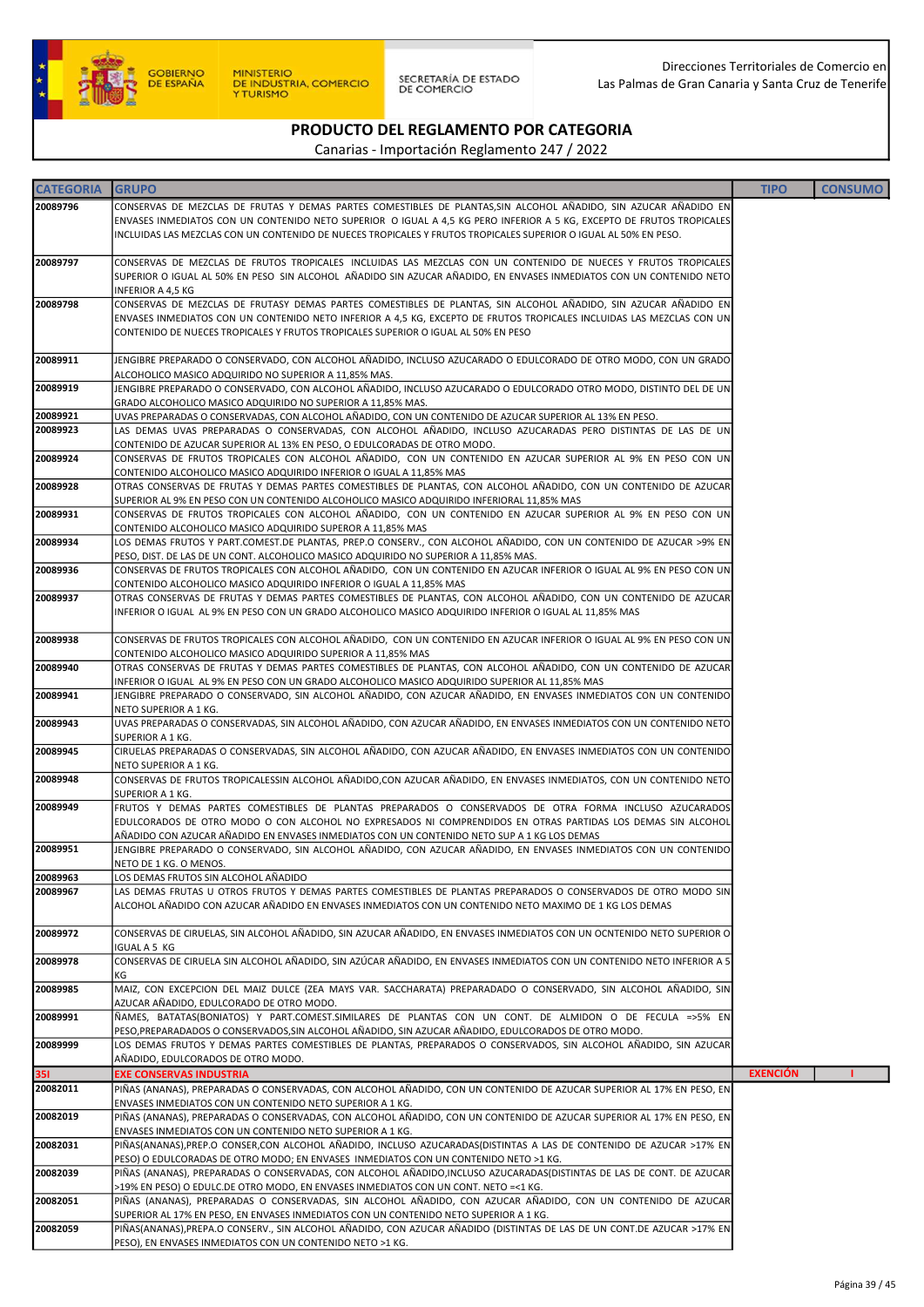# PRODUCTO DEL REGLAMENTO POR CATEGORIA

Canarias - Importación Reglamento 247 / 2022

| CATEGORIA | GRUPO | TIPO | CONSUMO |
|---|---|---|---|
| 20089796 | CONSERVAS DE MEZCLAS DE FRUTAS Y DEMAS PARTES COMESTIBLES DE PLANTAS,SIN ALCOHOL AÑADIDO, SIN AZUCAR AÑADIDO EN ENVASES INMEDIATOS CON UN CONTENIDO NETO SUPERIOR O IGUAL A 4,5 KG PERO INFERIOR A 5 KG, EXCEPTO DE FRUTOS TROPICALES INCLUIDAS LAS MEZCLAS CON UN CONTENIDO DE NUECES TROPICALES Y FRUTOS TROPICALES SUPERIOR O IGUAL AL 50% EN PESO. | | |
| 20089797 | CONSERVAS DE MEZCLAS DE FRUTOS TROPICALES INCLUIDAS LAS MEZCLAS CON UN CONTENIDO DE NUECES Y FRUTOS TROPICALES SUPERIOR O IGUAL AL 50% EN PESO SIN ALCOHOL AÑADIDO SIN AZUCAR AÑADIDO, EN ENVASES INMEDIATOS CON UN CONTENIDO NETO INFERIOR A 4,5 KG | | |
| 20089798 | CONSERVAS DE MEZCLAS DE FRUTASY DEMAS PARTES COMESTIBLES DE PLANTAS, SIN ALCOHOL AÑADIDO, SIN AZUCAR AÑADIDO EN ENVASES INMEDIATOS CON UN CONTENIDO NETO INFERIOR A 4,5 KG, EXCEPTO DE FRUTOS TROPICALES INCLUIDAS LAS MEZCLAS CON UN CONTENIDO DE NUECES TROPICALES Y FRUTOS TROPICALES SUPERIOR O IGUAL AL 50% EN PESO | | |
| 20089911 | JENGIBRE PREPARADO O CONSERVADO, CON ALCOHOL AÑADIDO, INCLUSO AZUCARADO O EDULCORADO DE OTRO MODO, CON UN GRADO ALCOHOLICO MASICO ADQUIRIDO NO SUPERIOR A 11,85% MAS. | | |
| 20089919 | JENGIBRE PREPARADO O CONSERVADO, CON ALCOHOL AÑADIDO, INCLUSO AZUCARADO O EDULCORADO OTRO MODO, DISTINTO DEL DE UN GRADO ALCOHOLICO MASICO ADQUIRIDO NO SUPERIOR A 11,85% MAS. | | |
| 20089921 | UVAS PREPARADAS O CONSERVADAS, CON ALCOHOL AÑADIDO, CON UN CONTENIDO DE AZUCAR SUPERIOR AL 13% EN PESO. | | |
| 20089923 | LAS DEMAS UVAS PREPARADAS O CONSERVADAS, CON ALCOHOL AÑADIDO, INCLUSO AZUCARADAS PERO DISTINTAS DE LAS DE UN CONTENIDO DE AZUCAR SUPERIOR AL 13% EN PESO, O EDULCORADAS DE OTRO MODO. | | |
| 20089924 | CONSERVAS DE FRUTOS TROPICALES CON ALCOHOL AÑADIDO, CON UN CONTENIDO EN AZUCAR SUPERIOR AL 9% EN PESO CON UN CONTENIDO ALCOHOLICO MASICO ADQUIRIDO INFERIOR O IGUAL A 11,85% MAS | | |
| 20089928 | OTRAS CONSERVAS DE FRUTAS Y DEMAS PARTES COMESTIBLES DE PLANTAS, CON ALCOHOL AÑADIDO, CON UN CONTENIDO DE AZUCAR SUPERIOR AL 9% EN PESO CON UN CONTENIDO ALCOHOLICO MASICO ADQUIRIDO INFERIORAL 11,85% MAS | | |
| 20089931 | CONSERVAS DE FRUTOS TROPICALES CON ALCOHOL AÑADIDO, CON UN CONTENIDO EN AZUCAR SUPERIOR AL 9% EN PESO CON UN CONTENIDO ALCOHOLICO MASICO ADQUIRIDO SUPEROR A 11,85% MAS | | |
| 20089934 | LOS DEMAS FRUTOS Y PART.COMEST.DE PLANTAS, PREP.O CONSERV., CON ALCOHOL AÑADIDO, CON UN CONTENIDO DE AZUCAR >9% EN PESO, DIST. DE LAS DE UN CONT. ALCOHOLICO MASICO ADQUIRIDO NO SUPERIOR A 11,85% MAS. | | |
| 20089936 | CONSERVAS DE FRUTOS TROPICALES CON ALCOHOL AÑADIDO, CON UN CONTENIDO EN AZUCAR INFERIOR O IGUAL AL 9% EN PESO CON UN CONTENIDO ALCOHOLICO MASICO ADQUIRIDO INFERIOR O IGUAL A 11,85% MAS | | |
| 20089937 | OTRAS CONSERVAS DE FRUTAS Y DEMAS PARTES COMESTIBLES DE PLANTAS, CON ALCOHOL AÑADIDO, CON UN CONTENIDO DE AZUCAR INFERIOR O IGUAL AL 9% EN PESO CON UN GRADO ALCOHOLICO MASICO ADQUIRIDO INFERIOR O IGUAL AL 11,85% MAS | | |
| 20089938 | CONSERVAS DE FRUTOS TROPICALES CON ALCOHOL AÑADIDO, CON UN CONTENIDO EN AZUCAR INFERIOR O IGUAL AL 9% EN PESO CON UN CONTENIDO ALCOHOLICO MASICO ADQUIRIDO SUPERIOR A 11,85% MAS | | |
| 20089940 | OTRAS CONSERVAS DE FRUTAS Y DEMAS PARTES COMESTIBLES DE PLANTAS, CON ALCOHOL AÑADIDO, CON UN CONTENIDO DE AZUCAR INFERIOR O IGUAL AL 9% EN PESO CON UN GRADO ALCOHOLICO MASICO ADQUIRIDO SUPERIOR AL 11,85% MAS | | |
| 20089941 | JENGIBRE PREPARADO O CONSERVADO, SIN ALCOHOL AÑADIDO, CON AZUCAR AÑADIDO, EN ENVASES INMEDIATOS CON UN CONTENIDO NETO SUPERIOR A 1 KG. | | |
| 20089943 | UVAS PREPARADAS O CONSERVADAS, SIN ALCOHOL AÑADIDO, CON AZUCAR AÑADIDO, EN ENVASES INMEDIATOS CON UN CONTENIDO NETO SUPERIOR A 1 KG. | | |
| 20089945 | CIRUELAS PREPARADAS O CONSERVADAS, SIN ALCOHOL AÑADIDO, CON AZUCAR AÑADIDO, EN ENVASES INMEDIATOS CON UN CONTENIDO NETO SUPERIOR A 1 KG. | | |
| 20089948 | CONSERVAS DE FRUTOS TROPICALESSIN ALCOHOL AÑADIDO,CON AZUCAR AÑADIDO, EN ENVASES INMEDIATOS, CON UN CONTENIDO NETO SUPERIOR A 1 KG. | | |
| 20089949 | FRUTOS Y DEMAS PARTES COMESTIBLES DE PLANTAS PREPARADOS O CONSERVADOS DE OTRA FORMA INCLUSO AZUCARADOS EDULCORADOS DE OTRO MODO O CON ALCOHOL NO EXPRESADOS NI COMPRENDIDOS EN OTRAS PARTIDAS LOS DEMAS SIN ALCOHOL AÑADIDO CON AZUCAR AÑADIDO EN ENVASES INMEDIATOS CON UN CONTENIDO NETO SUP A 1 KG LOS DEMAS | | |
| 20089951 | JENGIBRE PREPARADO O CONSERVADO, SIN ALCOHOL AÑADIDO, CON AZUCAR AÑADIDO, EN ENVASES INMEDIATOS CON UN CONTENIDO NETO DE 1 KG. O MENOS. | | |
| 20089963 | LOS DEMAS FRUTOS SIN ALCOHOL AÑADIDO | | |
| 20089967 | LAS DEMAS FRUTAS U OTROS FRUTOS Y DEMAS PARTES COMESTIBLES DE PLANTAS PREPARADOS O CONSERVADOS DE OTRO MODO SIN ALCOHOL AÑADIDO CON AZUCAR AÑADIDO EN ENVASES INMEDIATOS CON UN CONTENIDO NETO MAXIMO DE 1 KG LOS DEMAS | | |
| 20089972 | CONSERVAS DE CIRUELAS, SIN ALCOHOL AÑADIDO, SIN AZUCAR AÑADIDO, EN ENVASES INMEDIATOS CON UN OCNTENIDO NETO SUPERIOR O IGUAL A 5 KG | | |
| 20089978 | CONSERVAS DE CIRUELA SIN ALCOHOL AÑADIDO, SIN AZÚCAR AÑADIDO, EN ENVASES INMEDIATOS CON UN CONTENIDO NETO INFERIOR A 5 KG | | |
| 20089985 | MAIZ, CON EXCEPCION DEL MAIZ DULCE (ZEA MAYS VAR. SACCHARATA) PREPARADADO O CONSERVADO, SIN ALCOHOL AÑADIDO, SIN AZUCAR AÑADIDO, EDULCORADO DE OTRO MODO. | | |
| 20089991 | ÑAMES, BATATAS(BONIATOS) Y PART.COMEST.SIMILARES DE PLANTAS CON UN CONT. DE ALMIDON O DE FECULA =>5% EN PESO,PREPARADADOS O CONSERVADOS,SIN ALCOHOL AÑADIDO, SIN AZUCAR AÑADIDO, EDULCORADOS DE OTRO MODO. | | |
| 20089999 | LOS DEMAS FRUTOS Y DEMAS PARTES COMESTIBLES DE PLANTAS, PREPARADOS O CONSERVADOS, SIN ALCOHOL AÑADIDO, SIN AZUCAR AÑADIDO, EDULCORADOS DE OTRO MODO. | | |
| **35I** | **EXE CONSERVAS INDUSTRIA** | **EXENCIÓN** | **I** |
| 20082011 | PIÑAS (ANANAS), PREPARADAS O CONSERVADAS, CON ALCOHOL AÑADIDO, CON UN CONTENIDO DE AZUCAR SUPERIOR AL 17% EN PESO, EN ENVASES INMEDIATOS CON UN CONTENIDO NETO SUPERIOR A 1 KG. | | |
| 20082019 | PIÑAS (ANANAS), PREPARADAS O CONSERVADAS, CON ALCOHOL AÑADIDO, CON UN CONTENIDO DE AZUCAR SUPERIOR AL 17% EN PESO, EN ENVASES INMEDIATOS CON UN CONTENIDO NETO SUPERIOR A 1 KG. | | |
| 20082031 | PIÑAS(ANANAS),PREP.O CONSER,CON ALCOHOL AÑADIDO, INCLUSO AZUCARADAS(DISTINTAS A LAS DE CONTENIDO DE AZUCAR >17% EN PESO) O EDULCORADAS DE OTRO MODO; EN ENVASES INMEDIATOS CON UN CONTENIDO NETO >1 KG. | | |
| 20082039 | PIÑAS (ANANAS), PREPARADAS O CONSERVADAS, CON ALCOHOL AÑADIDO,INCLUSO AZUCARADAS(DISTINTAS DE LAS DE CONT. DE AZUCAR >19% EN PESO) O EDULC.DE OTRO MODO, EN ENVASES INMEDIATOS CON UN CONT. NETO =<1 KG. | | |
| 20082051 | PIÑAS (ANANAS), PREPARADAS O CONSERVADAS, SIN ALCOHOL AÑADIDO, CON AZUCAR AÑADIDO, CON UN CONTENIDO DE AZUCAR SUPERIOR AL 17% EN PESO, EN ENVASES INMEDIATOS CON UN CONTENIDO NETO SUPERIOR A 1 KG. | | |
| 20082059 | PIÑAS(ANANAS),PREPA.O CONSERV., SIN ALCOHOL AÑADIDO, CON AZUCAR AÑADIDO (DISTINTAS DE LAS DE UN CONT.DE AZUCAR >17% EN PESO), EN ENVASES INMEDIATOS CON UN CONTENIDO NETO >1 KG. | | |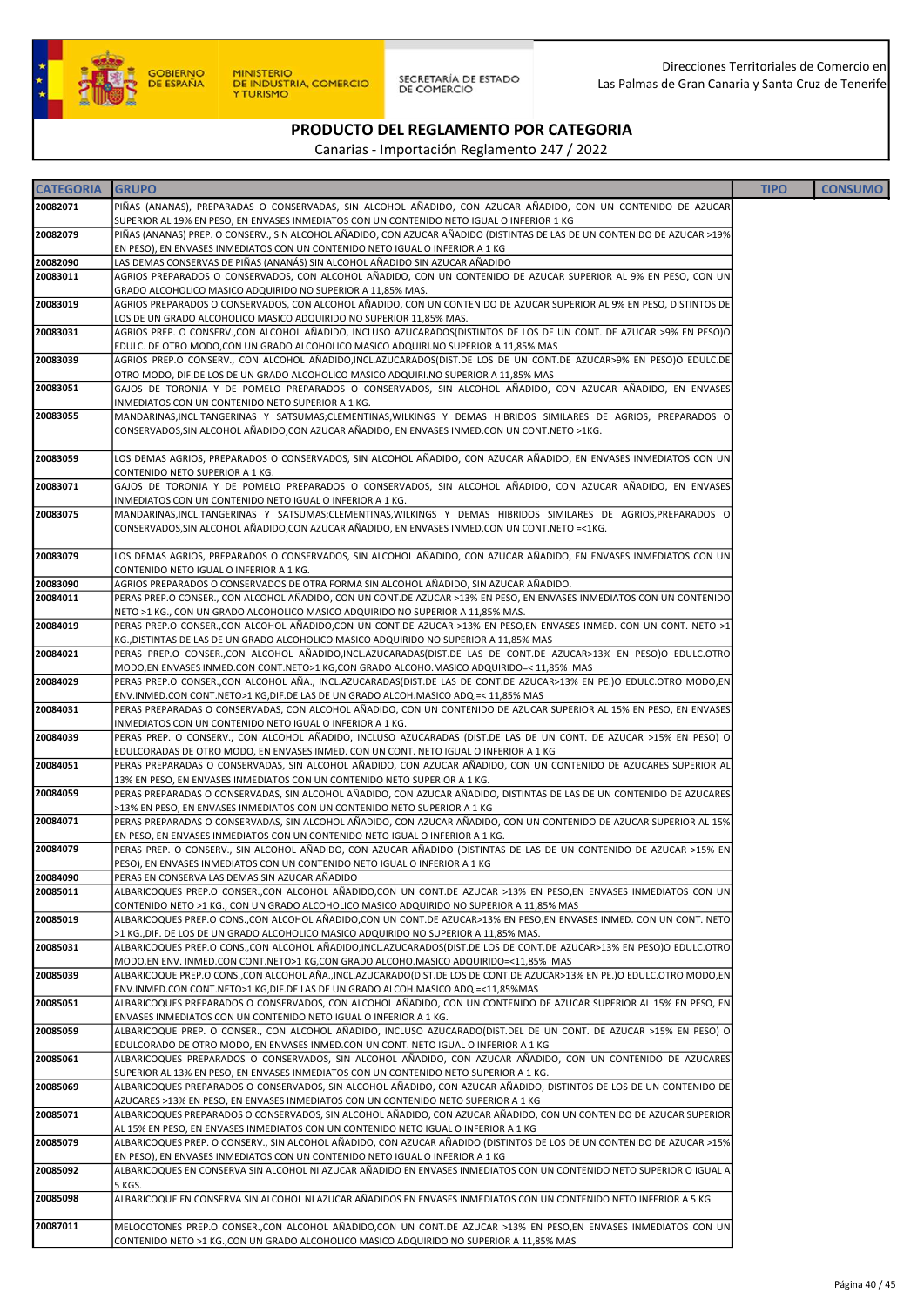# PRODUCTO DEL REGLAMENTO POR CATEGORIA

Canarias - Importación Reglamento 247 / 2022

Direcciones Territoriales de Comercio en Las Palmas de Gran Canaria y Santa Cruz de Tenerife

| CATEGORIA | GRUPO | TIPO | CONSUMO |
|---|---|---|---|
| 20082071 | PIÑAS (ANANAS), PREPARADAS O CONSERVADAS, SIN ALCOHOL AÑADIDO, CON AZUCAR AÑADIDO, CON UN CONTENIDO DE AZUCAR SUPERIOR AL 19% EN PESO, EN ENVASES INMEDIATOS CON UN CONTENIDO NETO IGUAL O INFERIOR A 1 KG | | |
| 20082079 | PIÑAS (ANANAS) PREP. O CONSERV., SIN ALCOHOL AÑADIDO, CON AZUCAR AÑADIDO (DISTINTAS DE LAS DE UN CONTENIDO DE AZUCAR >19% EN PESO), EN ENVASES INMEDIATOS CON UN CONTENIDO NETO IGUAL O INFERIOR A 1 KG | | |
| 20082090 | LAS DEMAS CONSERVAS DE PIÑAS (ANANÁS) SIN ALCOHOL AÑADIDO SIN AZUCAR AÑADIDO | | |
| 20083011 | AGRIOS PREPARADOS O CONSERVADOS, CON ALCOHOL AÑADIDO, CON UN CONTENIDO DE AZUCAR SUPERIOR AL 9% EN PESO, CON UN GRADO ALCOHOLICO MASICO ADQUIRIDO NO SUPERIOR A 11,85% MAS. | | |
| 20083019 | AGRIOS PREPARADOS O CONSERVADOS, CON ALCOHOL AÑADIDO, CON UN CONTENIDO DE AZUCAR SUPERIOR AL 9% EN PESO, DISTINTOS DE LOS DE UN GRADO ALCOHOLICO MASICO ADQUIRIDO NO SUPERIOR 11,85% MAS. | | |
| 20083031 | AGRIOS PREP. O CONSERV.,CON ALCOHOL AÑADIDO, INCLUSO AZUCARADOS(DISTINTOS DE LOS DE UN CONT. DE AZUCAR >9% EN PESO)O EDULC. DE OTRO MODO,CON UN GRADO ALCOHOLICO MASICO ADQUIRI.NO SUPERIOR A 11,85% MAS | | |
| 20083039 | AGRIOS PREP.O CONSERV., CON ALCOHOL AÑADIDO,INCL.AZUCARADOS(DIST.DE LOS DE UN CONT.DE AZUCAR>9% EN PESO)O EDULC.DE OTRO MODO, DIF.DE LOS DE UN GRADO ALCOHOLICO MASICO ADQUIRI.NO SUPERIOR A 11,85% MAS | | |
| 20083051 | GAJOS DE TORONJA Y DE POMELO PREPARADOS O CONSERVADOS, SIN ALCOHOL AÑADIDO, CON AZUCAR AÑADIDO, EN ENVASES INMEDIATOS CON UN CONTENIDO NETO SUPERIOR A 1 KG. | | |
| 20083055 | MANDARINAS,INCL.TANGERINAS Y SATSUMAS;CLEMENTINAS,WILKINGS Y DEMAS HIBRIDOS SIMILARES DE AGRIOS, PREPARADOS O CONSERVADOS,SIN ALCOHOL AÑADIDO,CON AZUCAR AÑADIDO, EN ENVASES INMED.CON UN CONT.NETO >1KG. | | |
| 20083059 | LOS DEMAS AGRIOS, PREPARADOS O CONSERVADOS, SIN ALCOHOL AÑADIDO, CON AZUCAR AÑADIDO, EN ENVASES INMEDIATOS CON UN CONTENIDO NETO SUPERIOR A 1 KG. | | |
| 20083071 | GAJOS DE TORONJA Y DE POMELO PREPARADOS O CONSERVADOS, SIN ALCOHOL AÑADIDO, CON AZUCAR AÑADIDO, EN ENVASES INMEDIATOS CON UN CONTENIDO NETO IGUAL O INFERIOR A 1 KG. | | |
| 20083075 | MANDARINAS,INCL.TANGERINAS Y SATSUMAS;CLEMENTINAS,WILKINGS Y DEMAS HIBRIDOS SIMILARES DE AGRIOS,PREPARADOS O CONSERVADOS,SIN ALCOHOL AÑADIDO,CON AZUCAR AÑADIDO, EN ENVASES INMED.CON UN CONT.NETO =<1KG. | | |
| 20083079 | LOS DEMAS AGRIOS, PREPARADOS O CONSERVADOS, SIN ALCOHOL AÑADIDO, CON AZUCAR AÑADIDO, EN ENVASES INMEDIATOS CON UN CONTENIDO NETO IGUAL O INFERIOR A 1 KG. | | |
| 20083090 | AGRIOS PREPARADOS O CONSERVADOS DE OTRA FORMA SIN ALCOHOL AÑADIDO, SIN AZUCAR AÑADIDO. | | |
| 20084011 | PERAS PREP.O CONSER., CON ALCOHOL AÑADIDO, CON UN CONT.DE AZUCAR >13% EN PESO, EN ENVASES INMEDIATOS CON UN CONTENIDO NETO >1 KG., CON UN GRADO ALCOHOLICO MASICO ADQUIRIDO NO SUPERIOR A 11,85% MAS. | | |
| 20084019 | PERAS PREP.O CONSER.,CON ALCOHOL AÑADIDO,CON UN CONT.DE AZUCAR >13% EN PESO,EN ENVASES INMED. CON UN CONT. NETO >1 KG.,DISTINTAS DE LAS DE UN GRADO ALCOHOLICO MASICO ADQUIRIDO NO SUPERIOR A 11,85% MAS | | |
| 20084021 | PERAS PREP.O CONSER.,CON ALCOHOL AÑADIDO,INCL.AZUCARADAS(DIST.DE LAS DE CONT.DE AZUCAR>13% EN PESO)O EDULC.OTRO MODO,EN ENVASES INMED.CON CONT.NETO>1 KG,CON GRADO ALCOHO.MASICO ADQUIRIDO=< 11,85% MAS | | |
| 20084029 | PERAS PREP.O CONSER.,CON ALCOHOL AÑA., INCL.AZUCARADAS(DIST.DE LAS DE CONT.DE AZUCAR>13% EN PE.)O EDULC.OTRO MODO,EN ENV.INMED.CON CONT.NETO>1 KG,DIF.DE LAS DE UN GRADO ALCOH.MASICO ADQ.=< 11,85% MAS | | |
| 20084031 | PERAS PREPARADAS O CONSERVADAS, CON ALCOHOL AÑADIDO, CON UN CONTENIDO DE AZUCAR SUPERIOR AL 15% EN PESO, EN ENVASES INMEDIATOS CON UN CONTENIDO NETO IGUAL O INFERIOR A 1 KG. | | |
| 20084039 | PERAS PREP. O CONSERV., CON ALCOHOL AÑADIDO, INCLUSO AZUCARADAS (DIST.DE LAS DE UN CONT. DE AZUCAR >15% EN PESO) O EDULCORADAS DE OTRO MODO, EN ENVASES INMED. CON UN CONT. NETO IGUAL O INFERIOR A 1 KG | | |
| 20084051 | PERAS PREPARADAS O CONSERVADAS, SIN ALCOHOL AÑADIDO, CON AZUCAR AÑADIDO, CON UN CONTENIDO DE AZUCARES SUPERIOR AL 13% EN PESO, EN ENVASES INMEDIATOS CON UN CONTENIDO NETO SUPERIOR A 1 KG. | | |
| 20084059 | PERAS PREPARADAS O CONSERVADAS, SIN ALCOHOL AÑADIDO, CON AZUCAR AÑADIDO, DISTINTAS DE LAS DE UN CONTENIDO DE AZUCARES >13% EN PESO, EN ENVASES INMEDIATOS CON UN CONTENIDO NETO SUPERIOR A 1 KG | | |
| 20084071 | PERAS PREPARADAS O CONSERVADAS, SIN ALCOHOL AÑADIDO, CON AZUCAR AÑADIDO, CON UN CONTENIDO DE AZUCAR SUPERIOR AL 15% EN PESO, EN ENVASES INMEDIATOS CON UN CONTENIDO NETO IGUAL O INFERIOR A 1 KG. | | |
| 20084079 | PERAS PREP. O CONSERV., SIN ALCOHOL AÑADIDO, CON AZUCAR AÑADIDO (DISTINTAS DE LAS DE UN CONTENIDO DE AZUCAR >15% EN PESO), EN ENVASES INMEDIATOS CON UN CONTENIDO NETO IGUAL O INFERIOR A 1 KG | | |
| 20084090 | PERAS EN CONSERVA LAS DEMAS SIN AZUCAR AÑADIDO | | |
| 20085011 | ALBARICOQUES PREP.O CONSER.,CON ALCOHOL AÑADIDO,CON UN CONT.DE AZUCAR >13% EN PESO,EN ENVASES INMEDIATOS CON UN CONTENIDO NETO >1 KG., CON UN GRADO ALCOHOLICO MASICO ADQUIRIDO NO SUPERIOR A 11,85% MAS | | |
| 20085019 | ALBARICOQUES PREP.O CONS.,CON ALCOHOL AÑADIDO,CON UN CONT.DE AZUCAR>13% EN PESO,EN ENVASES INMED. CON UN CONT. NETO >1 KG.,DIF. DE LOS DE UN GRADO ALCOHOLICO MASICO ADQUIRIDO NO SUPERIOR A 11,85% MAS. | | |
| 20085031 | ALBARICOQUES PREP.O CONS.,CON ALCOHOL AÑADIDO,INCL.AZUCARADOS(DIST.DE LOS DE CONT.DE AZUCAR>13% EN PESO)O EDULC.OTRO MODO,EN ENV. INMED.CON CONT.NETO>1 KG,CON GRADO ALCOHO.MASICO ADQUIRIDO=<11,85% MAS | | |
| 20085039 | ALBARICOQUE PREP.O CONS.,CON ALCOHOL AÑA.,INCL.AZUCARADO(DIST.DE LOS DE CONT.DE AZUCAR>13% EN PE.)O EDULC.OTRO MODO,EN ENV.INMED.CON CONT.NETO>1 KG,DIF.DE LAS DE UN GRADO ALCOH.MASICO ADQ.=<11,85%MAS | | |
| 20085051 | ALBARICOQUES PREPARADOS O CONSERVADOS, CON ALCOHOL AÑADIDO, CON UN CONTENIDO DE AZUCAR SUPERIOR AL 15% EN PESO, EN ENVASES INMEDIATOS CON UN CONTENIDO NETO IGUAL O INFERIOR A 1 KG. | | |
| 20085059 | ALBARICOQUE PREP. O CONSER., CON ALCOHOL AÑADIDO, INCLUSO AZUCARADO(DIST.DEL DE UN CONT. DE AZUCAR >15% EN PESO) O EDULCORADO DE OTRO MODO, EN ENVASES INMED.CON UN CONT. NETO IGUAL O INFERIOR A 1 KG | | |
| 20085061 | ALBARICOQUES PREPARADOS O CONSERVADOS, SIN ALCOHOL AÑADIDO, CON AZUCAR AÑADIDO, CON UN CONTENIDO DE AZUCARES SUPERIOR AL 13% EN PESO, EN ENVASES INMEDIATOS CON UN CONTENIDO NETO SUPERIOR A 1 KG. | | |
| 20085069 | ALBARICOQUES PREPARADOS O CONSERVADOS, SIN ALCOHOL AÑADIDO, CON AZUCAR AÑADIDO, DISTINTOS DE LOS DE UN CONTENIDO DE AZUCARES >13% EN PESO, EN ENVASES INMEDIATOS CON UN CONTENIDO NETO SUPERIOR A 1 KG | | |
| 20085071 | ALBARICOQUES PREPARADOS O CONSERVADOS, SIN ALCOHOL AÑADIDO, CON AZUCAR AÑADIDO, CON UN CONTENIDO DE AZUCAR SUPERIOR AL 15% EN PESO, EN ENVASES INMEDIATOS CON UN CONTENIDO NETO IGUAL O INFERIOR A 1 KG | | |
| 20085079 | ALBARICOQUES PREP. O CONSERV., SIN ALCOHOL AÑADIDO, CON AZUCAR AÑADIDO (DISTINTOS DE LOS DE UN CONTENIDO DE AZUCAR >15% EN PESO), EN ENVASES INMEDIATOS CON UN CONTENIDO NETO IGUAL O INFERIOR A 1 KG | | |
| 20085092 | ALBARICOQUES EN CONSERVA SIN ALCOHOL NI AZUCAR AÑADIDO EN ENVASES INMEDIATOS CON UN CONTENIDO NETO SUPERIOR O IGUAL A 5 KGS. | | |
| 20085098 | ALBARICOQUE EN CONSERVA SIN ALCOHOL NI AZUCAR AÑADIDOS EN ENVASES INMEDIATOS CON UN CONTENIDO NETO INFERIOR A 5 KG | | |
| 20087011 | MELOCOTONES PREP.O CONSER.,CON ALCOHOL AÑADIDO,CON UN CONT.DE AZUCAR >13% EN PESO,EN ENVASES INMEDIATOS CON UN CONTENIDO NETO >1 KG.,CON UN GRADO ALCOHOLICO MASICO ADQUIRIDO NO SUPERIOR A 11,85% MAS | | |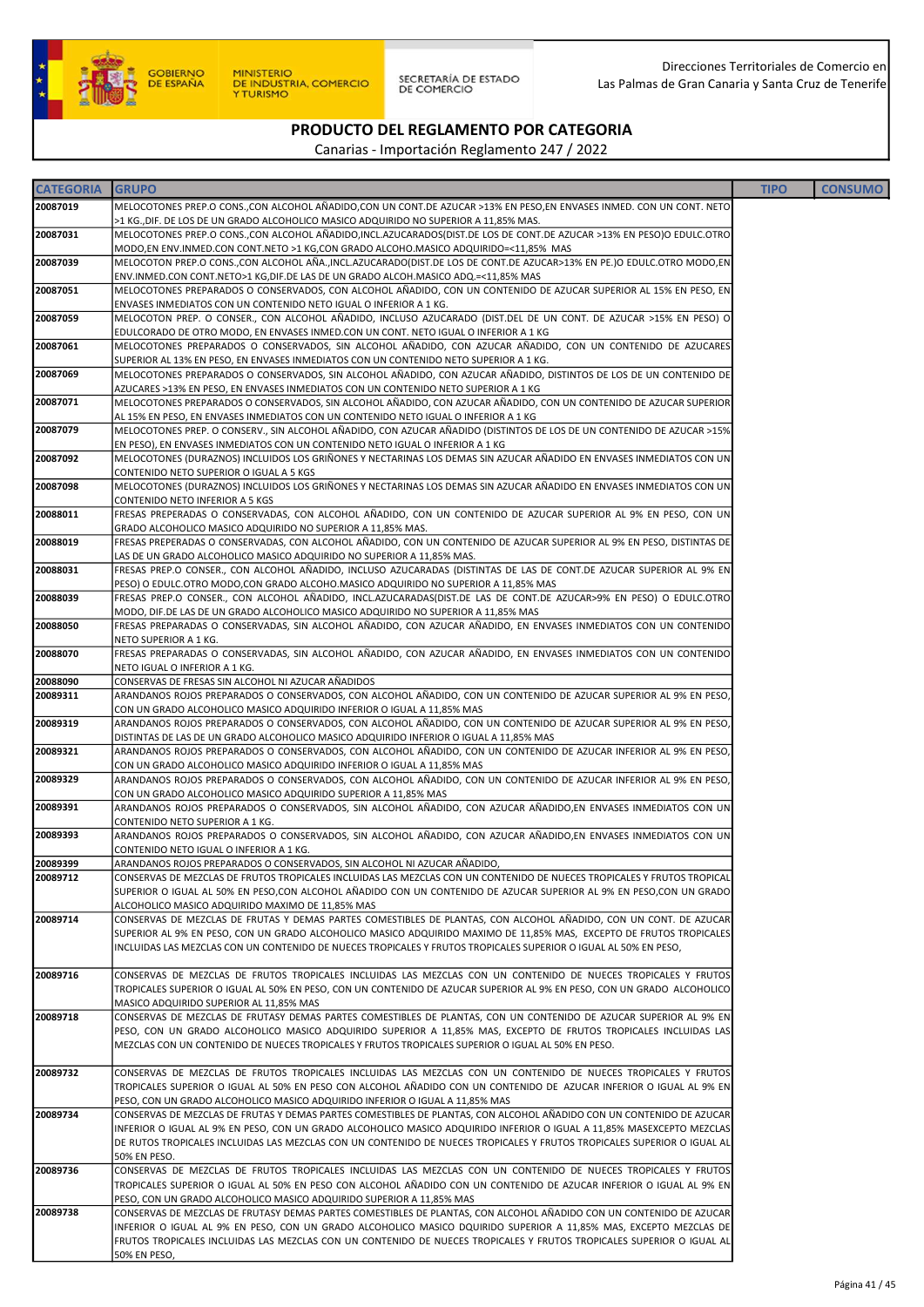GOBIERNO DE ESPAÑA — MINISTERIO DE INDUSTRIA, COMERCIO Y TURISMO — SECRETARÍA DE ESTADO DE COMERCIO

Direcciones Territoriales de Comercio en Las Palmas de Gran Canaria y Santa Cruz de Tenerife

# PRODUCTO DEL REGLAMENTO POR CATEGORIA

Canarias - Importación Reglamento 247 / 2022

| CATEGORIA | GRUPO | TIPO | CONSUMO |
|---|---|---|---|
| 20087019 | MELOCOTONES PREP.O CONS.,CON ALCOHOL AÑADIDO,CON UN CONT.DE AZUCAR >13% EN PESO,EN ENVASES INMED. CON UN CONT. NETO >1 KG.,DIF. DE LOS DE UN GRADO ALCOHOLICO MASICO ADQUIRIDO NO SUPERIOR A 11,85% MAS. | | |
| 20087031 | MELOCOTONES PREP.O CONS.,CON ALCOHOL AÑADIDO,INCL.AZUCARADOS(DIST.DE LOS DE CONT.DE AZUCAR >13% EN PESO)O EDULC.OTRO MODO,EN ENV.INMED.CON CONT.NETO >1 KG,CON GRADO ALCOHO.MASICO ADQUIRIDO=<11,85% MAS | | |
| 20087039 | MELOCOTON PREP.O CONS.,CON ALCOHOL AÑA.,INCL.AZUCARADO(DIST.DE LOS DE CONT.DE AZUCAR>13% EN PE.)O EDULC.OTRO MODO,EN ENV.INMED.CON CONT.NETO>1 KG,DIF.DE LAS DE UN GRADO ALCOH.MASICO ADQ.=<11,85% MAS | | |
| 20087051 | MELOCOTONES PREPARADOS O CONSERVADOS, CON ALCOHOL AÑADIDO, CON UN CONTENIDO DE AZUCAR SUPERIOR AL 15% EN PESO, EN ENVASES INMEDIATOS CON UN CONTENIDO NETO IGUAL O INFERIOR A 1 KG. | | |
| 20087059 | MELOCOTON PREP. O CONSER., CON ALCOHOL AÑADIDO, INCLUSO AZUCARADO (DIST.DEL DE UN CONT. DE AZUCAR >15% EN PESO) O EDULCORADO DE OTRO MODO, EN ENVASES INMED.CON UN CONT. NETO IGUAL O INFERIOR A 1 KG | | |
| 20087061 | MELOCOTONES PREPARADOS O CONSERVADOS, SIN ALCOHOL AÑADIDO, CON AZUCAR AÑADIDO, CON UN CONTENIDO DE AZUCARES SUPERIOR AL 13% EN PESO, EN ENVASES INMEDIATOS CON UN CONTENIDO NETO SUPERIOR A 1 KG. | | |
| 20087069 | MELOCOTONES PREPARADOS O CONSERVADOS, SIN ALCOHOL AÑADIDO, CON AZUCAR AÑADIDO, DISTINTOS DE LOS DE UN CONTENIDO DE AZUCARES >13% EN PESO, EN ENVASES INMEDIATOS CON UN CONTENIDO NETO SUPERIOR A 1 KG | | |
| 20087071 | MELOCOTONES PREPARADOS O CONSERVADOS, SIN ALCOHOL AÑADIDO, CON AZUCAR AÑADIDO, CON UN CONTENIDO DE AZUCAR SUPERIOR AL 15% EN PESO, EN ENVASES INMEDIATOS CON UN CONTENIDO NETO IGUAL O INFERIOR A 1 KG | | |
| 20087079 | MELOCOTONES PREP. O CONSERV., SIN ALCOHOL AÑADIDO, CON AZUCAR AÑADIDO (DISTINTOS DE LOS DE UN CONTENIDO DE AZUCAR >15% EN PESO), EN ENVASES INMEDIATOS CON UN CONTENIDO NETO IGUAL O INFERIOR A 1 KG | | |
| 20087092 | MELOCOTONES (DURAZNOS) INCLUIDOS LOS GRIÑONES Y NECTARINAS LOS DEMAS SIN AZUCAR AÑADIDO EN ENVASES INMEDIATOS CON UN CONTENIDO NETO SUPERIOR O IGUAL A 5 KGS | | |
| 20087098 | MELOCOTONES (DURAZNOS) INCLUIDOS LOS GRIÑONES Y NECTARINAS LOS DEMAS SIN AZUCAR AÑADIDO EN ENVASES INMEDIATOS CON UN CONTENIDO NETO INFERIOR A 5 KGS | | |
| 20088011 | FRESAS PREPERADAS O CONSERVADAS, CON ALCOHOL AÑADIDO, CON UN CONTENIDO DE AZUCAR SUPERIOR AL 9% EN PESO, CON UN GRADO ALCOHOLICO MASICO ADQUIRIDO NO SUPERIOR A 11,85% MAS. | | |
| 20088019 | FRESAS PREPARADAS O CONSERVADAS, CON ALCOHOL AÑADIDO, CON UN CONTENIDO DE AZUCAR SUPERIOR AL 9% EN PESO, DISTINTAS DE LAS DE UN GRADO ALCOHOLICO MASICO ADQUIRIDO NO SUPERIOR A 11,85% MAS. | | |
| 20088031 | FRESAS PREP.O CONSER., CON ALCOHOL AÑADIDO, INCLUSO AZUCARADAS (DISTINTAS DE LAS DE CONT.DE AZUCAR SUPERIOR AL 9% EN PESO) O EDULC.OTRO MODO,CON GRADO ALCOHO.MASICO ADQUIRIDO NO SUPERIOR A 11,85% MAS | | |
| 20088039 | FRESAS PREP.O CONSER., CON ALCOHOL AÑADIDO, INCL.AZUCARADAS(DIST.DE LAS DE CONT.DE AZUCAR>9% EN PESO) O EDULC.OTRO MODO, DIF.DE LAS DE UN GRADO ALCOHOLICO MASICO ADQUIRIDO NO SUPERIOR A 11,85% MAS | | |
| 20088050 | FRESAS PREPARADAS O CONSERVADAS, SIN ALCOHOL AÑADIDO, CON AZUCAR AÑADIDO, EN ENVASES INMEDIATOS CON UN CONTENIDO NETO SUPERIOR A 1 KG. | | |
| 20088070 | FRESAS PREPARADAS O CONSERVADAS, SIN ALCOHOL AÑADIDO, CON AZUCAR AÑADIDO, EN ENVASES INMEDIATOS CON UN CONTENIDO NETO IGUAL O INFERIOR A 1 KG. | | |
| 20088090 | CONSERVAS DE FRESAS SIN ALCOHOL NI AZUCAR AÑADIDOS | | |
| 20089311 | ARANDANOS ROJOS PREPARADOS O CONSERVADOS, CON ALCOHOL AÑADIDO, CON UN CONTENIDO DE AZUCAR SUPERIOR AL 9% EN PESO, CON UN GRADO ALCOHOLICO MASICO ADQUIRIDO INFERIOR O IGUAL A 11,85% MAS | | |
| 20089319 | ARANDANOS ROJOS PREPARADOS O CONSERVADOS, CON ALCOHOL AÑADIDO, CON UN CONTENIDO DE AZUCAR SUPERIOR AL 9% EN PESO, DISTINTAS DE LAS DE UN GRADO ALCOHOLICO MASICO ADQUIRIDO INFERIOR O IGUAL A 11,85% MAS | | |
| 20089321 | ARANDANOS ROJOS PREPARADOS O CONSERVADOS, CON ALCOHOL AÑADIDO, CON UN CONTENIDO DE AZUCAR INFERIOR AL 9% EN PESO, CON UN GRADO ALCOHOLICO MASICO ADQUIRIDO INFERIOR O IGUAL A 11,85% MAS | | |
| 20089329 | ARANDANOS ROJOS PREPARADOS O CONSERVADOS, CON ALCOHOL AÑADIDO, CON UN CONTENIDO DE AZUCAR INFERIOR AL 9% EN PESO, CON UN GRADO ALCOHOLICO MASICO ADQUIRIDO SUPERIOR A 11,85% MAS | | |
| 20089391 | ARANDANOS ROJOS PREPARADOS O CONSERVADOS, SIN ALCOHOL AÑADIDO, CON AZUCAR AÑADIDO,EN ENVASES INMEDIATOS CON UN CONTENIDO NETO SUPERIOR A 1 KG. | | |
| 20089393 | ARANDANOS ROJOS PREPARADOS O CONSERVADOS, SIN ALCOHOL AÑADIDO, CON AZUCAR AÑADIDO,EN ENVASES INMEDIATOS CON UN CONTENIDO NETO IGUAL O INFERIOR A 1 KG. | | |
| 20089399 | ARANDANOS ROJOS PREPARADOS O CONSERVADOS, SIN ALCOHOL NI AZUCAR AÑADIDO, | | |
| 20089712 | CONSERVAS DE MEZCLAS DE FRUTOS TROPICALES INCLUIDAS LAS MEZCLAS CON UN CONTENIDO DE NUECES TROPICALES Y FRUTOS TROPICAL SUPERIOR O IGUAL AL 50% EN PESO,CON ALCOHOL AÑADIDO CON UN CONTENIDO DE AZUCAR SUPERIOR AL 9% EN PESO,CON UN GRADO ALCOHOLICO MASICO ADQUIRIDO MAXIMO DE 11,85% MAS | | |
| 20089714 | CONSERVAS DE MEZCLAS DE FRUTAS Y DEMAS PARTES COMESTIBLES DE PLANTAS, CON ALCOHOL AÑADIDO, CON UN CONT. DE AZUCAR SUPERIOR AL 9% EN PESO, CON UN GRADO ALCOHOLICO MASICO ADQUIRIDO MAXIMO DE 11,85% MAS, EXCEPTO DE FRUTOS TROPICALES INCLUIDAS LAS MEZCLAS CON UN CONTENIDO DE NUECES TROPICALES Y FRUTOS TROPICALES SUPERIOR O IGUAL AL 50% EN PESO, | | |
| 20089716 | CONSERVAS DE MEZCLAS DE FRUTOS TROPICALES INCLUIDAS LAS MEZCLAS CON UN CONTENIDO DE NUECES TROPICALES Y FRUTOS TROPICALES SUPERIOR O IGUAL AL 50% EN PESO, CON UN CONTENIDO DE AZUCAR SUPERIOR AL 9% EN PESO, CON UN GRADO ALCOHOLICO MASICO ADQUIRIDO SUPERIOR AL 11,85% MAS | | |
| 20089718 | CONSERVAS DE MEZCLAS DE FRUTASY DEMAS PARTES COMESTIBLES DE PLANTAS, CON UN CONTENIDO DE AZUCAR SUPERIOR AL 9% EN PESO, CON UN GRADO ALCOHOLICO MASICO ADQUIRIDO SUPERIOR A 11,85% MAS, EXCEPTO DE FRUTOS TROPICALES INCLUIDAS LAS MEZCLAS CON UN CONTENIDO DE NUECES TROPICALES Y FRUTOS TROPICALES SUPERIOR O IGUAL AL 50% EN PESO. | | |
| 20089732 | CONSERVAS DE MEZCLAS DE FRUTOS TROPICALES INCLUIDAS LAS MEZCLAS CON UN CONTENIDO DE NUECES TROPICALES Y FRUTOS TROPICALES SUPERIOR O IGUAL AL 50% EN PESO CON ALCOHOL AÑADIDO CON UN CONTENIDO DE AZUCAR INFERIOR O IGUAL AL 9% EN PESO, CON UN GRADO ALCOHOLICO MASICO ADQUIRIDO INFERIOR O IGUAL A 11,85% MAS | | |
| 20089734 | CONSERVAS DE MEZCLAS DE FRUTAS Y DEMAS PARTES COMESTIBLES DE PLANTAS, CON ALCOHOL AÑADIDO CON UN CONTENIDO DE AZUCAR INFERIOR O IGUAL AL 9% EN PESO, CON UN GRADO ALCOHOLICO MASICO ADQUIRIDO INFERIOR O IGUAL A 11,85% MASEXCEPTO MEZCLAS DE RUTOS TROPICALES INCLUIDAS LAS MEZCLAS CON UN CONTENIDO DE NUECES TROPICALES Y FRUTOS TROPICALES SUPERIOR O IGUAL AL 50% EN PESO. | | |
| 20089736 | CONSERVAS DE MEZCLAS DE FRUTOS TROPICALES INCLUIDAS LAS MEZCLAS CON UN CONTENIDO DE NUECES TROPICALES Y FRUTOS TROPICALES SUPERIOR O IGUAL AL 50% EN PESO CON ALCOHOL AÑADIDO CON UN CONTENIDO DE AZUCAR INFERIOR O IGUAL AL 9% EN PESO, CON UN GRADO ALCOHOLICO MASICO ADQUIRIDO SUPERIOR A 11,85% MAS | | |
| 20089738 | CONSERVAS DE MEZCLAS DE FRUTASY DEMAS PARTES COMESTIBLES DE PLANTAS, CON ALCOHOL AÑADIDO CON UN CONTENIDO DE AZUCAR INFERIOR O IGUAL AL 9% EN PESO, CON UN GRADO ALCOHOLICO MASICO DQUIRIDO SUPERIOR A 11,85% MAS, EXCEPTO MEZCLAS DE FRUTOS TROPICALES INCLUIDAS LAS MEZCLAS CON UN CONTENIDO DE NUECES TROPICALES Y FRUTOS TROPICALES SUPERIOR O IGUAL AL 50% EN PESO, | | |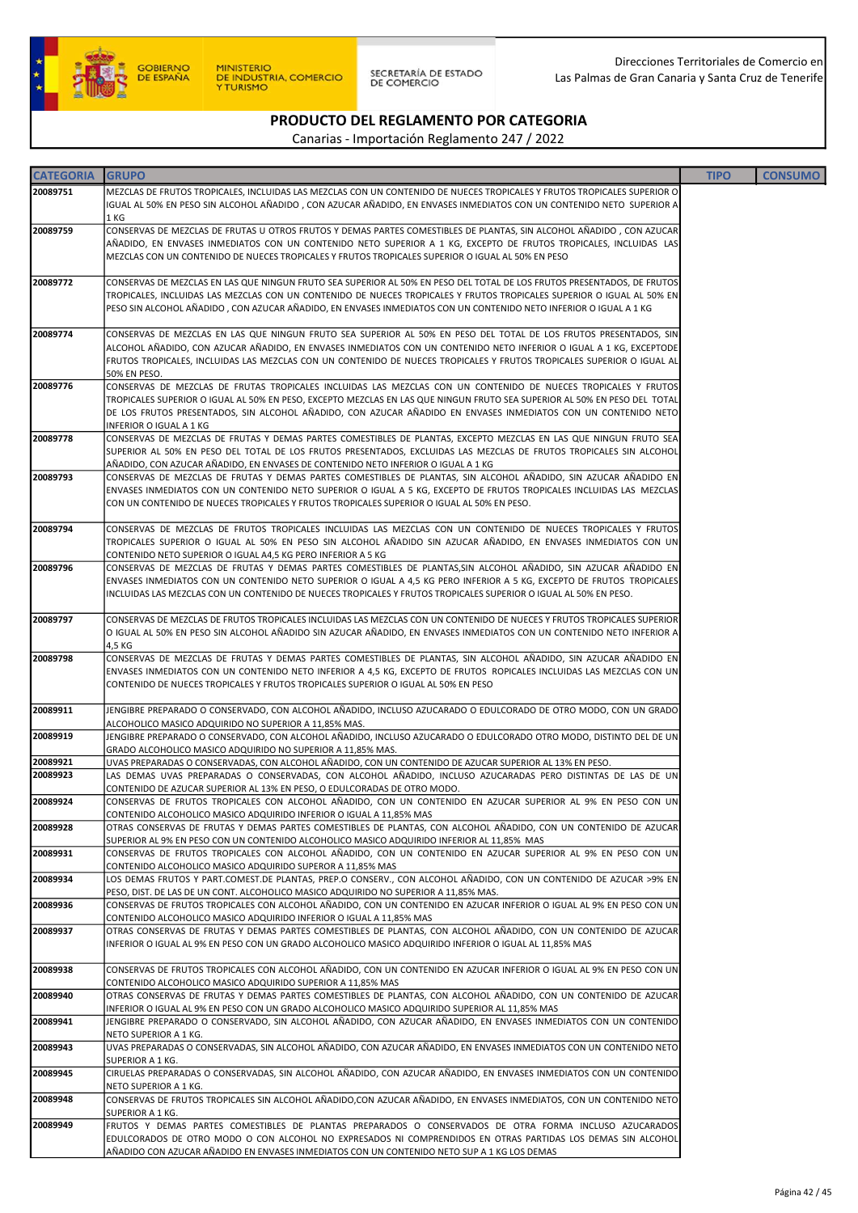# PRODUCTO DEL REGLAMENTO POR CATEGORIA

Canarias - Importación Reglamento 247 / 2022

| CATEGORIA | GRUPO | TIPO | CONSUMO |
|---|---|---|---|
| 20089751 | MEZCLAS DE FRUTOS TROPICALES, INCLUIDAS LAS MEZCLAS CON UN CONTENIDO DE NUECES TROPICALES Y FRUTOS TROPICALES SUPERIOR O IGUAL AL 50% EN PESO SIN ALCOHOL AÑADIDO , CON AZUCAR AÑADIDO, EN ENVASES INMEDIATOS CON UN CONTENIDO NETO SUPERIOR A 1 KG | | |
| 20089759 | CONSERVAS DE MEZCLAS DE FRUTAS U OTROS FRUTOS Y DEMAS PARTES COMESTIBLES DE PLANTAS, SIN ALCOHOL AÑADIDO , CON AZUCAR AÑADIDO, EN ENVASES INMEDIATOS CON UN CONTENIDO NETO SUPERIOR A 1 KG, EXCEPTO DE FRUTOS TROPICALES, INCLUIDAS LAS MEZCLAS CON UN CONTENIDO DE NUECES TROPICALES Y FRUTOS TROPICALES SUPERIOR O IGUAL AL 50% EN PESO | | |
| 20089772 | CONSERVAS DE MEZCLAS EN LAS QUE NINGUN FRUTO SEA SUPERIOR AL 50% EN PESO DEL TOTAL DE LOS FRUTOS PRESENTADOS, DE FRUTOS TROPICALES, INCLUIDAS LAS MEZCLAS CON UN CONTENIDO DE NUECES TROPICALES Y FRUTOS TROPICALES SUPERIOR O IGUAL AL 50% EN PESO SIN ALCOHOL AÑADIDO , CON AZUCAR AÑADIDO, EN ENVASES INMEDIATOS CON UN CONTENIDO NETO INFERIOR O IGUAL A 1 KG | | |
| 20089774 | CONSERVAS DE MEZCLAS EN LAS QUE NINGUN FRUTO SEA SUPERIOR AL 50% EN PESO DEL TOTAL DE LOS FRUTOS PRESENTADOS, SIN ALCOHOL AÑADIDO, CON AZUCAR AÑADIDO, EN ENVASES INMEDIATOS CON UN CONTENIDO NETO INFERIOR O IGUAL A 1 KG, EXCEPTODE FRUTOS TROPICALES, INCLUIDAS LAS MEZCLAS CON UN CONTENIDO DE NUECES TROPICALES Y FRUTOS TROPICALES SUPERIOR O IGUAL AL 50% EN PESO. | | |
| 20089776 | CONSERVAS DE MEZCLAS DE FRUTAS TROPICALES INCLUIDAS LAS MEZCLAS CON UN CONTENIDO DE NUECES TROPICALES Y FRUTOS TROPICALES SUPERIOR O IGUAL AL 50% EN PESO, EXCEPTO MEZCLAS EN LAS QUE NINGUN FRUTO SEA SUPERIOR AL 50% EN PESO DEL TOTAL DE LOS FRUTOS PRESENTADOS, SIN ALCOHOL AÑADIDO, CON AZUCAR AÑADIDO EN ENVASES INMEDIATOS CON UN CONTENIDO NETO INFERIOR O IGUAL A 1 KG | | |
| 20089778 | CONSERVAS DE MEZCLAS DE FRUTAS Y DEMAS PARTES COMESTIBLES DE PLANTAS, EXCEPTO MEZCLAS EN LAS QUE NINGUN FRUTO SEA SUPERIOR AL 50% EN PESO DEL TOTAL DE LOS FRUTOS PRESENTADOS, EXCLUIDAS LAS MEZCLAS DE FRUTOS TROPICALES SIN ALCOHOL AÑADIDO, CON AZUCAR AÑADIDO, EN ENVASES DE CONTENIDO NETO INFERIOR O IGUAL A 1 KG | | |
| 20089793 | CONSERVAS DE MEZCLAS DE FRUTAS Y DEMAS PARTES COMESTIBLES DE PLANTAS, SIN ALCOHOL AÑADIDO, SIN AZUCAR AÑADIDO EN ENVASES INMEDIATOS CON UN CONTENIDO NETO SUPERIOR O IGUAL A 5 KG, EXCEPTO DE FRUTOS TROPICALES INCLUIDAS LAS MEZCLAS CON UN CONTENIDO DE NUECES TROPICALES Y FRUTOS TROPICALES SUPERIOR O IGUAL AL 50% EN PESO. | | |
| 20089794 | CONSERVAS DE MEZCLAS DE FRUTOS TROPICALES INCLUIDAS LAS MEZCLAS CON UN CONTENIDO DE NUECES TROPICALES Y FRUTOS TROPICALES SUPERIOR O IGUAL AL 50% EN PESO SIN ALCOHOL AÑADIDO SIN AZUCAR AÑADIDO, EN ENVASES INMEDIATOS CON UN CONTENIDO NETO SUPERIOR O IGUAL A4,5 KG PERO INFERIOR A 5 KG | | |
| 20089796 | CONSERVAS DE MEZCLAS DE FRUTAS Y DEMAS PARTES COMESTIBLES DE PLANTAS,SIN ALCOHOL AÑADIDO, SIN AZUCAR AÑADIDO EN ENVASES INMEDIATOS CON UN CONTENIDO NETO SUPERIOR O IGUAL A 4,5 KG PERO INFERIOR A 5 KG, EXCEPTO DE FRUTOS TROPICALES INCLUIDAS LAS MEZCLAS CON UN CONTENIDO DE NUECES TROPICALES Y FRUTOS TROPICALES SUPERIOR O IGUAL AL 50% EN PESO. | | |
| 20089797 | CONSERVAS DE MEZCLAS DE FRUTOS TROPICALES INCLUIDAS LAS MEZCLAS CON UN CONTENIDO DE NUECES Y FRUTOS TROPICALES SUPERIOR O IGUAL AL 50% EN PESO SIN ALCOHOL AÑADIDO SIN AZUCAR AÑADIDO, EN ENVASES INMEDIATOS CON UN CONTENIDO NETO INFERIOR A 4,5 KG | | |
| 20089798 | CONSERVAS DE MEZCLAS DE FRUTAS Y DEMAS PARTES COMESTIBLES DE PLANTAS, SIN ALCOHOL AÑADIDO, SIN AZUCAR AÑADIDO EN ENVASES INMEDIATOS CON UN CONTENIDO NETO INFERIOR A 4,5 KG, EXCEPTO DE FRUTOS ROPICALES INCLUIDAS LAS MEZCLAS CON UN CONTENIDO DE NUECES TROPICALES Y FRUTOS TROPICALES SUPERIOR O IGUAL AL 50% EN PESO | | |
| 20089911 | JENGIBRE PREPARADO O CONSERVADO, CON ALCOHOL AÑADIDO, INCLUSO AZUCARADO O EDULCORADO DE OTRO MODO, CON UN GRADO ALCOHOLICO MASICO ADQUIRIDO NO SUPERIOR A 11,85% MAS. | | |
| 20089919 | JENGIBRE PREPARADO O CONSERVADO, CON ALCOHOL AÑADIDO, INCLUSO AZUCARADO O EDULCORADO OTRO MODO, DISTINTO DEL DE UN GRADO ALCOHOLICO MASICO ADQUIRIDO NO SUPERIOR A 11,85% MAS. | | |
| 20089921 | UVAS PREPARADAS O CONSERVADAS, CON ALCOHOL AÑADIDO, CON UN CONTENIDO DE AZUCAR SUPERIOR AL 13% EN PESO. | | |
| 20089923 | LAS DEMAS UVAS PREPARADAS O CONSERVADAS, CON ALCOHOL AÑADIDO, INCLUSO AZUCARADAS PERO DISTINTAS DE LAS DE UN CONTENIDO DE AZUCAR SUPERIOR AL 13% EN PESO, O EDULCORADAS DE OTRO MODO. | | |
| 20089924 | CONSERVAS DE FRUTOS TROPICALES CON ALCOHOL AÑADIDO, CON UN CONTENIDO EN AZUCAR SUPERIOR AL 9% EN PESO CON UN CONTENIDO ALCOHOLICO MASICO ADQUIRIDO INFERIOR O IGUAL A 11,85% MAS | | |
| 20089928 | OTRAS CONSERVAS DE FRUTAS Y DEMAS PARTES COMESTIBLES DE PLANTAS, CON ALCOHOL AÑADIDO, CON UN CONTENIDO DE AZUCAR SUPERIOR AL 9% EN PESO CON UN CONTENIDO ALCOHOLICO MASICO ADQUIRIDO INFERIOR AL 11,85% MAS | | |
| 20089931 | CONSERVAS DE FRUTOS TROPICALES CON ALCOHOL AÑADIDO, CON UN CONTENIDO EN AZUCAR SUPERIOR AL 9% EN PESO CON UN CONTENIDO ALCOHOLICO MASICO ADQUIRIDO SUPEROR A 11,85% MAS | | |
| 20089934 | LOS DEMAS FRUTOS Y PART.COMEST.DE PLANTAS, PREP.O CONSERV., CON ALCOHOL AÑADIDO, CON UN CONTENIDO DE AZUCAR >9% EN PESO, DIST. DE LAS DE UN CONT. ALCOHOLICO MASICO ADQUIRIDO NO SUPERIOR A 11,85% MAS. | | |
| 20089936 | CONSERVAS DE FRUTOS TROPICALES CON ALCOHOL AÑADIDO, CON UN CONTENIDO EN AZUCAR INFERIOR O IGUAL AL 9% EN PESO CON UN CONTENIDO ALCOHOLICO MASICO ADQUIRIDO INFERIOR O IGUAL A 11,85% MAS | | |
| 20089937 | OTRAS CONSERVAS DE FRUTAS Y DEMAS PARTES COMESTIBLES DE PLANTAS, CON ALCOHOL AÑADIDO, CON UN CONTENIDO DE AZUCAR INFERIOR O IGUAL AL 9% EN PESO CON UN GRADO ALCOHOLICO MASICO ADQUIRIDO INFERIOR O IGUAL AL 11,85% MAS | | |
| 20089938 | CONSERVAS DE FRUTOS TROPICALES CON ALCOHOL AÑADIDO, CON UN CONTENIDO EN AZUCAR INFERIOR O IGUAL AL 9% EN PESO CON UN CONTENIDO ALCOHOLICO MASICO ADQUIRIDO SUPERIOR A 11,85% MAS | | |
| 20089940 | OTRAS CONSERVAS DE FRUTAS Y DEMAS PARTES COMESTIBLES DE PLANTAS, CON ALCOHOL AÑADIDO, CON UN CONTENIDO DE AZUCAR INFERIOR O IGUAL AL 9% EN PESO CON UN GRADO ALCOHOLICO MASICO ADQUIRIDO SUPERIOR AL 11,85% MAS | | |
| 20089941 | JENGIBRE PREPARADO O CONSERVADO, SIN ALCOHOL AÑADIDO, CON AZUCAR AÑADIDO, EN ENVASES INMEDIATOS CON UN CONTENIDO NETO SUPERIOR A 1 KG. | | |
| 20089943 | UVAS PREPARADAS O CONSERVADAS, SIN ALCOHOL AÑADIDO, CON AZUCAR AÑADIDO, EN ENVASES INMEDIATOS CON UN CONTENIDO NETO SUPERIOR A 1 KG. | | |
| 20089945 | CIRUELAS PREPARADAS O CONSERVADAS, SIN ALCOHOL AÑADIDO, CON AZUCAR AÑADIDO, EN ENVASES INMEDIATOS CON UN CONTENIDO NETO SUPERIOR A 1 KG. | | |
| 20089948 | CONSERVAS DE FRUTOS TROPICALES SIN ALCOHOL AÑADIDO,CON AZUCAR AÑADIDO, EN ENVASES INMEDIATOS, CON UN CONTENIDO NETO SUPERIOR A 1 KG. | | |
| 20089949 | FRUTOS Y DEMAS PARTES COMESTIBLES DE PLANTAS PREPARADOS O CONSERVADOS DE OTRA FORMA INCLUSO AZUCARADOS EDULCORADOS DE OTRO MODO O CON ALCOHOL NO EXPRESADOS NI COMPRENDIDOS EN OTRAS PARTIDAS LOS DEMAS SIN ALCOHOL AÑADIDO CON AZUCAR AÑADIDO EN ENVASES INMEDIATOS CON UN CONTENIDO NETO SUP A 1 KG LOS DEMAS | | |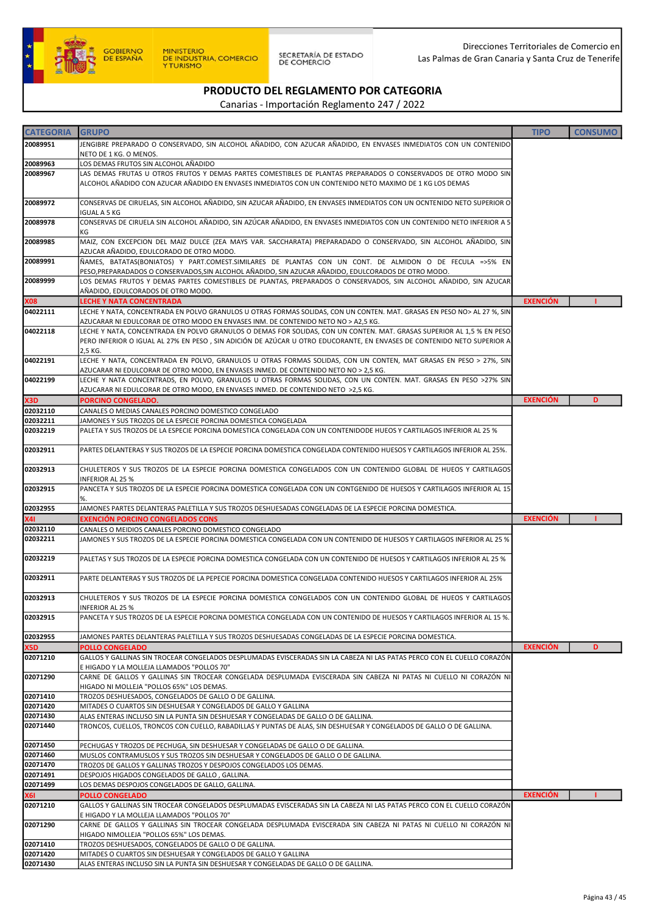Direcciones Territoriales de Comercio en Las Palmas de Gran Canaria y Santa Cruz de Tenerife

# PRODUCTO DEL REGLAMENTO POR CATEGORIA

Canarias - Importación Reglamento 247 / 2022

| CATEGORIA | GRUPO | TIPO | CONSUMO |
|---|---|---|---|
| 20089951 | JENGIBRE PREPARADO O CONSERVADO, SIN ALCOHOL AÑADIDO, CON AZUCAR AÑADIDO, EN ENVASES INMEDIATOS CON UN CONTENIDO NETO DE 1 KG. O MENOS. | | |
| 20089963 | LOS DEMAS FRUTOS SIN ALCOHOL AÑADIDO | | |
| 20089967 | LAS DEMAS FRUTAS U OTROS FRUTOS Y DEMAS PARTES COMESTIBLES DE PLANTAS PREPARADOS O CONSERVADOS DE OTRO MODO SIN ALCOHOL AÑADIDO CON AZUCAR AÑADIDO EN ENVASES INMEDIATOS CON UN CONTENIDO NETO MAXIMO DE 1 KG LOS DEMAS | | |
| 20089972 | CONSERVAS DE CIRUELAS, SIN ALCOHOL AÑADIDO, SIN AZUCAR AÑADIDO, EN ENVASES INMEDIATOS CON UN OCNTENIDO NETO SUPERIOR O IGUAL A 5 KG | | |
| 20089978 | CONSERVAS DE CIRUELA SIN ALCOHOL AÑADIDO, SIN AZÚCAR AÑADIDO, EN ENVASES INMEDIATOS CON UN CONTENIDO NETO INFERIOR A 5 KG | | |
| 20089985 | MAIZ, CON EXCEPCION DEL MAIZ DULCE (ZEA MAYS VAR. SACCHARATA) PREPARADADO O CONSERVADO, SIN ALCOHOL AÑADIDO, SIN AZUCAR AÑADIDO, EDULCORADO DE OTRO MODO. | | |
| 20089991 | ÑAMES, BATATAS(BONIATOS) Y PART.COMEST.SIMILARES DE PLANTAS CON UN CONT. DE ALMIDON O DE FECULA =>5% EN PESO,PREPARADADOS O CONSERVADOS,SIN ALCOHOL AÑADIDO, SIN AZUCAR AÑADIDO, EDULCORADOS DE OTRO MODO. | | |
| 20089999 | LOS DEMAS FRUTOS Y DEMAS PARTES COMESTIBLES DE PLANTAS, PREPARADOS O CONSERVADOS, SIN ALCOHOL AÑADIDO, SIN AZUCAR AÑADIDO, EDULCORADOS DE OTRO MODO. | | |
| **X08** | **LECHE Y NATA CONCENTRADA** | **EXENCIÓN** | **I** |
| 04022111 | LECHE Y NATA, CONCENTRADA EN POLVO GRANULOS U OTRAS FORMAS SOLIDAS, CON UN CONTEN. MAT. GRASAS EN PESO NO> AL 27 %, SIN AZUCARAR NI EDULCORAR DE OTRO MODO EN ENVASES INM. DE CONTENIDO NETO NO > A2,5 KG. | | |
| 04022118 | LECHE Y NATA, CONCENTRADA EN POLVO GRANULOS O DEMAS FOR SOLIDAS, CON UN CONTEN. MAT. GRASAS SUPERIOR AL 1,5 % EN PESO PERO INFERIOR O IGUAL AL 27% EN PESO , SIN ADICIÓN DE AZÚCAR U OTRO EDUCORANTE, EN ENVASES DE CONTENIDO NETO SUPERIOR A 2,5 KG. | | |
| 04022191 | LECHE Y NATA, CONCENTRADA EN POLVO, GRANULOS U OTRAS FORMAS SOLIDAS, CON UN CONTEN, MAT GRASAS EN PESO > 27%, SIN AZUCARAR NI EDULCORAR DE OTRO MODO, EN ENVASES INMED. DE CONTENIDO NETO NO > 2,5 KG. | | |
| 04022199 | LECHE Y NATA CONCENTRADS, EN POLVO, GRANULOS U OTRAS FORMAS SOLIDAS, CON UN CONTEN. MAT. GRASAS EN PESO >27% SIN AZUCARAR NI EDULCORAR DE OTRO MODO, EN ENVASES INMED. DE CONTENIDO NETO >2,5 KG. | | |
| **X3D** | **PORCINO CONGELADO.** | **EXENCIÓN** | **D** |
| 02032110 | CANALES O MEDIAS CANALES PORCINO DOMESTICO CONGELADO | | |
| 02032211 | JAMONES Y SUS TROZOS DE LA ESPECIE PORCINA DOMESTICA CONGELADA | | |
| 02032219 | PALETA Y SUS TROZOS DE LA ESPECIE PORCINA DOMESTICA CONGELADA CON UN CONTENIDODE HUEOS Y CARTILAGOS INFERIOR AL 25 % | | |
| 02032911 | PARTES DELANTERAS Y SUS TROZOS DE LA ESPECIE PORCINA DOMESTICA CONGELADA CONTENIDO HUESOS Y CARTILAGOS INFERIOR AL 25%. | | |
| 02032913 | CHULETEROS Y SUS TROZOS DE LA ESPECIE PORCINA DOMESTICA CONGELADOS CON UN CONTENIDO GLOBAL DE HUEOS Y CARTILAGOS INFERIOR AL 25 % | | |
| 02032915 | PANCETA Y SUS TROZOS DE LA ESPECIE PORCINA DOMESTICA CONGELADA CON UN CONTGENIDO DE HUESOS Y CARTILAGOS INFERIOR AL 15 %. | | |
| 02032955 | JAMONES PARTES DELANTERAS PALETILLA Y SUS TROZOS DESHUESADAS CONGELADAS DE LA ESPECIE PORCINA DOMESTICA. | | |
| **X4I** | **EXENCIÓN PORCINO CONGELADOS CONS** | **EXENCIÓN** | **I** |
| 02032110 | CANALES O MEIDIOS CANALES PORCINO DOMESTICO CONGELADO | | |
| 02032211 | JAMONES Y SUS TROZOS DE LA ESPECIE PORCINA DOMESTICA CONGELADA CON UN CONTENIDO DE HUESOS Y CARTILAGOS INFERIOR AL 25 % | | |
| 02032219 | PALETAS Y SUS TROZOS DE LA ESPECIE PORCINA DOMESTICA CONGELADA CON UN CONTENIDO DE HUESOS Y CARTILAGOS INFERIOR AL 25 % | | |
| 02032911 | PARTE DELANTERAS Y SUS TROZOS DE LA PEPECIE PORCINA DOMESTICA CONGELADA CONTENIDO HUESOS Y CARTILAGOS INFERIOR AL 25% | | |
| 02032913 | CHULETEROS Y SUS TROZOS DE LA ESPECIE PORCINA DOMESTICA CONGELADOS CON UN CONTENIDO GLOBAL DE HUEOS Y CARTILAGOS INFERIOR AL 25 % | | |
| 02032915 | PANCETA Y SUS TROZOS DE LA ESPECIE PORCINA DOMESTICA CONGELADA CON UN CONTENIDO DE HUESOS Y CARTILAGOS INFERIOR AL 15 %. | | |
| 02032955 | JAMONES PARTES DELANTERAS PALETILLA Y SUS TROZOS DESHUESADAS CONGELADAS DE LA ESPECIE PORCINA DOMESTICA. | | |
| **X5D** | **POLLO CONGELADO** | **EXENCIÓN** | **D** |
| 02071210 | GALLOS Y GALLINAS SIN TROCEAR CONGELADOS DESPLUMADAS EVISCERADAS SIN LA CABEZA NI LAS PATAS PERCO CON EL CUELLO CORAZÓN E HIGADO Y LA MOLLEJA LLAMADOS "POLLOS 70" | | |
| 02071290 | CARNE DE GALLOS Y GALLINAS SIN TROCEAR CONGELADA DESPLUMADA EVISCERADA SIN CABEZA NI PATAS NI CUELLO NI CORAZÓN NI HIGADO NI MOLLEJA "POLLOS 65%" LOS DEMAS. | | |
| 02071410 | TROZOS DESHUESADOS, CONGELADOS DE GALLO O DE GALLINA. | | |
| 02071420 | MITADES O CUARTOS SIN DESHUESAR Y CONGELADOS DE GALLO Y GALLINA | | |
| 02071430 | ALAS ENTERAS INCLUSO SIN LA PUNTA SIN DESHUESAR Y CONGELADAS DE GALLO O DE GALLINA. | | |
| 02071440 | TRONCOS, CUELLOS, TRONCOS CON CUELLO, RABADILLAS Y PUNTAS DE ALAS, SIN DESHUESAR Y CONGELADOS DE GALLO O DE GALLINA. | | |
| 02071450 | PECHUGAS Y TROZOS DE PECHUGA, SIN DESHUESAR Y CONGELADAS DE GALLO O DE GALLINA. | | |
| 02071460 | MUSLOS CONTRAMUSLOS Y SUS TROZOS SIN DESHUESAR Y CONGELADOS DE GALLO O DE GALLINA. | | |
| 02071470 | TROZOS DE GALLOS Y GALLINAS TROZOS Y DESPOJOS CONGELADOS LOS DEMAS. | | |
| 02071491 | DESPOJOS HIGADOS CONGELADOS DE GALLO , GALLINA. | | |
| 02071499 | LOS DEMAS DESPOJOS CONGELADOS DE GALLO, GALLINA. | | |
| **X6I** | **POLLO CONGELADO** | **EXENCIÓN** | **I** |
| 02071210 | GALLOS Y GALLINAS SIN TROCEAR CONGELADOS DESPLUMADAS EVISCERADAS SIN LA CABEZA NI LAS PATAS PERCO CON EL CUELLO CORAZÓN E HIGADO Y LA MOLLEJA LLAMADOS "POLLOS 70" | | |
| 02071290 | CARNE DE GALLOS Y GALLINAS SIN TROCEAR CONGELADA DESPLUMADA EVISCERADA SIN CABEZA NI PATAS NI CUELLO NI CORAZÓN NI HIGADO NIMOLLEJA "POLLOS 65%" LOS DEMAS. | | |
| 02071410 | TROZOS DESHUESADOS, CONGELADOS DE GALLO O DE GALLINA. | | |
| 02071420 | MITADES O CUARTOS SIN DESHUESAR Y CONGELADOS DE GALLO Y GALLINA | | |
| 02071430 | ALAS ENTERAS INCLUSO SIN LA PUNTA SIN DESHUESAR Y CONGELADAS DE GALLO O DE GALLINA. | | |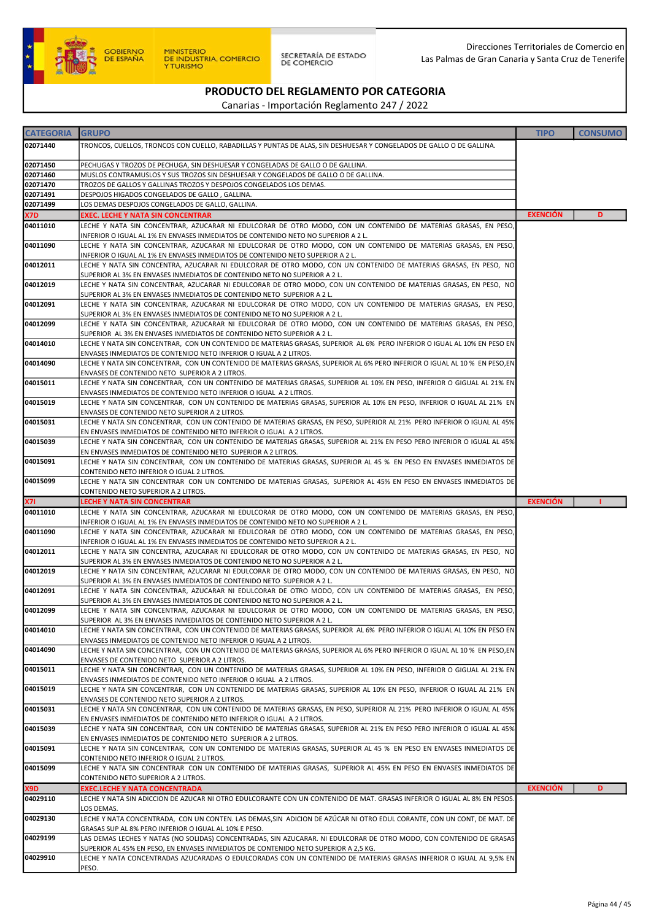GOBIERNO DE ESPAÑA — MINISTERIO DE INDUSTRIA, COMERCIO Y TURISMO — SECRETARÍA DE ESTADO DE COMERCIO

Direcciones Territoriales de Comercio en Las Palmas de Gran Canaria y Santa Cruz de Tenerife

# PRODUCTO DEL REGLAMENTO POR CATEGORIA

Canarias - Importación Reglamento 247 / 2022

| CATEGORIA | GRUPO | TIPO | CONSUMO |
|---|---|---|---|
| 02071440 | TRONCOS, CUELLOS, TRONCOS CON CUELLO, RABADILLAS Y PUNTAS DE ALAS, SIN DESHUESAR Y CONGELADOS DE GALLO O DE GALLINA. | | |
| 02071450 | PECHUGAS Y TROZOS DE PECHUGA, SIN DESHUESAR Y CONGELADAS DE GALLO O DE GALLINA. | | |
| 02071460 | MUSLOS CONTRAMUSLOS Y SUS TROZOS SIN DESHUESAR Y CONGELADOS DE GALLO O DE GALLINA. | | |
| 02071470 | TROZOS DE GALLOS Y GALLINAS TROZOS Y DESPOJOS CONGELADOS LOS DEMAS. | | |
| 02071491 | DESPOJOS HIGADOS CONGELADOS DE GALLO , GALLINA. | | |
| 02071499 | LOS DEMAS DESPOJOS CONGELADOS DE GALLO, GALLINA. | | |
| **X7D** | **EXEC. LECHE Y NATA SIN CONCENTRAR** | **EXENCIÓN** | **D** |
| 04011010 | LECHE Y NATA SIN CONCENTRAR, AZUCARAR NI EDULCORAR DE OTRO MODO, CON UN CONTENIDO DE MATERIAS GRASAS, EN PESO, INFERIOR O IGUAL AL 1% EN ENVASES INMEDIATOS DE CONTENIDO NETO NO SUPERIOR A 2 L. | | |
| 04011090 | LECHE Y NATA SIN CONCENTRAR, AZUCARAR NI EDULCORAR DE OTRO MODO, CON UN CONTENIDO DE MATERIAS GRASAS, EN PESO, INFERIOR O IGUAL AL 1% EN ENVASES INMEDIATOS DE CONTENIDO NETO SUPERIOR A 2 L. | | |
| 04012011 | LECHE Y NATA SIN CONCENTRA, AZUCARAR NI EDULCORAR DE OTRO MODO, CON UN CONTENIDO DE MATERIAS GRASAS, EN PESO, NO SUPERIOR AL 3% EN ENVASES INMEDIATOS DE CONTENIDO NETO NO SUPERIOR A 2 L. | | |
| 04012019 | LECHE Y NATA SIN CONCENTRAR, AZUCARAR NI EDULCORAR DE OTRO MODO, CON UN CONTENIDO DE MATERIAS GRASAS, EN PESO, NO SUPERIOR AL 3% EN ENVASES INMEDIATOS DE CONTENIDO NETO SUPERIOR A 2 L. | | |
| 04012091 | LECHE Y NATA SIN CONCENTRAR, AZUCARAR NI EDULCORAR DE OTRO MODO, CON UN CONTENIDO DE MATERIAS GRASAS, EN PESO, SUPERIOR AL 3% EN ENVASES INMEDIATOS DE CONTENIDO NETO NO SUPERIOR A 2 L. | | |
| 04012099 | LECHE Y NATA SIN CONCENTRAR, AZUCARAR NI EDULCORAR DE OTRO MODO, CON UN CONTENIDO DE MATERIAS GRASAS, EN PESO, SUPERIOR AL 3% EN ENVASES INMEDIATOS DE CONTENIDO NETO SUPERIOR A 2 L. | | |
| 04014010 | LECHE Y NATA SIN CONCENTRAR, CON UN CONTENIDO DE MATERIAS GRASAS, SUPERIOR AL 6% PERO INFERIOR O IGUAL AL 10% EN PESO EN ENVASES INMEDIATOS DE CONTENIDO NETO INFERIOR O IGUAL A 2 LITROS. | | |
| 04014090 | LECHE Y NATA SIN CONCENTRAR, CON UN CONTENIDO DE MATERIAS GRASAS, SUPERIOR AL 6% PERO INFERIOR O IGUAL AL 10 % EN PESO,EN ENVASES DE CONTENIDO NETO SUPERIOR A 2 LITROS. | | |
| 04015011 | LECHE Y NATA SIN CONCENTRAR, CON UN CONTENIDO DE MATERIAS GRASAS, SUPERIOR AL 10% EN PESO, INFERIOR O GIGUAL AL 21% EN ENVASES INMEDIATOS DE CONTENIDO NETO INFERIOR O IGUAL A 2 LITROS. | | |
| 04015019 | LECHE Y NATA SIN CONCENTRAR, CON UN CONTENIDO DE MATERIAS GRASAS, SUPERIOR AL 10% EN PESO, INFERIOR O IGUAL AL 21% EN ENVASES DE CONTENIDO NETO SUPERIOR A 2 LITROS. | | |
| 04015031 | LECHE Y NATA SIN CONCENTRAR, CON UN CONTENIDO DE MATERIAS GRASAS, EN PESO, SUPERIOR AL 21% PERO INFERIOR O IGUAL AL 45% EN ENVASES INMEDIATOS DE CONTENIDO NETO INFERIOR O IGUAL A 2 LITROS. | | |
| 04015039 | LECHE Y NATA SIN CONCENTRAR, CON UN CONTENIDO DE MATERIAS GRASAS, SUPERIOR AL 21% EN PESO PERO INFERIOR O IGUAL AL 45% EN ENVASES INMEDIATOS DE CONTENIDO NETO SUPERIOR A 2 LITROS. | | |
| 04015091 | LECHE Y NATA SIN CONCENTRAR, CON UN CONTENIDO DE MATERIAS GRASAS, SUPERIOR AL 45 % EN PESO EN ENVASES INMEDIATOS DE CONTENIDO NETO INFERIOR O IGUAL 2 LITROS. | | |
| 04015099 | LECHE Y NATA SIN CONCENTRAR CON UN CONTENIDO DE MATERIAS GRASAS, SUPERIOR AL 45% EN PESO EN ENVASES INMEDIATOS DE CONTENIDO NETO SUPERIOR A 2 LITROS. | | |
| **X7I** | **LECHE Y NATA SIN CONCENTRAR** | **EXENCIÓN** | **I** |
| 04011010 | LECHE Y NATA SIN CONCENTRAR, AZUCARAR NI EDULCORAR DE OTRO MODO, CON UN CONTENIDO DE MATERIAS GRASAS, EN PESO, INFERIOR O IGUAL AL 1% EN ENVASES INMEDIATOS DE CONTENIDO NETO NO SUPERIOR A 2 L. | | |
| 04011090 | LECHE Y NATA SIN CONCENTRAR, AZUCARAR NI EDULCORAR DE OTRO MODO, CON UN CONTENIDO DE MATERIAS GRASAS, EN PESO, INFERIOR O IGUAL AL 1% EN ENVASES INMEDIATOS DE CONTENIDO NETO SUPERIOR A 2 L. | | |
| 04012011 | LECHE Y NATA SIN CONCENTRA, AZUCARAR NI EDULCORAR DE OTRO MODO, CON UN CONTENIDO DE MATERIAS GRASAS, EN PESO, NO SUPERIOR AL 3% EN ENVASES INMEDIATOS DE CONTENIDO NETO NO SUPERIOR A 2 L. | | |
| 04012019 | LECHE Y NATA SIN CONCENTRAR, AZUCARAR NI EDULCORAR DE OTRO MODO, CON UN CONTENIDO DE MATERIAS GRASAS, EN PESO, NO SUPERIOR AL 3% EN ENVASES INMEDIATOS DE CONTENIDO NETO SUPERIOR A 2 L. | | |
| 04012091 | LECHE Y NATA SIN CONCENTRAR, AZUCARAR NI EDULCORAR DE OTRO MODO, CON UN CONTENIDO DE MATERIAS GRASAS, EN PESO, SUPERIOR AL 3% EN ENVASES INMEDIATOS DE CONTENIDO NETO NO SUPERIOR A 2 L. | | |
| 04012099 | LECHE Y NATA SIN CONCENTRAR, AZUCARAR NI EDULCORAR DE OTRO MODO, CON UN CONTENIDO DE MATERIAS GRASAS, EN PESO, SUPERIOR AL 3% EN ENVASES INMEDIATOS DE CONTENIDO NETO SUPERIOR A 2 L. | | |
| 04014010 | LECHE Y NATA SIN CONCENTRAR, CON UN CONTENIDO DE MATERIAS GRASAS, SUPERIOR AL 6% PERO INFERIOR O IGUAL AL 10% EN PESO EN ENVASES INMEDIATOS DE CONTENIDO NETO INFERIOR O IGUAL A 2 LITROS. | | |
| 04014090 | LECHE Y NATA SIN CONCENTRAR, CON UN CONTENIDO DE MATERIAS GRASAS, SUPERIOR AL 6% PERO INFERIOR O IGUAL AL 10 % EN PESO,EN ENVASES DE CONTENIDO NETO SUPERIOR A 2 LITROS. | | |
| 04015011 | LECHE Y NATA SIN CONCENTRAR, CON UN CONTENIDO DE MATERIAS GRASAS, SUPERIOR AL 10% EN PESO, INFERIOR O GIGUAL AL 21% EN ENVASES INMEDIATOS DE CONTENIDO NETO INFERIOR O IGUAL A 2 LITROS. | | |
| 04015019 | LECHE Y NATA SIN CONCENTRAR, CON UN CONTENIDO DE MATERIAS GRASAS, SUPERIOR AL 10% EN PESO, INFERIOR O IGUAL AL 21% EN ENVASES DE CONTENIDO NETO SUPERIOR A 2 LITROS. | | |
| 04015031 | LECHE Y NATA SIN CONCENTRAR, CON UN CONTENIDO DE MATERIAS GRASAS, EN PESO, SUPERIOR AL 21% PERO INFERIOR O IGUAL AL 45% EN ENVASES INMEDIATOS DE CONTENIDO NETO INFERIOR O IGUAL A 2 LITROS. | | |
| 04015039 | LECHE Y NATA SIN CONCENTRAR, CON UN CONTENIDO DE MATERIAS GRASAS, SUPERIOR AL 21% EN PESO PERO INFERIOR O IGUAL AL 45% EN ENVASES INMEDIATOS DE CONTENIDO NETO SUPERIOR A 2 LITROS. | | |
| 04015091 | LECHE Y NATA SIN CONCENTRAR, CON UN CONTENIDO DE MATERIAS GRASAS, SUPERIOR AL 45 % EN PESO EN ENVASES INMEDIATOS DE CONTENIDO NETO INFERIOR O IGUAL 2 LITROS. | | |
| 04015099 | LECHE Y NATA SIN CONCENTRAR CON UN CONTENIDO DE MATERIAS GRASAS, SUPERIOR AL 45% EN PESO EN ENVASES INMEDIATOS DE CONTENIDO NETO SUPERIOR A 2 LITROS. | | |
| **X9D** | **EXEC.LECHE Y NATA CONCENTRADA** | **EXENCIÓN** | **D** |
| 04029110 | LECHE Y NATA SIN ADICCION DE AZUCAR NI OTRO EDULCORANTE CON UN CONTENIDO DE MAT. GRASAS INFERIOR O IGUAL AL 8% EN PESOS. LOS DEMAS. | | |
| 04029130 | LECHE Y NATA CONCENTRADA, CON UN CONTEN. LAS DEMAS,SIN ADICION DE AZÚCAR NI OTRO EDUL CORANTE, CON UN CONT, DE MAT. DE GRASAS SUP AL 8% PERO INFERIOR O IGUAL AL 10% E PESO. | | |
| 04029199 | LAS DEMAS LECHES Y NATAS (NO SOLIDAS) CONCENTRADAS, SIN AZUCARAR. NI EDULCORAR DE OTRO MODO, CON CONTENIDO DE GRASAS SUPERIOR AL 45% EN PESO, EN ENVASES INMEDIATOS DE CONTENIDO NETO SUPERIOR A 2,5 KG. | | |
| 04029910 | LECHE Y NATA CONCENTRADAS AZUCARADAS O EDULCORADAS CON UN CONTENIDO DE MATERIAS GRASAS INFERIOR O IGUAL AL 9,5% EN PESO. | | |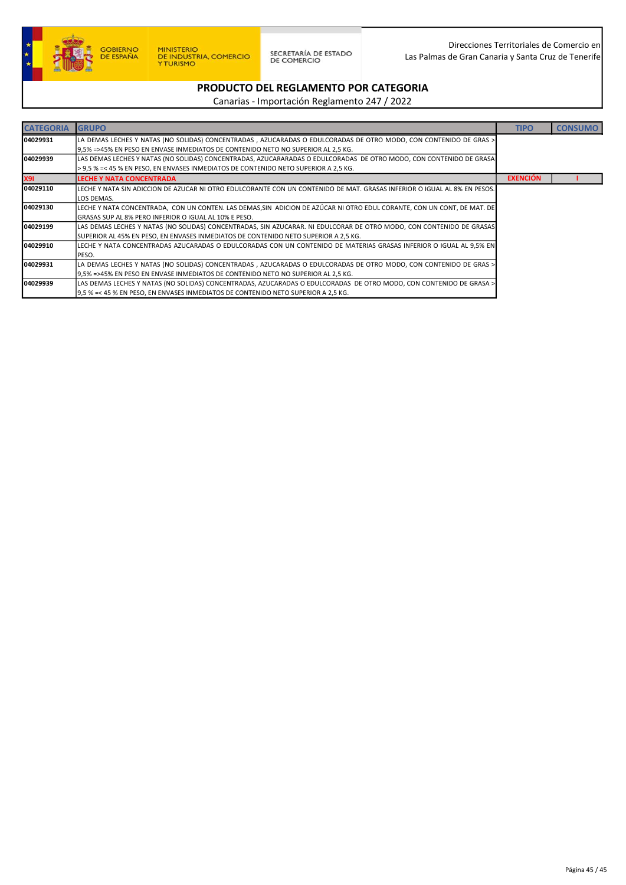# PRODUCTO DEL REGLAMENTO POR CATEGORIA

Canarias - Importación Reglamento 247 / 2022

| CATEGORIA | GRUPO | TIPO | CONSUMO |
|---|---|---|---|
| 04029931 | LA DEMAS LECHES Y NATAS (NO SOLIDAS) CONCENTRADAS , AZUCARADAS O EDULCORADAS DE OTRO MODO, CON CONTENIDO DE GRAS > 9,5% =>45% EN PESO EN ENVASE INMEDIATOS DE CONTENIDO NETO NO SUPERIOR AL 2,5 KG. | | |
| 04029939 | LAS DEMAS LECHES Y NATAS (NO SOLIDAS) CONCENTRADAS, AZUCARARADAS O EDULCORADAS DE OTRO MODO, CON CONTENIDO DE GRASA > 9,5 % =< 45 % EN PESO, EN ENVASES INMEDIATOS DE CONTENIDO NETO SUPERIOR A 2,5 KG. | | |
| **X9I** | **LECHE Y NATA CONCENTRADA** | **EXENCIÓN** | **I** |
| 04029110 | LECHE Y NATA SIN ADICCION DE AZUCAR NI OTRO EDULCORANTE CON UN CONTENIDO DE MAT. GRASAS INFERIOR O IGUAL AL 8% EN PESOS. LOS DEMAS. | | |
| 04029130 | LECHE Y NATA CONCENTRADA, CON UN CONTEN. LAS DEMAS,SIN ADICION DE AZÚCAR NI OTRO EDUL CORANTE, CON UN CONT, DE MAT. DE GRASAS SUP AL 8% PERO INFERIOR O IGUAL AL 10% E PESO. | | |
| 04029199 | LAS DEMAS LECHES Y NATAS (NO SOLIDAS) CONCENTRADAS, SIN AZUCARAR. NI EDULCORAR DE OTRO MODO, CON CONTENIDO DE GRASAS SUPERIOR AL 45% EN PESO, EN ENVASES INMEDIATOS DE CONTENIDO NETO SUPERIOR A 2,5 KG. | | |
| 04029910 | LECHE Y NATA CONCENTRADAS AZUCARADAS O EDULCORADAS CON UN CONTENIDO DE MATERIAS GRASAS INFERIOR O IGUAL AL 9,5% EN PESO. | | |
| 04029931 | LA DEMAS LECHES Y NATAS (NO SOLIDAS) CONCENTRADAS , AZUCARADAS O EDULCORADAS DE OTRO MODO, CON CONTENIDO DE GRAS > 9,5% =>45% EN PESO EN ENVASE INMEDIATOS DE CONTENIDO NETO NO SUPERIOR AL 2,5 KG. | | |
| 04029939 | LAS DEMAS LECHES Y NATAS (NO SOLIDAS) CONCENTRADAS, AZUCARADAS O EDULCORADAS DE OTRO MODO, CON CONTENIDO DE GRASA > 9,5 % =< 45 % EN PESO, EN ENVASES INMEDIATOS DE CONTENIDO NETO SUPERIOR A 2,5 KG. | | |